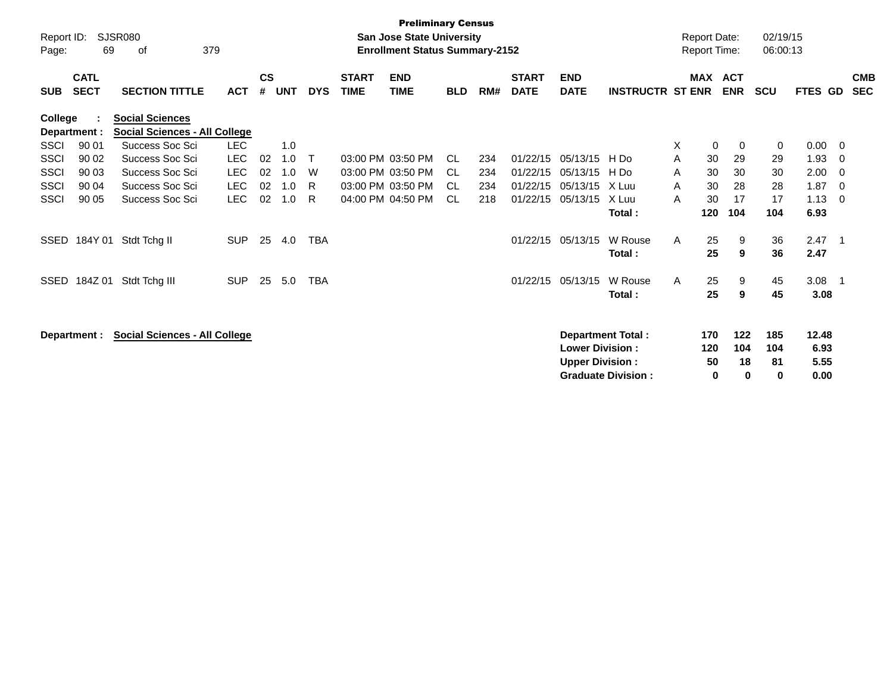Preliminary Census

Report ID: SJSR080

**San Jose State University**

**Enrollment Status Summary-2152**

Report Date: 02/19/15

Report Time: 06:00:13

| SUB | CATL SECT | SECTION TITTLE | ACT | CS # | UNT | DYS | START TIME | END TIME | BLD | RM# | START DATE | END DATE | INSTRUCTR | ST | MAX ENR | ACT ENR | SCU | FTES | GD | CMB SEC |
|---|---|---|---|---|---|---|---|---|---|---|---|---|---|---|---|---|---|---|---|---|
| **College :** | | **Social Sciences** | | | | | | | | | | | | | | | | | | |
| **Department :** | | **Social Sciences - All College** | | | | | | | | | | | | | | | | | | |
| SSCI | 90 01 | Success Soc Sci | LEC | | 1.0 | | | | | | | | | X | 0 | 0 | 0 | 0.00 | 0 | |
| SSCI | 90 02 | Success Soc Sci | LEC | 02 | 1.0 | T | 03:00 PM | 03:50 PM | CL | 234 | 01/22/15 | 05/13/15 | H Do | A | 30 | 29 | 29 | 1.93 | 0 | |
| SSCI | 90 03 | Success Soc Sci | LEC | 02 | 1.0 | W | 03:00 PM | 03:50 PM | CL | 234 | 01/22/15 | 05/13/15 | H Do | A | 30 | 30 | 30 | 2.00 | 0 | |
| SSCI | 90 04 | Success Soc Sci | LEC | 02 | 1.0 | R | 03:00 PM | 03:50 PM | CL | 234 | 01/22/15 | 05/13/15 | X Luu | A | 30 | 28 | 28 | 1.87 | 0 | |
| SSCI | 90 05 | Success Soc Sci | LEC | 02 | 1.0 | R | 04:00 PM | 04:50 PM | CL | 218 | 01/22/15 | 05/13/15 | X Luu | A | 30 | 17 | 17 | 1.13 | 0 | |
| | | | | | | | | | | | | | **Total :** | | **120** | **104** | **104** | **6.93** | | |
| SSED | 184Y 01 | Stdt Tchg II | SUP | 25 | 4.0 | TBA | | | | | 01/22/15 | 05/13/15 | W Rouse | A | 25 | 9 | 36 | 2.47 | 1 | |
| | | | | | | | | | | | | | **Total :** | | **25** | **9** | **36** | **2.47** | | |
| SSED | 184Z 01 | Stdt Tchg III | SUP | 25 | 5.0 | TBA | | | | | 01/22/15 | 05/13/15 | W Rouse | A | 25 | 9 | 45 | 3.08 | 1 | |
| | | | | | | | | | | | | | **Total :** | | **25** | **9** | **45** | **3.08** | | |

**Department : Social Sciences - All College**

| | MAX ENR | ACT ENR | SCU | FTES |
|---|---|---|---|---|
| **Department Total :** | **170** | **122** | **185** | **12.48** |
| **Lower Division :** | **120** | **104** | **104** | **6.93** |
| **Upper Division :** | **50** | **18** | **81** | **5.55** |
| **Graduate Division :** | **0** | **0** | **0** | **0.00** |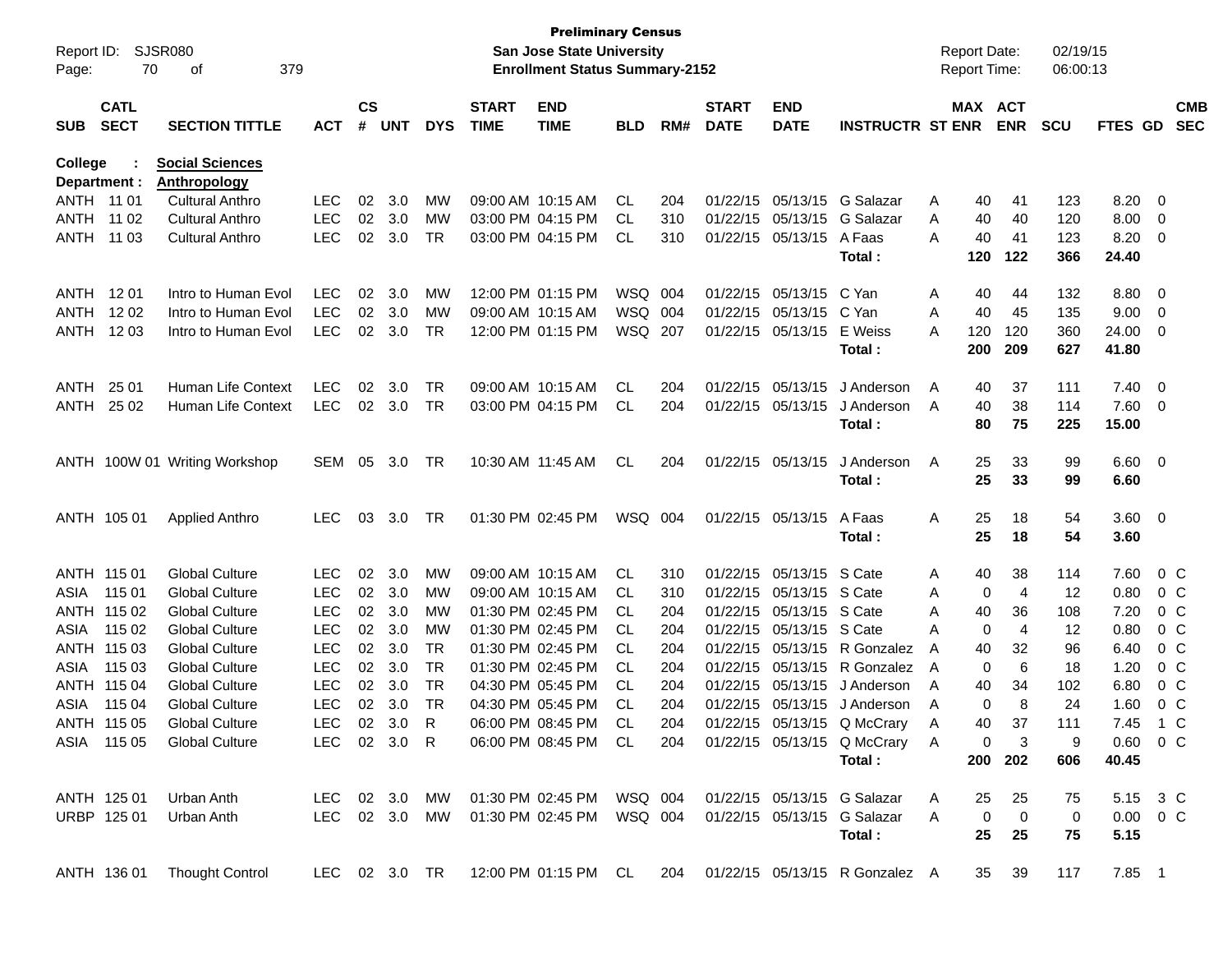**Preliminary Census**
**San Jose State University**
**Enrollment Status Summary-2152**

Report ID: SJSR080
Report Date: 02/19/15
Report Time: 06:00:13

| SUB | CATL SECT | SECTION TITTLE | ACT | CS # | UNT | DYS | START TIME | END TIME | BLD | RM# | START DATE | END DATE | INSTRUCTR | ST | MAX ENR | ACT ENR | SCU | FTES | GD | CMB SEC |
|---|---|---|---|---|---|---|---|---|---|---|---|---|---|---|---|---|---|---|---|---|
| College : | | **Social Sciences** | | | | | | | | | | | | | | | | | | |
| Department : | | **Anthropology** | | | | | | | | | | | | | | | | | | |
| ANTH | 11 01 | Cultural Anthro | LEC | 02 | 3.0 | MW | 09:00 AM | 10:15 AM | CL | 204 | 01/22/15 | 05/13/15 | G Salazar | A | 40 | 41 | 123 | 8.20 | 0 | |
| ANTH | 11 02 | Cultural Anthro | LEC | 02 | 3.0 | MW | 03:00 PM | 04:15 PM | CL | 310 | 01/22/15 | 05/13/15 | G Salazar | A | 40 | 40 | 120 | 8.00 | 0 | |
| ANTH | 11 03 | Cultural Anthro | LEC | 02 | 3.0 | TR | 03:00 PM | 04:15 PM | CL | 310 | 01/22/15 | 05/13/15 | A Faas | A | 40 | 41 | 123 | 8.20 | 0 | |
| | | | | | | | | | | | | | **Total :** | | **120** | **122** | **366** | **24.40** | | |
| ANTH | 12 01 | Intro to Human Evol | LEC | 02 | 3.0 | MW | 12:00 PM | 01:15 PM | WSQ | 004 | 01/22/15 | 05/13/15 | C Yan | A | 40 | 44 | 132 | 8.80 | 0 | |
| ANTH | 12 02 | Intro to Human Evol | LEC | 02 | 3.0 | MW | 09:00 AM | 10:15 AM | WSQ | 004 | 01/22/15 | 05/13/15 | C Yan | A | 40 | 45 | 135 | 9.00 | 0 | |
| ANTH | 12 03 | Intro to Human Evol | LEC | 02 | 3.0 | TR | 12:00 PM | 01:15 PM | WSQ | 207 | 01/22/15 | 05/13/15 | E Weiss | A | 120 | 120 | 360 | 24.00 | 0 | |
| | | | | | | | | | | | | | **Total :** | | **200** | **209** | **627** | **41.80** | | |
| ANTH | 25 01 | Human Life Context | LEC | 02 | 3.0 | TR | 09:00 AM | 10:15 AM | CL | 204 | 01/22/15 | 05/13/15 | J Anderson | A | 40 | 37 | 111 | 7.40 | 0 | |
| ANTH | 25 02 | Human Life Context | LEC | 02 | 3.0 | TR | 03:00 PM | 04:15 PM | CL | 204 | 01/22/15 | 05/13/15 | J Anderson | A | 40 | 38 | 114 | 7.60 | 0 | |
| | | | | | | | | | | | | | **Total :** | | **80** | **75** | **225** | **15.00** | | |
| ANTH | 100W 01 | Writing Workshop | SEM | 05 | 3.0 | TR | 10:30 AM | 11:45 AM | CL | 204 | 01/22/15 | 05/13/15 | J Anderson | A | 25 | 33 | 99 | 6.60 | 0 | |
| | | | | | | | | | | | | | **Total :** | | **25** | **33** | **99** | **6.60** | | |
| ANTH | 105 01 | Applied Anthro | LEC | 03 | 3.0 | TR | 01:30 PM | 02:45 PM | WSQ | 004 | 01/22/15 | 05/13/15 | A Faas | A | 25 | 18 | 54 | 3.60 | 0 | |
| | | | | | | | | | | | | | **Total :** | | **25** | **18** | **54** | **3.60** | | |
| ANTH | 115 01 | Global Culture | LEC | 02 | 3.0 | MW | 09:00 AM | 10:15 AM | CL | 310 | 01/22/15 | 05/13/15 | S Cate | A | 40 | 38 | 114 | 7.60 | 0 | C |
| ASIA | 115 01 | Global Culture | LEC | 02 | 3.0 | MW | 09:00 AM | 10:15 AM | CL | 310 | 01/22/15 | 05/13/15 | S Cate | A | 0 | 4 | 12 | 0.80 | 0 | C |
| ANTH | 115 02 | Global Culture | LEC | 02 | 3.0 | MW | 01:30 PM | 02:45 PM | CL | 204 | 01/22/15 | 05/13/15 | S Cate | A | 40 | 36 | 108 | 7.20 | 0 | C |
| ASIA | 115 02 | Global Culture | LEC | 02 | 3.0 | MW | 01:30 PM | 02:45 PM | CL | 204 | 01/22/15 | 05/13/15 | S Cate | A | 0 | 4 | 12 | 0.80 | 0 | C |
| ANTH | 115 03 | Global Culture | LEC | 02 | 3.0 | TR | 01:30 PM | 02:45 PM | CL | 204 | 01/22/15 | 05/13/15 | R Gonzalez | A | 40 | 32 | 96 | 6.40 | 0 | C |
| ASIA | 115 03 | Global Culture | LEC | 02 | 3.0 | TR | 01:30 PM | 02:45 PM | CL | 204 | 01/22/15 | 05/13/15 | R Gonzalez | A | 0 | 6 | 18 | 1.20 | 0 | C |
| ANTH | 115 04 | Global Culture | LEC | 02 | 3.0 | TR | 04:30 PM | 05:45 PM | CL | 204 | 01/22/15 | 05/13/15 | J Anderson | A | 40 | 34 | 102 | 6.80 | 0 | C |
| ASIA | 115 04 | Global Culture | LEC | 02 | 3.0 | TR | 04:30 PM | 05:45 PM | CL | 204 | 01/22/15 | 05/13/15 | J Anderson | A | 0 | 8 | 24 | 1.60 | 0 | C |
| ANTH | 115 05 | Global Culture | LEC | 02 | 3.0 | R | 06:00 PM | 08:45 PM | CL | 204 | 01/22/15 | 05/13/15 | Q McCrary | A | 40 | 37 | 111 | 7.45 | 1 | C |
| ASIA | 115 05 | Global Culture | LEC | 02 | 3.0 | R | 06:00 PM | 08:45 PM | CL | 204 | 01/22/15 | 05/13/15 | Q McCrary | A | 0 | 3 | 9 | 0.60 | 0 | C |
| | | | | | | | | | | | | | **Total :** | | **200** | **202** | **606** | **40.45** | | |
| ANTH | 125 01 | Urban Anth | LEC | 02 | 3.0 | MW | 01:30 PM | 02:45 PM | WSQ | 004 | 01/22/15 | 05/13/15 | G Salazar | A | 25 | 25 | 75 | 5.15 | 3 | C |
| URBP | 125 01 | Urban Anth | LEC | 02 | 3.0 | MW | 01:30 PM | 02:45 PM | WSQ | 004 | 01/22/15 | 05/13/15 | G Salazar | A | 0 | 0 | 0 | 0.00 | 0 | C |
| | | | | | | | | | | | | | **Total :** | | **25** | **25** | **75** | **5.15** | | |
| ANTH | 136 01 | Thought Control | LEC | 02 | 3.0 | TR | 12:00 PM | 01:15 PM | CL | 204 | 01/22/15 | 05/13/15 | R Gonzalez | A | 35 | 39 | 117 | 7.85 | 1 | |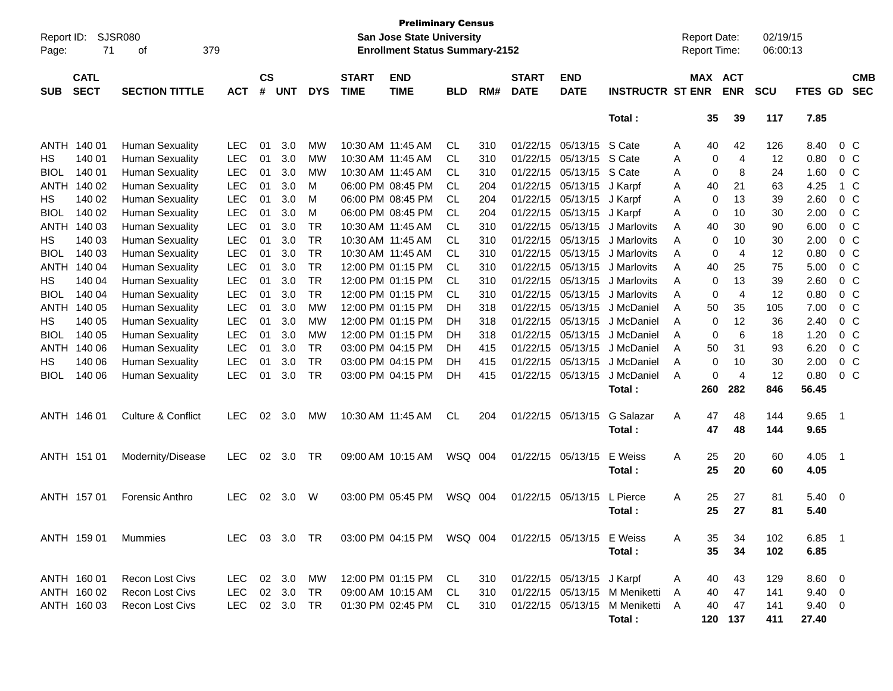**Preliminary Census**
**San Jose State University**
**Enrollment Status Summary-2152**

Report ID: SJSR080
Report Date: 02/19/15
Report Time: 06:00:13

| SUB | CATL SECT | SECTION TITTLE | ACT | CS # | UNT | DYS | START TIME | END TIME | BLD | RM# | START DATE | END DATE | INSTRUCTR | ST | MAX ENR | ACT ENR | SCU | FTES | GD | CMB SEC |
|---|---|---|---|---|---|---|---|---|---|---|---|---|---|---|---|---|---|---|---|---|
| | | | | | | | | | | | | | **Total :** | | **35** | **39** | **117** | **7.85** | | |
| ANTH | 140 01 | Human Sexuality | LEC | 01 | 3.0 | MW | 10:30 AM | 11:45 AM | CL | 310 | 01/22/15 | 05/13/15 | S Cate | A | 40 | 42 | 126 | 8.40 | 0 | C |
| HS | 140 01 | Human Sexuality | LEC | 01 | 3.0 | MW | 10:30 AM | 11:45 AM | CL | 310 | 01/22/15 | 05/13/15 | S Cate | A | 0 | 4 | 12 | 0.80 | 0 | C |
| BIOL | 140 01 | Human Sexuality | LEC | 01 | 3.0 | MW | 10:30 AM | 11:45 AM | CL | 310 | 01/22/15 | 05/13/15 | S Cate | A | 0 | 8 | 24 | 1.60 | 0 | C |
| ANTH | 140 02 | Human Sexuality | LEC | 01 | 3.0 | M | 06:00 PM | 08:45 PM | CL | 204 | 01/22/15 | 05/13/15 | J Karpf | A | 40 | 21 | 63 | 4.25 | 1 | C |
| HS | 140 02 | Human Sexuality | LEC | 01 | 3.0 | M | 06:00 PM | 08:45 PM | CL | 204 | 01/22/15 | 05/13/15 | J Karpf | A | 0 | 13 | 39 | 2.60 | 0 | C |
| BIOL | 140 02 | Human Sexuality | LEC | 01 | 3.0 | M | 06:00 PM | 08:45 PM | CL | 204 | 01/22/15 | 05/13/15 | J Karpf | A | 0 | 10 | 30 | 2.00 | 0 | C |
| ANTH | 140 03 | Human Sexuality | LEC | 01 | 3.0 | TR | 10:30 AM | 11:45 AM | CL | 310 | 01/22/15 | 05/13/15 | J Marlovits | A | 40 | 30 | 90 | 6.00 | 0 | C |
| HS | 140 03 | Human Sexuality | LEC | 01 | 3.0 | TR | 10:30 AM | 11:45 AM | CL | 310 | 01/22/15 | 05/13/15 | J Marlovits | A | 0 | 10 | 30 | 2.00 | 0 | C |
| BIOL | 140 03 | Human Sexuality | LEC | 01 | 3.0 | TR | 10:30 AM | 11:45 AM | CL | 310 | 01/22/15 | 05/13/15 | J Marlovits | A | 0 | 4 | 12 | 0.80 | 0 | C |
| ANTH | 140 04 | Human Sexuality | LEC | 01 | 3.0 | TR | 12:00 PM | 01:15 PM | CL | 310 | 01/22/15 | 05/13/15 | J Marlovits | A | 40 | 25 | 75 | 5.00 | 0 | C |
| HS | 140 04 | Human Sexuality | LEC | 01 | 3.0 | TR | 12:00 PM | 01:15 PM | CL | 310 | 01/22/15 | 05/13/15 | J Marlovits | A | 0 | 13 | 39 | 2.60 | 0 | C |
| BIOL | 140 04 | Human Sexuality | LEC | 01 | 3.0 | TR | 12:00 PM | 01:15 PM | CL | 310 | 01/22/15 | 05/13/15 | J Marlovits | A | 0 | 4 | 12 | 0.80 | 0 | C |
| ANTH | 140 05 | Human Sexuality | LEC | 01 | 3.0 | MW | 12:00 PM | 01:15 PM | DH | 318 | 01/22/15 | 05/13/15 | J McDaniel | A | 50 | 35 | 105 | 7.00 | 0 | C |
| HS | 140 05 | Human Sexuality | LEC | 01 | 3.0 | MW | 12:00 PM | 01:15 PM | DH | 318 | 01/22/15 | 05/13/15 | J McDaniel | A | 0 | 12 | 36 | 2.40 | 0 | C |
| BIOL | 140 05 | Human Sexuality | LEC | 01 | 3.0 | MW | 12:00 PM | 01:15 PM | DH | 318 | 01/22/15 | 05/13/15 | J McDaniel | A | 0 | 6 | 18 | 1.20 | 0 | C |
| ANTH | 140 06 | Human Sexuality | LEC | 01 | 3.0 | TR | 03:00 PM | 04:15 PM | DH | 415 | 01/22/15 | 05/13/15 | J McDaniel | A | 50 | 31 | 93 | 6.20 | 0 | C |
| HS | 140 06 | Human Sexuality | LEC | 01 | 3.0 | TR | 03:00 PM | 04:15 PM | DH | 415 | 01/22/15 | 05/13/15 | J McDaniel | A | 0 | 10 | 30 | 2.00 | 0 | C |
| BIOL | 140 06 | Human Sexuality | LEC | 01 | 3.0 | TR | 03:00 PM | 04:15 PM | DH | 415 | 01/22/15 | 05/13/15 | J McDaniel | A | 0 | 4 | 12 | 0.80 | 0 | C |
| | | | | | | | | | | | | | **Total :** | | **260** | **282** | **846** | **56.45** | | |
| ANTH | 146 01 | Culture & Conflict | LEC | 02 | 3.0 | MW | 10:30 AM | 11:45 AM | CL | 204 | 01/22/15 | 05/13/15 | G Salazar | A | 47 | 48 | 144 | 9.65 | 1 | |
| | | | | | | | | | | | | | **Total :** | | **47** | **48** | **144** | **9.65** | | |
| ANTH | 151 01 | Modernity/Disease | LEC | 02 | 3.0 | TR | 09:00 AM | 10:15 AM | WSQ | 004 | 01/22/15 | 05/13/15 | E Weiss | A | 25 | 20 | 60 | 4.05 | 1 | |
| | | | | | | | | | | | | | **Total :** | | **25** | **20** | **60** | **4.05** | | |
| ANTH | 157 01 | Forensic Anthro | LEC | 02 | 3.0 | W | 03:00 PM | 05:45 PM | WSQ | 004 | 01/22/15 | 05/13/15 | L Pierce | A | 25 | 27 | 81 | 5.40 | 0 | |
| | | | | | | | | | | | | | **Total :** | | **25** | **27** | **81** | **5.40** | | |
| ANTH | 159 01 | Mummies | LEC | 03 | 3.0 | TR | 03:00 PM | 04:15 PM | WSQ | 004 | 01/22/15 | 05/13/15 | E Weiss | A | 35 | 34 | 102 | 6.85 | 1 | |
| | | | | | | | | | | | | | **Total :** | | **35** | **34** | **102** | **6.85** | | |
| ANTH | 160 01 | Recon Lost Civs | LEC | 02 | 3.0 | MW | 12:00 PM | 01:15 PM | CL | 310 | 01/22/15 | 05/13/15 | J Karpf | A | 40 | 43 | 129 | 8.60 | 0 | |
| ANTH | 160 02 | Recon Lost Civs | LEC | 02 | 3.0 | TR | 09:00 AM | 10:15 AM | CL | 310 | 01/22/15 | 05/13/15 | M Meniketti | A | 40 | 47 | 141 | 9.40 | 0 | |
| ANTH | 160 03 | Recon Lost Civs | LEC | 02 | 3.0 | TR | 01:30 PM | 02:45 PM | CL | 310 | 01/22/15 | 05/13/15 | M Meniketti | A | 40 | 47 | 141 | 9.40 | 0 | |
| | | | | | | | | | | | | | **Total :** | | **120** | **137** | **411** | **27.40** | | |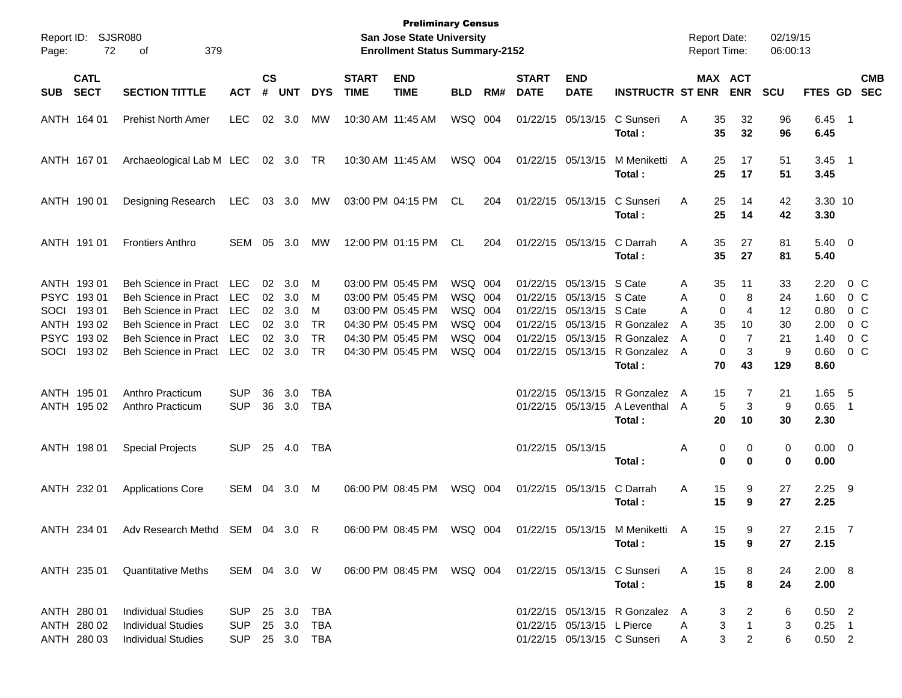**Preliminary Census**
**San Jose State University**
**Enrollment Status Summary-2152**

Report ID: SJSR080
Report Date: 02/19/15
Report Time: 06:00:13

| SUB | CATL SECT | SECTION TITTLE | ACT | CS # | UNT | DYS | START TIME | END TIME | BLD | RM# | START DATE | END DATE | INSTRUCTR | ST | MAX ENR | ACT ENR | SCU | FTES | GD | CMB SEC |
|---|---|---|---|---|---|---|---|---|---|---|---|---|---|---|---|---|---|---|---|---|
| ANTH | 164 01 | Prehist North Amer | LEC | 02 | 3.0 | MW | 10:30 AM | 11:45 AM | WSQ | 004 | 01/22/15 | 05/13/15 | C Sunseri | A | 35 | 32 | 96 | 6.45 | 1 | |
| | | | | | | | | | | | | | **Total :** | | **35** | **32** | **96** | **6.45** | | |
| ANTH | 167 01 | Archaeological Lab M | LEC | 02 | 3.0 | TR | 10:30 AM | 11:45 AM | WSQ | 004 | 01/22/15 | 05/13/15 | M Meniketti | A | 25 | 17 | 51 | 3.45 | 1 | |
| | | | | | | | | | | | | | **Total :** | | **25** | **17** | **51** | **3.45** | | |
| ANTH | 190 01 | Designing Research | LEC | 03 | 3.0 | MW | 03:00 PM | 04:15 PM | CL | 204 | 01/22/15 | 05/13/15 | C Sunseri | A | 25 | 14 | 42 | 3.30 | 10 | |
| | | | | | | | | | | | | | **Total :** | | **25** | **14** | **42** | **3.30** | | |
| ANTH | 191 01 | Frontiers Anthro | SEM | 05 | 3.0 | MW | 12:00 PM | 01:15 PM | CL | 204 | 01/22/15 | 05/13/15 | C Darrah | A | 35 | 27 | 81 | 5.40 | 0 | |
| | | | | | | | | | | | | | **Total :** | | **35** | **27** | **81** | **5.40** | | |
| ANTH | 193 01 | Beh Science in Pract | LEC | 02 | 3.0 | M | 03:00 PM | 05:45 PM | WSQ | 004 | 01/22/15 | 05/13/15 | S Cate | A | 35 | 11 | 33 | 2.20 | 0 | C |
| PSYC | 193 01 | Beh Science in Pract | LEC | 02 | 3.0 | M | 03:00 PM | 05:45 PM | WSQ | 004 | 01/22/15 | 05/13/15 | S Cate | A | 0 | 8 | 24 | 1.60 | 0 | C |
| SOCI | 193 01 | Beh Science in Pract | LEC | 02 | 3.0 | M | 03:00 PM | 05:45 PM | WSQ | 004 | 01/22/15 | 05/13/15 | S Cate | A | 0 | 4 | 12 | 0.80 | 0 | C |
| ANTH | 193 02 | Beh Science in Pract | LEC | 02 | 3.0 | TR | 04:30 PM | 05:45 PM | WSQ | 004 | 01/22/15 | 05/13/15 | R Gonzalez | A | 35 | 10 | 30 | 2.00 | 0 | C |
| PSYC | 193 02 | Beh Science in Pract | LEC | 02 | 3.0 | TR | 04:30 PM | 05:45 PM | WSQ | 004 | 01/22/15 | 05/13/15 | R Gonzalez | A | 0 | 7 | 21 | 1.40 | 0 | C |
| SOCI | 193 02 | Beh Science in Pract | LEC | 02 | 3.0 | TR | 04:30 PM | 05:45 PM | WSQ | 004 | 01/22/15 | 05/13/15 | R Gonzalez | A | 0 | 3 | 9 | 0.60 | 0 | C |
| | | | | | | | | | | | | | **Total :** | | **70** | **43** | **129** | **8.60** | | |
| ANTH | 195 01 | Anthro Practicum | SUP | 36 | 3.0 | TBA | | | | | 01/22/15 | 05/13/15 | R Gonzalez | A | 15 | 7 | 21 | 1.65 | 5 | |
| ANTH | 195 02 | Anthro Practicum | SUP | 36 | 3.0 | TBA | | | | | 01/22/15 | 05/13/15 | A Leventhal | A | 5 | 3 | 9 | 0.65 | 1 | |
| | | | | | | | | | | | | | **Total :** | | **20** | **10** | **30** | **2.30** | | |
| ANTH | 198 01 | Special Projects | SUP | 25 | 4.0 | TBA | | | | | 01/22/15 | 05/13/15 | | A | 0 | 0 | 0 | 0.00 | 0 | |
| | | | | | | | | | | | | | **Total :** | | **0** | **0** | **0** | **0.00** | | |
| ANTH | 232 01 | Applications Core | SEM | 04 | 3.0 | M | 06:00 PM | 08:45 PM | WSQ | 004 | 01/22/15 | 05/13/15 | C Darrah | A | 15 | 9 | 27 | 2.25 | 9 | |
| | | | | | | | | | | | | | **Total :** | | **15** | **9** | **27** | **2.25** | | |
| ANTH | 234 01 | Adv Research Methd | SEM | 04 | 3.0 | R | 06:00 PM | 08:45 PM | WSQ | 004 | 01/22/15 | 05/13/15 | M Meniketti | A | 15 | 9 | 27 | 2.15 | 7 | |
| | | | | | | | | | | | | | **Total :** | | **15** | **9** | **27** | **2.15** | | |
| ANTH | 235 01 | Quantitative Meths | SEM | 04 | 3.0 | W | 06:00 PM | 08:45 PM | WSQ | 004 | 01/22/15 | 05/13/15 | C Sunseri | A | 15 | 8 | 24 | 2.00 | 8 | |
| | | | | | | | | | | | | | **Total :** | | **15** | **8** | **24** | **2.00** | | |
| ANTH | 280 01 | Individual Studies | SUP | 25 | 3.0 | TBA | | | | | 01/22/15 | 05/13/15 | R Gonzalez | A | 3 | 2 | 6 | 0.50 | 2 | |
| ANTH | 280 02 | Individual Studies | SUP | 25 | 3.0 | TBA | | | | | 01/22/15 | 05/13/15 | L Pierce | A | 3 | 1 | 3 | 0.25 | 1 | |
| ANTH | 280 03 | Individual Studies | SUP | 25 | 3.0 | TBA | | | | | 01/22/15 | 05/13/15 | C Sunseri | A | 3 | 2 | 6 | 0.50 | 2 | |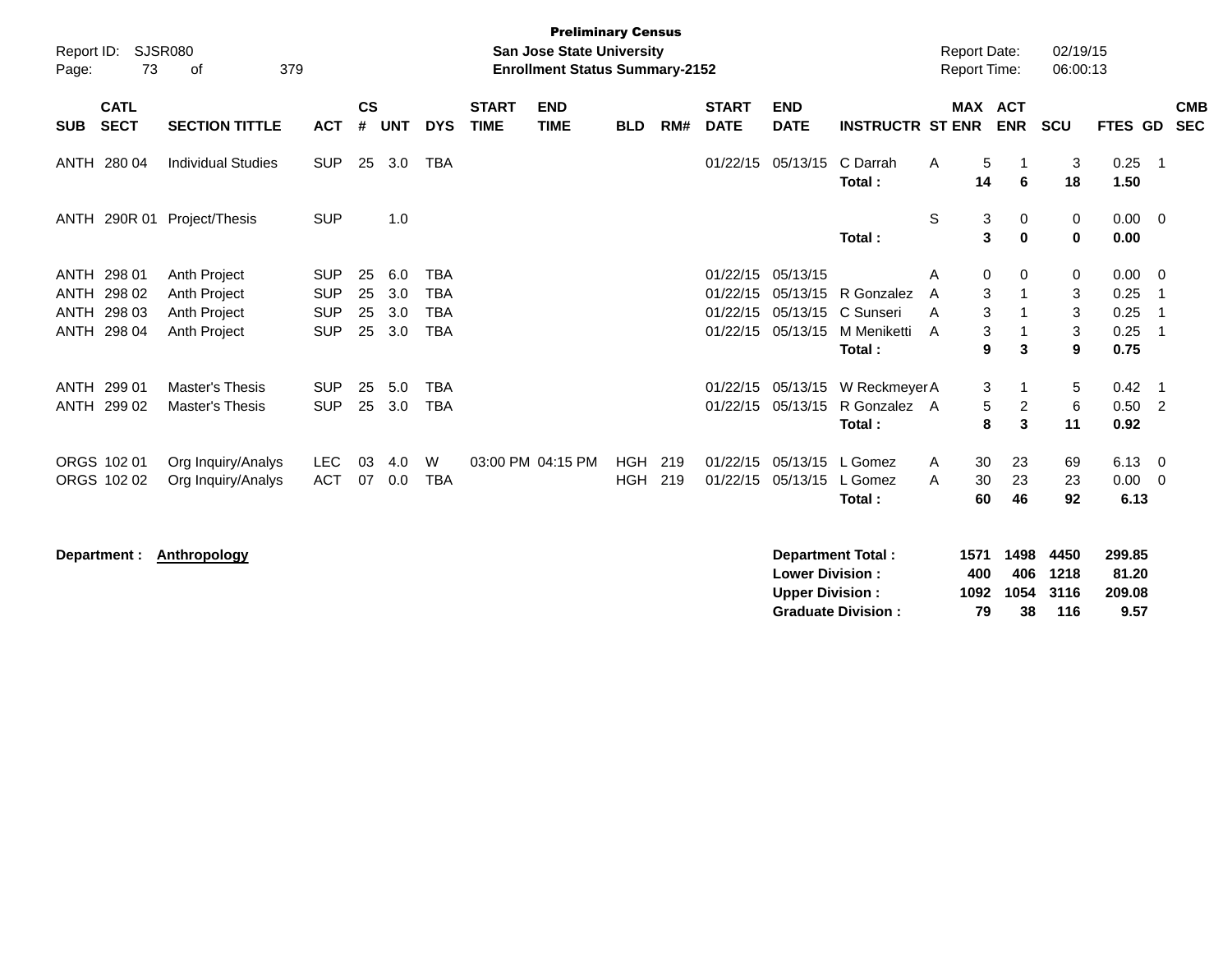**Preliminary Census**
**San Jose State University**
**Enrollment Status Summary-2152**

Report ID: SJSR080
Report Date: 02/19/15
Report Time: 06:00:13

| SUB | CATL SECT | SECTION TITTLE | ACT | CS # | UNT | DYS | START TIME | END TIME | BLD | RM# | START DATE | END DATE | INSTRUCTR | ST | MAX ENR | ACT ENR | SCU | FTES | GD | CMB SEC |
|---|---|---|---|---|---|---|---|---|---|---|---|---|---|---|---|---|---|---|---|---|
| ANTH | 280 04 | Individual Studies | SUP | 25 | 3.0 | TBA | | | | | 01/22/15 | 05/13/15 | C Darrah | A | 5 | 1 | 3 | 0.25 | 1 | |
| | | | | | | | | | | | | | **Total :** | | **14** | **6** | **18** | **1.50** | | |
| ANTH | 290R 01 | Project/Thesis | SUP | | 1.0 | | | | | | | | | S | 3 | 0 | 0 | 0.00 | 0 | |
| | | | | | | | | | | | | | **Total :** | | **3** | **0** | **0** | **0.00** | | |
| ANTH | 298 01 | Anth Project | SUP | 25 | 6.0 | TBA | | | | | 01/22/15 | 05/13/15 | | A | 0 | 0 | 0 | 0.00 | 0 | |
| ANTH | 298 02 | Anth Project | SUP | 25 | 3.0 | TBA | | | | | 01/22/15 | 05/13/15 | R Gonzalez | A | 3 | 1 | 3 | 0.25 | 1 | |
| ANTH | 298 03 | Anth Project | SUP | 25 | 3.0 | TBA | | | | | 01/22/15 | 05/13/15 | C Sunseri | A | 3 | 1 | 3 | 0.25 | 1 | |
| ANTH | 298 04 | Anth Project | SUP | 25 | 3.0 | TBA | | | | | 01/22/15 | 05/13/15 | M Meniketti | A | 3 | 1 | 3 | 0.25 | 1 | |
| | | | | | | | | | | | | | **Total :** | | **9** | **3** | **9** | **0.75** | | |
| ANTH | 299 01 | Master's Thesis | SUP | 25 | 5.0 | TBA | | | | | 01/22/15 | 05/13/15 | W Reckmeyer | A | 3 | 1 | 5 | 0.42 | 1 | |
| ANTH | 299 02 | Master's Thesis | SUP | 25 | 3.0 | TBA | | | | | 01/22/15 | 05/13/15 | R Gonzalez | A | 5 | 2 | 6 | 0.50 | 2 | |
| | | | | | | | | | | | | | **Total :** | | **8** | **3** | **11** | **0.92** | | |
| ORGS | 102 01 | Org Inquiry/Analys | LEC | 03 | 4.0 | W | 03:00 PM | 04:15 PM | HGH | 219 | 01/22/15 | 05/13/15 | L Gomez | A | 30 | 23 | 69 | 6.13 | 0 | |
| ORGS | 102 02 | Org Inquiry/Analys | ACT | 07 | 0.0 | TBA | | | HGH | 219 | 01/22/15 | 05/13/15 | L Gomez | A | 30 | 23 | 23 | 0.00 | 0 | |
| | | | | | | | | | | | | | **Total :** | | **60** | **46** | **92** | **6.13** | | |

**Department : Anthropology**

| | MAX ENR | ACT ENR | SCU | FTES |
|---|---|---|---|---|
| **Department Total :** | **1571** | **1498** | **4450** | **299.85** |
| **Lower Division :** | **400** | **406** | **1218** | **81.20** |
| **Upper Division :** | **1092** | **1054** | **3116** | **209.08** |
| **Graduate Division :** | **79** | **38** | **116** | **9.57** |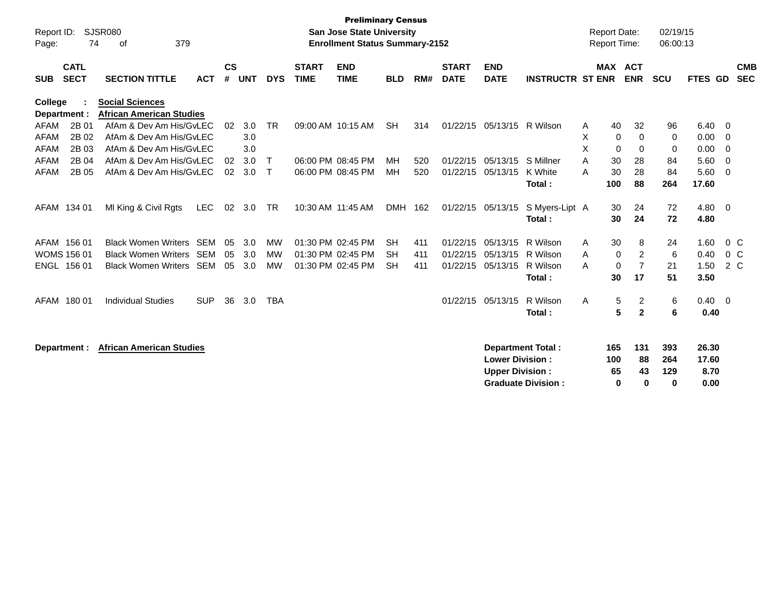**Preliminary Census**
**San Jose State University**
**Enrollment Status Summary-2152**

Report ID: SJSR080
Report Date: 02/19/15
Report Time: 06:00:13

| SUB | CATL SECT | SECTION TITTLE | ACT | CS # | UNT | DYS | START TIME | END TIME | BLD | RM# | START DATE | END DATE | INSTRUCTR | ST | MAX ENR | ACT ENR | SCU | FTES | GD | CMB SEC |
|---|---|---|---|---|---|---|---|---|---|---|---|---|---|---|---|---|---|---|---|---|
| **College :** | | **Social Sciences** | | | | | | | | | | | | | | | | | | |
| **Department :** | | **African American Studies** | | | | | | | | | | | | | | | | | | |
| AFAM | 2B 01 | AfAm & Dev Am His/Gv | LEC | 02 | 3.0 | TR | 09:00 AM | 10:15 AM | SH | 314 | 01/22/15 | 05/13/15 | R Wilson | A | 40 | 32 | 96 | 6.40 | 0 | |
| AFAM | 2B 02 | AfAm & Dev Am His/Gv | LEC | | 3.0 | | | | | | | | | X | 0 | 0 | 0 | 0.00 | 0 | |
| AFAM | 2B 03 | AfAm & Dev Am His/Gv | LEC | | 3.0 | | | | | | | | | X | 0 | 0 | 0 | 0.00 | 0 | |
| AFAM | 2B 04 | AfAm & Dev Am His/Gv | LEC | 02 | 3.0 | T | 06:00 PM | 08:45 PM | MH | 520 | 01/22/15 | 05/13/15 | S Millner | A | 30 | 28 | 84 | 5.60 | 0 | |
| AFAM | 2B 05 | AfAm & Dev Am His/Gv | LEC | 02 | 3.0 | T | 06:00 PM | 08:45 PM | MH | 520 | 01/22/15 | 05/13/15 | K White | A | 30 | 28 | 84 | 5.60 | 0 | |
| | | | | | | | | | | | | | **Total :** | | **100** | **88** | **264** | **17.60** | | |
| AFAM | 134 01 | Ml King & Civil Rgts | LEC | 02 | 3.0 | TR | 10:30 AM | 11:45 AM | DMH | 162 | 01/22/15 | 05/13/15 | S Myers-Lipt | A | 30 | 24 | 72 | 4.80 | 0 | |
| | | | | | | | | | | | | | **Total :** | | **30** | **24** | **72** | **4.80** | | |
| AFAM | 156 01 | Black Women Writers | SEM | 05 | 3.0 | MW | 01:30 PM | 02:45 PM | SH | 411 | 01/22/15 | 05/13/15 | R Wilson | A | 30 | 8 | 24 | 1.60 | 0 | C |
| WOMS | 156 01 | Black Women Writers | SEM | 05 | 3.0 | MW | 01:30 PM | 02:45 PM | SH | 411 | 01/22/15 | 05/13/15 | R Wilson | A | 0 | 2 | 6 | 0.40 | 0 | C |
| ENGL | 156 01 | Black Women Writers | SEM | 05 | 3.0 | MW | 01:30 PM | 02:45 PM | SH | 411 | 01/22/15 | 05/13/15 | R Wilson | A | 0 | 7 | 21 | 1.50 | 2 | C |
| | | | | | | | | | | | | | **Total :** | | **30** | **17** | **51** | **3.50** | | |
| AFAM | 180 01 | Individual Studies | SUP | 36 | 3.0 | TBA | | | | | 01/22/15 | 05/13/15 | R Wilson | A | 5 | 2 | 6 | 0.40 | 0 | |
| | | | | | | | | | | | | | **Total :** | | **5** | **2** | **6** | **0.40** | | |

**Department :** **African American Studies**

| | MAX ENR | ACT ENR | SCU | FTES |
|---|---|---|---|---|
| **Department Total :** | **165** | **131** | **393** | **26.30** |
| **Lower Division :** | **100** | **88** | **264** | **17.60** |
| **Upper Division :** | **65** | **43** | **129** | **8.70** |
| **Graduate Division :** | **0** | **0** | **0** | **0.00** |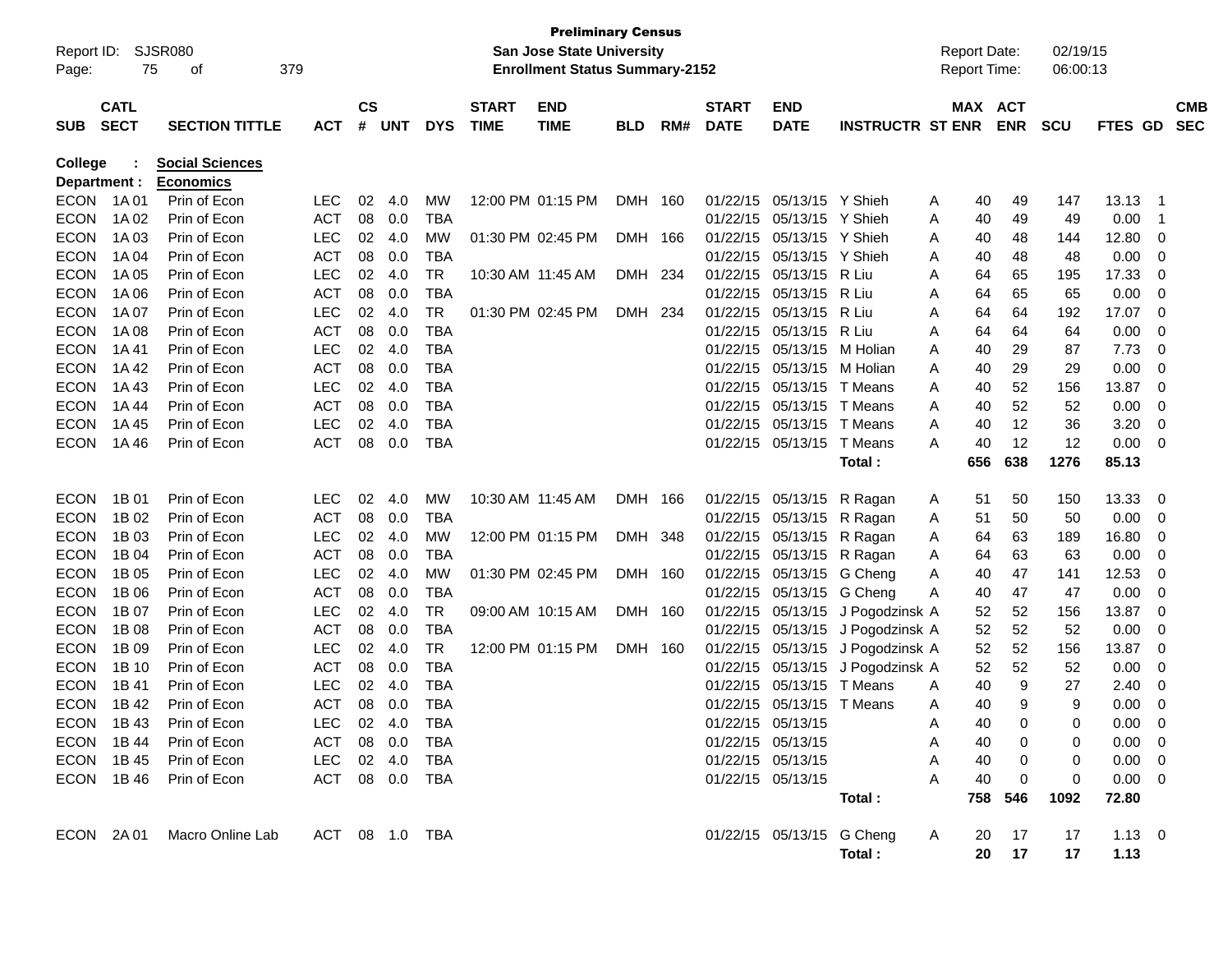**Preliminary Census**
**San Jose State University**
**Enrollment Status Summary-2152**

Report ID: SJSR080
Report Date: 02/19/15
Report Time: 06:00:13

| SUB | CATL SECT | SECTION TITTLE | ACT | CS # | UNT | DYS | START TIME | END TIME | BLD | RM# | START DATE | END DATE | INSTRUCTR | ST | MAX ENR | ACT ENR | SCU | FTES | GD | CMB SEC |
|---|---|---|---|---|---|---|---|---|---|---|---|---|---|---|---|---|---|---|---|---|
| **College** | : | **Social Sciences** | | | | | | | | | | | | | | | | | | |
| **Department :** | | **Economics** | | | | | | | | | | | | | | | | | | |
| ECON | 1A 01 | Prin of Econ | LEC | 02 | 4.0 | MW | 12:00 PM | 01:15 PM | DMH | 160 | 01/22/15 | 05/13/15 | Y Shieh | A | 40 | 49 | 147 | 13.13 | 1 | |
| ECON | 1A 02 | Prin of Econ | ACT | 08 | 0.0 | TBA | | | | | 01/22/15 | 05/13/15 | Y Shieh | A | 40 | 49 | 49 | 0.00 | 1 | |
| ECON | 1A 03 | Prin of Econ | LEC | 02 | 4.0 | MW | 01:30 PM | 02:45 PM | DMH | 166 | 01/22/15 | 05/13/15 | Y Shieh | A | 40 | 48 | 144 | 12.80 | 0 | |
| ECON | 1A 04 | Prin of Econ | ACT | 08 | 0.0 | TBA | | | | | 01/22/15 | 05/13/15 | Y Shieh | A | 40 | 48 | 48 | 0.00 | 0 | |
| ECON | 1A 05 | Prin of Econ | LEC | 02 | 4.0 | TR | 10:30 AM | 11:45 AM | DMH | 234 | 01/22/15 | 05/13/15 | R Liu | A | 64 | 65 | 195 | 17.33 | 0 | |
| ECON | 1A 06 | Prin of Econ | ACT | 08 | 0.0 | TBA | | | | | 01/22/15 | 05/13/15 | R Liu | A | 64 | 65 | 65 | 0.00 | 0 | |
| ECON | 1A 07 | Prin of Econ | LEC | 02 | 4.0 | TR | 01:30 PM | 02:45 PM | DMH | 234 | 01/22/15 | 05/13/15 | R Liu | A | 64 | 64 | 192 | 17.07 | 0 | |
| ECON | 1A 08 | Prin of Econ | ACT | 08 | 0.0 | TBA | | | | | 01/22/15 | 05/13/15 | R Liu | A | 64 | 64 | 64 | 0.00 | 0 | |
| ECON | 1A 41 | Prin of Econ | LEC | 02 | 4.0 | TBA | | | | | 01/22/15 | 05/13/15 | M Holian | A | 40 | 29 | 87 | 7.73 | 0 | |
| ECON | 1A 42 | Prin of Econ | ACT | 08 | 0.0 | TBA | | | | | 01/22/15 | 05/13/15 | M Holian | A | 40 | 29 | 29 | 0.00 | 0 | |
| ECON | 1A 43 | Prin of Econ | LEC | 02 | 4.0 | TBA | | | | | 01/22/15 | 05/13/15 | T Means | A | 40 | 52 | 156 | 13.87 | 0 | |
| ECON | 1A 44 | Prin of Econ | ACT | 08 | 0.0 | TBA | | | | | 01/22/15 | 05/13/15 | T Means | A | 40 | 52 | 52 | 0.00 | 0 | |
| ECON | 1A 45 | Prin of Econ | LEC | 02 | 4.0 | TBA | | | | | 01/22/15 | 05/13/15 | T Means | A | 40 | 12 | 36 | 3.20 | 0 | |
| ECON | 1A 46 | Prin of Econ | ACT | 08 | 0.0 | TBA | | | | | 01/22/15 | 05/13/15 | T Means | A | 40 | 12 | 12 | 0.00 | 0 | |
| | | | | | | | | | | | | | **Total :** | | **656** | **638** | **1276** | **85.13** | | |
| ECON | 1B 01 | Prin of Econ | LEC | 02 | 4.0 | MW | 10:30 AM | 11:45 AM | DMH | 166 | 01/22/15 | 05/13/15 | R Ragan | A | 51 | 50 | 150 | 13.33 | 0 | |
| ECON | 1B 02 | Prin of Econ | ACT | 08 | 0.0 | TBA | | | | | 01/22/15 | 05/13/15 | R Ragan | A | 51 | 50 | 50 | 0.00 | 0 | |
| ECON | 1B 03 | Prin of Econ | LEC | 02 | 4.0 | MW | 12:00 PM | 01:15 PM | DMH | 348 | 01/22/15 | 05/13/15 | R Ragan | A | 64 | 63 | 189 | 16.80 | 0 | |
| ECON | 1B 04 | Prin of Econ | ACT | 08 | 0.0 | TBA | | | | | 01/22/15 | 05/13/15 | R Ragan | A | 64 | 63 | 63 | 0.00 | 0 | |
| ECON | 1B 05 | Prin of Econ | LEC | 02 | 4.0 | MW | 01:30 PM | 02:45 PM | DMH | 160 | 01/22/15 | 05/13/15 | G Cheng | A | 40 | 47 | 141 | 12.53 | 0 | |
| ECON | 1B 06 | Prin of Econ | ACT | 08 | 0.0 | TBA | | | | | 01/22/15 | 05/13/15 | G Cheng | A | 40 | 47 | 47 | 0.00 | 0 | |
| ECON | 1B 07 | Prin of Econ | LEC | 02 | 4.0 | TR | 09:00 AM | 10:15 AM | DMH | 160 | 01/22/15 | 05/13/15 | J Pogodzinsk | A | 52 | 52 | 156 | 13.87 | 0 | |
| ECON | 1B 08 | Prin of Econ | ACT | 08 | 0.0 | TBA | | | | | 01/22/15 | 05/13/15 | J Pogodzinsk | A | 52 | 52 | 52 | 0.00 | 0 | |
| ECON | 1B 09 | Prin of Econ | LEC | 02 | 4.0 | TR | 12:00 PM | 01:15 PM | DMH | 160 | 01/22/15 | 05/13/15 | J Pogodzinsk | A | 52 | 52 | 156 | 13.87 | 0 | |
| ECON | 1B 10 | Prin of Econ | ACT | 08 | 0.0 | TBA | | | | | 01/22/15 | 05/13/15 | J Pogodzinsk | A | 52 | 52 | 52 | 0.00 | 0 | |
| ECON | 1B 41 | Prin of Econ | LEC | 02 | 4.0 | TBA | | | | | 01/22/15 | 05/13/15 | T Means | A | 40 | 9 | 27 | 2.40 | 0 | |
| ECON | 1B 42 | Prin of Econ | ACT | 08 | 0.0 | TBA | | | | | 01/22/15 | 05/13/15 | T Means | A | 40 | 9 | 9 | 0.00 | 0 | |
| ECON | 1B 43 | Prin of Econ | LEC | 02 | 4.0 | TBA | | | | | 01/22/15 | 05/13/15 | | A | 40 | 0 | 0 | 0.00 | 0 | |
| ECON | 1B 44 | Prin of Econ | ACT | 08 | 0.0 | TBA | | | | | 01/22/15 | 05/13/15 | | A | 40 | 0 | 0 | 0.00 | 0 | |
| ECON | 1B 45 | Prin of Econ | LEC | 02 | 4.0 | TBA | | | | | 01/22/15 | 05/13/15 | | A | 40 | 0 | 0 | 0.00 | 0 | |
| ECON | 1B 46 | Prin of Econ | ACT | 08 | 0.0 | TBA | | | | | 01/22/15 | 05/13/15 | | A | 40 | 0 | 0 | 0.00 | 0 | |
| | | | | | | | | | | | | | **Total :** | | **758** | **546** | **1092** | **72.80** | | |
| ECON | 2A 01 | Macro Online Lab | ACT | 08 | 1.0 | TBA | | | | | 01/22/15 | 05/13/15 | G Cheng | A | 20 | 17 | 17 | 1.13 | 0 | |
| | | | | | | | | | | | | | **Total :** | | **20** | **17** | **17** | **1.13** | | |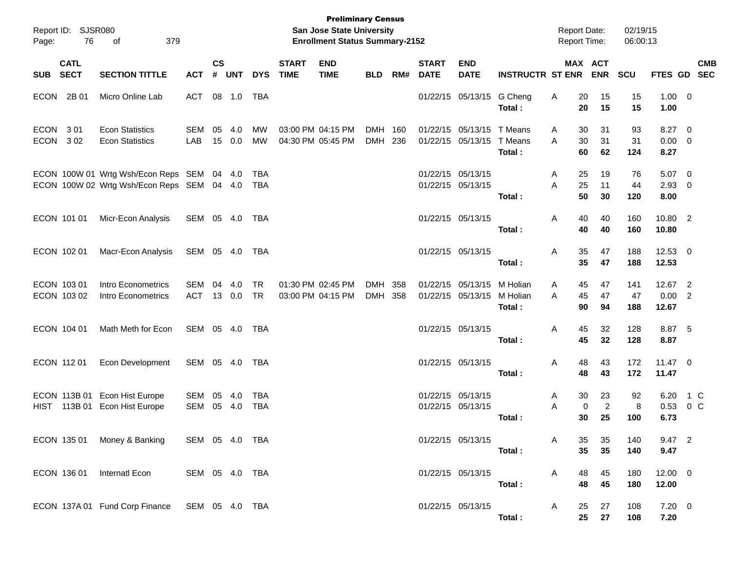**Preliminary Census**
**San Jose State University**
**Enrollment Status Summary-2152**

Report ID: SJSR080
Report Date: 02/19/15
Report Time: 06:00:13

| SUB | CATL SECT | SECTION TITTLE | ACT | CS # | UNT | DYS | START TIME | END TIME | BLD | RM# | START DATE | END DATE | INSTRUCTR | ST | MAX ENR | ACT ENR | SCU | FTES | GD | CMB SEC |
|---|---|---|---|---|---|---|---|---|---|---|---|---|---|---|---|---|---|---|---|---|
| ECON | 2B 01 | Micro Online Lab | ACT | 08 | 1.0 | TBA | | | | | 01/22/15 | 05/13/15 | G Cheng | A | 20 | 15 | 15 | 1.00 | 0 | |
| | | | | | | | | | | | | | **Total :** | | **20** | **15** | **15** | **1.00** | | |
| ECON | 3 01 | Econ Statistics | SEM | 05 | 4.0 | MW | 03:00 PM | 04:15 PM | DMH | 160 | 01/22/15 | 05/13/15 | T Means | A | 30 | 31 | 93 | 8.27 | 0 | |
| ECON | 3 02 | Econ Statistics | LAB | 15 | 0.0 | MW | 04:30 PM | 05:45 PM | DMH | 236 | 01/22/15 | 05/13/15 | T Means | A | 30 | 31 | 31 | 0.00 | 0 | |
| | | | | | | | | | | | | | **Total :** | | **60** | **62** | **124** | **8.27** | | |
| ECON | 100W 01 | Wrtg Wsh/Econ Reps | SEM | 04 | 4.0 | TBA | | | | | 01/22/15 | 05/13/15 | | A | 25 | 19 | 76 | 5.07 | 0 | |
| ECON | 100W 02 | Wrtg Wsh/Econ Reps | SEM | 04 | 4.0 | TBA | | | | | 01/22/15 | 05/13/15 | | A | 25 | 11 | 44 | 2.93 | 0 | |
| | | | | | | | | | | | | | **Total :** | | **50** | **30** | **120** | **8.00** | | |
| ECON | 101 01 | Micr-Econ Analysis | SEM | 05 | 4.0 | TBA | | | | | 01/22/15 | 05/13/15 | | A | 40 | 40 | 160 | 10.80 | 2 | |
| | | | | | | | | | | | | | **Total :** | | **40** | **40** | **160** | **10.80** | | |
| ECON | 102 01 | Macr-Econ Analysis | SEM | 05 | 4.0 | TBA | | | | | 01/22/15 | 05/13/15 | | A | 35 | 47 | 188 | 12.53 | 0 | |
| | | | | | | | | | | | | | **Total :** | | **35** | **47** | **188** | **12.53** | | |
| ECON | 103 01 | Intro Econometrics | SEM | 04 | 4.0 | TR | 01:30 PM | 02:45 PM | DMH | 358 | 01/22/15 | 05/13/15 | M Holian | A | 45 | 47 | 141 | 12.67 | 2 | |
| ECON | 103 02 | Intro Econometrics | ACT | 13 | 0.0 | TR | 03:00 PM | 04:15 PM | DMH | 358 | 01/22/15 | 05/13/15 | M Holian | A | 45 | 47 | 47 | 0.00 | 2 | |
| | | | | | | | | | | | | | **Total :** | | **90** | **94** | **188** | **12.67** | | |
| ECON | 104 01 | Math Meth for Econ | SEM | 05 | 4.0 | TBA | | | | | 01/22/15 | 05/13/15 | | A | 45 | 32 | 128 | 8.87 | 5 | |
| | | | | | | | | | | | | | **Total :** | | **45** | **32** | **128** | **8.87** | | |
| ECON | 112 01 | Econ Development | SEM | 05 | 4.0 | TBA | | | | | 01/22/15 | 05/13/15 | | A | 48 | 43 | 172 | 11.47 | 0 | |
| | | | | | | | | | | | | | **Total :** | | **48** | **43** | **172** | **11.47** | | |
| ECON | 113B 01 | Econ Hist Europe | SEM | 05 | 4.0 | TBA | | | | | 01/22/15 | 05/13/15 | | A | 30 | 23 | 92 | 6.20 | 1 | C |
| HIST | 113B 01 | Econ Hist Europe | SEM | 05 | 4.0 | TBA | | | | | 01/22/15 | 05/13/15 | | A | 0 | 2 | 8 | 0.53 | 0 | C |
| | | | | | | | | | | | | | **Total :** | | **30** | **25** | **100** | **6.73** | | |
| ECON | 135 01 | Money & Banking | SEM | 05 | 4.0 | TBA | | | | | 01/22/15 | 05/13/15 | | A | 35 | 35 | 140 | 9.47 | 2 | |
| | | | | | | | | | | | | | **Total :** | | **35** | **35** | **140** | **9.47** | | |
| ECON | 136 01 | Internatl Econ | SEM | 05 | 4.0 | TBA | | | | | 01/22/15 | 05/13/15 | | A | 48 | 45 | 180 | 12.00 | 0 | |
| | | | | | | | | | | | | | **Total :** | | **48** | **45** | **180** | **12.00** | | |
| ECON | 137A 01 | Fund Corp Finance | SEM | 05 | 4.0 | TBA | | | | | 01/22/15 | 05/13/15 | | A | 25 | 27 | 108 | 7.20 | 0 | |
| | | | | | | | | | | | | | **Total :** | | **25** | **27** | **108** | **7.20** | | |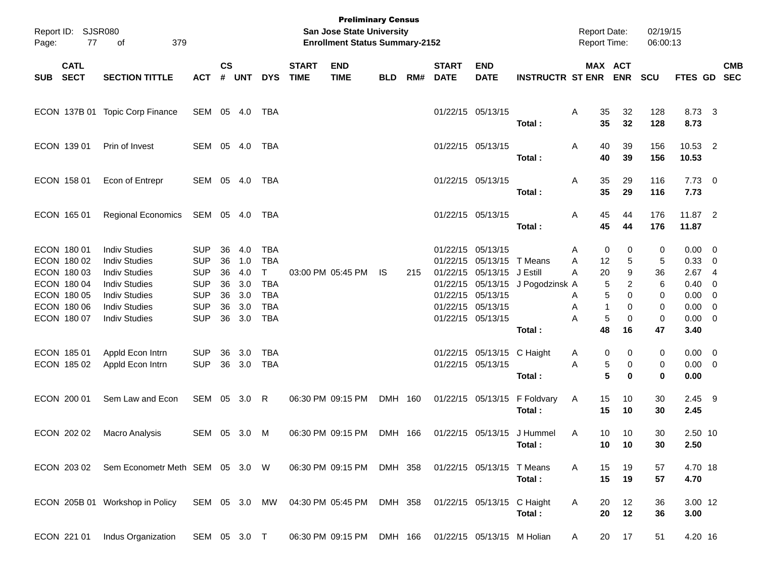**Preliminary Census**
**San Jose State University**
**Enrollment Status Summary-2152**

Report ID: SJSR080
Report Date: 02/19/15
Report Time: 06:00:13

| SUB | CATL SECT | SECTION TITTLE | ACT | CS # | UNT | DYS | START TIME | END TIME | BLD | RM# | START DATE | END DATE | INSTRUCTR | ST | MAX ENR | ACT ENR | SCU | FTES | GD | CMB SEC |
|---|---|---|---|---|---|---|---|---|---|---|---|---|---|---|---|---|---|---|---|---|
| ECON | 137B 01 | Topic Corp Finance | SEM | 05 | 4.0 | TBA | | | | | 01/22/15 | 05/13/15 | | A | 35 | 32 | 128 | 8.73 | 3 | |
| | | | | | | | | | | | | | **Total :** | | **35** | **32** | **128** | **8.73** | | |
| ECON | 139 01 | Prin of Invest | SEM | 05 | 4.0 | TBA | | | | | 01/22/15 | 05/13/15 | | A | 40 | 39 | 156 | 10.53 | 2 | |
| | | | | | | | | | | | | | **Total :** | | **40** | **39** | **156** | **10.53** | | |
| ECON | 158 01 | Econ of Entrepr | SEM | 05 | 4.0 | TBA | | | | | 01/22/15 | 05/13/15 | | A | 35 | 29 | 116 | 7.73 | 0 | |
| | | | | | | | | | | | | | **Total :** | | **35** | **29** | **116** | **7.73** | | |
| ECON | 165 01 | Regional Economics | SEM | 05 | 4.0 | TBA | | | | | 01/22/15 | 05/13/15 | | A | 45 | 44 | 176 | 11.87 | 2 | |
| | | | | | | | | | | | | | **Total :** | | **45** | **44** | **176** | **11.87** | | |
| ECON | 180 01 | Indiv Studies | SUP | 36 | 4.0 | TBA | | | | | 01/22/15 | 05/13/15 | | A | 0 | 0 | 0 | 0.00 | 0 | |
| ECON | 180 02 | Indiv Studies | SUP | 36 | 1.0 | TBA | | | | | 01/22/15 | 05/13/15 | T Means | A | 12 | 5 | 5 | 0.33 | 0 | |
| ECON | 180 03 | Indiv Studies | SUP | 36 | 4.0 | T | 03:00 PM | 05:45 PM | IS | 215 | 01/22/15 | 05/13/15 | J Estill | A | 20 | 9 | 36 | 2.67 | 4 | |
| ECON | 180 04 | Indiv Studies | SUP | 36 | 3.0 | TBA | | | | | 01/22/15 | 05/13/15 | J Pogodzinsk | A | 5 | 2 | 6 | 0.40 | 0 | |
| ECON | 180 05 | Indiv Studies | SUP | 36 | 3.0 | TBA | | | | | 01/22/15 | 05/13/15 | | A | 5 | 0 | 0 | 0.00 | 0 | |
| ECON | 180 06 | Indiv Studies | SUP | 36 | 3.0 | TBA | | | | | 01/22/15 | 05/13/15 | | A | 1 | 0 | 0 | 0.00 | 0 | |
| ECON | 180 07 | Indiv Studies | SUP | 36 | 3.0 | TBA | | | | | 01/22/15 | 05/13/15 | | A | 5 | 0 | 0 | 0.00 | 0 | |
| | | | | | | | | | | | | | **Total :** | | **48** | **16** | **47** | **3.40** | | |
| ECON | 185 01 | Appld Econ Intrn | SUP | 36 | 3.0 | TBA | | | | | 01/22/15 | 05/13/15 | C Haight | A | 0 | 0 | 0 | 0.00 | 0 | |
| ECON | 185 02 | Appld Econ Intrn | SUP | 36 | 3.0 | TBA | | | | | 01/22/15 | 05/13/15 | | A | 5 | 0 | 0 | 0.00 | 0 | |
| | | | | | | | | | | | | | **Total :** | | **5** | **0** | **0** | **0.00** | | |
| ECON | 200 01 | Sem Law and Econ | SEM | 05 | 3.0 | R | 06:30 PM | 09:15 PM | DMH | 160 | 01/22/15 | 05/13/15 | F Foldvary | A | 15 | 10 | 30 | 2.45 | 9 | |
| | | | | | | | | | | | | | **Total :** | | **15** | **10** | **30** | **2.45** | | |
| ECON | 202 02 | Macro Analysis | SEM | 05 | 3.0 | M | 06:30 PM | 09:15 PM | DMH | 166 | 01/22/15 | 05/13/15 | J Hummel | A | 10 | 10 | 30 | 2.50 | 10 | |
| | | | | | | | | | | | | | **Total :** | | **10** | **10** | **30** | **2.50** | | |
| ECON | 203 02 | Sem Econometr Meth | SEM | 05 | 3.0 | W | 06:30 PM | 09:15 PM | DMH | 358 | 01/22/15 | 05/13/15 | T Means | A | 15 | 19 | 57 | 4.70 | 18 | |
| | | | | | | | | | | | | | **Total :** | | **15** | **19** | **57** | **4.70** | | |
| ECON | 205B 01 | Workshop in Policy | SEM | 05 | 3.0 | MW | 04:30 PM | 05:45 PM | DMH | 358 | 01/22/15 | 05/13/15 | C Haight | A | 20 | 12 | 36 | 3.00 | 12 | |
| | | | | | | | | | | | | | **Total :** | | **20** | **12** | **36** | **3.00** | | |
| ECON | 221 01 | Indus Organization | SEM | 05 | 3.0 | T | 06:30 PM | 09:15 PM | DMH | 166 | 01/22/15 | 05/13/15 | M Holian | A | 20 | 17 | 51 | 4.20 | 16 | |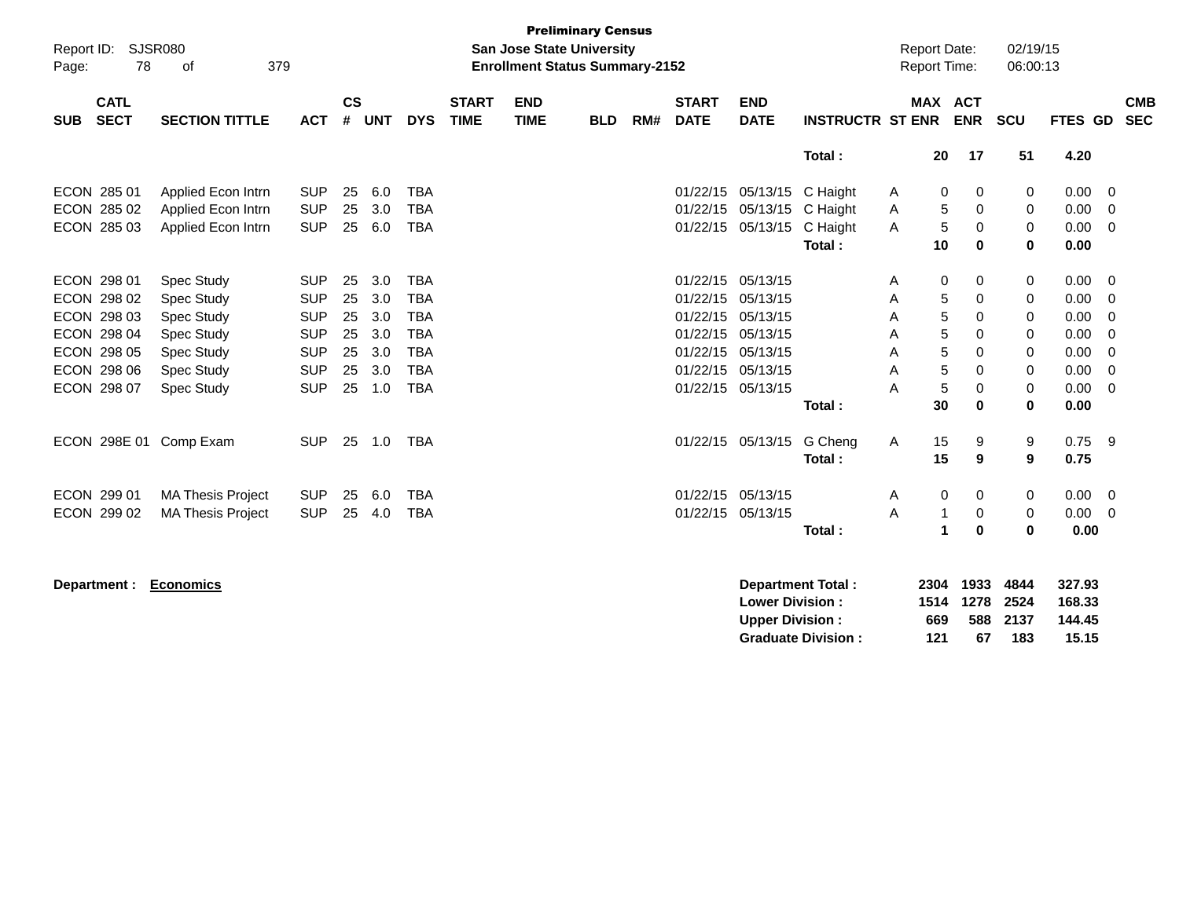**Preliminary Census**
**San Jose State University**
**Enrollment Status Summary-2152**

Report ID: SJSR080
Report Date: 02/19/15
Report Time: 06:00:13

| SUB | CATL SECT | SECTION TITTLE | ACT | CS # | UNT | DYS | START TIME | END TIME | BLD | RM# | START DATE | END DATE | INSTRUCTR | ST | MAX ENR | ACT ENR | SCU | FTES | GD | CMB SEC |
|---|---|---|---|---|---|---|---|---|---|---|---|---|---|---|---|---|---|---|---|---|
| | | | | | | | | | | | | | **Total :** | | **20** | **17** | **51** | **4.20** | | |
| ECON | 285 01 | Applied Econ Intrn | SUP | 25 | 6.0 | TBA | | | | | 01/22/15 | 05/13/15 | C Haight | A | 0 | 0 | 0 | 0.00 | 0 | |
| ECON | 285 02 | Applied Econ Intrn | SUP | 25 | 3.0 | TBA | | | | | 01/22/15 | 05/13/15 | C Haight | A | 5 | 0 | 0 | 0.00 | 0 | |
| ECON | 285 03 | Applied Econ Intrn | SUP | 25 | 6.0 | TBA | | | | | 01/22/15 | 05/13/15 | C Haight | A | 5 | 0 | 0 | 0.00 | 0 | |
| | | | | | | | | | | | | | **Total :** | | **10** | **0** | **0** | **0.00** | | |
| ECON | 298 01 | Spec Study | SUP | 25 | 3.0 | TBA | | | | | 01/22/15 | 05/13/15 | | A | 0 | 0 | 0 | 0.00 | 0 | |
| ECON | 298 02 | Spec Study | SUP | 25 | 3.0 | TBA | | | | | 01/22/15 | 05/13/15 | | A | 5 | 0 | 0 | 0.00 | 0 | |
| ECON | 298 03 | Spec Study | SUP | 25 | 3.0 | TBA | | | | | 01/22/15 | 05/13/15 | | A | 5 | 0 | 0 | 0.00 | 0 | |
| ECON | 298 04 | Spec Study | SUP | 25 | 3.0 | TBA | | | | | 01/22/15 | 05/13/15 | | A | 5 | 0 | 0 | 0.00 | 0 | |
| ECON | 298 05 | Spec Study | SUP | 25 | 3.0 | TBA | | | | | 01/22/15 | 05/13/15 | | A | 5 | 0 | 0 | 0.00 | 0 | |
| ECON | 298 06 | Spec Study | SUP | 25 | 3.0 | TBA | | | | | 01/22/15 | 05/13/15 | | A | 5 | 0 | 0 | 0.00 | 0 | |
| ECON | 298 07 | Spec Study | SUP | 25 | 1.0 | TBA | | | | | 01/22/15 | 05/13/15 | | A | 5 | 0 | 0 | 0.00 | 0 | |
| | | | | | | | | | | | | | **Total :** | | **30** | **0** | **0** | **0.00** | | |
| ECON | 298E 01 | Comp Exam | SUP | 25 | 1.0 | TBA | | | | | 01/22/15 | 05/13/15 | G Cheng | A | 15 | 9 | 9 | 0.75 | 9 | |
| | | | | | | | | | | | | | **Total :** | | **15** | **9** | **9** | **0.75** | | |
| ECON | 299 01 | MA Thesis Project | SUP | 25 | 6.0 | TBA | | | | | 01/22/15 | 05/13/15 | | A | 0 | 0 | 0 | 0.00 | 0 | |
| ECON | 299 02 | MA Thesis Project | SUP | 25 | 4.0 | TBA | | | | | 01/22/15 | 05/13/15 | | A | 1 | 0 | 0 | 0.00 | 0 | |
| | | | | | | | | | | | | | **Total :** | | **1** | **0** | **0** | **0.00** | | |

**Department :** **Economics**

| | MAX ENR | ACT ENR | SCU | FTES |
|---|---|---|---|---|
| **Department Total :** | **2304** | **1933** | **4844** | **327.93** |
| **Lower Division :** | **1514** | **1278** | **2524** | **168.33** |
| **Upper Division :** | **669** | **588** | **2137** | **144.45** |
| **Graduate Division :** | **121** | **67** | **183** | **15.15** |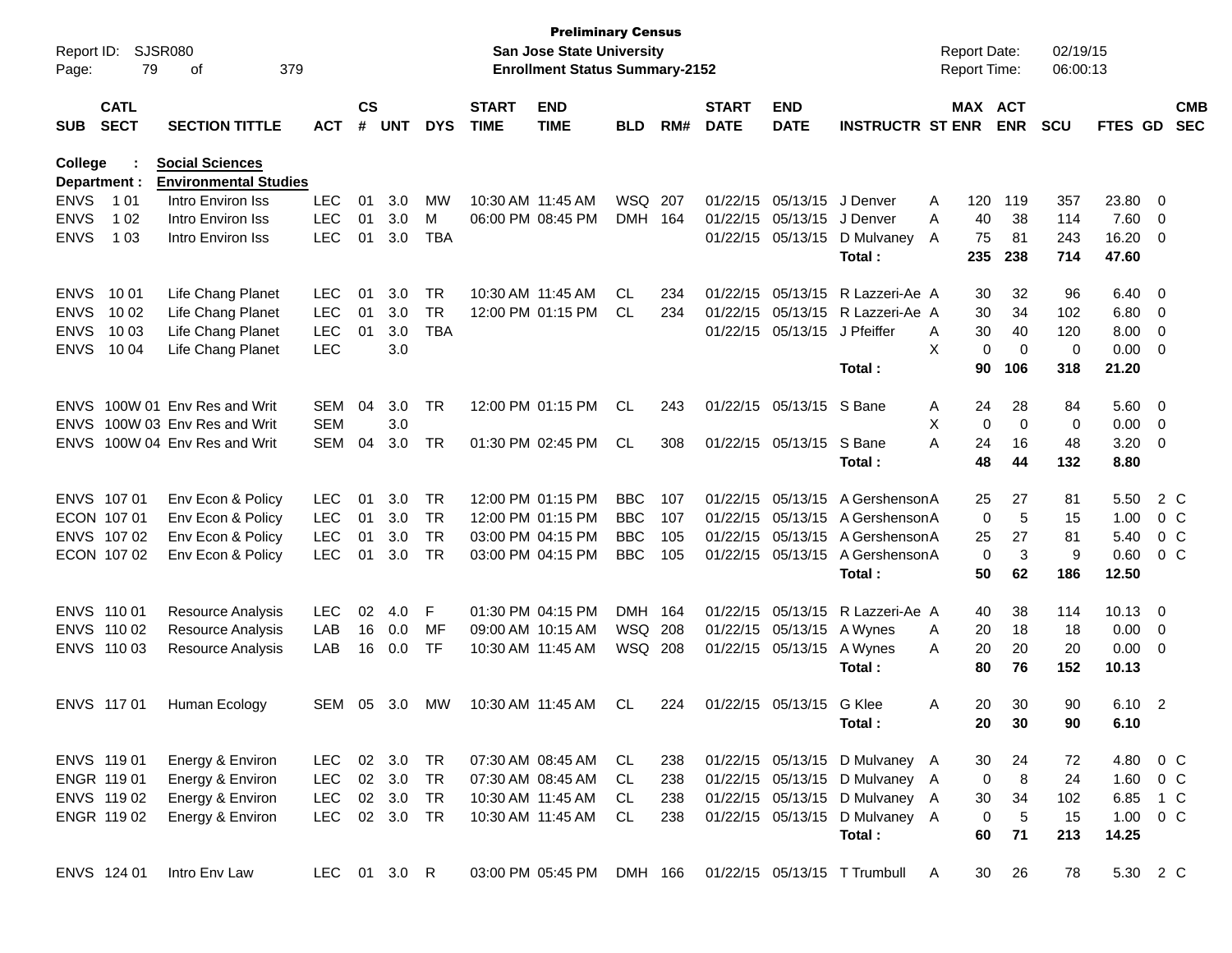**Preliminary Census**
**San Jose State University**
**Enrollment Status Summary-2152**

Report ID: SJSR080
Report Date: 02/19/15
Report Time: 06:00:13

**College : Social Sciences**
**Department : Environmental Studies**

| SUB | CATL SECT | SECTION TITTLE | ACT | CS # | UNT | DYS | START TIME | END TIME | BLD | RM# | START DATE | END DATE | INSTRUCTR | ST | MAX ENR | ACT ENR | SCU | FTES | GD | CMB SEC |
|---|---|---|---|---|---|---|---|---|---|---|---|---|---|---|---|---|---|---|---|---|
| ENVS | 1 01 | Intro Environ Iss | LEC | 01 | 3.0 | MW | 10:30 AM | 11:45 AM | WSQ | 207 | 01/22/15 | 05/13/15 | J Denver | A | 120 | 119 | 357 | 23.80 | 0 | |
| ENVS | 1 02 | Intro Environ Iss | LEC | 01 | 3.0 | M | 06:00 PM | 08:45 PM | DMH | 164 | 01/22/15 | 05/13/15 | J Denver | A | 40 | 38 | 114 | 7.60 | 0 | |
| ENVS | 1 03 | Intro Environ Iss | LEC | 01 | 3.0 | TBA | | | | | 01/22/15 | 05/13/15 | D Mulvaney | A | 75 | 81 | 243 | 16.20 | 0 | |
| | | | | | | | | | | | | | **Total :** | | **235** | **238** | **714** | **47.60** | | |
| ENVS | 10 01 | Life Chang Planet | LEC | 01 | 3.0 | TR | 10:30 AM | 11:45 AM | CL | 234 | 01/22/15 | 05/13/15 | R Lazzeri-Ae | A | 30 | 32 | 96 | 6.40 | 0 | |
| ENVS | 10 02 | Life Chang Planet | LEC | 01 | 3.0 | TR | 12:00 PM | 01:15 PM | CL | 234 | 01/22/15 | 05/13/15 | R Lazzeri-Ae | A | 30 | 34 | 102 | 6.80 | 0 | |
| ENVS | 10 03 | Life Chang Planet | LEC | 01 | 3.0 | TBA | | | | | 01/22/15 | 05/13/15 | J Pfeiffer | A | 30 | 40 | 120 | 8.00 | 0 | |
| ENVS | 10 04 | Life Chang Planet | LEC | | 3.0 | | | | | | | | | X | 0 | 0 | 0 | 0.00 | 0 | |
| | | | | | | | | | | | | | **Total :** | | **90** | **106** | **318** | **21.20** | | |
| ENVS | 100W 01 | Env Res and Writ | SEM | 04 | 3.0 | TR | 12:00 PM | 01:15 PM | CL | 243 | 01/22/15 | 05/13/15 | S Bane | A | 24 | 28 | 84 | 5.60 | 0 | |
| ENVS | 100W 03 | Env Res and Writ | SEM | | 3.0 | | | | | | | | | X | 0 | 0 | 0 | 0.00 | 0 | |
| ENVS | 100W 04 | Env Res and Writ | SEM | 04 | 3.0 | TR | 01:30 PM | 02:45 PM | CL | 308 | 01/22/15 | 05/13/15 | S Bane | A | 24 | 16 | 48 | 3.20 | 0 | |
| | | | | | | | | | | | | | **Total :** | | **48** | **44** | **132** | **8.80** | | |
| ENVS | 107 01 | Env Econ & Policy | LEC | 01 | 3.0 | TR | 12:00 PM | 01:15 PM | BBC | 107 | 01/22/15 | 05/13/15 | A Gershenson | A | 25 | 27 | 81 | 5.50 | 2 | C |
| ECON | 107 01 | Env Econ & Policy | LEC | 01 | 3.0 | TR | 12:00 PM | 01:15 PM | BBC | 107 | 01/22/15 | 05/13/15 | A Gershenson | A | 0 | 5 | 15 | 1.00 | 0 | C |
| ENVS | 107 02 | Env Econ & Policy | LEC | 01 | 3.0 | TR | 03:00 PM | 04:15 PM | BBC | 105 | 01/22/15 | 05/13/15 | A Gershenson | A | 25 | 27 | 81 | 5.40 | 0 | C |
| ECON | 107 02 | Env Econ & Policy | LEC | 01 | 3.0 | TR | 03:00 PM | 04:15 PM | BBC | 105 | 01/22/15 | 05/13/15 | A Gershenson | A | 0 | 3 | 9 | 0.60 | 0 | C |
| | | | | | | | | | | | | | **Total :** | | **50** | **62** | **186** | **12.50** | | |
| ENVS | 110 01 | Resource Analysis | LEC | 02 | 4.0 | F | 01:30 PM | 04:15 PM | DMH | 164 | 01/22/15 | 05/13/15 | R Lazzeri-Ae | A | 40 | 38 | 114 | 10.13 | 0 | |
| ENVS | 110 02 | Resource Analysis | LAB | 16 | 0.0 | MF | 09:00 AM | 10:15 AM | WSQ | 208 | 01/22/15 | 05/13/15 | A Wynes | A | 20 | 18 | 18 | 0.00 | 0 | |
| ENVS | 110 03 | Resource Analysis | LAB | 16 | 0.0 | TF | 10:30 AM | 11:45 AM | WSQ | 208 | 01/22/15 | 05/13/15 | A Wynes | A | 20 | 20 | 20 | 0.00 | 0 | |
| | | | | | | | | | | | | | **Total :** | | **80** | **76** | **152** | **10.13** | | |
| ENVS | 117 01 | Human Ecology | SEM | 05 | 3.0 | MW | 10:30 AM | 11:45 AM | CL | 224 | 01/22/15 | 05/13/15 | G Klee | A | 20 | 30 | 90 | 6.10 | 2 | |
| | | | | | | | | | | | | | **Total :** | | **20** | **30** | **90** | **6.10** | | |
| ENVS | 119 01 | Energy & Environ | LEC | 02 | 3.0 | TR | 07:30 AM | 08:45 AM | CL | 238 | 01/22/15 | 05/13/15 | D Mulvaney | A | 30 | 24 | 72 | 4.80 | 0 | C |
| ENGR | 119 01 | Energy & Environ | LEC | 02 | 3.0 | TR | 07:30 AM | 08:45 AM | CL | 238 | 01/22/15 | 05/13/15 | D Mulvaney | A | 0 | 8 | 24 | 1.60 | 0 | C |
| ENVS | 119 02 | Energy & Environ | LEC | 02 | 3.0 | TR | 10:30 AM | 11:45 AM | CL | 238 | 01/22/15 | 05/13/15 | D Mulvaney | A | 30 | 34 | 102 | 6.85 | 1 | C |
| ENGR | 119 02 | Energy & Environ | LEC | 02 | 3.0 | TR | 10:30 AM | 11:45 AM | CL | 238 | 01/22/15 | 05/13/15 | D Mulvaney | A | 0 | 5 | 15 | 1.00 | 0 | C |
| | | | | | | | | | | | | | **Total :** | | **60** | **71** | **213** | **14.25** | | |
| ENVS | 124 01 | Intro Env Law | LEC | 01 | 3.0 | R | 03:00 PM | 05:45 PM | DMH | 166 | 01/22/15 | 05/13/15 | T Trumbull | A | 30 | 26 | 78 | 5.30 | 2 | C |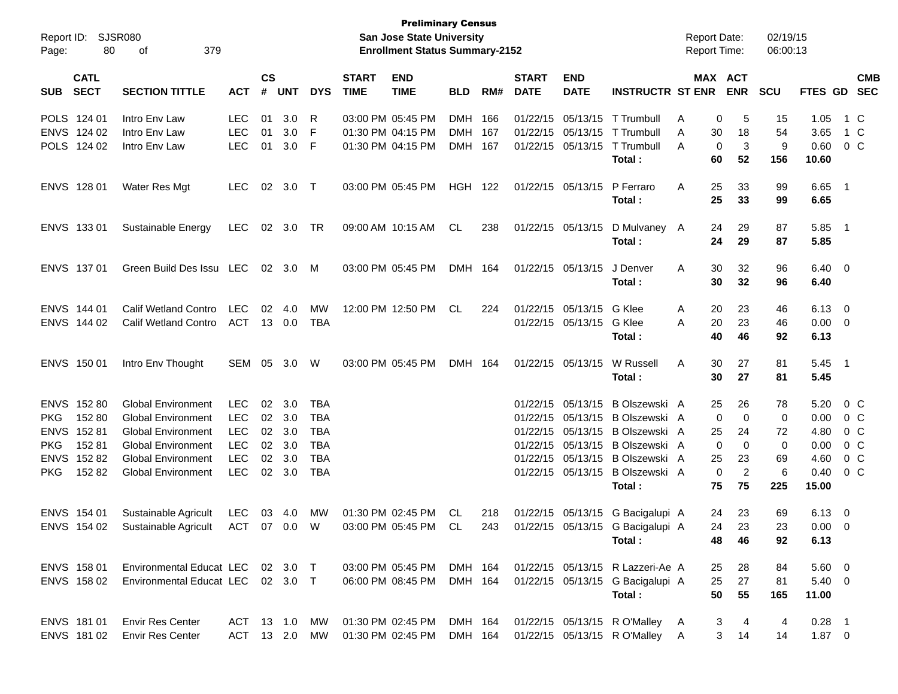**Preliminary Census**
**San Jose State University**
**Enrollment Status Summary-2152**

Report ID: SJSR080
Report Date: 02/19/15
Report Time: 06:00:13

| SUB | CATL SECT | SECTION TITTLE | ACT | CS # | UNT | DYS | START TIME | END TIME | BLD | RM# | START DATE | END DATE | INSTRUCTR | ST | MAX ENR | ACT ENR | SCU | FTES | GD | CMB SEC |
|---|---|---|---|---|---|---|---|---|---|---|---|---|---|---|---|---|---|---|---|---|
| POLS | 124 01 | Intro Env Law | LEC | 01 | 3.0 | R | 03:00 PM | 05:45 PM | DMH | 166 | 01/22/15 | 05/13/15 | T Trumbull | A | 0 | 5 | 15 | 1.05 | 1 | C |
| ENVS | 124 02 | Intro Env Law | LEC | 01 | 3.0 | F | 01:30 PM | 04:15 PM | DMH | 167 | 01/22/15 | 05/13/15 | T Trumbull | A | 30 | 18 | 54 | 3.65 | 1 | C |
| POLS | 124 02 | Intro Env Law | LEC | 01 | 3.0 | F | 01:30 PM | 04:15 PM | DMH | 167 | 01/22/15 | 05/13/15 | T Trumbull | A | 0 | 3 | 9 | 0.60 | 0 | C |
| | | | | | | | | | | | | | **Total :** | | **60** | **52** | **156** | **10.60** | | |
| ENVS | 128 01 | Water Res Mgt | LEC | 02 | 3.0 | T | 03:00 PM | 05:45 PM | HGH | 122 | 01/22/15 | 05/13/15 | P Ferraro | A | 25 | 33 | 99 | 6.65 | 1 | |
| | | | | | | | | | | | | | **Total :** | | **25** | **33** | **99** | **6.65** | | |
| ENVS | 133 01 | Sustainable Energy | LEC | 02 | 3.0 | TR | 09:00 AM | 10:15 AM | CL | 238 | 01/22/15 | 05/13/15 | D Mulvaney | A | 24 | 29 | 87 | 5.85 | 1 | |
| | | | | | | | | | | | | | **Total :** | | **24** | **29** | **87** | **5.85** | | |
| ENVS | 137 01 | Green Build Des Issu | LEC | 02 | 3.0 | M | 03:00 PM | 05:45 PM | DMH | 164 | 01/22/15 | 05/13/15 | J Denver | A | 30 | 32 | 96 | 6.40 | 0 | |
| | | | | | | | | | | | | | **Total :** | | **30** | **32** | **96** | **6.40** | | |
| ENVS | 144 01 | Calif Wetland Contro | LEC | 02 | 4.0 | MW | 12:00 PM | 12:50 PM | CL | 224 | 01/22/15 | 05/13/15 | G Klee | A | 20 | 23 | 46 | 6.13 | 0 | |
| ENVS | 144 02 | Calif Wetland Contro | ACT | 13 | 0.0 | TBA | | | | | 01/22/15 | 05/13/15 | G Klee | A | 20 | 23 | 46 | 0.00 | 0 | |
| | | | | | | | | | | | | | **Total :** | | **40** | **46** | **92** | **6.13** | | |
| ENVS | 150 01 | Intro Env Thought | SEM | 05 | 3.0 | W | 03:00 PM | 05:45 PM | DMH | 164 | 01/22/15 | 05/13/15 | W Russell | A | 30 | 27 | 81 | 5.45 | 1 | |
| | | | | | | | | | | | | | **Total :** | | **30** | **27** | **81** | **5.45** | | |
| ENVS | 152 80 | Global Environment | LEC | 02 | 3.0 | TBA | | | | | 01/22/15 | 05/13/15 | B Olszewski | A | 25 | 26 | 78 | 5.20 | 0 | C |
| PKG | 152 80 | Global Environment | LEC | 02 | 3.0 | TBA | | | | | 01/22/15 | 05/13/15 | B Olszewski | A | 0 | 0 | 0 | 0.00 | 0 | C |
| ENVS | 152 81 | Global Environment | LEC | 02 | 3.0 | TBA | | | | | 01/22/15 | 05/13/15 | B Olszewski | A | 25 | 24 | 72 | 4.80 | 0 | C |
| PKG | 152 81 | Global Environment | LEC | 02 | 3.0 | TBA | | | | | 01/22/15 | 05/13/15 | B Olszewski | A | 0 | 0 | 0 | 0.00 | 0 | C |
| ENVS | 152 82 | Global Environment | LEC | 02 | 3.0 | TBA | | | | | 01/22/15 | 05/13/15 | B Olszewski | A | 25 | 23 | 69 | 4.60 | 0 | C |
| PKG | 152 82 | Global Environment | LEC | 02 | 3.0 | TBA | | | | | 01/22/15 | 05/13/15 | B Olszewski | A | 0 | 2 | 6 | 0.40 | 0 | C |
| | | | | | | | | | | | | | **Total :** | | **75** | **75** | **225** | **15.00** | | |
| ENVS | 154 01 | Sustainable Agricult | LEC | 03 | 4.0 | MW | 01:30 PM | 02:45 PM | CL | 218 | 01/22/15 | 05/13/15 | G Bacigalupi | A | 24 | 23 | 69 | 6.13 | 0 | |
| ENVS | 154 02 | Sustainable Agricult | ACT | 07 | 0.0 | W | 03:00 PM | 05:45 PM | CL | 243 | 01/22/15 | 05/13/15 | G Bacigalupi | A | 24 | 23 | 23 | 0.00 | 0 | |
| | | | | | | | | | | | | | **Total :** | | **48** | **46** | **92** | **6.13** | | |
| ENVS | 158 01 | Environmental Educat | LEC | 02 | 3.0 | T | 03:00 PM | 05:45 PM | DMH | 164 | 01/22/15 | 05/13/15 | R Lazzeri-Ae | A | 25 | 28 | 84 | 5.60 | 0 | |
| ENVS | 158 02 | Environmental Educat | LEC | 02 | 3.0 | T | 06:00 PM | 08:45 PM | DMH | 164 | 01/22/15 | 05/13/15 | G Bacigalupi | A | 25 | 27 | 81 | 5.40 | 0 | |
| | | | | | | | | | | | | | **Total :** | | **50** | **55** | **165** | **11.00** | | |
| ENVS | 181 01 | Envir Res Center | ACT | 13 | 1.0 | MW | 01:30 PM | 02:45 PM | DMH | 164 | 01/22/15 | 05/13/15 | R O'Malley | A | 3 | 4 | 4 | 0.28 | 1 | |
| ENVS | 181 02 | Envir Res Center | ACT | 13 | 2.0 | MW | 01:30 PM | 02:45 PM | DMH | 164 | 01/22/15 | 05/13/15 | R O'Malley | A | 3 | 14 | 14 | 1.87 | 0 | |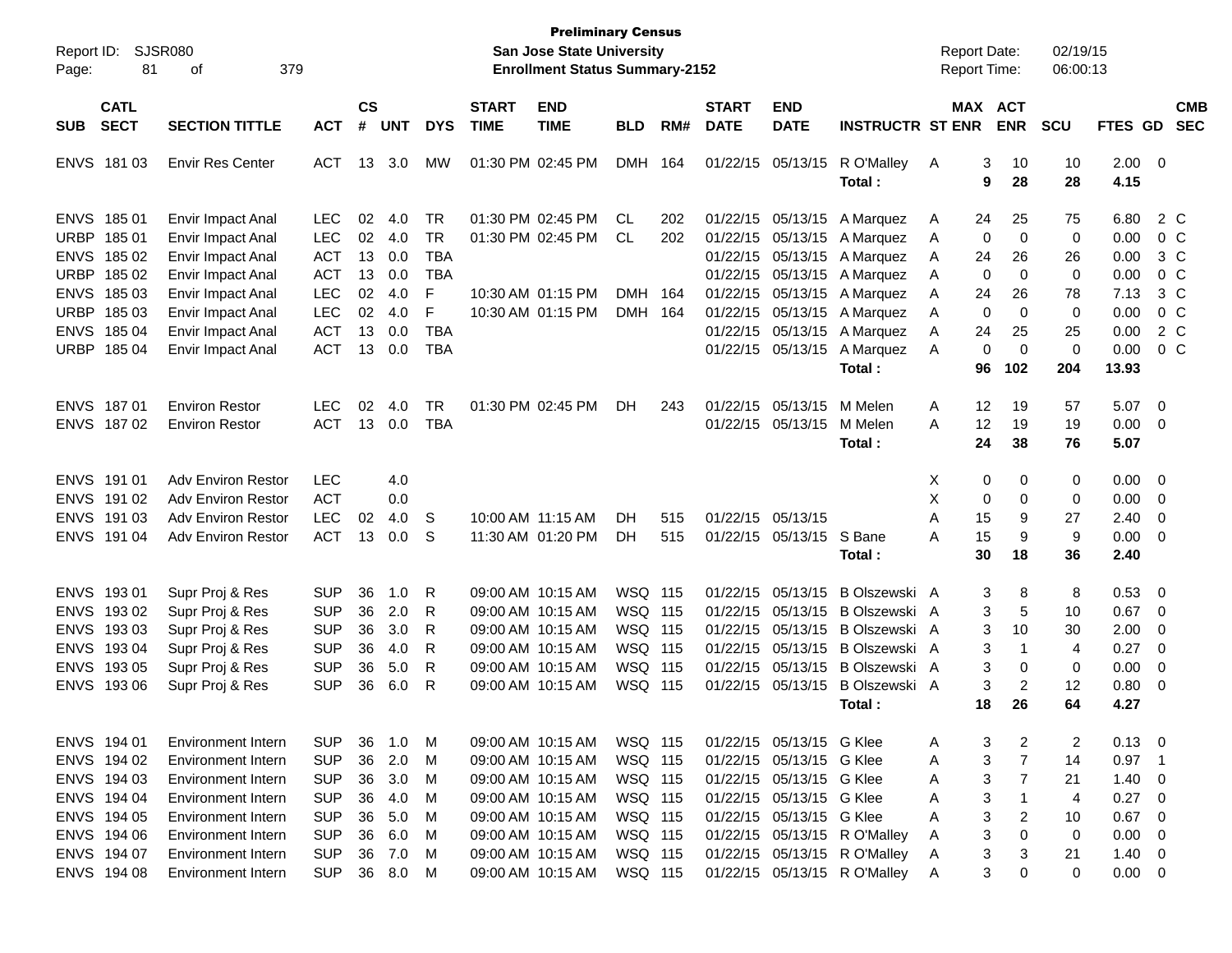**Preliminary Census**
**San Jose State University**
**Enrollment Status Summary-2152**

Report ID: SJSR080
Report Date: 02/19/15
Report Time: 06:00:13

| SUB | CATL SECT | SECTION TITTLE | ACT | CS # | UNT | DYS | START TIME | END TIME | BLD | RM# | START DATE | END DATE | INSTRUCTR | ST | MAX ENR | ACT ENR | SCU | FTES | GD | CMB SEC |
|---|---|---|---|---|---|---|---|---|---|---|---|---|---|---|---|---|---|---|---|---|
| ENVS | 181 03 | Envir Res Center | ACT | 13 | 3.0 | MW | 01:30 PM | 02:45 PM | DMH | 164 | 01/22/15 | 05/13/15 | R O'Malley | A | 3 | 10 | 10 | 2.00 | 0 | |
| | | | | | | | | | | | | | Total : | | 9 | 28 | 28 | 4.15 | | |
| ENVS | 185 01 | Envir Impact Anal | LEC | 02 | 4.0 | TR | 01:30 PM | 02:45 PM | CL | 202 | 01/22/15 | 05/13/15 | A Marquez | A | 24 | 25 | 75 | 6.80 | 2 | C |
| URBP | 185 01 | Envir Impact Anal | LEC | 02 | 4.0 | TR | 01:30 PM | 02:45 PM | CL | 202 | 01/22/15 | 05/13/15 | A Marquez | A | 0 | 0 | 0 | 0.00 | 0 | C |
| ENVS | 185 02 | Envir Impact Anal | ACT | 13 | 0.0 | TBA | | | | | 01/22/15 | 05/13/15 | A Marquez | A | 24 | 26 | 26 | 0.00 | 3 | C |
| URBP | 185 02 | Envir Impact Anal | ACT | 13 | 0.0 | TBA | | | | | 01/22/15 | 05/13/15 | A Marquez | A | 0 | 0 | 0 | 0.00 | 0 | C |
| ENVS | 185 03 | Envir Impact Anal | LEC | 02 | 4.0 | F | 10:30 AM | 01:15 PM | DMH | 164 | 01/22/15 | 05/13/15 | A Marquez | A | 24 | 26 | 78 | 7.13 | 3 | C |
| URBP | 185 03 | Envir Impact Anal | LEC | 02 | 4.0 | F | 10:30 AM | 01:15 PM | DMH | 164 | 01/22/15 | 05/13/15 | A Marquez | A | 0 | 0 | 0 | 0.00 | 0 | C |
| ENVS | 185 04 | Envir Impact Anal | ACT | 13 | 0.0 | TBA | | | | | 01/22/15 | 05/13/15 | A Marquez | A | 24 | 25 | 25 | 0.00 | 2 | C |
| URBP | 185 04 | Envir Impact Anal | ACT | 13 | 0.0 | TBA | | | | | 01/22/15 | 05/13/15 | A Marquez | A | 0 | 0 | 0 | 0.00 | 0 | C |
| | | | | | | | | | | | | | Total : | | 96 | 102 | 204 | 13.93 | | |
| ENVS | 187 01 | Environ Restor | LEC | 02 | 4.0 | TR | 01:30 PM | 02:45 PM | DH | 243 | 01/22/15 | 05/13/15 | M Melen | A | 12 | 19 | 57 | 5.07 | 0 | |
| ENVS | 187 02 | Environ Restor | ACT | 13 | 0.0 | TBA | | | | | 01/22/15 | 05/13/15 | M Melen | A | 12 | 19 | 19 | 0.00 | 0 | |
| | | | | | | | | | | | | | Total : | | 24 | 38 | 76 | 5.07 | | |
| ENVS | 191 01 | Adv Environ Restor | LEC | | 4.0 | | | | | | | | | X | 0 | 0 | 0 | 0.00 | 0 | |
| ENVS | 191 02 | Adv Environ Restor | ACT | | 0.0 | | | | | | | | | X | 0 | 0 | 0 | 0.00 | 0 | |
| ENVS | 191 03 | Adv Environ Restor | LEC | 02 | 4.0 | S | 10:00 AM | 11:15 AM | DH | 515 | 01/22/15 | 05/13/15 | | A | 15 | 9 | 27 | 2.40 | 0 | |
| ENVS | 191 04 | Adv Environ Restor | ACT | 13 | 0.0 | S | 11:30 AM | 01:20 PM | DH | 515 | 01/22/15 | 05/13/15 | S Bane | A | 15 | 9 | 9 | 0.00 | 0 | |
| | | | | | | | | | | | | | Total : | | 30 | 18 | 36 | 2.40 | | |
| ENVS | 193 01 | Supr Proj & Res | SUP | 36 | 1.0 | R | 09:00 AM | 10:15 AM | WSQ | 115 | 01/22/15 | 05/13/15 | B Olszewski | A | 3 | 8 | 8 | 0.53 | 0 | |
| ENVS | 193 02 | Supr Proj & Res | SUP | 36 | 2.0 | R | 09:00 AM | 10:15 AM | WSQ | 115 | 01/22/15 | 05/13/15 | B Olszewski | A | 3 | 5 | 10 | 0.67 | 0 | |
| ENVS | 193 03 | Supr Proj & Res | SUP | 36 | 3.0 | R | 09:00 AM | 10:15 AM | WSQ | 115 | 01/22/15 | 05/13/15 | B Olszewski | A | 3 | 10 | 30 | 2.00 | 0 | |
| ENVS | 193 04 | Supr Proj & Res | SUP | 36 | 4.0 | R | 09:00 AM | 10:15 AM | WSQ | 115 | 01/22/15 | 05/13/15 | B Olszewski | A | 3 | 1 | 4 | 0.27 | 0 | |
| ENVS | 193 05 | Supr Proj & Res | SUP | 36 | 5.0 | R | 09:00 AM | 10:15 AM | WSQ | 115 | 01/22/15 | 05/13/15 | B Olszewski | A | 3 | 0 | 0 | 0.00 | 0 | |
| ENVS | 193 06 | Supr Proj & Res | SUP | 36 | 6.0 | R | 09:00 AM | 10:15 AM | WSQ | 115 | 01/22/15 | 05/13/15 | B Olszewski | A | 3 | 2 | 12 | 0.80 | 0 | |
| | | | | | | | | | | | | | Total : | | 18 | 26 | 64 | 4.27 | | |
| ENVS | 194 01 | Environment Intern | SUP | 36 | 1.0 | M | 09:00 AM | 10:15 AM | WSQ | 115 | 01/22/15 | 05/13/15 | G Klee | A | 3 | 2 | 2 | 0.13 | 0 | |
| ENVS | 194 02 | Environment Intern | SUP | 36 | 2.0 | M | 09:00 AM | 10:15 AM | WSQ | 115 | 01/22/15 | 05/13/15 | G Klee | A | 3 | 7 | 14 | 0.97 | 1 | |
| ENVS | 194 03 | Environment Intern | SUP | 36 | 3.0 | M | 09:00 AM | 10:15 AM | WSQ | 115 | 01/22/15 | 05/13/15 | G Klee | A | 3 | 7 | 21 | 1.40 | 0 | |
| ENVS | 194 04 | Environment Intern | SUP | 36 | 4.0 | M | 09:00 AM | 10:15 AM | WSQ | 115 | 01/22/15 | 05/13/15 | G Klee | A | 3 | 1 | 4 | 0.27 | 0 | |
| ENVS | 194 05 | Environment Intern | SUP | 36 | 5.0 | M | 09:00 AM | 10:15 AM | WSQ | 115 | 01/22/15 | 05/13/15 | G Klee | A | 3 | 2 | 10 | 0.67 | 0 | |
| ENVS | 194 06 | Environment Intern | SUP | 36 | 6.0 | M | 09:00 AM | 10:15 AM | WSQ | 115 | 01/22/15 | 05/13/15 | R O'Malley | A | 3 | 0 | 0 | 0.00 | 0 | |
| ENVS | 194 07 | Environment Intern | SUP | 36 | 7.0 | M | 09:00 AM | 10:15 AM | WSQ | 115 | 01/22/15 | 05/13/15 | R O'Malley | A | 3 | 3 | 21 | 1.40 | 0 | |
| ENVS | 194 08 | Environment Intern | SUP | 36 | 8.0 | M | 09:00 AM | 10:15 AM | WSQ | 115 | 01/22/15 | 05/13/15 | R O'Malley | A | 3 | 0 | 0 | 0.00 | 0 | |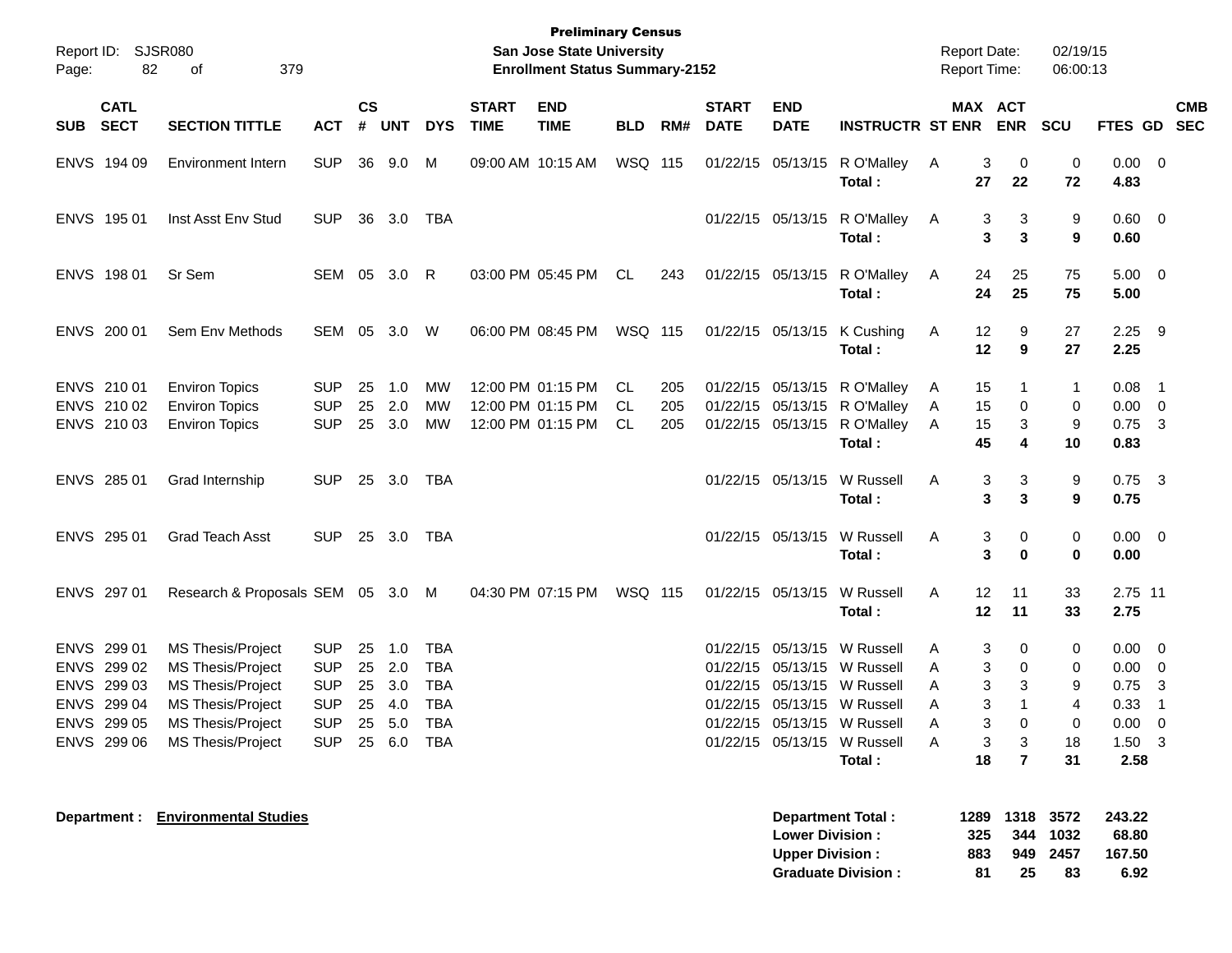**Preliminary Census**
**San Jose State University**
**Enrollment Status Summary-2152**

Report ID: SJSR080
Report Date: 02/19/15
Report Time: 06:00:13

| SUB | CATL SECT | SECTION TITTLE | ACT | CS # | UNT | DYS | START TIME | END TIME | BLD | RM# | START DATE | END DATE | INSTRUCTR | ST | MAX ENR | ACT ENR | SCU | FTES | GD | CMB SEC |
|---|---|---|---|---|---|---|---|---|---|---|---|---|---|---|---|---|---|---|---|---|
| ENVS | 194 09 | Environment Intern | SUP | 36 | 9.0 | M | 09:00 AM | 10:15 AM | WSQ | 115 | 01/22/15 | 05/13/15 | R O'Malley | A | 3 | 0 | 0 | 0.00 | 0 | |
| | | | | | | | | | | | | | **Total :** | | **27** | **22** | **72** | **4.83** | | |
| ENVS | 195 01 | Inst Asst Env Stud | SUP | 36 | 3.0 | TBA | | | | | 01/22/15 | 05/13/15 | R O'Malley | A | 3 | 3 | 9 | 0.60 | 0 | |
| | | | | | | | | | | | | | **Total :** | | **3** | **3** | **9** | **0.60** | | |
| ENVS | 198 01 | Sr Sem | SEM | 05 | 3.0 | R | 03:00 PM | 05:45 PM | CL | 243 | 01/22/15 | 05/13/15 | R O'Malley | A | 24 | 25 | 75 | 5.00 | 0 | |
| | | | | | | | | | | | | | **Total :** | | **24** | **25** | **75** | **5.00** | | |
| ENVS | 200 01 | Sem Env Methods | SEM | 05 | 3.0 | W | 06:00 PM | 08:45 PM | WSQ | 115 | 01/22/15 | 05/13/15 | K Cushing | A | 12 | 9 | 27 | 2.25 | 9 | |
| | | | | | | | | | | | | | **Total :** | | **12** | **9** | **27** | **2.25** | | |
| ENVS | 210 01 | Environ Topics | SUP | 25 | 1.0 | MW | 12:00 PM | 01:15 PM | CL | 205 | 01/22/15 | 05/13/15 | R O'Malley | A | 15 | 1 | 1 | 0.08 | 1 | |
| ENVS | 210 02 | Environ Topics | SUP | 25 | 2.0 | MW | 12:00 PM | 01:15 PM | CL | 205 | 01/22/15 | 05/13/15 | R O'Malley | A | 15 | 0 | 0 | 0.00 | 0 | |
| ENVS | 210 03 | Environ Topics | SUP | 25 | 3.0 | MW | 12:00 PM | 01:15 PM | CL | 205 | 01/22/15 | 05/13/15 | R O'Malley | A | 15 | 3 | 9 | 0.75 | 3 | |
| | | | | | | | | | | | | | **Total :** | | **45** | **4** | **10** | **0.83** | | |
| ENVS | 285 01 | Grad Internship | SUP | 25 | 3.0 | TBA | | | | | 01/22/15 | 05/13/15 | W Russell | A | 3 | 3 | 9 | 0.75 | 3 | |
| | | | | | | | | | | | | | **Total :** | | **3** | **3** | **9** | **0.75** | | |
| ENVS | 295 01 | Grad Teach Asst | SUP | 25 | 3.0 | TBA | | | | | 01/22/15 | 05/13/15 | W Russell | A | 3 | 0 | 0 | 0.00 | 0 | |
| | | | | | | | | | | | | | **Total :** | | **3** | **0** | **0** | **0.00** | | |
| ENVS | 297 01 | Research & Proposals | SEM | 05 | 3.0 | M | 04:30 PM | 07:15 PM | WSQ | 115 | 01/22/15 | 05/13/15 | W Russell | A | 12 | 11 | 33 | 2.75 | 11 | |
| | | | | | | | | | | | | | **Total :** | | **12** | **11** | **33** | **2.75** | | |
| ENVS | 299 01 | MS Thesis/Project | SUP | 25 | 1.0 | TBA | | | | | 01/22/15 | 05/13/15 | W Russell | A | 3 | 0 | 0 | 0.00 | 0 | |
| ENVS | 299 02 | MS Thesis/Project | SUP | 25 | 2.0 | TBA | | | | | 01/22/15 | 05/13/15 | W Russell | A | 3 | 0 | 0 | 0.00 | 0 | |
| ENVS | 299 03 | MS Thesis/Project | SUP | 25 | 3.0 | TBA | | | | | 01/22/15 | 05/13/15 | W Russell | A | 3 | 3 | 9 | 0.75 | 3 | |
| ENVS | 299 04 | MS Thesis/Project | SUP | 25 | 4.0 | TBA | | | | | 01/22/15 | 05/13/15 | W Russell | A | 3 | 1 | 4 | 0.33 | 1 | |
| ENVS | 299 05 | MS Thesis/Project | SUP | 25 | 5.0 | TBA | | | | | 01/22/15 | 05/13/15 | W Russell | A | 3 | 0 | 0 | 0.00 | 0 | |
| ENVS | 299 06 | MS Thesis/Project | SUP | 25 | 6.0 | TBA | | | | | 01/22/15 | 05/13/15 | W Russell | A | 3 | 3 | 18 | 1.50 | 3 | |
| | | | | | | | | | | | | | **Total :** | | **18** | **7** | **31** | **2.58** | | |

**Department :** **Environmental Studies**

| | MAX ENR | ACT ENR | SCU | FTES |
|---|---|---|---|---|
| **Department Total :** | **1289** | **1318** | **3572** | **243.22** |
| **Lower Division :** | **325** | **344** | **1032** | **68.80** |
| **Upper Division :** | **883** | **949** | **2457** | **167.50** |
| **Graduate Division :** | **81** | **25** | **83** | **6.92** |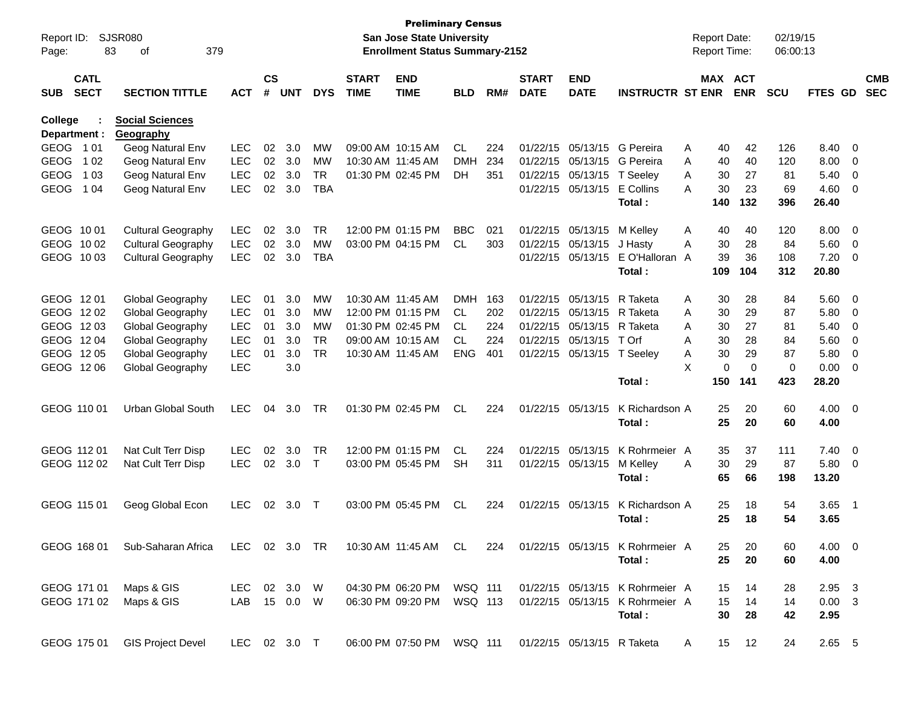**Preliminary Census**
**San Jose State University**
**Enrollment Status Summary-2152**

Report ID: SJSR080
Report Date: 02/19/15
Report Time: 06:00:13

**College : Social Sciences**
**Department : Geography**

| SUB | CATL SECT | SECTION TITTLE | ACT | CS # | UNT | DYS | START TIME | END TIME | BLD | RM# | START DATE | END DATE | INSTRUCTR | ST | MAX ENR | ACT ENR | SCU | FTES | GD | CMB SEC |
|---|---|---|---|---|---|---|---|---|---|---|---|---|---|---|---|---|---|---|---|---|
| GEOG | 1 01 | Geog Natural Env | LEC | 02 | 3.0 | MW | 09:00 AM | 10:15 AM | CL | 224 | 01/22/15 | 05/13/15 | G Pereira | A | 40 | 42 | 126 | 8.40 | 0 | |
| GEOG | 1 02 | Geog Natural Env | LEC | 02 | 3.0 | MW | 10:30 AM | 11:45 AM | DMH | 234 | 01/22/15 | 05/13/15 | G Pereira | A | 40 | 40 | 120 | 8.00 | 0 | |
| GEOG | 1 03 | Geog Natural Env | LEC | 02 | 3.0 | TR | 01:30 PM | 02:45 PM | DH | 351 | 01/22/15 | 05/13/15 | T Seeley | A | 30 | 27 | 81 | 5.40 | 0 | |
| GEOG | 1 04 | Geog Natural Env | LEC | 02 | 3.0 | TBA | | | | | 01/22/15 | 05/13/15 | E Collins | A | 30 | 23 | 69 | 4.60 | 0 | |
| | | | | | | | | | | | | | **Total :** | | **140** | **132** | **396** | **26.40** | | |
| GEOG | 10 01 | Cultural Geography | LEC | 02 | 3.0 | TR | 12:00 PM | 01:15 PM | BBC | 021 | 01/22/15 | 05/13/15 | M Kelley | A | 40 | 40 | 120 | 8.00 | 0 | |
| GEOG | 10 02 | Cultural Geography | LEC | 02 | 3.0 | MW | 03:00 PM | 04:15 PM | CL | 303 | 01/22/15 | 05/13/15 | J Hasty | A | 30 | 28 | 84 | 5.60 | 0 | |
| GEOG | 10 03 | Cultural Geography | LEC | 02 | 3.0 | TBA | | | | | 01/22/15 | 05/13/15 | E O'Halloran | A | 39 | 36 | 108 | 7.20 | 0 | |
| | | | | | | | | | | | | | **Total :** | | **109** | **104** | **312** | **20.80** | | |
| GEOG | 12 01 | Global Geography | LEC | 01 | 3.0 | MW | 10:30 AM | 11:45 AM | DMH | 163 | 01/22/15 | 05/13/15 | R Taketa | A | 30 | 28 | 84 | 5.60 | 0 | |
| GEOG | 12 02 | Global Geography | LEC | 01 | 3.0 | MW | 12:00 PM | 01:15 PM | CL | 202 | 01/22/15 | 05/13/15 | R Taketa | A | 30 | 29 | 87 | 5.80 | 0 | |
| GEOG | 12 03 | Global Geography | LEC | 01 | 3.0 | MW | 01:30 PM | 02:45 PM | CL | 224 | 01/22/15 | 05/13/15 | R Taketa | A | 30 | 27 | 81 | 5.40 | 0 | |
| GEOG | 12 04 | Global Geography | LEC | 01 | 3.0 | TR | 09:00 AM | 10:15 AM | CL | 224 | 01/22/15 | 05/13/15 | T Orf | A | 30 | 28 | 84 | 5.60 | 0 | |
| GEOG | 12 05 | Global Geography | LEC | 01 | 3.0 | TR | 10:30 AM | 11:45 AM | ENG | 401 | 01/22/15 | 05/13/15 | T Seeley | A | 30 | 29 | 87 | 5.80 | 0 | |
| GEOG | 12 06 | Global Geography | LEC | | 3.0 | | | | | | | | | X | 0 | 0 | 0 | 0.00 | 0 | |
| | | | | | | | | | | | | | **Total :** | | **150** | **141** | **423** | **28.20** | | |
| GEOG | 110 01 | Urban Global South | LEC | 04 | 3.0 | TR | 01:30 PM | 02:45 PM | CL | 224 | 01/22/15 | 05/13/15 | K Richardson | A | 25 | 20 | 60 | 4.00 | 0 | |
| | | | | | | | | | | | | | **Total :** | | **25** | **20** | **60** | **4.00** | | |
| GEOG | 112 01 | Nat Cult Terr Disp | LEC | 02 | 3.0 | TR | 12:00 PM | 01:15 PM | CL | 224 | 01/22/15 | 05/13/15 | K Rohrmeier | A | 35 | 37 | 111 | 7.40 | 0 | |
| GEOG | 112 02 | Nat Cult Terr Disp | LEC | 02 | 3.0 | T | 03:00 PM | 05:45 PM | SH | 311 | 01/22/15 | 05/13/15 | M Kelley | A | 30 | 29 | 87 | 5.80 | 0 | |
| | | | | | | | | | | | | | **Total :** | | **65** | **66** | **198** | **13.20** | | |
| GEOG | 115 01 | Geog Global Econ | LEC | 02 | 3.0 | T | 03:00 PM | 05:45 PM | CL | 224 | 01/22/15 | 05/13/15 | K Richardson | A | 25 | 18 | 54 | 3.65 | 1 | |
| | | | | | | | | | | | | | **Total :** | | **25** | **18** | **54** | **3.65** | | |
| GEOG | 168 01 | Sub-Saharan Africa | LEC | 02 | 3.0 | TR | 10:30 AM | 11:45 AM | CL | 224 | 01/22/15 | 05/13/15 | K Rohrmeier | A | 25 | 20 | 60 | 4.00 | 0 | |
| | | | | | | | | | | | | | **Total :** | | **25** | **20** | **60** | **4.00** | | |
| GEOG | 171 01 | Maps & GIS | LEC | 02 | 3.0 | W | 04:30 PM | 06:20 PM | WSQ | 111 | 01/22/15 | 05/13/15 | K Rohrmeier | A | 15 | 14 | 28 | 2.95 | 3 | |
| GEOG | 171 02 | Maps & GIS | LAB | 15 | 0.0 | W | 06:30 PM | 09:20 PM | WSQ | 113 | 01/22/15 | 05/13/15 | K Rohrmeier | A | 15 | 14 | 14 | 0.00 | 3 | |
| | | | | | | | | | | | | | **Total :** | | **30** | **28** | **42** | **2.95** | | |
| GEOG | 175 01 | GIS Project Devel | LEC | 02 | 3.0 | T | 06:00 PM | 07:50 PM | WSQ | 111 | 01/22/15 | 05/13/15 | R Taketa | A | 15 | 12 | 24 | 2.65 | 5 | |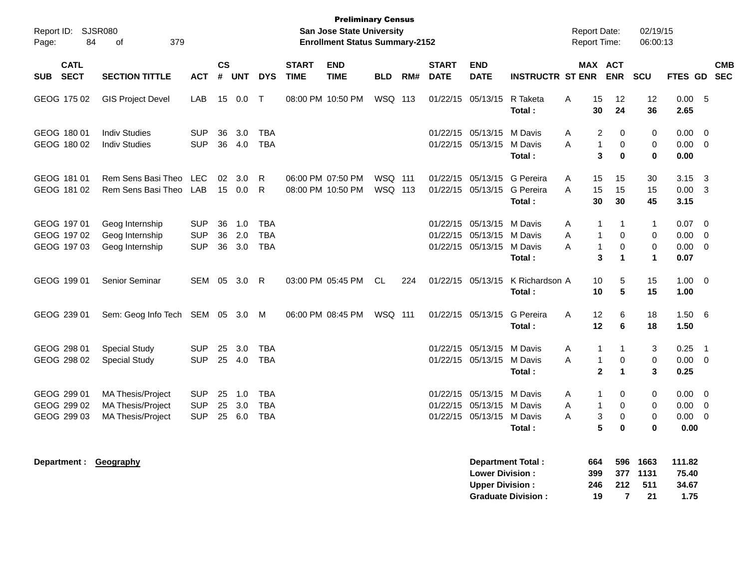**Preliminary Census**
**San Jose State University**
**Enrollment Status Summary-2152**

Report ID: SJSR080
Report Date: 02/19/15
Report Time: 06:00:13

| SUB | CATL SECT | SECTION TITTLE | ACT | CS # | UNT | DYS | START TIME | END TIME | BLD | RM# | START DATE | END DATE | INSTRUCTR | ST | MAX ENR | ACT ENR | SCU | FTES | GD | CMB SEC |
|---|---|---|---|---|---|---|---|---|---|---|---|---|---|---|---|---|---|---|---|---|
| GEOG | 175 02 | GIS Project Devel | LAB | 15 | 0.0 | T | 08:00 PM | 10:50 PM | WSQ | 113 | 01/22/15 | 05/13/15 | R Taketa | A | 15 | 12 | 12 | 0.00 | 5 | |
| | | | | | | | | | | | | | **Total :** | | **30** | **24** | **36** | **2.65** | | |
| GEOG | 180 01 | Indiv Studies | SUP | 36 | 3.0 | TBA | | | | | 01/22/15 | 05/13/15 | M Davis | A | 2 | 0 | 0 | 0.00 | 0 | |
| GEOG | 180 02 | Indiv Studies | SUP | 36 | 4.0 | TBA | | | | | 01/22/15 | 05/13/15 | M Davis | A | 1 | 0 | 0 | 0.00 | 0 | |
| | | | | | | | | | | | | | **Total :** | | **3** | **0** | **0** | **0.00** | | |
| GEOG | 181 01 | Rem Sens Basi Theo | LEC | 02 | 3.0 | R | 06:00 PM | 07:50 PM | WSQ | 111 | 01/22/15 | 05/13/15 | G Pereira | A | 15 | 15 | 30 | 3.15 | 3 | |
| GEOG | 181 02 | Rem Sens Basi Theo | LAB | 15 | 0.0 | R | 08:00 PM | 10:50 PM | WSQ | 113 | 01/22/15 | 05/13/15 | G Pereira | A | 15 | 15 | 15 | 0.00 | 3 | |
| | | | | | | | | | | | | | **Total :** | | **30** | **30** | **45** | **3.15** | | |
| GEOG | 197 01 | Geog Internship | SUP | 36 | 1.0 | TBA | | | | | 01/22/15 | 05/13/15 | M Davis | A | 1 | 1 | 1 | 0.07 | 0 | |
| GEOG | 197 02 | Geog Internship | SUP | 36 | 2.0 | TBA | | | | | 01/22/15 | 05/13/15 | M Davis | A | 1 | 0 | 0 | 0.00 | 0 | |
| GEOG | 197 03 | Geog Internship | SUP | 36 | 3.0 | TBA | | | | | 01/22/15 | 05/13/15 | M Davis | A | 1 | 0 | 0 | 0.00 | 0 | |
| | | | | | | | | | | | | | **Total :** | | **3** | **1** | **1** | **0.07** | | |
| GEOG | 199 01 | Senior Seminar | SEM | 05 | 3.0 | R | 03:00 PM | 05:45 PM | CL | 224 | 01/22/15 | 05/13/15 | K Richardson | A | 10 | 5 | 15 | 1.00 | 0 | |
| | | | | | | | | | | | | | **Total :** | | **10** | **5** | **15** | **1.00** | | |
| GEOG | 239 01 | Sem: Geog Info Tech | SEM | 05 | 3.0 | M | 06:00 PM | 08:45 PM | WSQ | 111 | 01/22/15 | 05/13/15 | G Pereira | A | 12 | 6 | 18 | 1.50 | 6 | |
| | | | | | | | | | | | | | **Total :** | | **12** | **6** | **18** | **1.50** | | |
| GEOG | 298 01 | Special Study | SUP | 25 | 3.0 | TBA | | | | | 01/22/15 | 05/13/15 | M Davis | A | 1 | 1 | 3 | 0.25 | 1 | |
| GEOG | 298 02 | Special Study | SUP | 25 | 4.0 | TBA | | | | | 01/22/15 | 05/13/15 | M Davis | A | 1 | 0 | 0 | 0.00 | 0 | |
| | | | | | | | | | | | | | **Total :** | | **2** | **1** | **3** | **0.25** | | |
| GEOG | 299 01 | MA Thesis/Project | SUP | 25 | 1.0 | TBA | | | | | 01/22/15 | 05/13/15 | M Davis | A | 1 | 0 | 0 | 0.00 | 0 | |
| GEOG | 299 02 | MA Thesis/Project | SUP | 25 | 3.0 | TBA | | | | | 01/22/15 | 05/13/15 | M Davis | A | 1 | 0 | 0 | 0.00 | 0 | |
| GEOG | 299 03 | MA Thesis/Project | SUP | 25 | 6.0 | TBA | | | | | 01/22/15 | 05/13/15 | M Davis | A | 3 | 0 | 0 | 0.00 | 0 | |
| | | | | | | | | | | | | | **Total :** | | **5** | **0** | **0** | **0.00** | | |

**Department : Geography**

| | MAX ENR | ACT ENR | SCU | FTES |
|---|---|---|---|---|
| **Department Total :** | **664** | **596** | **1663** | **111.82** |
| **Lower Division :** | **399** | **377** | **1131** | **75.40** |
| **Upper Division :** | **246** | **212** | **511** | **34.67** |
| **Graduate Division :** | **19** | **7** | **21** | **1.75** |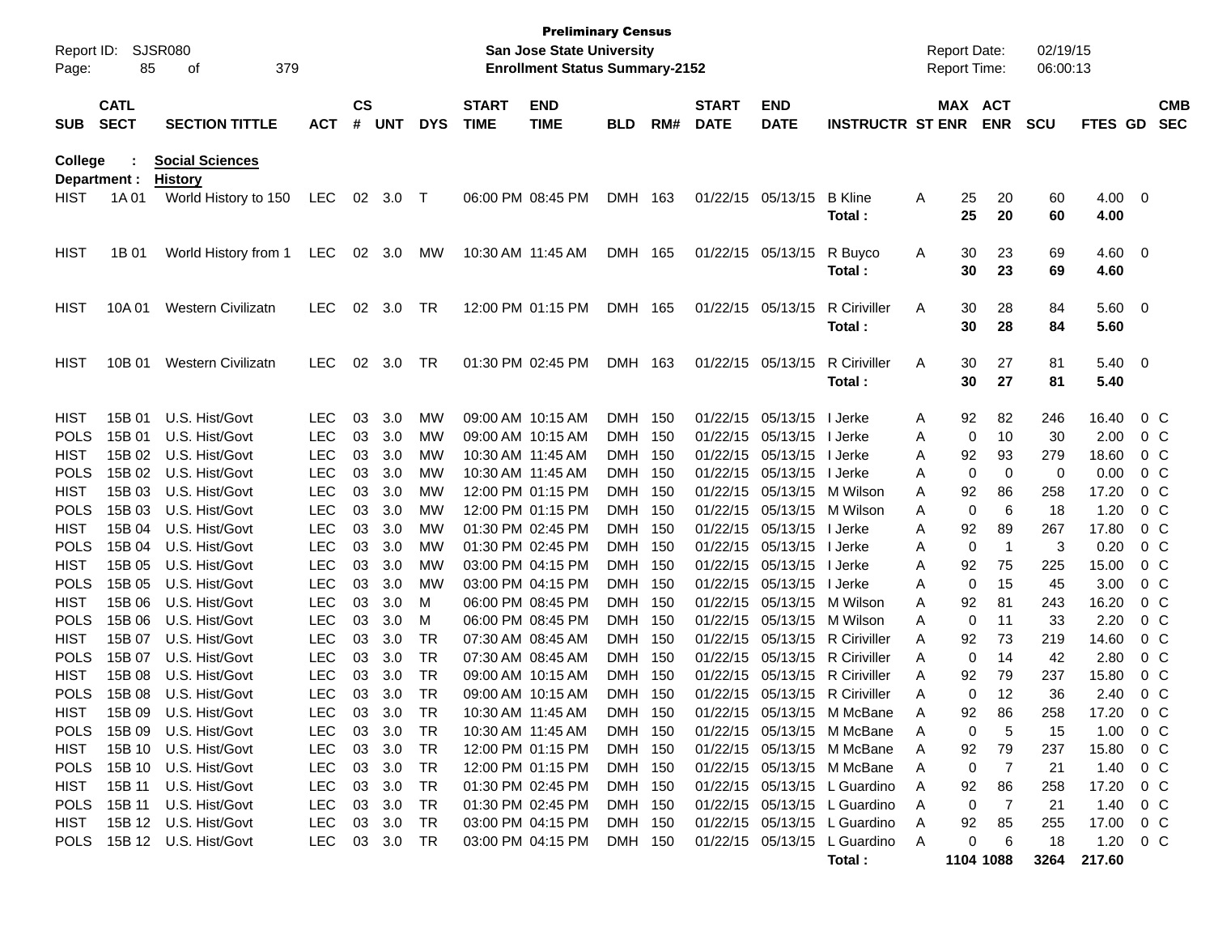**Preliminary Census**
**San Jose State University**
**Enrollment Status Summary-2152**

Report ID: SJSR080
Report Date: 02/19/15
Report Time: 06:00:13

| SUB | CATL SECT | SECTION TITTLE | ACT | CS # | UNT | DYS | START TIME | END TIME | BLD | RM# | START DATE | END DATE | INSTRUCTR | ST | MAX ENR | ACT ENR | SCU | FTES | GD | CMB SEC |
|---|---|---|---|---|---|---|---|---|---|---|---|---|---|---|---|---|---|---|---|---|
| **College :** | | **Social Sciences** | | | | | | | | | | | | | | | | | | |
| **Department :** | | **History** | | | | | | | | | | | | | | | | | | |
| HIST | 1A 01 | World History to 150 | LEC | 02 | 3.0 | T | 06:00 PM | 08:45 PM | DMH | 163 | 01/22/15 | 05/13/15 | B Kline | A | 25 | 20 | 60 | 4.00 | 0 | |
| | | | | | | | | | | | | | **Total :** | | **25** | **20** | **60** | **4.00** | | |
| HIST | 1B 01 | World History from 1 | LEC | 02 | 3.0 | MW | 10:30 AM | 11:45 AM | DMH | 165 | 01/22/15 | 05/13/15 | R Buyco | A | 30 | 23 | 69 | 4.60 | 0 | |
| | | | | | | | | | | | | | **Total :** | | **30** | **23** | **69** | **4.60** | | |
| HIST | 10A 01 | Western Civilizatn | LEC | 02 | 3.0 | TR | 12:00 PM | 01:15 PM | DMH | 165 | 01/22/15 | 05/13/15 | R Ciriviller | A | 30 | 28 | 84 | 5.60 | 0 | |
| | | | | | | | | | | | | | **Total :** | | **30** | **28** | **84** | **5.60** | | |
| HIST | 10B 01 | Western Civilizatn | LEC | 02 | 3.0 | TR | 01:30 PM | 02:45 PM | DMH | 163 | 01/22/15 | 05/13/15 | R Ciriviller | A | 30 | 27 | 81 | 5.40 | 0 | |
| | | | | | | | | | | | | | **Total :** | | **30** | **27** | **81** | **5.40** | | |
| HIST | 15B 01 | U.S. Hist/Govt | LEC | 03 | 3.0 | MW | 09:00 AM | 10:15 AM | DMH | 150 | 01/22/15 | 05/13/15 | I Jerke | A | 92 | 82 | 246 | 16.40 | 0 | C |
| POLS | 15B 01 | U.S. Hist/Govt | LEC | 03 | 3.0 | MW | 09:00 AM | 10:15 AM | DMH | 150 | 01/22/15 | 05/13/15 | I Jerke | A | 0 | 10 | 30 | 2.00 | 0 | C |
| HIST | 15B 02 | U.S. Hist/Govt | LEC | 03 | 3.0 | MW | 10:30 AM | 11:45 AM | DMH | 150 | 01/22/15 | 05/13/15 | I Jerke | A | 92 | 93 | 279 | 18.60 | 0 | C |
| POLS | 15B 02 | U.S. Hist/Govt | LEC | 03 | 3.0 | MW | 10:30 AM | 11:45 AM | DMH | 150 | 01/22/15 | 05/13/15 | I Jerke | A | 0 | 0 | 0 | 0.00 | 0 | C |
| HIST | 15B 03 | U.S. Hist/Govt | LEC | 03 | 3.0 | MW | 12:00 PM | 01:15 PM | DMH | 150 | 01/22/15 | 05/13/15 | M Wilson | A | 92 | 86 | 258 | 17.20 | 0 | C |
| POLS | 15B 03 | U.S. Hist/Govt | LEC | 03 | 3.0 | MW | 12:00 PM | 01:15 PM | DMH | 150 | 01/22/15 | 05/13/15 | M Wilson | A | 0 | 6 | 18 | 1.20 | 0 | C |
| HIST | 15B 04 | U.S. Hist/Govt | LEC | 03 | 3.0 | MW | 01:30 PM | 02:45 PM | DMH | 150 | 01/22/15 | 05/13/15 | I Jerke | A | 92 | 89 | 267 | 17.80 | 0 | C |
| POLS | 15B 04 | U.S. Hist/Govt | LEC | 03 | 3.0 | MW | 01:30 PM | 02:45 PM | DMH | 150 | 01/22/15 | 05/13/15 | I Jerke | A | 0 | 1 | 3 | 0.20 | 0 | C |
| HIST | 15B 05 | U.S. Hist/Govt | LEC | 03 | 3.0 | MW | 03:00 PM | 04:15 PM | DMH | 150 | 01/22/15 | 05/13/15 | I Jerke | A | 92 | 75 | 225 | 15.00 | 0 | C |
| POLS | 15B 05 | U.S. Hist/Govt | LEC | 03 | 3.0 | MW | 03:00 PM | 04:15 PM | DMH | 150 | 01/22/15 | 05/13/15 | I Jerke | A | 0 | 15 | 45 | 3.00 | 0 | C |
| HIST | 15B 06 | U.S. Hist/Govt | LEC | 03 | 3.0 | M | 06:00 PM | 08:45 PM | DMH | 150 | 01/22/15 | 05/13/15 | M Wilson | A | 92 | 81 | 243 | 16.20 | 0 | C |
| POLS | 15B 06 | U.S. Hist/Govt | LEC | 03 | 3.0 | M | 06:00 PM | 08:45 PM | DMH | 150 | 01/22/15 | 05/13/15 | M Wilson | A | 0 | 11 | 33 | 2.20 | 0 | C |
| HIST | 15B 07 | U.S. Hist/Govt | LEC | 03 | 3.0 | TR | 07:30 AM | 08:45 AM | DMH | 150 | 01/22/15 | 05/13/15 | R Ciriviller | A | 92 | 73 | 219 | 14.60 | 0 | C |
| POLS | 15B 07 | U.S. Hist/Govt | LEC | 03 | 3.0 | TR | 07:30 AM | 08:45 AM | DMH | 150 | 01/22/15 | 05/13/15 | R Ciriviller | A | 0 | 14 | 42 | 2.80 | 0 | C |
| HIST | 15B 08 | U.S. Hist/Govt | LEC | 03 | 3.0 | TR | 09:00 AM | 10:15 AM | DMH | 150 | 01/22/15 | 05/13/15 | R Ciriviller | A | 92 | 79 | 237 | 15.80 | 0 | C |
| POLS | 15B 08 | U.S. Hist/Govt | LEC | 03 | 3.0 | TR | 09:00 AM | 10:15 AM | DMH | 150 | 01/22/15 | 05/13/15 | R Ciriviller | A | 0 | 12 | 36 | 2.40 | 0 | C |
| HIST | 15B 09 | U.S. Hist/Govt | LEC | 03 | 3.0 | TR | 10:30 AM | 11:45 AM | DMH | 150 | 01/22/15 | 05/13/15 | M McBane | A | 92 | 86 | 258 | 17.20 | 0 | C |
| POLS | 15B 09 | U.S. Hist/Govt | LEC | 03 | 3.0 | TR | 10:30 AM | 11:45 AM | DMH | 150 | 01/22/15 | 05/13/15 | M McBane | A | 0 | 5 | 15 | 1.00 | 0 | C |
| HIST | 15B 10 | U.S. Hist/Govt | LEC | 03 | 3.0 | TR | 12:00 PM | 01:15 PM | DMH | 150 | 01/22/15 | 05/13/15 | M McBane | A | 92 | 79 | 237 | 15.80 | 0 | C |
| POLS | 15B 10 | U.S. Hist/Govt | LEC | 03 | 3.0 | TR | 12:00 PM | 01:15 PM | DMH | 150 | 01/22/15 | 05/13/15 | M McBane | A | 0 | 7 | 21 | 1.40 | 0 | C |
| HIST | 15B 11 | U.S. Hist/Govt | LEC | 03 | 3.0 | TR | 01:30 PM | 02:45 PM | DMH | 150 | 01/22/15 | 05/13/15 | L Guardino | A | 92 | 86 | 258 | 17.20 | 0 | C |
| POLS | 15B 11 | U.S. Hist/Govt | LEC | 03 | 3.0 | TR | 01:30 PM | 02:45 PM | DMH | 150 | 01/22/15 | 05/13/15 | L Guardino | A | 0 | 7 | 21 | 1.40 | 0 | C |
| HIST | 15B 12 | U.S. Hist/Govt | LEC | 03 | 3.0 | TR | 03:00 PM | 04:15 PM | DMH | 150 | 01/22/15 | 05/13/15 | L Guardino | A | 92 | 85 | 255 | 17.00 | 0 | C |
| POLS | 15B 12 | U.S. Hist/Govt | LEC | 03 | 3.0 | TR | 03:00 PM | 04:15 PM | DMH | 150 | 01/22/15 | 05/13/15 | L Guardino | A | 0 | 6 | 18 | 1.20 | 0 | C |
| | | | | | | | | | | | | | **Total :** | | **1104** | **1088** | **3264** | **217.60** | | |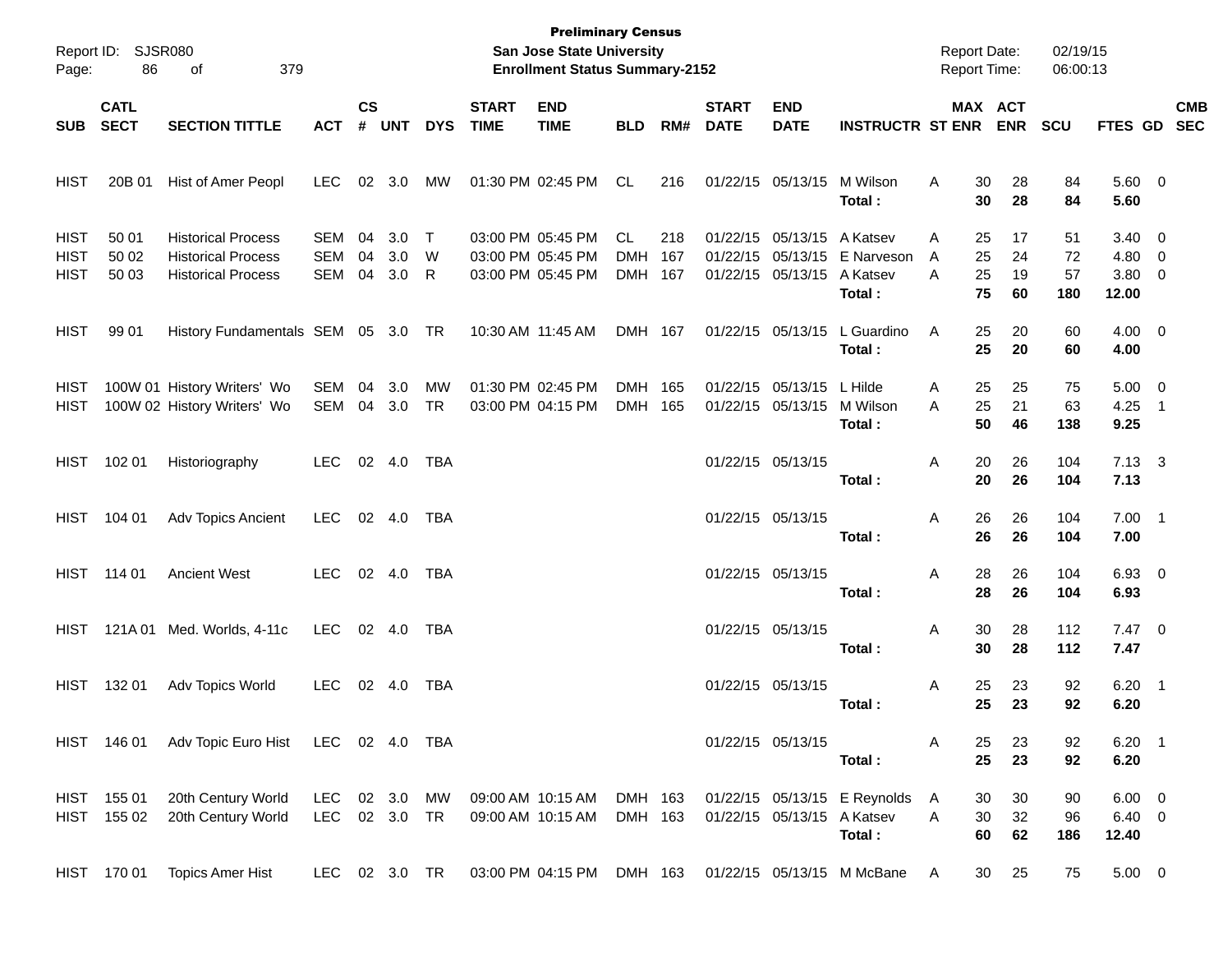**Preliminary Census**
**San Jose State University**
**Enrollment Status Summary-2152**

Report ID: SJSR080
Report Date: 02/19/15
Report Time: 06:00:13

| SUB | CATL SECT | SECTION TITTLE | ACT | CS # | UNT | DYS | START TIME | END TIME | BLD | RM# | START DATE | END DATE | INSTRUCTR | ST | MAX ENR | ACT ENR | SCU | FTES | GD | CMB SEC |
|---|---|---|---|---|---|---|---|---|---|---|---|---|---|---|---|---|---|---|---|---|
| HIST | 20B 01 | Hist of Amer Peopl | LEC | 02 | 3.0 | MW | 01:30 PM | 02:45 PM | CL | 216 | 01/22/15 | 05/13/15 | M Wilson | A | 30 | 28 | 84 | 5.60 | 0 | |
| | | | | | | | | | | | | | **Total :** | | **30** | **28** | **84** | **5.60** | | |
| HIST | 50 01 | Historical Process | SEM | 04 | 3.0 | T | 03:00 PM | 05:45 PM | CL | 218 | 01/22/15 | 05/13/15 | A Katsev | A | 25 | 17 | 51 | 3.40 | 0 | |
| HIST | 50 02 | Historical Process | SEM | 04 | 3.0 | W | 03:00 PM | 05:45 PM | DMH | 167 | 01/22/15 | 05/13/15 | E Narveson | A | 25 | 24 | 72 | 4.80 | 0 | |
| HIST | 50 03 | Historical Process | SEM | 04 | 3.0 | R | 03:00 PM | 05:45 PM | DMH | 167 | 01/22/15 | 05/13/15 | A Katsev | A | 25 | 19 | 57 | 3.80 | 0 | |
| | | | | | | | | | | | | | **Total :** | | **75** | **60** | **180** | **12.00** | | |
| HIST | 99 01 | History Fundamentals | SEM | 05 | 3.0 | TR | 10:30 AM | 11:45 AM | DMH | 167 | 01/22/15 | 05/13/15 | L Guardino | A | 25 | 20 | 60 | 4.00 | 0 | |
| | | | | | | | | | | | | | **Total :** | | **25** | **20** | **60** | **4.00** | | |
| HIST | 100W 01 | History Writers' Wo | SEM | 04 | 3.0 | MW | 01:30 PM | 02:45 PM | DMH | 165 | 01/22/15 | 05/13/15 | L Hilde | A | 25 | 25 | 75 | 5.00 | 0 | |
| HIST | 100W 02 | History Writers' Wo | SEM | 04 | 3.0 | TR | 03:00 PM | 04:15 PM | DMH | 165 | 01/22/15 | 05/13/15 | M Wilson | A | 25 | 21 | 63 | 4.25 | 1 | |
| | | | | | | | | | | | | | **Total :** | | **50** | **46** | **138** | **9.25** | | |
| HIST | 102 01 | Historiography | LEC | 02 | 4.0 | TBA | | | | | 01/22/15 | 05/13/15 | | A | 20 | 26 | 104 | 7.13 | 3 | |
| | | | | | | | | | | | | | **Total :** | | **20** | **26** | **104** | **7.13** | | |
| HIST | 104 01 | Adv Topics Ancient | LEC | 02 | 4.0 | TBA | | | | | 01/22/15 | 05/13/15 | | A | 26 | 26 | 104 | 7.00 | 1 | |
| | | | | | | | | | | | | | **Total :** | | **26** | **26** | **104** | **7.00** | | |
| HIST | 114 01 | Ancient West | LEC | 02 | 4.0 | TBA | | | | | 01/22/15 | 05/13/15 | | A | 28 | 26 | 104 | 6.93 | 0 | |
| | | | | | | | | | | | | | **Total :** | | **28** | **26** | **104** | **6.93** | | |
| HIST | 121A 01 | Med. Worlds, 4-11c | LEC | 02 | 4.0 | TBA | | | | | 01/22/15 | 05/13/15 | | A | 30 | 28 | 112 | 7.47 | 0 | |
| | | | | | | | | | | | | | **Total :** | | **30** | **28** | **112** | **7.47** | | |
| HIST | 132 01 | Adv Topics World | LEC | 02 | 4.0 | TBA | | | | | 01/22/15 | 05/13/15 | | A | 25 | 23 | 92 | 6.20 | 1 | |
| | | | | | | | | | | | | | **Total :** | | **25** | **23** | **92** | **6.20** | | |
| HIST | 146 01 | Adv Topic Euro Hist | LEC | 02 | 4.0 | TBA | | | | | 01/22/15 | 05/13/15 | | A | 25 | 23 | 92 | 6.20 | 1 | |
| | | | | | | | | | | | | | **Total :** | | **25** | **23** | **92** | **6.20** | | |
| HIST | 155 01 | 20th Century World | LEC | 02 | 3.0 | MW | 09:00 AM | 10:15 AM | DMH | 163 | 01/22/15 | 05/13/15 | E Reynolds | A | 30 | 30 | 90 | 6.00 | 0 | |
| HIST | 155 02 | 20th Century World | LEC | 02 | 3.0 | TR | 09:00 AM | 10:15 AM | DMH | 163 | 01/22/15 | 05/13/15 | A Katsev | A | 30 | 32 | 96 | 6.40 | 0 | |
| | | | | | | | | | | | | | **Total :** | | **60** | **62** | **186** | **12.40** | | |
| HIST | 170 01 | Topics Amer Hist | LEC | 02 | 3.0 | TR | 03:00 PM | 04:15 PM | DMH | 163 | 01/22/15 | 05/13/15 | M McBane | A | 30 | 25 | 75 | 5.00 | 0 | |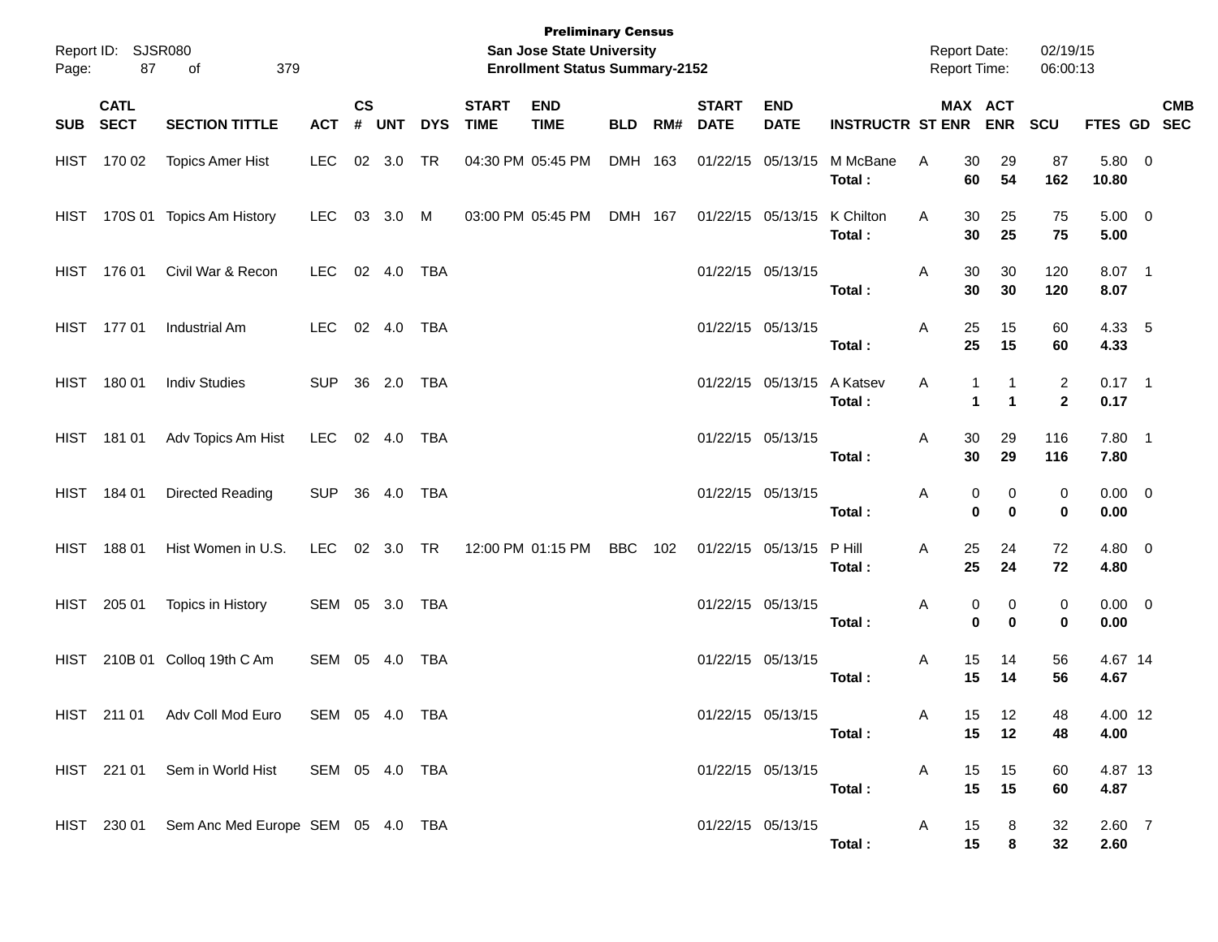**Preliminary Census**
**San Jose State University**
**Enrollment Status Summary-2152**

Report ID: SJSR080
Report Date: 02/19/15
Report Time: 06:00:13

| SUB | CATL SECT | SECTION TITTLE | ACT | CS # | UNT | DYS | START TIME | END TIME | BLD | RM# | START DATE | END DATE | INSTRUCTR | ST | MAX ENR | ACT ENR | SCU | FTES | GD | CMB SEC |
|---|---|---|---|---|---|---|---|---|---|---|---|---|---|---|---|---|---|---|---|---|
| HIST | 170 02 | Topics Amer Hist | LEC | 02 | 3.0 | TR | 04:30 PM | 05:45 PM | DMH | 163 | 01/22/15 | 05/13/15 | M McBane | A | 30 | 29 | 87 | 5.80 | 0 | |
| | | | | | | | | | | | | | **Total :** | | **60** | **54** | **162** | **10.80** | | |
| HIST | 170S 01 | Topics Am History | LEC | 03 | 3.0 | M | 03:00 PM | 05:45 PM | DMH | 167 | 01/22/15 | 05/13/15 | K Chilton | A | 30 | 25 | 75 | 5.00 | 0 | |
| | | | | | | | | | | | | | **Total :** | | **30** | **25** | **75** | **5.00** | | |
| HIST | 176 01 | Civil War & Recon | LEC | 02 | 4.0 | TBA | | | | | 01/22/15 | 05/13/15 | | A | 30 | 30 | 120 | 8.07 | 1 | |
| | | | | | | | | | | | | | **Total :** | | **30** | **30** | **120** | **8.07** | | |
| HIST | 177 01 | Industrial Am | LEC | 02 | 4.0 | TBA | | | | | 01/22/15 | 05/13/15 | | A | 25 | 15 | 60 | 4.33 | 5 | |
| | | | | | | | | | | | | | **Total :** | | **25** | **15** | **60** | **4.33** | | |
| HIST | 180 01 | Indiv Studies | SUP | 36 | 2.0 | TBA | | | | | 01/22/15 | 05/13/15 | A Katsev | A | 1 | 1 | 2 | 0.17 | 1 | |
| | | | | | | | | | | | | | **Total :** | | **1** | **1** | **2** | **0.17** | | |
| HIST | 181 01 | Adv Topics Am Hist | LEC | 02 | 4.0 | TBA | | | | | 01/22/15 | 05/13/15 | | A | 30 | 29 | 116 | 7.80 | 1 | |
| | | | | | | | | | | | | | **Total :** | | **30** | **29** | **116** | **7.80** | | |
| HIST | 184 01 | Directed Reading | SUP | 36 | 4.0 | TBA | | | | | 01/22/15 | 05/13/15 | | A | 0 | 0 | 0 | 0.00 | 0 | |
| | | | | | | | | | | | | | **Total :** | | **0** | **0** | **0** | **0.00** | | |
| HIST | 188 01 | Hist Women in U.S. | LEC | 02 | 3.0 | TR | 12:00 PM | 01:15 PM | BBC | 102 | 01/22/15 | 05/13/15 | P Hill | A | 25 | 24 | 72 | 4.80 | 0 | |
| | | | | | | | | | | | | | **Total :** | | **25** | **24** | **72** | **4.80** | | |
| HIST | 205 01 | Topics in History | SEM | 05 | 3.0 | TBA | | | | | 01/22/15 | 05/13/15 | | A | 0 | 0 | 0 | 0.00 | 0 | |
| | | | | | | | | | | | | | **Total :** | | **0** | **0** | **0** | **0.00** | | |
| HIST | 210B 01 | Colloq 19th C Am | SEM | 05 | 4.0 | TBA | | | | | 01/22/15 | 05/13/15 | | A | 15 | 14 | 56 | 4.67 | 14 | |
| | | | | | | | | | | | | | **Total :** | | **15** | **14** | **56** | **4.67** | | |
| HIST | 211 01 | Adv Coll Mod Euro | SEM | 05 | 4.0 | TBA | | | | | 01/22/15 | 05/13/15 | | A | 15 | 12 | 48 | 4.00 | 12 | |
| | | | | | | | | | | | | | **Total :** | | **15** | **12** | **48** | **4.00** | | |
| HIST | 221 01 | Sem in World Hist | SEM | 05 | 4.0 | TBA | | | | | 01/22/15 | 05/13/15 | | A | 15 | 15 | 60 | 4.87 | 13 | |
| | | | | | | | | | | | | | **Total :** | | **15** | **15** | **60** | **4.87** | | |
| HIST | 230 01 | Sem Anc Med Europe | SEM | 05 | 4.0 | TBA | | | | | 01/22/15 | 05/13/15 | | A | 15 | 8 | 32 | 2.60 | 7 | |
| | | | | | | | | | | | | | **Total :** | | **15** | **8** | **32** | **2.60** | | |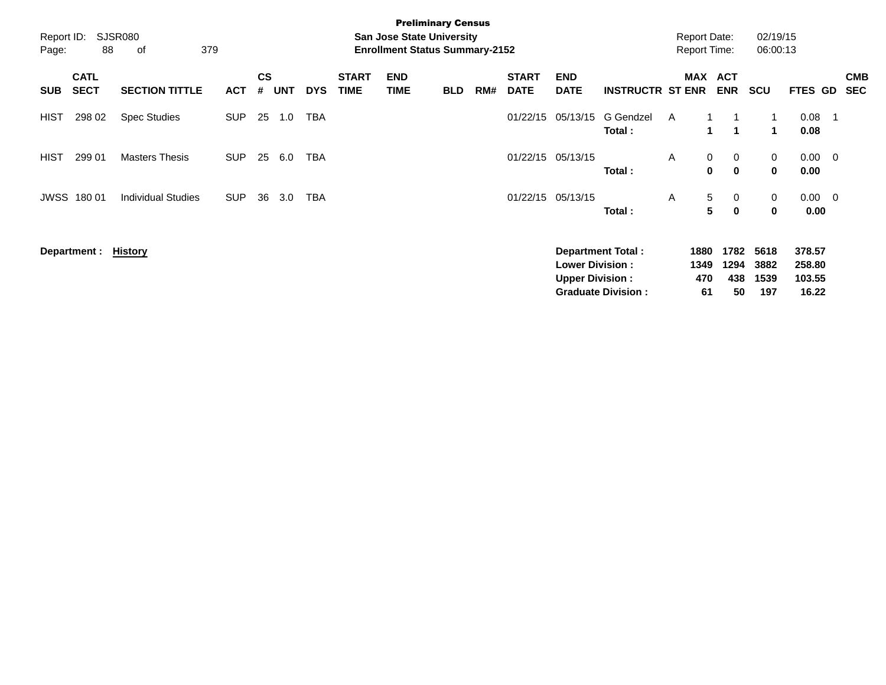**Preliminary Census**
**San Jose State University**
**Enrollment Status Summary-2152**

Report ID: SJSR080
Report Date: 02/19/15
Report Time: 06:00:13

| SUB | CATL SECT | SECTION TITTLE | ACT | CS # | UNT | DYS | START TIME | END TIME | BLD | RM# | START DATE | END DATE | INSTRUCTR | ST | MAX ENR | ACT ENR | SCU | FTES | GD | CMB SEC |
|---|---|---|---|---|---|---|---|---|---|---|---|---|---|---|---|---|---|---|---|---|
| HIST | 298 02 | Spec Studies | SUP | 25 | 1.0 | TBA | | | | | 01/22/15 | 05/13/15 | G Gendzel | A | 1 | 1 | 1 | 0.08 | 1 | |
| | | | | | | | | | | | | | **Total :** | | **1** | **1** | **1** | **0.08** | | |
| HIST | 299 01 | Masters Thesis | SUP | 25 | 6.0 | TBA | | | | | 01/22/15 | 05/13/15 | | A | 0 | 0 | 0 | 0.00 | 0 | |
| | | | | | | | | | | | | | **Total :** | | **0** | **0** | **0** | **0.00** | | |
| JWSS | 180 01 | Individual Studies | SUP | 36 | 3.0 | TBA | | | | | 01/22/15 | 05/13/15 | | A | 5 | 0 | 0 | 0.00 | 0 | |
| | | | | | | | | | | | | | **Total :** | | **5** | **0** | **0** | **0.00** | | |

**Department :** **History**

| | MAX ENR | ACT ENR | SCU | FTES |
|---|---|---|---|---|
| **Department Total :** | **1880** | **1782** | **5618** | **378.57** |
| **Lower Division :** | **1349** | **1294** | **3882** | **258.80** |
| **Upper Division :** | **470** | **438** | **1539** | **103.55** |
| **Graduate Division :** | **61** | **50** | **197** | **16.22** |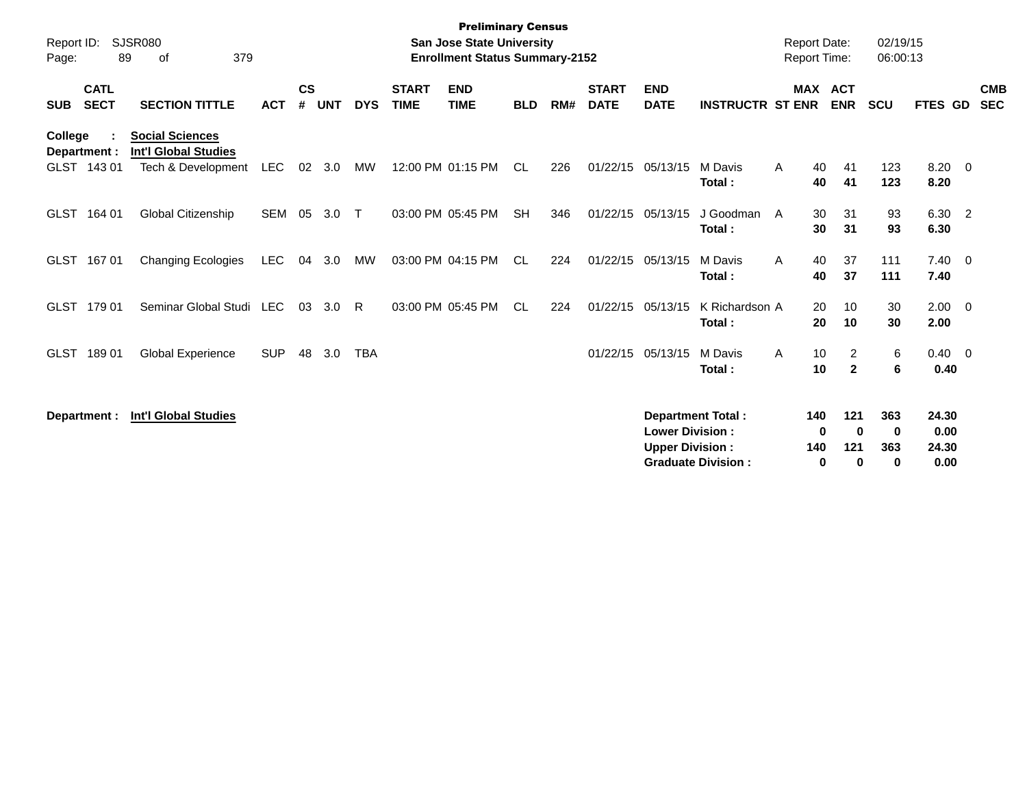**Preliminary Census**
**San Jose State University**
**Enrollment Status Summary-2152**

Report ID: SJSR080
Report Date: 02/19/15
Report Time: 06:00:13

| SUB | CATL SECT | SECTION TITTLE | ACT | CS # | UNT | DYS | START TIME | END TIME | BLD | RM# | START DATE | END DATE | INSTRUCTR | ST | MAX ENR | ACT ENR | SCU | FTES | GD | CMB SEC |
|---|---|---|---|---|---|---|---|---|---|---|---|---|---|---|---|---|---|---|---|---|
| **College :** | | **Social Sciences** | | | | | | | | | | | | | | | | | | |
| **Department :** | | **Int'l Global Studies** | | | | | | | | | | | | | | | | | | |
| GLST | 143 01 | Tech & Development | LEC | 02 | 3.0 | MW | 12:00 PM | 01:15 PM | CL | 226 | 01/22/15 | 05/13/15 | M Davis | A | 40 | 41 | 123 | 8.20 | 0 | |
| | | | | | | | | | | | | | **Total :** | | **40** | **41** | **123** | **8.20** | | |
| GLST | 164 01 | Global Citizenship | SEM | 05 | 3.0 | T | 03:00 PM | 05:45 PM | SH | 346 | 01/22/15 | 05/13/15 | J Goodman | A | 30 | 31 | 93 | 6.30 | 2 | |
| | | | | | | | | | | | | | **Total :** | | **30** | **31** | **93** | **6.30** | | |
| GLST | 167 01 | Changing Ecologies | LEC | 04 | 3.0 | MW | 03:00 PM | 04:15 PM | CL | 224 | 01/22/15 | 05/13/15 | M Davis | A | 40 | 37 | 111 | 7.40 | 0 | |
| | | | | | | | | | | | | | **Total :** | | **40** | **37** | **111** | **7.40** | | |
| GLST | 179 01 | Seminar Global Studi | LEC | 03 | 3.0 | R | 03:00 PM | 05:45 PM | CL | 224 | 01/22/15 | 05/13/15 | K Richardson | A | 20 | 10 | 30 | 2.00 | 0 | |
| | | | | | | | | | | | | | **Total :** | | **20** | **10** | **30** | **2.00** | | |
| GLST | 189 01 | Global Experience | SUP | 48 | 3.0 | TBA | | | | | 01/22/15 | 05/13/15 | M Davis | A | 10 | 2 | 6 | 0.40 | 0 | |
| | | | | | | | | | | | | | **Total :** | | **10** | **2** | **6** | **0.40** | | |

**Department : Int'l Global Studies**

| | MAX ENR | ACT ENR | SCU | FTES |
|---|---|---|---|---|
| **Department Total :** | **140** | **121** | **363** | **24.30** |
| **Lower Division :** | **0** | **0** | **0** | **0.00** |
| **Upper Division :** | **140** | **121** | **363** | **24.30** |
| **Graduate Division :** | **0** | **0** | **0** | **0.00** |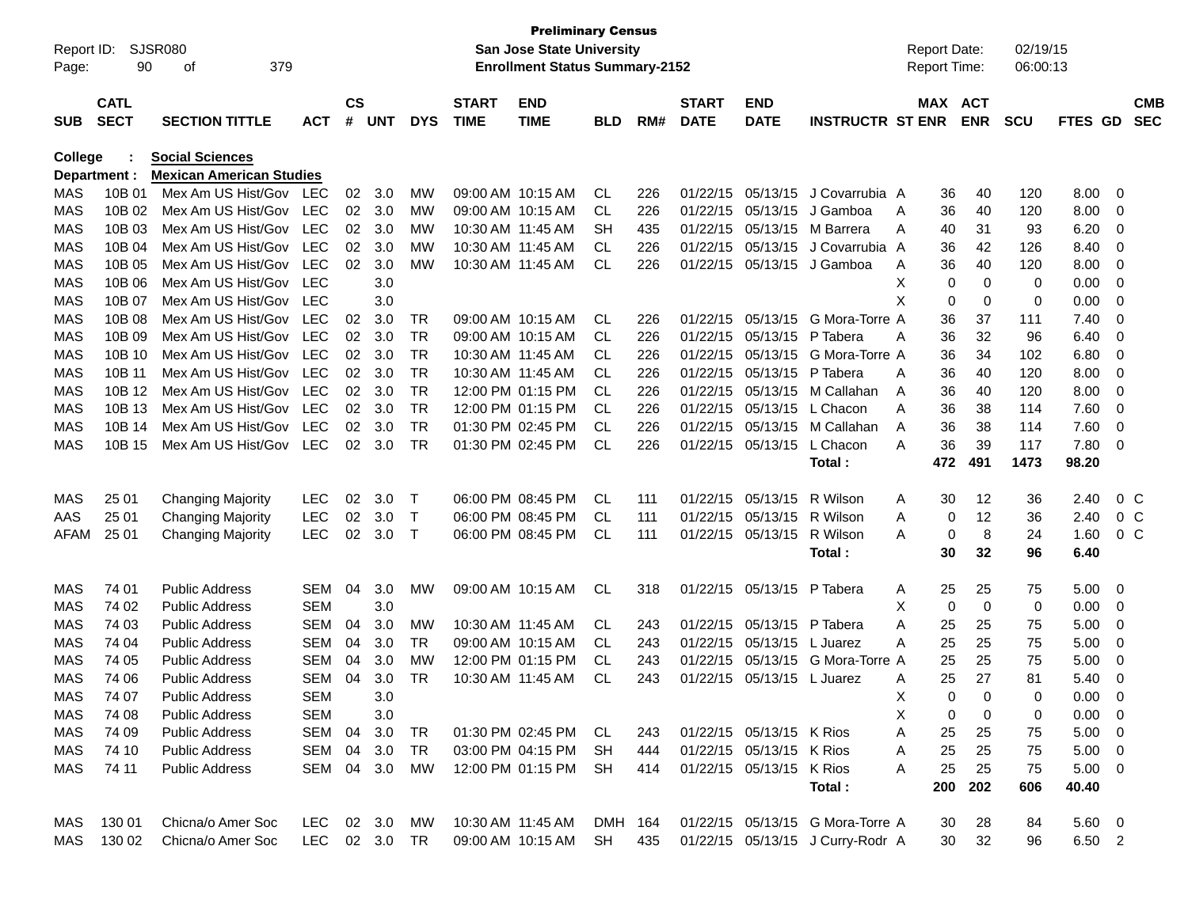**Preliminary Census**
**San Jose State University**
**Enrollment Status Summary-2152**

Report ID: SJSR080
Report Date: 02/19/15
Report Time: 06:00:13

| SUB | CATL SECT | SECTION TITTLE | ACT | CS # | UNT | DYS | START TIME | END TIME | BLD | RM# | START DATE | END DATE | INSTRUCTR | ST | MAX ENR | ACT ENR | SCU | FTES | GD | CMB SEC |
|---|---|---|---|---|---|---|---|---|---|---|---|---|---|---|---|---|---|---|---|---|
| **College** | **:** | **Social Sciences** | | | | | | | | | | | | | | | | | | |
| **Department :** | | **Mexican American Studies** | | | | | | | | | | | | | | | | | | |
| MAS | 10B 01 | Mex Am US Hist/Gov | LEC | 02 | 3.0 | MW | 09:00 AM | 10:15 AM | CL | 226 | 01/22/15 | 05/13/15 | J Covarrubia | A | 36 | 40 | 120 | 8.00 | 0 | |
| MAS | 10B 02 | Mex Am US Hist/Gov | LEC | 02 | 3.0 | MW | 09:00 AM | 10:15 AM | CL | 226 | 01/22/15 | 05/13/15 | J Gamboa | A | 36 | 40 | 120 | 8.00 | 0 | |
| MAS | 10B 03 | Mex Am US Hist/Gov | LEC | 02 | 3.0 | MW | 10:30 AM | 11:45 AM | SH | 435 | 01/22/15 | 05/13/15 | M Barrera | A | 40 | 31 | 93 | 6.20 | 0 | |
| MAS | 10B 04 | Mex Am US Hist/Gov | LEC | 02 | 3.0 | MW | 10:30 AM | 11:45 AM | CL | 226 | 01/22/15 | 05/13/15 | J Covarrubia | A | 36 | 42 | 126 | 8.40 | 0 | |
| MAS | 10B 05 | Mex Am US Hist/Gov | LEC | 02 | 3.0 | MW | 10:30 AM | 11:45 AM | CL | 226 | 01/22/15 | 05/13/15 | J Gamboa | A | 36 | 40 | 120 | 8.00 | 0 | |
| MAS | 10B 06 | Mex Am US Hist/Gov | LEC | | 3.0 | | | | | | | | | X | 0 | 0 | 0 | 0.00 | 0 | |
| MAS | 10B 07 | Mex Am US Hist/Gov | LEC | | 3.0 | | | | | | | | | X | 0 | 0 | 0 | 0.00 | 0 | |
| MAS | 10B 08 | Mex Am US Hist/Gov | LEC | 02 | 3.0 | TR | 09:00 AM | 10:15 AM | CL | 226 | 01/22/15 | 05/13/15 | G Mora-Torre | A | 36 | 37 | 111 | 7.40 | 0 | |
| MAS | 10B 09 | Mex Am US Hist/Gov | LEC | 02 | 3.0 | TR | 09:00 AM | 10:15 AM | CL | 226 | 01/22/15 | 05/13/15 | P Tabera | A | 36 | 32 | 96 | 6.40 | 0 | |
| MAS | 10B 10 | Mex Am US Hist/Gov | LEC | 02 | 3.0 | TR | 10:30 AM | 11:45 AM | CL | 226 | 01/22/15 | 05/13/15 | G Mora-Torre | A | 36 | 34 | 102 | 6.80 | 0 | |
| MAS | 10B 11 | Mex Am US Hist/Gov | LEC | 02 | 3.0 | TR | 10:30 AM | 11:45 AM | CL | 226 | 01/22/15 | 05/13/15 | P Tabera | A | 36 | 40 | 120 | 8.00 | 0 | |
| MAS | 10B 12 | Mex Am US Hist/Gov | LEC | 02 | 3.0 | TR | 12:00 PM | 01:15 PM | CL | 226 | 01/22/15 | 05/13/15 | M Callahan | A | 36 | 40 | 120 | 8.00 | 0 | |
| MAS | 10B 13 | Mex Am US Hist/Gov | LEC | 02 | 3.0 | TR | 12:00 PM | 01:15 PM | CL | 226 | 01/22/15 | 05/13/15 | L Chacon | A | 36 | 38 | 114 | 7.60 | 0 | |
| MAS | 10B 14 | Mex Am US Hist/Gov | LEC | 02 | 3.0 | TR | 01:30 PM | 02:45 PM | CL | 226 | 01/22/15 | 05/13/15 | M Callahan | A | 36 | 38 | 114 | 7.60 | 0 | |
| MAS | 10B 15 | Mex Am US Hist/Gov | LEC | 02 | 3.0 | TR | 01:30 PM | 02:45 PM | CL | 226 | 01/22/15 | 05/13/15 | L Chacon | A | 36 | 39 | 117 | 7.80 | 0 | |
| | | | | | | | | | | | | | **Total :** | | **472** | **491** | **1473** | **98.20** | | |
| MAS | 25 01 | Changing Majority | LEC | 02 | 3.0 | T | 06:00 PM | 08:45 PM | CL | 111 | 01/22/15 | 05/13/15 | R Wilson | A | 30 | 12 | 36 | 2.40 | 0 | C |
| AAS | 25 01 | Changing Majority | LEC | 02 | 3.0 | T | 06:00 PM | 08:45 PM | CL | 111 | 01/22/15 | 05/13/15 | R Wilson | A | 0 | 12 | 36 | 2.40 | 0 | C |
| AFAM | 25 01 | Changing Majority | LEC | 02 | 3.0 | T | 06:00 PM | 08:45 PM | CL | 111 | 01/22/15 | 05/13/15 | R Wilson | A | 0 | 8 | 24 | 1.60 | 0 | C |
| | | | | | | | | | | | | | **Total :** | | **30** | **32** | **96** | **6.40** | | |
| MAS | 74 01 | Public Address | SEM | 04 | 3.0 | MW | 09:00 AM | 10:15 AM | CL | 318 | 01/22/15 | 05/13/15 | P Tabera | A | 25 | 25 | 75 | 5.00 | 0 | |
| MAS | 74 02 | Public Address | SEM | | 3.0 | | | | | | | | | X | 0 | 0 | 0 | 0.00 | 0 | |
| MAS | 74 03 | Public Address | SEM | 04 | 3.0 | MW | 10:30 AM | 11:45 AM | CL | 243 | 01/22/15 | 05/13/15 | P Tabera | A | 25 | 25 | 75 | 5.00 | 0 | |
| MAS | 74 04 | Public Address | SEM | 04 | 3.0 | TR | 09:00 AM | 10:15 AM | CL | 243 | 01/22/15 | 05/13/15 | L Juarez | A | 25 | 25 | 75 | 5.00 | 0 | |
| MAS | 74 05 | Public Address | SEM | 04 | 3.0 | MW | 12:00 PM | 01:15 PM | CL | 243 | 01/22/15 | 05/13/15 | G Mora-Torre | A | 25 | 25 | 75 | 5.00 | 0 | |
| MAS | 74 06 | Public Address | SEM | 04 | 3.0 | TR | 10:30 AM | 11:45 AM | CL | 243 | 01/22/15 | 05/13/15 | L Juarez | A | 25 | 27 | 81 | 5.40 | 0 | |
| MAS | 74 07 | Public Address | SEM | | 3.0 | | | | | | | | | X | 0 | 0 | 0 | 0.00 | 0 | |
| MAS | 74 08 | Public Address | SEM | | 3.0 | | | | | | | | | X | 0 | 0 | 0 | 0.00 | 0 | |
| MAS | 74 09 | Public Address | SEM | 04 | 3.0 | TR | 01:30 PM | 02:45 PM | CL | 243 | 01/22/15 | 05/13/15 | K Rios | A | 25 | 25 | 75 | 5.00 | 0 | |
| MAS | 74 10 | Public Address | SEM | 04 | 3.0 | TR | 03:00 PM | 04:15 PM | SH | 444 | 01/22/15 | 05/13/15 | K Rios | A | 25 | 25 | 75 | 5.00 | 0 | |
| MAS | 74 11 | Public Address | SEM | 04 | 3.0 | MW | 12:00 PM | 01:15 PM | SH | 414 | 01/22/15 | 05/13/15 | K Rios | A | 25 | 25 | 75 | 5.00 | 0 | |
| | | | | | | | | | | | | | **Total :** | | **200** | **202** | **606** | **40.40** | | |
| MAS | 130 01 | Chicna/o Amer Soc | LEC | 02 | 3.0 | MW | 10:30 AM | 11:45 AM | DMH | 164 | 01/22/15 | 05/13/15 | G Mora-Torre | A | 30 | 28 | 84 | 5.60 | 0 | |
| MAS | 130 02 | Chicna/o Amer Soc | LEC | 02 | 3.0 | TR | 09:00 AM | 10:15 AM | SH | 435 | 01/22/15 | 05/13/15 | J Curry-Rodr | A | 30 | 32 | 96 | 6.50 | 2 | |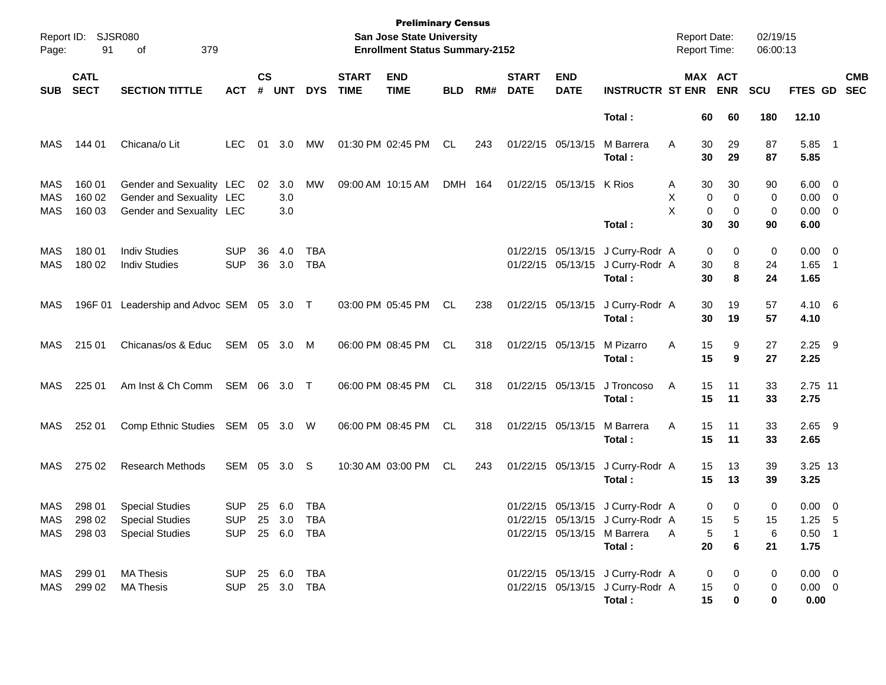**Preliminary Census**
**San Jose State University**
**Enrollment Status Summary-2152**

Report ID: SJSR080
Report Date: 02/19/15
Report Time: 06:00:13

| SUB | CATL SECT | SECTION TITTLE | ACT | CS # | UNT | DYS | START TIME | END TIME | BLD | RM# | START DATE | END DATE | INSTRUCTR | ST | MAX ENR | ACT ENR | SCU | FTES | GD | CMB SEC |
|---|---|---|---|---|---|---|---|---|---|---|---|---|---|---|---|---|---|---|---|---|
| | | | | | | | | | | | | | **Total :** | | **60** | **60** | **180** | **12.10** | | |
| MAS | 144 01 | Chicana/o Lit | LEC | 01 | 3.0 | MW | 01:30 PM | 02:45 PM | CL | 243 | 01/22/15 | 05/13/15 | M Barrera | A | 30 | 29 | 87 | 5.85 | 1 | |
| | | | | | | | | | | | | | **Total :** | | **30** | **29** | **87** | **5.85** | | |
| MAS | 160 01 | Gender and Sexuality | LEC | 02 | 3.0 | MW | 09:00 AM | 10:15 AM | DMH | 164 | 01/22/15 | 05/13/15 | K Rios | A | 30 | 30 | 90 | 6.00 | 0 | |
| MAS | 160 02 | Gender and Sexuality | LEC | | 3.0 | | | | | | | | | X | 0 | 0 | 0 | 0.00 | 0 | |
| MAS | 160 03 | Gender and Sexuality | LEC | | 3.0 | | | | | | | | | X | 0 | 0 | 0 | 0.00 | 0 | |
| | | | | | | | | | | | | | **Total :** | | **30** | **30** | **90** | **6.00** | | |
| MAS | 180 01 | Indiv Studies | SUP | 36 | 4.0 | TBA | | | | | 01/22/15 | 05/13/15 | J Curry-Rodr | A | 0 | 0 | 0 | 0.00 | 0 | |
| MAS | 180 02 | Indiv Studies | SUP | 36 | 3.0 | TBA | | | | | 01/22/15 | 05/13/15 | J Curry-Rodr | A | 30 | 8 | 24 | 1.65 | 1 | |
| | | | | | | | | | | | | | **Total :** | | **30** | **8** | **24** | **1.65** | | |
| MAS | 196F 01 | Leadership and Advoc | SEM | 05 | 3.0 | T | 03:00 PM | 05:45 PM | CL | 238 | 01/22/15 | 05/13/15 | J Curry-Rodr | A | 30 | 19 | 57 | 4.10 | 6 | |
| | | | | | | | | | | | | | **Total :** | | **30** | **19** | **57** | **4.10** | | |
| MAS | 215 01 | Chicanas/os & Educ | SEM | 05 | 3.0 | M | 06:00 PM | 08:45 PM | CL | 318 | 01/22/15 | 05/13/15 | M Pizarro | A | 15 | 9 | 27 | 2.25 | 9 | |
| | | | | | | | | | | | | | **Total :** | | **15** | **9** | **27** | **2.25** | | |
| MAS | 225 01 | Am Inst & Ch Comm | SEM | 06 | 3.0 | T | 06:00 PM | 08:45 PM | CL | 318 | 01/22/15 | 05/13/15 | J Troncoso | A | 15 | 11 | 33 | 2.75 | 11 | |
| | | | | | | | | | | | | | **Total :** | | **15** | **11** | **33** | **2.75** | | |
| MAS | 252 01 | Comp Ethnic Studies | SEM | 05 | 3.0 | W | 06:00 PM | 08:45 PM | CL | 318 | 01/22/15 | 05/13/15 | M Barrera | A | 15 | 11 | 33 | 2.65 | 9 | |
| | | | | | | | | | | | | | **Total :** | | **15** | **11** | **33** | **2.65** | | |
| MAS | 275 02 | Research Methods | SEM | 05 | 3.0 | S | 10:30 AM | 03:00 PM | CL | 243 | 01/22/15 | 05/13/15 | J Curry-Rodr | A | 15 | 13 | 39 | 3.25 | 13 | |
| | | | | | | | | | | | | | **Total :** | | **15** | **13** | **39** | **3.25** | | |
| MAS | 298 01 | Special Studies | SUP | 25 | 6.0 | TBA | | | | | 01/22/15 | 05/13/15 | J Curry-Rodr | A | 0 | 0 | 0 | 0.00 | 0 | |
| MAS | 298 02 | Special Studies | SUP | 25 | 3.0 | TBA | | | | | 01/22/15 | 05/13/15 | J Curry-Rodr | A | 15 | 5 | 15 | 1.25 | 5 | |
| MAS | 298 03 | Special Studies | SUP | 25 | 6.0 | TBA | | | | | 01/22/15 | 05/13/15 | M Barrera | A | 5 | 1 | 6 | 0.50 | 1 | |
| | | | | | | | | | | | | | **Total :** | | **20** | **6** | **21** | **1.75** | | |
| MAS | 299 01 | MA Thesis | SUP | 25 | 6.0 | TBA | | | | | 01/22/15 | 05/13/15 | J Curry-Rodr | A | 0 | 0 | 0 | 0.00 | 0 | |
| MAS | 299 02 | MA Thesis | SUP | 25 | 3.0 | TBA | | | | | 01/22/15 | 05/13/15 | J Curry-Rodr | A | 15 | 0 | 0 | 0.00 | 0 | |
| | | | | | | | | | | | | | **Total :** | | **15** | **0** | **0** | **0.00** | | |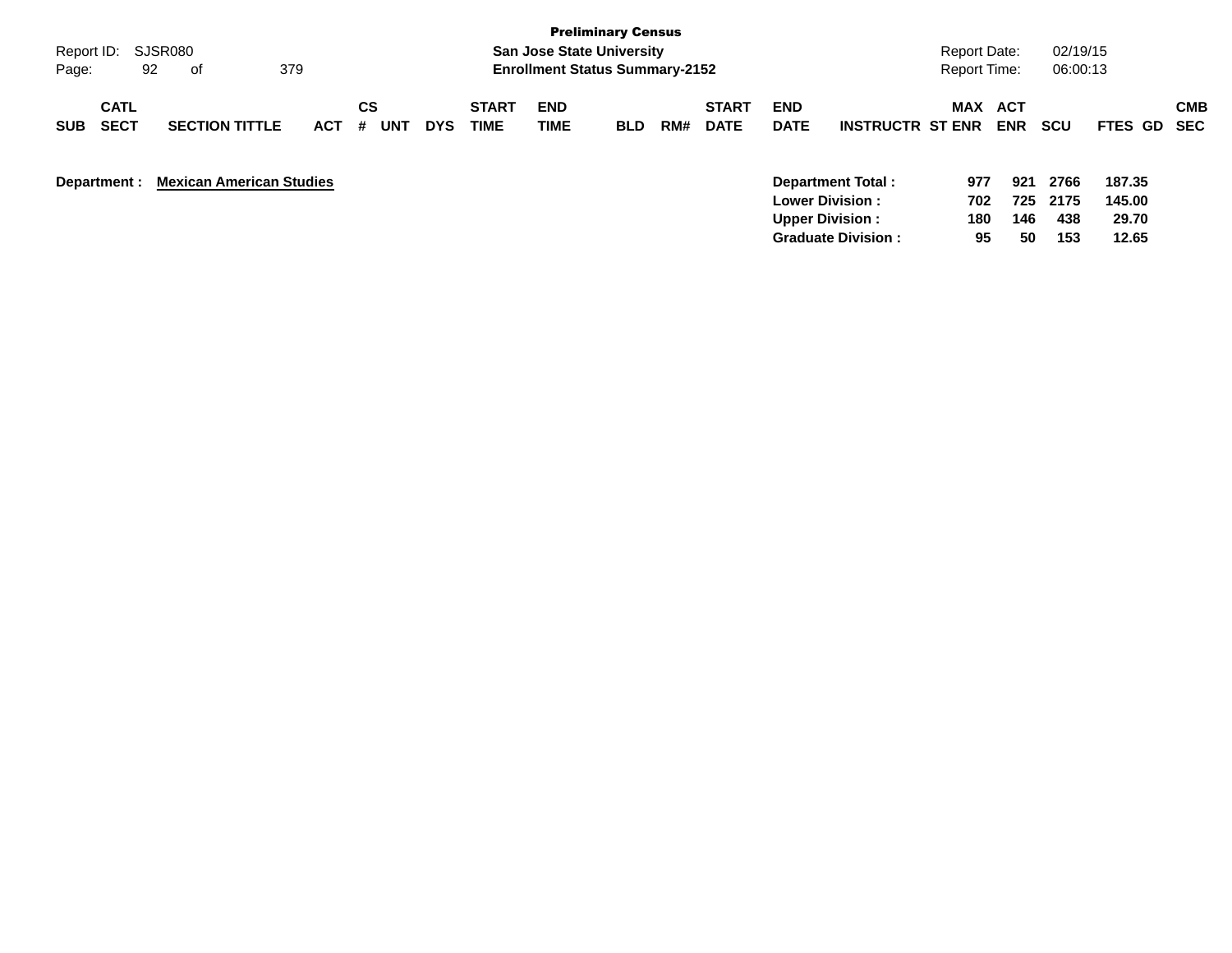**Preliminary Census**
**San Jose State University**
**Enrollment Status Summary-2152**

Report ID: SJSR080
Report Date: 02/19/15
Report Time: 06:00:13

| SUB | CATL SECT | SECTION TITTLE | ACT | CS # | UNT | DYS | START TIME | END TIME | BLD | RM# | START DATE | END DATE | INSTRUCTR | MAX ST ENR | ACT ENR | SCU | FTES | GD | CMB SEC |
|---|---|---|---|---|---|---|---|---|---|---|---|---|---|---|---|---|---|---|---|

**Department :** **Mexican American Studies**

| | MAX ST ENR | ACT ENR | SCU | FTES |
|---|---|---|---|---|
| **Department Total :** | **977** | **921** | **2766** | **187.35** |
| **Lower Division :** | **702** | **725** | **2175** | **145.00** |
| **Upper Division :** | **180** | **146** | **438** | **29.70** |
| **Graduate Division :** | **95** | **50** | **153** | **12.65** |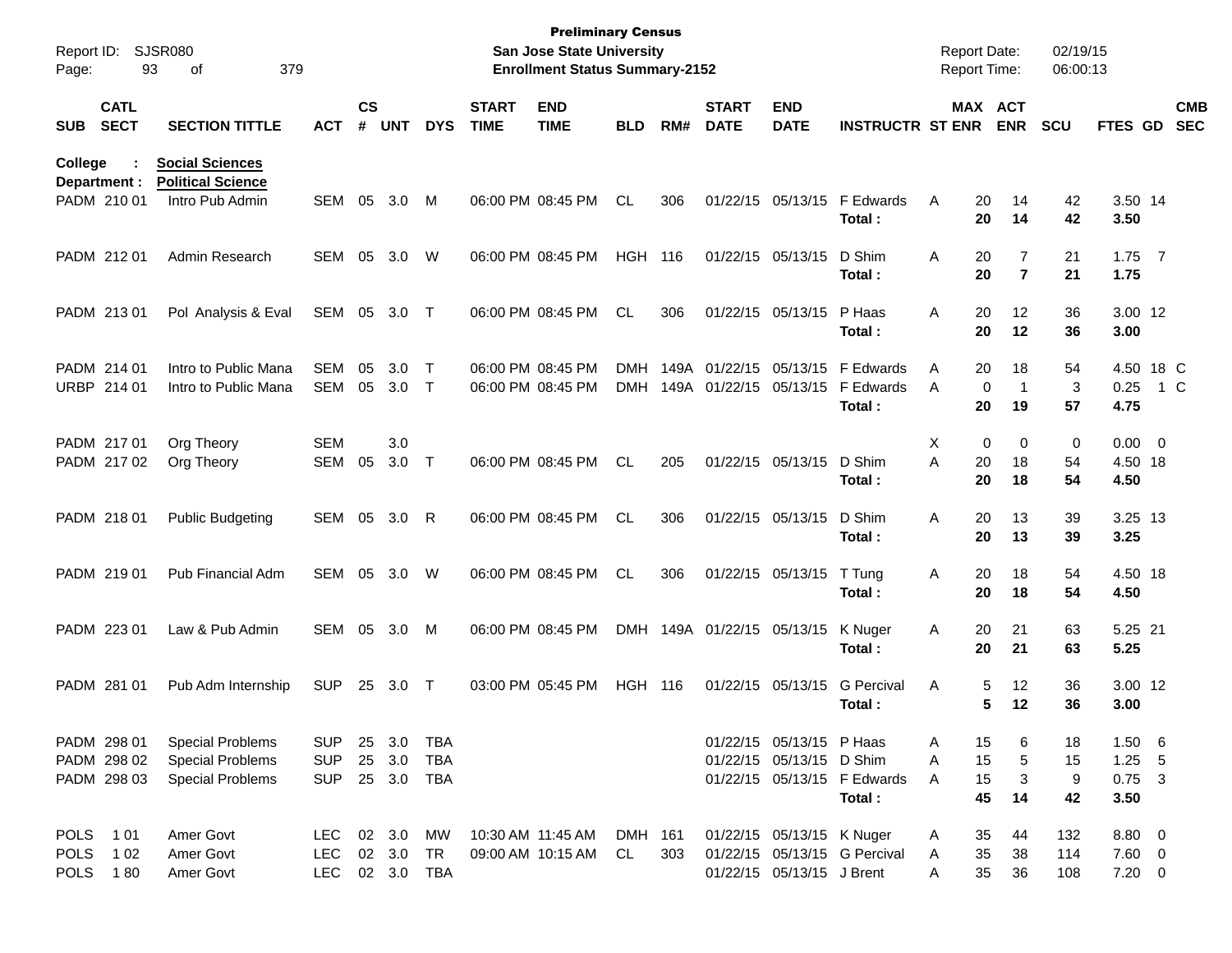Preliminary Census
San Jose State University
Enrollment Status Summary-2152

Report ID: SJSR080
Report Date: 02/19/15
Report Time: 06:00:13

College : **Social Sciences**
Department : **Political Science**

| SUB | CATL SECT | SECTION TITTLE | ACT | CS # | UNT | DYS | START TIME | END TIME | BLD | RM# | START DATE | END DATE | INSTRUCTR | ST | MAX ENR | ACT ENR | SCU | FTES | GD | CMB SEC |
|---|---|---|---|---|---|---|---|---|---|---|---|---|---|---|---|---|---|---|---|---|
| PADM | 210 01 | Intro Pub Admin | SEM | 05 | 3.0 | M | 06:00 PM | 08:45 PM | CL | 306 | 01/22/15 | 05/13/15 | F Edwards | A | 20 | 14 | 42 | 3.50 | 14 | |
| | | | | | | | | | | | | | **Total :** | | **20** | **14** | **42** | **3.50** | | |
| PADM | 212 01 | Admin Research | SEM | 05 | 3.0 | W | 06:00 PM | 08:45 PM | HGH | 116 | 01/22/15 | 05/13/15 | D Shim | A | 20 | 7 | 21 | 1.75 | 7 | |
| | | | | | | | | | | | | | **Total :** | | **20** | **7** | **21** | **1.75** | | |
| PADM | 213 01 | Pol Analysis & Eval | SEM | 05 | 3.0 | T | 06:00 PM | 08:45 PM | CL | 306 | 01/22/15 | 05/13/15 | P Haas | A | 20 | 12 | 36 | 3.00 | 12 | |
| | | | | | | | | | | | | | **Total :** | | **20** | **12** | **36** | **3.00** | | |
| PADM | 214 01 | Intro to Public Mana | SEM | 05 | 3.0 | T | 06:00 PM | 08:45 PM | DMH | 149A | 01/22/15 | 05/13/15 | F Edwards | A | 20 | 18 | 54 | 4.50 | 18 | C |
| URBP | 214 01 | Intro to Public Mana | SEM | 05 | 3.0 | T | 06:00 PM | 08:45 PM | DMH | 149A | 01/22/15 | 05/13/15 | F Edwards | A | 0 | 1 | 3 | 0.25 | 1 | C |
| | | | | | | | | | | | | | **Total :** | | **20** | **19** | **57** | **4.75** | | |
| PADM | 217 01 | Org Theory | SEM | | 3.0 | | | | | | | | | X | 0 | 0 | 0 | 0.00 | 0 | |
| PADM | 217 02 | Org Theory | SEM | 05 | 3.0 | T | 06:00 PM | 08:45 PM | CL | 205 | 01/22/15 | 05/13/15 | D Shim | A | 20 | 18 | 54 | 4.50 | 18 | |
| | | | | | | | | | | | | | **Total :** | | **20** | **18** | **54** | **4.50** | | |
| PADM | 218 01 | Public Budgeting | SEM | 05 | 3.0 | R | 06:00 PM | 08:45 PM | CL | 306 | 01/22/15 | 05/13/15 | D Shim | A | 20 | 13 | 39 | 3.25 | 13 | |
| | | | | | | | | | | | | | **Total :** | | **20** | **13** | **39** | **3.25** | | |
| PADM | 219 01 | Pub Financial Adm | SEM | 05 | 3.0 | W | 06:00 PM | 08:45 PM | CL | 306 | 01/22/15 | 05/13/15 | T Tung | A | 20 | 18 | 54 | 4.50 | 18 | |
| | | | | | | | | | | | | | **Total :** | | **20** | **18** | **54** | **4.50** | | |
| PADM | 223 01 | Law & Pub Admin | SEM | 05 | 3.0 | M | 06:00 PM | 08:45 PM | DMH | 149A | 01/22/15 | 05/13/15 | K Nuger | A | 20 | 21 | 63 | 5.25 | 21 | |
| | | | | | | | | | | | | | **Total :** | | **20** | **21** | **63** | **5.25** | | |
| PADM | 281 01 | Pub Adm Internship | SUP | 25 | 3.0 | T | 03:00 PM | 05:45 PM | HGH | 116 | 01/22/15 | 05/13/15 | G Percival | A | 5 | 12 | 36 | 3.00 | 12 | |
| | | | | | | | | | | | | | **Total :** | | **5** | **12** | **36** | **3.00** | | |
| PADM | 298 01 | Special Problems | SUP | 25 | 3.0 | TBA | | | | | 01/22/15 | 05/13/15 | P Haas | A | 15 | 6 | 18 | 1.50 | 6 | |
| PADM | 298 02 | Special Problems | SUP | 25 | 3.0 | TBA | | | | | 01/22/15 | 05/13/15 | D Shim | A | 15 | 5 | 15 | 1.25 | 5 | |
| PADM | 298 03 | Special Problems | SUP | 25 | 3.0 | TBA | | | | | 01/22/15 | 05/13/15 | F Edwards | A | 15 | 3 | 9 | 0.75 | 3 | |
| | | | | | | | | | | | | | **Total :** | | **45** | **14** | **42** | **3.50** | | |
| POLS | 1 01 | Amer Govt | LEC | 02 | 3.0 | MW | 10:30 AM | 11:45 AM | DMH | 161 | 01/22/15 | 05/13/15 | K Nuger | A | 35 | 44 | 132 | 8.80 | 0 | |
| POLS | 1 02 | Amer Govt | LEC | 02 | 3.0 | TR | 09:00 AM | 10:15 AM | CL | 303 | 01/22/15 | 05/13/15 | G Percival | A | 35 | 38 | 114 | 7.60 | 0 | |
| POLS | 1 80 | Amer Govt | LEC | 02 | 3.0 | TBA | | | | | 01/22/15 | 05/13/15 | J Brent | A | 35 | 36 | 108 | 7.20 | 0 | |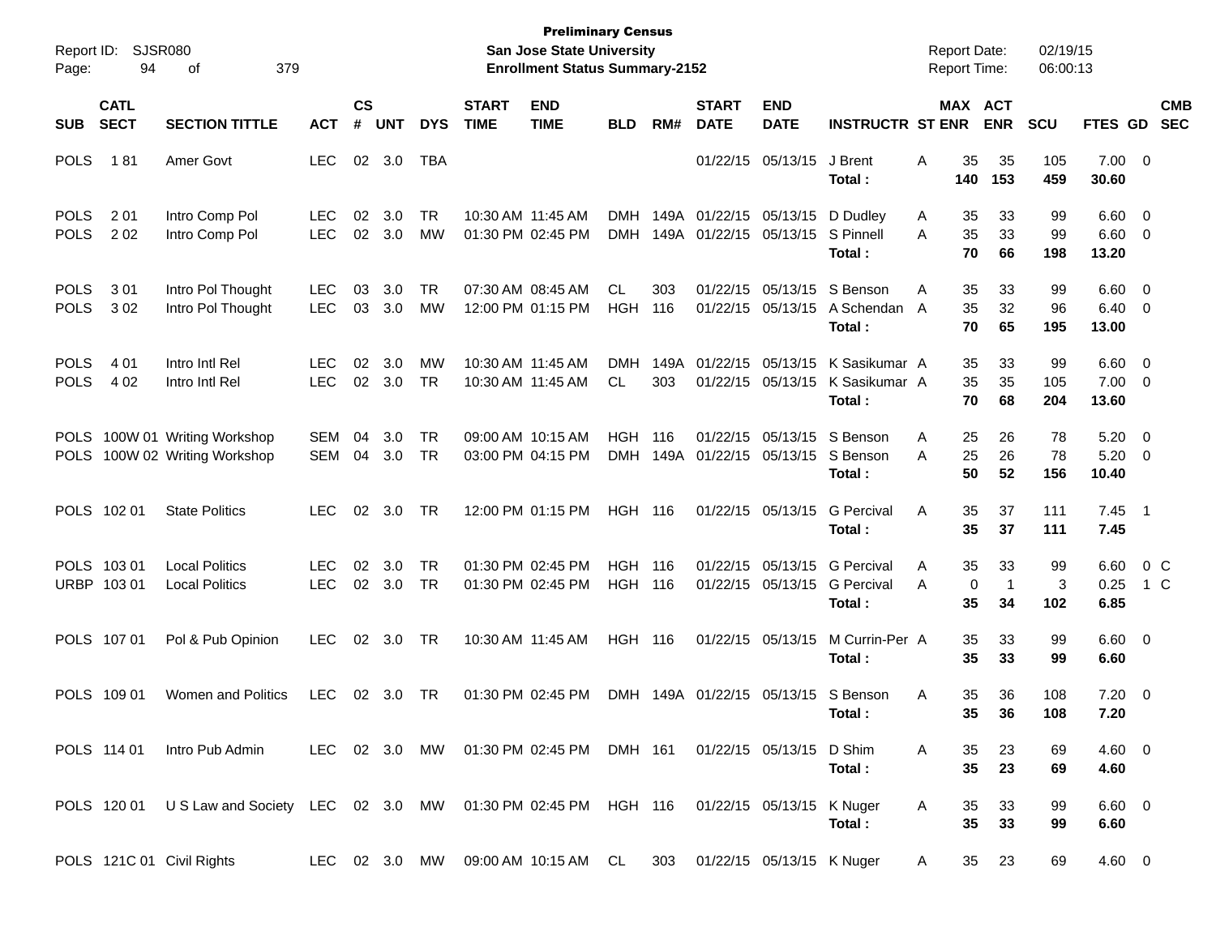**Preliminary Census**
**San Jose State University**
**Enrollment Status Summary-2152**

Report ID: SJSR080 | Report Date: 02/19/15 | Report Time: 06:00:13

| SUB | CATL SECT | SECTION TITTLE | ACT | CS # | UNT | DYS | START TIME | END TIME | BLD | RM# | START DATE | END DATE | INSTRUCTR | ST | MAX ENR | ACT ENR | SCU | FTES | GD | CMB SEC |
|---|---|---|---|---|---|---|---|---|---|---|---|---|---|---|---|---|---|---|---|---|
| POLS | 1 81 | Amer Govt | LEC | 02 | 3.0 | TBA | | | | | 01/22/15 | 05/13/15 | J Brent | A | 35 | 35 | 105 | 7.00 | 0 | |
| | | | | | | | | | | | | | **Total :** | | **140** | **153** | **459** | **30.60** | | |
| POLS | 2 01 | Intro Comp Pol | LEC | 02 | 3.0 | TR | 10:30 AM | 11:45 AM | DMH | 149A | 01/22/15 | 05/13/15 | D Dudley | A | 35 | 33 | 99 | 6.60 | 0 | |
| POLS | 2 02 | Intro Comp Pol | LEC | 02 | 3.0 | MW | 01:30 PM | 02:45 PM | DMH | 149A | 01/22/15 | 05/13/15 | S Pinnell | A | 35 | 33 | 99 | 6.60 | 0 | |
| | | | | | | | | | | | | | **Total :** | | **70** | **66** | **198** | **13.20** | | |
| POLS | 3 01 | Intro Pol Thought | LEC | 03 | 3.0 | TR | 07:30 AM | 08:45 AM | CL | 303 | 01/22/15 | 05/13/15 | S Benson | A | 35 | 33 | 99 | 6.60 | 0 | |
| POLS | 3 02 | Intro Pol Thought | LEC | 03 | 3.0 | MW | 12:00 PM | 01:15 PM | HGH | 116 | 01/22/15 | 05/13/15 | A Schendan | A | 35 | 32 | 96 | 6.40 | 0 | |
| | | | | | | | | | | | | | **Total :** | | **70** | **65** | **195** | **13.00** | | |
| POLS | 4 01 | Intro Intl Rel | LEC | 02 | 3.0 | MW | 10:30 AM | 11:45 AM | DMH | 149A | 01/22/15 | 05/13/15 | K Sasikumar | A | 35 | 33 | 99 | 6.60 | 0 | |
| POLS | 4 02 | Intro Intl Rel | LEC | 02 | 3.0 | TR | 10:30 AM | 11:45 AM | CL | 303 | 01/22/15 | 05/13/15 | K Sasikumar | A | 35 | 35 | 105 | 7.00 | 0 | |
| | | | | | | | | | | | | | **Total :** | | **70** | **68** | **204** | **13.60** | | |
| POLS | 100W 01 | Writing Workshop | SEM | 04 | 3.0 | TR | 09:00 AM | 10:15 AM | HGH | 116 | 01/22/15 | 05/13/15 | S Benson | A | 25 | 26 | 78 | 5.20 | 0 | |
| POLS | 100W 02 | Writing Workshop | SEM | 04 | 3.0 | TR | 03:00 PM | 04:15 PM | DMH | 149A | 01/22/15 | 05/13/15 | S Benson | A | 25 | 26 | 78 | 5.20 | 0 | |
| | | | | | | | | | | | | | **Total :** | | **50** | **52** | **156** | **10.40** | | |
| POLS | 102 01 | State Politics | LEC | 02 | 3.0 | TR | 12:00 PM | 01:15 PM | HGH | 116 | 01/22/15 | 05/13/15 | G Percival | A | 35 | 37 | 111 | 7.45 | 1 | |
| | | | | | | | | | | | | | **Total :** | | **35** | **37** | **111** | **7.45** | | |
| POLS | 103 01 | Local Politics | LEC | 02 | 3.0 | TR | 01:30 PM | 02:45 PM | HGH | 116 | 01/22/15 | 05/13/15 | G Percival | A | 35 | 33 | 99 | 6.60 | 0 | C |
| URBP | 103 01 | Local Politics | LEC | 02 | 3.0 | TR | 01:30 PM | 02:45 PM | HGH | 116 | 01/22/15 | 05/13/15 | G Percival | A | 0 | 1 | 3 | 0.25 | 1 | C |
| | | | | | | | | | | | | | **Total :** | | **35** | **34** | **102** | **6.85** | | |
| POLS | 107 01 | Pol & Pub Opinion | LEC | 02 | 3.0 | TR | 10:30 AM | 11:45 AM | HGH | 116 | 01/22/15 | 05/13/15 | M Currin-Per | A | 35 | 33 | 99 | 6.60 | 0 | |
| | | | | | | | | | | | | | **Total :** | | **35** | **33** | **99** | **6.60** | | |
| POLS | 109 01 | Women and Politics | LEC | 02 | 3.0 | TR | 01:30 PM | 02:45 PM | DMH | 149A | 01/22/15 | 05/13/15 | S Benson | A | 35 | 36 | 108 | 7.20 | 0 | |
| | | | | | | | | | | | | | **Total :** | | **35** | **36** | **108** | **7.20** | | |
| POLS | 114 01 | Intro Pub Admin | LEC | 02 | 3.0 | MW | 01:30 PM | 02:45 PM | DMH | 161 | 01/22/15 | 05/13/15 | D Shim | A | 35 | 23 | 69 | 4.60 | 0 | |
| | | | | | | | | | | | | | **Total :** | | **35** | **23** | **69** | **4.60** | | |
| POLS | 120 01 | U S Law and Society | LEC | 02 | 3.0 | MW | 01:30 PM | 02:45 PM | HGH | 116 | 01/22/15 | 05/13/15 | K Nuger | A | 35 | 33 | 99 | 6.60 | 0 | |
| | | | | | | | | | | | | | **Total :** | | **35** | **33** | **99** | **6.60** | | |
| POLS | 121C 01 | Civil Rights | LEC | 02 | 3.0 | MW | 09:00 AM | 10:15 AM | CL | 303 | 01/22/15 | 05/13/15 | K Nuger | A | 35 | 23 | 69 | 4.60 | 0 | |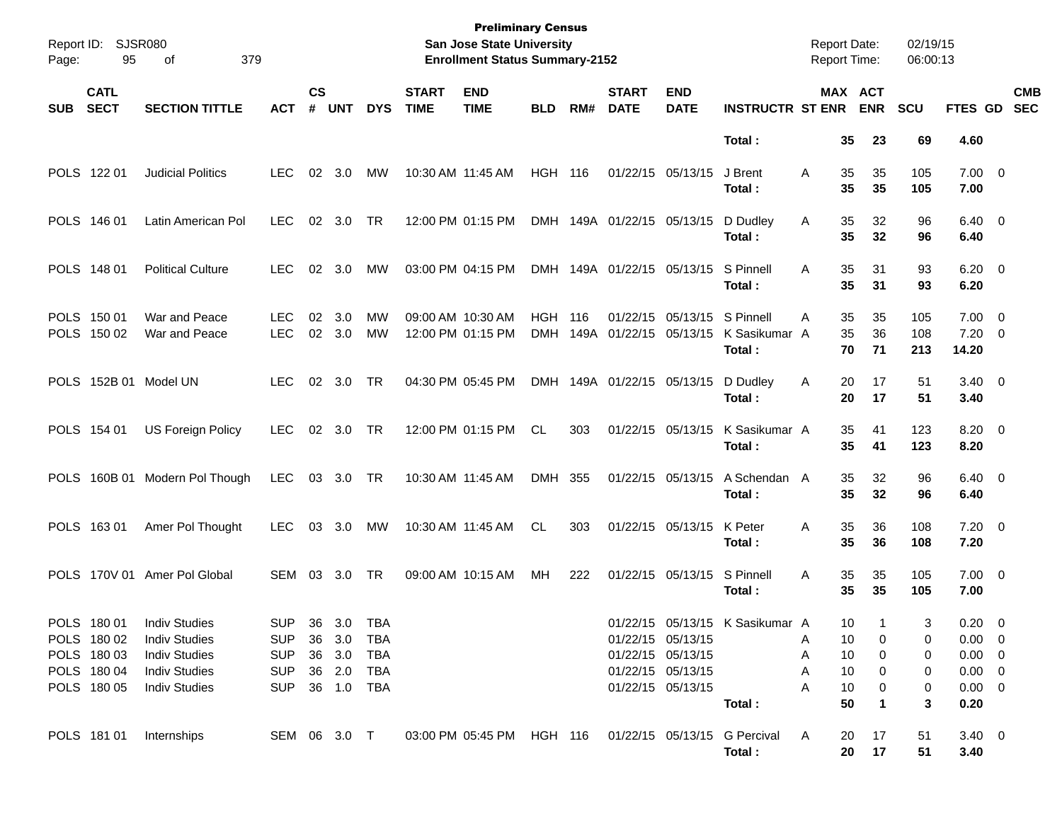**Preliminary Census**
**San Jose State University**
**Enrollment Status Summary-2152**

| SUB | CATL SECT | SECTION TITTLE | ACT | CS # | UNT | DYS | START TIME | END TIME | BLD | RM# | START DATE | END DATE | INSTRUCTR | ST | MAX ENR | ACT ENR | SCU | FTES | GD | CMB SEC |
|---|---|---|---|---|---|---|---|---|---|---|---|---|---|---|---|---|---|---|---|---|
| | | | | | | | | | | | | | **Total :** | | **35** | **23** | **69** | **4.60** | | |
| POLS | 122 01 | Judicial Politics | LEC | 02 | 3.0 | MW | 10:30 AM | 11:45 AM | HGH | 116 | 01/22/15 | 05/13/15 | J Brent | A | 35 | 35 | 105 | 7.00 | 0 | |
| | | | | | | | | | | | | | **Total :** | | **35** | **35** | **105** | **7.00** | | |
| POLS | 146 01 | Latin American Pol | LEC | 02 | 3.0 | TR | 12:00 PM | 01:15 PM | DMH | 149A | 01/22/15 | 05/13/15 | D Dudley | A | 35 | 32 | 96 | 6.40 | 0 | |
| | | | | | | | | | | | | | **Total :** | | **35** | **32** | **96** | **6.40** | | |
| POLS | 148 01 | Political Culture | LEC | 02 | 3.0 | MW | 03:00 PM | 04:15 PM | DMH | 149A | 01/22/15 | 05/13/15 | S Pinnell | A | 35 | 31 | 93 | 6.20 | 0 | |
| | | | | | | | | | | | | | **Total :** | | **35** | **31** | **93** | **6.20** | | |
| POLS | 150 01 | War and Peace | LEC | 02 | 3.0 | MW | 09:00 AM | 10:30 AM | HGH | 116 | 01/22/15 | 05/13/15 | S Pinnell | A | 35 | 35 | 105 | 7.00 | 0 | |
| POLS | 150 02 | War and Peace | LEC | 02 | 3.0 | MW | 12:00 PM | 01:15 PM | DMH | 149A | 01/22/15 | 05/13/15 | K Sasikumar | A | 35 | 36 | 108 | 7.20 | 0 | |
| | | | | | | | | | | | | | **Total :** | | **70** | **71** | **213** | **14.20** | | |
| POLS | 152B 01 | Model UN | LEC | 02 | 3.0 | TR | 04:30 PM | 05:45 PM | DMH | 149A | 01/22/15 | 05/13/15 | D Dudley | A | 20 | 17 | 51 | 3.40 | 0 | |
| | | | | | | | | | | | | | **Total :** | | **20** | **17** | **51** | **3.40** | | |
| POLS | 154 01 | US Foreign Policy | LEC | 02 | 3.0 | TR | 12:00 PM | 01:15 PM | CL | 303 | 01/22/15 | 05/13/15 | K Sasikumar | A | 35 | 41 | 123 | 8.20 | 0 | |
| | | | | | | | | | | | | | **Total :** | | **35** | **41** | **123** | **8.20** | | |
| POLS | 160B 01 | Modern Pol Though | LEC | 03 | 3.0 | TR | 10:30 AM | 11:45 AM | DMH | 355 | 01/22/15 | 05/13/15 | A Schendan | A | 35 | 32 | 96 | 6.40 | 0 | |
| | | | | | | | | | | | | | **Total :** | | **35** | **32** | **96** | **6.40** | | |
| POLS | 163 01 | Amer Pol Thought | LEC | 03 | 3.0 | MW | 10:30 AM | 11:45 AM | CL | 303 | 01/22/15 | 05/13/15 | K Peter | A | 35 | 36 | 108 | 7.20 | 0 | |
| | | | | | | | | | | | | | **Total :** | | **35** | **36** | **108** | **7.20** | | |
| POLS | 170V 01 | Amer Pol Global | SEM | 03 | 3.0 | TR | 09:00 AM | 10:15 AM | MH | 222 | 01/22/15 | 05/13/15 | S Pinnell | A | 35 | 35 | 105 | 7.00 | 0 | |
| | | | | | | | | | | | | | **Total :** | | **35** | **35** | **105** | **7.00** | | |
| POLS | 180 01 | Indiv Studies | SUP | 36 | 3.0 | TBA | | | | | 01/22/15 | 05/13/15 | K Sasikumar | A | 10 | 1 | 3 | 0.20 | 0 | |
| POLS | 180 02 | Indiv Studies | SUP | 36 | 3.0 | TBA | | | | | 01/22/15 | 05/13/15 | | A | 10 | 0 | 0 | 0.00 | 0 | |
| POLS | 180 03 | Indiv Studies | SUP | 36 | 3.0 | TBA | | | | | 01/22/15 | 05/13/15 | | A | 10 | 0 | 0 | 0.00 | 0 | |
| POLS | 180 04 | Indiv Studies | SUP | 36 | 2.0 | TBA | | | | | 01/22/15 | 05/13/15 | | A | 10 | 0 | 0 | 0.00 | 0 | |
| POLS | 180 05 | Indiv Studies | SUP | 36 | 1.0 | TBA | | | | | 01/22/15 | 05/13/15 | | A | 10 | 0 | 0 | 0.00 | 0 | |
| | | | | | | | | | | | | | **Total :** | | **50** | **1** | **3** | **0.20** | | |
| POLS | 181 01 | Internships | SEM | 06 | 3.0 | T | 03:00 PM | 05:45 PM | HGH | 116 | 01/22/15 | 05/13/15 | G Percival | A | 20 | 17 | 51 | 3.40 | 0 | |
| | | | | | | | | | | | | | **Total :** | | **20** | **17** | **51** | **3.40** | | |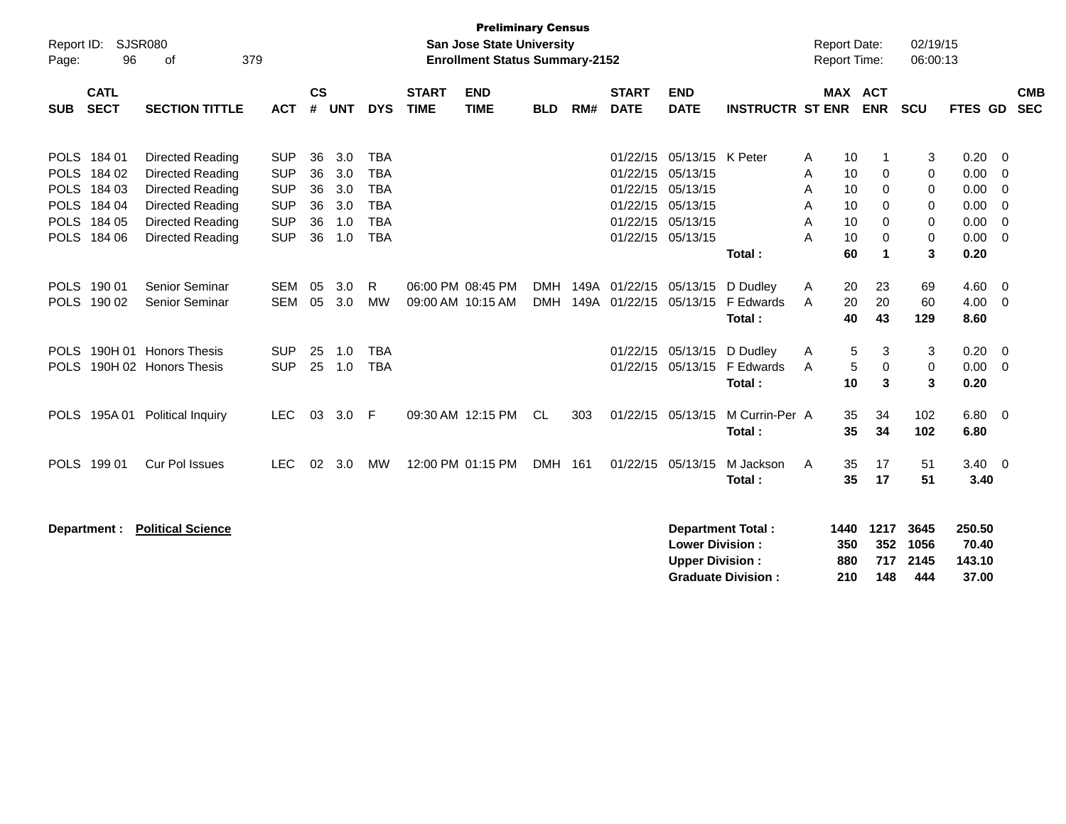**Preliminary Census**
**San Jose State University**
**Enrollment Status Summary-2152**

Report ID: SJSR080
Report Date: 02/19/15
Report Time: 06:00:13

| SUB | CATL SECT | SECTION TITTLE | ACT | CS # | UNT | DYS | START TIME | END TIME | BLD | RM# | START DATE | END DATE | INSTRUCTR | ST | MAX ENR | ACT ENR | SCU | FTES | GD | CMB SEC |
|---|---|---|---|---|---|---|---|---|---|---|---|---|---|---|---|---|---|---|---|---|
| POLS | 184 01 | Directed Reading | SUP | 36 | 3.0 | TBA | | | | | 01/22/15 | 05/13/15 | K Peter | A | 10 | 1 | 3 | 0.20 | 0 | |
| POLS | 184 02 | Directed Reading | SUP | 36 | 3.0 | TBA | | | | | 01/22/15 | 05/13/15 | | A | 10 | 0 | 0 | 0.00 | 0 | |
| POLS | 184 03 | Directed Reading | SUP | 36 | 3.0 | TBA | | | | | 01/22/15 | 05/13/15 | | A | 10 | 0 | 0 | 0.00 | 0 | |
| POLS | 184 04 | Directed Reading | SUP | 36 | 3.0 | TBA | | | | | 01/22/15 | 05/13/15 | | A | 10 | 0 | 0 | 0.00 | 0 | |
| POLS | 184 05 | Directed Reading | SUP | 36 | 1.0 | TBA | | | | | 01/22/15 | 05/13/15 | | A | 10 | 0 | 0 | 0.00 | 0 | |
| POLS | 184 06 | Directed Reading | SUP | 36 | 1.0 | TBA | | | | | 01/22/15 | 05/13/15 | | A | 10 | 0 | 0 | 0.00 | 0 | |
| | | | | | | | | | | | | | **Total :** | | **60** | **1** | **3** | **0.20** | | |
| POLS | 190 01 | Senior Seminar | SEM | 05 | 3.0 | R | 06:00 PM | 08:45 PM | DMH | 149A | 01/22/15 | 05/13/15 | D Dudley | A | 20 | 23 | 69 | 4.60 | 0 | |
| POLS | 190 02 | Senior Seminar | SEM | 05 | 3.0 | MW | 09:00 AM | 10:15 AM | DMH | 149A | 01/22/15 | 05/13/15 | F Edwards | A | 20 | 20 | 60 | 4.00 | 0 | |
| | | | | | | | | | | | | | **Total :** | | **40** | **43** | **129** | **8.60** | | |
| POLS | 190H 01 | Honors Thesis | SUP | 25 | 1.0 | TBA | | | | | 01/22/15 | 05/13/15 | D Dudley | A | 5 | 3 | 3 | 0.20 | 0 | |
| POLS | 190H 02 | Honors Thesis | SUP | 25 | 1.0 | TBA | | | | | 01/22/15 | 05/13/15 | F Edwards | A | 5 | 0 | 0 | 0.00 | 0 | |
| | | | | | | | | | | | | | **Total :** | | **10** | **3** | **3** | **0.20** | | |
| POLS | 195A 01 | Political Inquiry | LEC | 03 | 3.0 | F | 09:30 AM | 12:15 PM | CL | 303 | 01/22/15 | 05/13/15 | M Currin-Per | A | 35 | 34 | 102 | 6.80 | 0 | |
| | | | | | | | | | | | | | **Total :** | | **35** | **34** | **102** | **6.80** | | |
| POLS | 199 01 | Cur Pol Issues | LEC | 02 | 3.0 | MW | 12:00 PM | 01:15 PM | DMH | 161 | 01/22/15 | 05/13/15 | M Jackson | A | 35 | 17 | 51 | 3.40 | 0 | |
| | | | | | | | | | | | | | **Total :** | | **35** | **17** | **51** | **3.40** | | |

**Department : Political Science**

| | MAX ENR | ACT ENR | SCU | FTES |
|---|---|---|---|---|
| **Department Total :** | **1440** | **1217** | **3645** | **250.50** |
| **Lower Division :** | **350** | **352** | **1056** | **70.40** |
| **Upper Division :** | **880** | **717** | **2145** | **143.10** |
| **Graduate Division :** | **210** | **148** | **444** | **37.00** |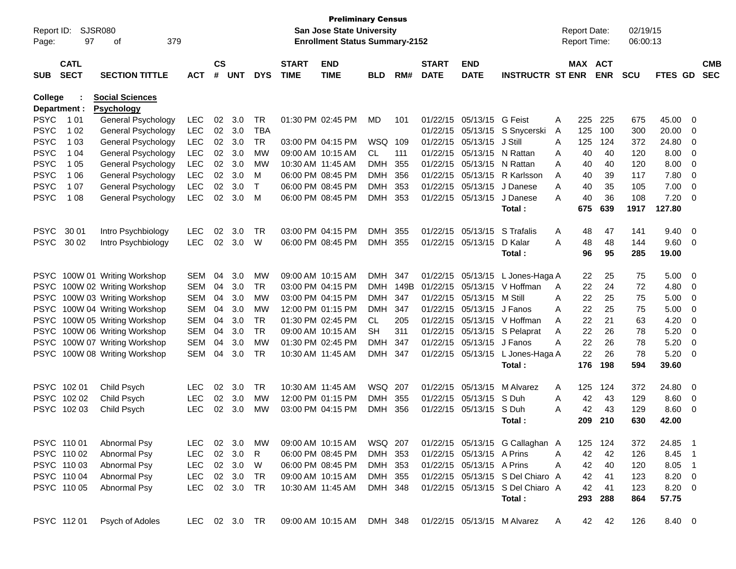**Preliminary Census**
**San Jose State University**
**Enrollment Status Summary-2152**

Report ID: SJSR080
Report Date: 02/19/15
Report Time: 06:00:13

| SUB | CATL SECT | SECTION TITTLE | ACT | CS # | UNT | DYS | START TIME | END TIME | BLD | RM# | START DATE | END DATE | INSTRUCTR | ST | MAX ENR | ACT ENR | SCU | FTES | GD | CMB SEC |
|---|---|---|---|---|---|---|---|---|---|---|---|---|---|---|---|---|---|---|---|---|
| **College** | : | **Social Sciences** | | | | | | | | | | | | | | | | | | |
| **Department :** | | **Psychology** | | | | | | | | | | | | | | | | | | |
| PSYC | 1 01 | General Psychology | LEC | 02 | 3.0 | TR | 01:30 PM | 02:45 PM | MD | 101 | 01/22/15 | 05/13/15 | G Feist | A | 225 | 225 | 675 | 45.00 | 0 | |
| PSYC | 1 02 | General Psychology | LEC | 02 | 3.0 | TBA | | | | | 01/22/15 | 05/13/15 | S Snycerski | A | 125 | 100 | 300 | 20.00 | 0 | |
| PSYC | 1 03 | General Psychology | LEC | 02 | 3.0 | TR | 03:00 PM | 04:15 PM | WSQ | 109 | 01/22/15 | 05/13/15 | J Still | A | 125 | 124 | 372 | 24.80 | 0 | |
| PSYC | 1 04 | General Psychology | LEC | 02 | 3.0 | MW | 09:00 AM | 10:15 AM | CL | 111 | 01/22/15 | 05/13/15 | N Rattan | A | 40 | 40 | 120 | 8.00 | 0 | |
| PSYC | 1 05 | General Psychology | LEC | 02 | 3.0 | MW | 10:30 AM | 11:45 AM | DMH | 355 | 01/22/15 | 05/13/15 | N Rattan | A | 40 | 40 | 120 | 8.00 | 0 | |
| PSYC | 1 06 | General Psychology | LEC | 02 | 3.0 | M | 06:00 PM | 08:45 PM | DMH | 356 | 01/22/15 | 05/13/15 | R Karlsson | A | 40 | 39 | 117 | 7.80 | 0 | |
| PSYC | 1 07 | General Psychology | LEC | 02 | 3.0 | T | 06:00 PM | 08:45 PM | DMH | 353 | 01/22/15 | 05/13/15 | J Danese | A | 40 | 35 | 105 | 7.00 | 0 | |
| PSYC | 1 08 | General Psychology | LEC | 02 | 3.0 | M | 06:00 PM | 08:45 PM | DMH | 353 | 01/22/15 | 05/13/15 | J Danese | A | 40 | 36 | 108 | 7.20 | 0 | |
| | | | | | | | | | | | | | **Total :** | | **675** | **639** | **1917** | **127.80** | | |
| PSYC | 30 01 | Intro Psychbiology | LEC | 02 | 3.0 | TR | 03:00 PM | 04:15 PM | DMH | 355 | 01/22/15 | 05/13/15 | S Trafalis | A | 48 | 47 | 141 | 9.40 | 0 | |
| PSYC | 30 02 | Intro Psychbiology | LEC | 02 | 3.0 | W | 06:00 PM | 08:45 PM | DMH | 355 | 01/22/15 | 05/13/15 | D Kalar | A | 48 | 48 | 144 | 9.60 | 0 | |
| | | | | | | | | | | | | | **Total :** | | **96** | **95** | **285** | **19.00** | | |
| PSYC | 100W 01 | Writing Workshop | SEM | 04 | 3.0 | MW | 09:00 AM | 10:15 AM | DMH | 347 | 01/22/15 | 05/13/15 | L Jones-Haga | A | 22 | 25 | 75 | 5.00 | 0 | |
| PSYC | 100W 02 | Writing Workshop | SEM | 04 | 3.0 | TR | 03:00 PM | 04:15 PM | DMH | 149B | 01/22/15 | 05/13/15 | V Hoffman | A | 22 | 24 | 72 | 4.80 | 0 | |
| PSYC | 100W 03 | Writing Workshop | SEM | 04 | 3.0 | MW | 03:00 PM | 04:15 PM | DMH | 347 | 01/22/15 | 05/13/15 | M Still | A | 22 | 25 | 75 | 5.00 | 0 | |
| PSYC | 100W 04 | Writing Workshop | SEM | 04 | 3.0 | MW | 12:00 PM | 01:15 PM | DMH | 347 | 01/22/15 | 05/13/15 | J Fanos | A | 22 | 25 | 75 | 5.00 | 0 | |
| PSYC | 100W 05 | Writing Workshop | SEM | 04 | 3.0 | TR | 01:30 PM | 02:45 PM | CL | 205 | 01/22/15 | 05/13/15 | V Hoffman | A | 22 | 21 | 63 | 4.20 | 0 | |
| PSYC | 100W 06 | Writing Workshop | SEM | 04 | 3.0 | TR | 09:00 AM | 10:15 AM | SH | 311 | 01/22/15 | 05/13/15 | S Pelaprat | A | 22 | 26 | 78 | 5.20 | 0 | |
| PSYC | 100W 07 | Writing Workshop | SEM | 04 | 3.0 | MW | 01:30 PM | 02:45 PM | DMH | 347 | 01/22/15 | 05/13/15 | J Fanos | A | 22 | 26 | 78 | 5.20 | 0 | |
| PSYC | 100W 08 | Writing Workshop | SEM | 04 | 3.0 | TR | 10:30 AM | 11:45 AM | DMH | 347 | 01/22/15 | 05/13/15 | L Jones-Haga | A | 22 | 26 | 78 | 5.20 | 0 | |
| | | | | | | | | | | | | | **Total :** | | **176** | **198** | **594** | **39.60** | | |
| PSYC | 102 01 | Child Psych | LEC | 02 | 3.0 | TR | 10:30 AM | 11:45 AM | WSQ | 207 | 01/22/15 | 05/13/15 | M Alvarez | A | 125 | 124 | 372 | 24.80 | 0 | |
| PSYC | 102 02 | Child Psych | LEC | 02 | 3.0 | MW | 12:00 PM | 01:15 PM | DMH | 355 | 01/22/15 | 05/13/15 | S Duh | A | 42 | 43 | 129 | 8.60 | 0 | |
| PSYC | 102 03 | Child Psych | LEC | 02 | 3.0 | MW | 03:00 PM | 04:15 PM | DMH | 356 | 01/22/15 | 05/13/15 | S Duh | A | 42 | 43 | 129 | 8.60 | 0 | |
| | | | | | | | | | | | | | **Total :** | | **209** | **210** | **630** | **42.00** | | |
| PSYC | 110 01 | Abnormal Psy | LEC | 02 | 3.0 | MW | 09:00 AM | 10:15 AM | WSQ | 207 | 01/22/15 | 05/13/15 | G Callaghan | A | 125 | 124 | 372 | 24.85 | 1 | |
| PSYC | 110 02 | Abnormal Psy | LEC | 02 | 3.0 | R | 06:00 PM | 08:45 PM | DMH | 353 | 01/22/15 | 05/13/15 | A Prins | A | 42 | 42 | 126 | 8.45 | 1 | |
| PSYC | 110 03 | Abnormal Psy | LEC | 02 | 3.0 | W | 06:00 PM | 08:45 PM | DMH | 353 | 01/22/15 | 05/13/15 | A Prins | A | 42 | 40 | 120 | 8.05 | 1 | |
| PSYC | 110 04 | Abnormal Psy | LEC | 02 | 3.0 | TR | 09:00 AM | 10:15 AM | DMH | 355 | 01/22/15 | 05/13/15 | S Del Chiaro | A | 42 | 41 | 123 | 8.20 | 0 | |
| PSYC | 110 05 | Abnormal Psy | LEC | 02 | 3.0 | TR | 10:30 AM | 11:45 AM | DMH | 348 | 01/22/15 | 05/13/15 | S Del Chiaro | A | 42 | 41 | 123 | 8.20 | 0 | |
| | | | | | | | | | | | | | **Total :** | | **293** | **288** | **864** | **57.75** | | |
| PSYC | 112 01 | Psych of Adoles | LEC | 02 | 3.0 | TR | 09:00 AM | 10:15 AM | DMH | 348 | 01/22/15 | 05/13/15 | M Alvarez | A | 42 | 42 | 126 | 8.40 | 0 | |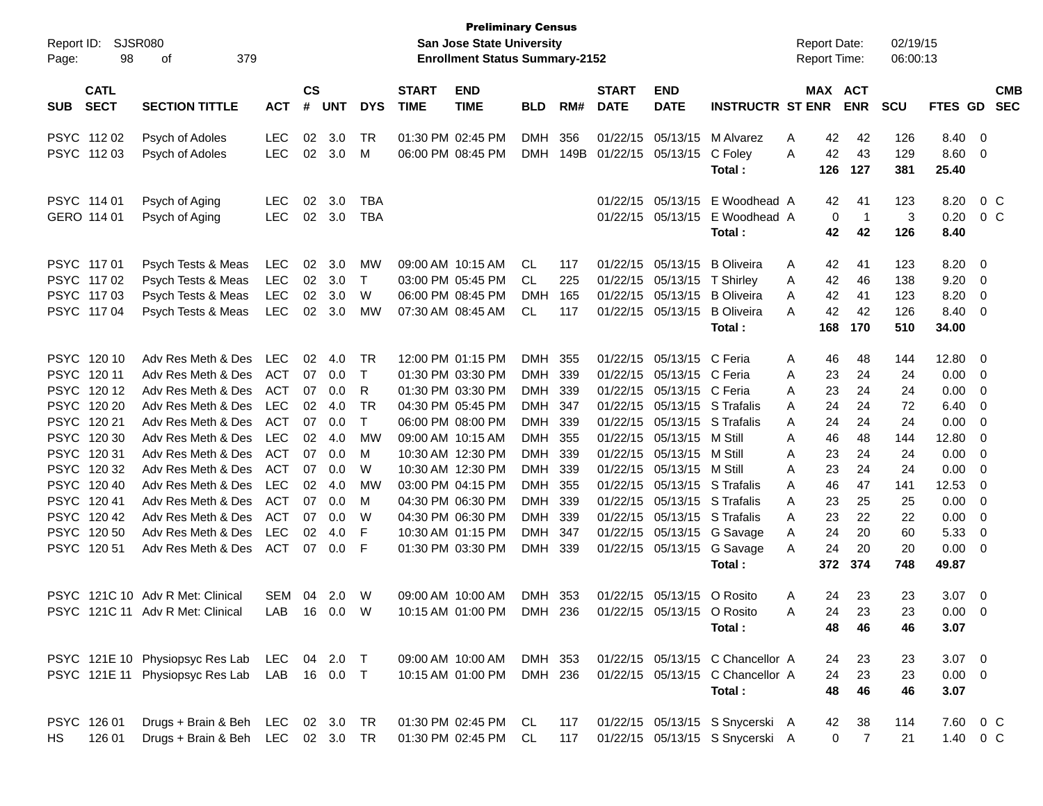**Preliminary Census**
**San Jose State University**
**Enrollment Status Summary-2152**

Report ID: SJSR080
Report Date: 02/19/15
Report Time: 06:00:13

| SUB | CATL SECT | SECTION TITTLE | ACT | CS # | UNT | DYS | START TIME | END TIME | BLD | RM# | START DATE | END DATE | INSTRUCTR | ST | MAX ENR | ACT ENR | SCU | FTES | GD | CMB SEC |
|---|---|---|---|---|---|---|---|---|---|---|---|---|---|---|---|---|---|---|---|---|
| PSYC | 112 02 | Psych of Adoles | LEC | 02 | 3.0 | TR | 01:30 PM | 02:45 PM | DMH | 356 | 01/22/15 | 05/13/15 | M Alvarez | A | 42 | 42 | 126 | 8.40 | 0 | |
| PSYC | 112 03 | Psych of Adoles | LEC | 02 | 3.0 | M | 06:00 PM | 08:45 PM | DMH | 149B | 01/22/15 | 05/13/15 | C Foley | A | 42 | 43 | 129 | 8.60 | 0 | |
| | | | | | | | | | | | | | **Total :** | | **126** | **127** | **381** | **25.40** | | |
| PSYC | 114 01 | Psych of Aging | LEC | 02 | 3.0 | TBA | | | | | 01/22/15 | 05/13/15 | E Woodhead | A | 42 | 41 | 123 | 8.20 | 0 | C |
| GERO | 114 01 | Psych of Aging | LEC | 02 | 3.0 | TBA | | | | | 01/22/15 | 05/13/15 | E Woodhead | A | 0 | 1 | 3 | 0.20 | 0 | C |
| | | | | | | | | | | | | | **Total :** | | **42** | **42** | **126** | **8.40** | | |
| PSYC | 117 01 | Psych Tests & Meas | LEC | 02 | 3.0 | MW | 09:00 AM | 10:15 AM | CL | 117 | 01/22/15 | 05/13/15 | B Oliveira | A | 42 | 41 | 123 | 8.20 | 0 | |
| PSYC | 117 02 | Psych Tests & Meas | LEC | 02 | 3.0 | T | 03:00 PM | 05:45 PM | CL | 225 | 01/22/15 | 05/13/15 | T Shirley | A | 42 | 46 | 138 | 9.20 | 0 | |
| PSYC | 117 03 | Psych Tests & Meas | LEC | 02 | 3.0 | W | 06:00 PM | 08:45 PM | DMH | 165 | 01/22/15 | 05/13/15 | B Oliveira | A | 42 | 41 | 123 | 8.20 | 0 | |
| PSYC | 117 04 | Psych Tests & Meas | LEC | 02 | 3.0 | MW | 07:30 AM | 08:45 AM | CL | 117 | 01/22/15 | 05/13/15 | B Oliveira | A | 42 | 42 | 126 | 8.40 | 0 | |
| | | | | | | | | | | | | | **Total :** | | **168** | **170** | **510** | **34.00** | | |
| PSYC | 120 10 | Adv Res Meth & Des | LEC | 02 | 4.0 | TR | 12:00 PM | 01:15 PM | DMH | 355 | 01/22/15 | 05/13/15 | C Feria | A | 46 | 48 | 144 | 12.80 | 0 | |
| PSYC | 120 11 | Adv Res Meth & Des | ACT | 07 | 0.0 | T | 01:30 PM | 03:30 PM | DMH | 339 | 01/22/15 | 05/13/15 | C Feria | A | 23 | 24 | 24 | 0.00 | 0 | |
| PSYC | 120 12 | Adv Res Meth & Des | ACT | 07 | 0.0 | R | 01:30 PM | 03:30 PM | DMH | 339 | 01/22/15 | 05/13/15 | C Feria | A | 23 | 24 | 24 | 0.00 | 0 | |
| PSYC | 120 20 | Adv Res Meth & Des | LEC | 02 | 4.0 | TR | 04:30 PM | 05:45 PM | DMH | 347 | 01/22/15 | 05/13/15 | S Trafalis | A | 24 | 24 | 72 | 6.40 | 0 | |
| PSYC | 120 21 | Adv Res Meth & Des | ACT | 07 | 0.0 | T | 06:00 PM | 08:00 PM | DMH | 339 | 01/22/15 | 05/13/15 | S Trafalis | A | 24 | 24 | 24 | 0.00 | 0 | |
| PSYC | 120 30 | Adv Res Meth & Des | LEC | 02 | 4.0 | MW | 09:00 AM | 10:15 AM | DMH | 355 | 01/22/15 | 05/13/15 | M Still | A | 46 | 48 | 144 | 12.80 | 0 | |
| PSYC | 120 31 | Adv Res Meth & Des | ACT | 07 | 0.0 | M | 10:30 AM | 12:30 PM | DMH | 339 | 01/22/15 | 05/13/15 | M Still | A | 23 | 24 | 24 | 0.00 | 0 | |
| PSYC | 120 32 | Adv Res Meth & Des | ACT | 07 | 0.0 | W | 10:30 AM | 12:30 PM | DMH | 339 | 01/22/15 | 05/13/15 | M Still | A | 23 | 24 | 24 | 0.00 | 0 | |
| PSYC | 120 40 | Adv Res Meth & Des | LEC | 02 | 4.0 | MW | 03:00 PM | 04:15 PM | DMH | 355 | 01/22/15 | 05/13/15 | S Trafalis | A | 46 | 47 | 141 | 12.53 | 0 | |
| PSYC | 120 41 | Adv Res Meth & Des | ACT | 07 | 0.0 | M | 04:30 PM | 06:30 PM | DMH | 339 | 01/22/15 | 05/13/15 | S Trafalis | A | 23 | 25 | 25 | 0.00 | 0 | |
| PSYC | 120 42 | Adv Res Meth & Des | ACT | 07 | 0.0 | W | 04:30 PM | 06:30 PM | DMH | 339 | 01/22/15 | 05/13/15 | S Trafalis | A | 23 | 22 | 22 | 0.00 | 0 | |
| PSYC | 120 50 | Adv Res Meth & Des | LEC | 02 | 4.0 | F | 10:30 AM | 01:15 PM | DMH | 347 | 01/22/15 | 05/13/15 | G Savage | A | 24 | 20 | 60 | 5.33 | 0 | |
| PSYC | 120 51 | Adv Res Meth & Des | ACT | 07 | 0.0 | F | 01:30 PM | 03:30 PM | DMH | 339 | 01/22/15 | 05/13/15 | G Savage | A | 24 | 20 | 20 | 0.00 | 0 | |
| | | | | | | | | | | | | | **Total :** | | **372** | **374** | **748** | **49.87** | | |
| PSYC | 121C 10 | Adv R Met: Clinical | SEM | 04 | 2.0 | W | 09:00 AM | 10:00 AM | DMH | 353 | 01/22/15 | 05/13/15 | O Rosito | A | 24 | 23 | 23 | 3.07 | 0 | |
| PSYC | 121C 11 | Adv R Met: Clinical | LAB | 16 | 0.0 | W | 10:15 AM | 01:00 PM | DMH | 236 | 01/22/15 | 05/13/15 | O Rosito | A | 24 | 23 | 23 | 0.00 | 0 | |
| | | | | | | | | | | | | | **Total :** | | **48** | **46** | **46** | **3.07** | | |
| PSYC | 121E 10 | Physiopsyc Res Lab | LEC | 04 | 2.0 | T | 09:00 AM | 10:00 AM | DMH | 353 | 01/22/15 | 05/13/15 | C Chancellor | A | 24 | 23 | 23 | 3.07 | 0 | |
| PSYC | 121E 11 | Physiopsyc Res Lab | LAB | 16 | 0.0 | T | 10:15 AM | 01:00 PM | DMH | 236 | 01/22/15 | 05/13/15 | C Chancellor | A | 24 | 23 | 23 | 0.00 | 0 | |
| | | | | | | | | | | | | | **Total :** | | **48** | **46** | **46** | **3.07** | | |
| PSYC | 126 01 | Drugs + Brain & Beh | LEC | 02 | 3.0 | TR | 01:30 PM | 02:45 PM | CL | 117 | 01/22/15 | 05/13/15 | S Snycerski | A | 42 | 38 | 114 | 7.60 | 0 | C |
| HS | 126 01 | Drugs + Brain & Beh | LEC | 02 | 3.0 | TR | 01:30 PM | 02:45 PM | CL | 117 | 01/22/15 | 05/13/15 | S Snycerski | A | 0 | 7 | 21 | 1.40 | 0 | C |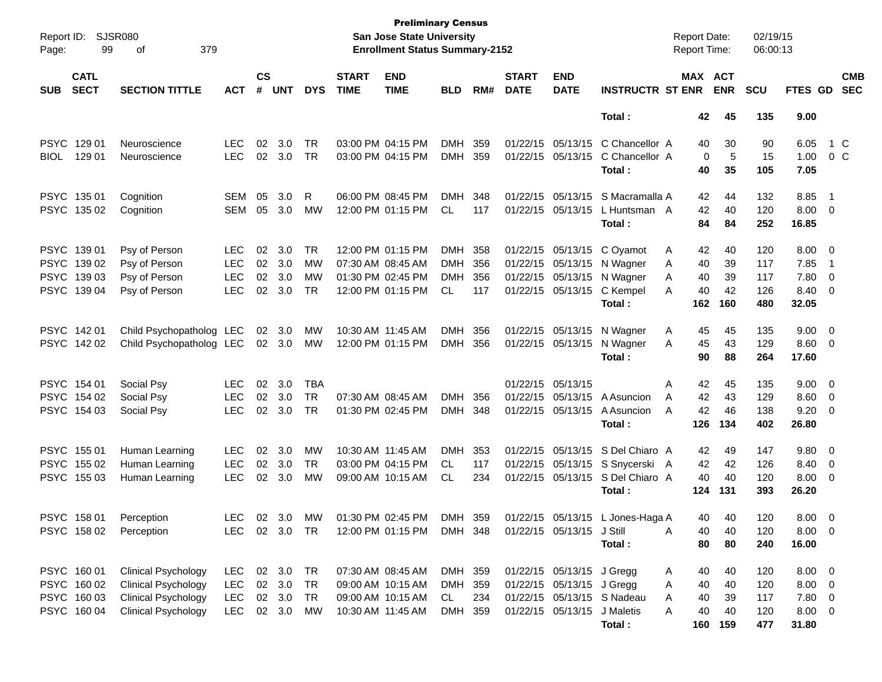**Preliminary Census**
**San Jose State University**
**Enrollment Status Summary-2152**

Report ID: SJSR080 | Report Date: 02/19/15 | Report Time: 06:00:13

| SUB | CATL SECT | SECTION TITTLE | ACT | CS # | UNT | DYS | START TIME | END TIME | BLD | RM# | START DATE | END DATE | INSTRUCTR | ST | MAX ENR | ACT ENR | SCU | FTES | GD | CMB SEC |
|---|---|---|---|---|---|---|---|---|---|---|---|---|---|---|---|---|---|---|---|---|
| | | | | | | | | | | | | | **Total :** | | **42** | **45** | **135** | **9.00** | | |
| PSYC | 129 01 | Neuroscience | LEC | 02 | 3.0 | TR | 03:00 PM | 04:15 PM | DMH | 359 | 01/22/15 | 05/13/15 | C Chancellor | A | 40 | 30 | 90 | 6.05 | 1 | C |
| BIOL | 129 01 | Neuroscience | LEC | 02 | 3.0 | TR | 03:00 PM | 04:15 PM | DMH | 359 | 01/22/15 | 05/13/15 | C Chancellor | A | 0 | 5 | 15 | 1.00 | 0 | C |
| | | | | | | | | | | | | | **Total :** | | **40** | **35** | **105** | **7.05** | | |
| PSYC | 135 01 | Cognition | SEM | 05 | 3.0 | R | 06:00 PM | 08:45 PM | DMH | 348 | 01/22/15 | 05/13/15 | S Macramalla | A | 42 | 44 | 132 | 8.85 | 1 | |
| PSYC | 135 02 | Cognition | SEM | 05 | 3.0 | MW | 12:00 PM | 01:15 PM | CL | 117 | 01/22/15 | 05/13/15 | L Huntsman | A | 42 | 40 | 120 | 8.00 | 0 | |
| | | | | | | | | | | | | | **Total :** | | **84** | **84** | **252** | **16.85** | | |
| PSYC | 139 01 | Psy of Person | LEC | 02 | 3.0 | TR | 12:00 PM | 01:15 PM | DMH | 358 | 01/22/15 | 05/13/15 | C Oyamot | A | 42 | 40 | 120 | 8.00 | 0 | |
| PSYC | 139 02 | Psy of Person | LEC | 02 | 3.0 | MW | 07:30 AM | 08:45 AM | DMH | 356 | 01/22/15 | 05/13/15 | N Wagner | A | 40 | 39 | 117 | 7.85 | 1 | |
| PSYC | 139 03 | Psy of Person | LEC | 02 | 3.0 | MW | 01:30 PM | 02:45 PM | DMH | 356 | 01/22/15 | 05/13/15 | N Wagner | A | 40 | 39 | 117 | 7.80 | 0 | |
| PSYC | 139 04 | Psy of Person | LEC | 02 | 3.0 | TR | 12:00 PM | 01:15 PM | CL | 117 | 01/22/15 | 05/13/15 | C Kempel | A | 40 | 42 | 126 | 8.40 | 0 | |
| | | | | | | | | | | | | | **Total :** | | **162** | **160** | **480** | **32.05** | | |
| PSYC | 142 01 | Child Psychopatholog | LEC | 02 | 3.0 | MW | 10:30 AM | 11:45 AM | DMH | 356 | 01/22/15 | 05/13/15 | N Wagner | A | 45 | 45 | 135 | 9.00 | 0 | |
| PSYC | 142 02 | Child Psychopatholog | LEC | 02 | 3.0 | MW | 12:00 PM | 01:15 PM | DMH | 356 | 01/22/15 | 05/13/15 | N Wagner | A | 45 | 43 | 129 | 8.60 | 0 | |
| | | | | | | | | | | | | | **Total :** | | **90** | **88** | **264** | **17.60** | | |
| PSYC | 154 01 | Social Psy | LEC | 02 | 3.0 | TBA | | | | | 01/22/15 | 05/13/15 | | A | 42 | 45 | 135 | 9.00 | 0 | |
| PSYC | 154 02 | Social Psy | LEC | 02 | 3.0 | TR | 07:30 AM | 08:45 AM | DMH | 356 | 01/22/15 | 05/13/15 | A Asuncion | A | 42 | 43 | 129 | 8.60 | 0 | |
| PSYC | 154 03 | Social Psy | LEC | 02 | 3.0 | TR | 01:30 PM | 02:45 PM | DMH | 348 | 01/22/15 | 05/13/15 | A Asuncion | A | 42 | 46 | 138 | 9.20 | 0 | |
| | | | | | | | | | | | | | **Total :** | | **126** | **134** | **402** | **26.80** | | |
| PSYC | 155 01 | Human Learning | LEC | 02 | 3.0 | MW | 10:30 AM | 11:45 AM | DMH | 353 | 01/22/15 | 05/13/15 | S Del Chiaro | A | 42 | 49 | 147 | 9.80 | 0 | |
| PSYC | 155 02 | Human Learning | LEC | 02 | 3.0 | TR | 03:00 PM | 04:15 PM | CL | 117 | 01/22/15 | 05/13/15 | S Snycerski | A | 42 | 42 | 126 | 8.40 | 0 | |
| PSYC | 155 03 | Human Learning | LEC | 02 | 3.0 | MW | 09:00 AM | 10:15 AM | CL | 234 | 01/22/15 | 05/13/15 | S Del Chiaro | A | 40 | 40 | 120 | 8.00 | 0 | |
| | | | | | | | | | | | | | **Total :** | | **124** | **131** | **393** | **26.20** | | |
| PSYC | 158 01 | Perception | LEC | 02 | 3.0 | MW | 01:30 PM | 02:45 PM | DMH | 359 | 01/22/15 | 05/13/15 | L Jones-Haga | A | 40 | 40 | 120 | 8.00 | 0 | |
| PSYC | 158 02 | Perception | LEC | 02 | 3.0 | TR | 12:00 PM | 01:15 PM | DMH | 348 | 01/22/15 | 05/13/15 | J Still | A | 40 | 40 | 120 | 8.00 | 0 | |
| | | | | | | | | | | | | | **Total :** | | **80** | **80** | **240** | **16.00** | | |
| PSYC | 160 01 | Clinical Psychology | LEC | 02 | 3.0 | TR | 07:30 AM | 08:45 AM | DMH | 359 | 01/22/15 | 05/13/15 | J Gregg | A | 40 | 40 | 120 | 8.00 | 0 | |
| PSYC | 160 02 | Clinical Psychology | LEC | 02 | 3.0 | TR | 09:00 AM | 10:15 AM | DMH | 359 | 01/22/15 | 05/13/15 | J Gregg | A | 40 | 40 | 120 | 8.00 | 0 | |
| PSYC | 160 03 | Clinical Psychology | LEC | 02 | 3.0 | TR | 09:00 AM | 10:15 AM | CL | 234 | 01/22/15 | 05/13/15 | S Nadeau | A | 40 | 39 | 117 | 7.80 | 0 | |
| PSYC | 160 04 | Clinical Psychology | LEC | 02 | 3.0 | MW | 10:30 AM | 11:45 AM | DMH | 359 | 01/22/15 | 05/13/15 | J Maletis | A | 40 | 40 | 120 | 8.00 | 0 | |
| | | | | | | | | | | | | | **Total :** | | **160** | **159** | **477** | **31.80** | | |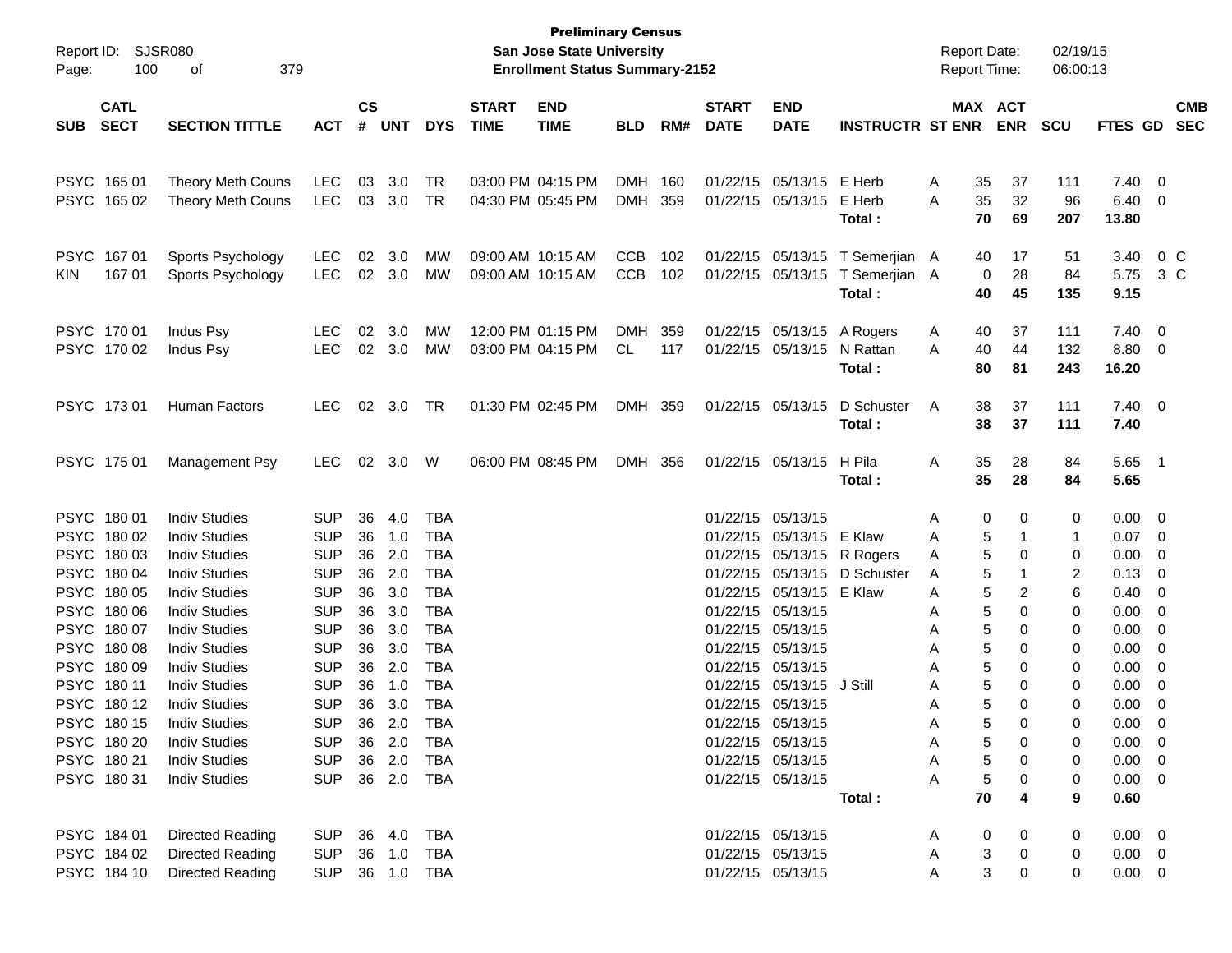**Preliminary Census**
**San Jose State University**
**Enrollment Status Summary-2152**

Report ID: SJSR080
Report Date: 02/19/15
Report Time: 06:00:13

| SUB | CATL SECT | SECTION TITTLE | ACT | CS # | UNT | DYS | START TIME | END TIME | BLD | RM# | START DATE | END DATE | INSTRUCTR | ST | MAX ENR | ACT ENR | SCU | FTES | GD | CMB SEC |
|---|---|---|---|---|---|---|---|---|---|---|---|---|---|---|---|---|---|---|---|---|
| PSYC | 165 01 | Theory Meth Couns | LEC | 03 | 3.0 | TR | 03:00 PM | 04:15 PM | DMH | 160 | 01/22/15 | 05/13/15 | E Herb | A | 35 | 37 | 111 | 7.40 | 0 | |
| PSYC | 165 02 | Theory Meth Couns | LEC | 03 | 3.0 | TR | 04:30 PM | 05:45 PM | DMH | 359 | 01/22/15 | 05/13/15 | E Herb | A | 35 | 32 | 96 | 6.40 | 0 | |
| | | | | | | | | | | | | | **Total :** | | **70** | **69** | **207** | **13.80** | | |
| PSYC | 167 01 | Sports Psychology | LEC | 02 | 3.0 | MW | 09:00 AM | 10:15 AM | CCB | 102 | 01/22/15 | 05/13/15 | T Semerjian | A | 40 | 17 | 51 | 3.40 | 0 | C |
| KIN | 167 01 | Sports Psychology | LEC | 02 | 3.0 | MW | 09:00 AM | 10:15 AM | CCB | 102 | 01/22/15 | 05/13/15 | T Semerjian | A | 0 | 28 | 84 | 5.75 | 3 | C |
| | | | | | | | | | | | | | **Total :** | | **40** | **45** | **135** | **9.15** | | |
| PSYC | 170 01 | Indus Psy | LEC | 02 | 3.0 | MW | 12:00 PM | 01:15 PM | DMH | 359 | 01/22/15 | 05/13/15 | A Rogers | A | 40 | 37 | 111 | 7.40 | 0 | |
| PSYC | 170 02 | Indus Psy | LEC | 02 | 3.0 | MW | 03:00 PM | 04:15 PM | CL | 117 | 01/22/15 | 05/13/15 | N Rattan | A | 40 | 44 | 132 | 8.80 | 0 | |
| | | | | | | | | | | | | | **Total :** | | **80** | **81** | **243** | **16.20** | | |
| PSYC | 173 01 | Human Factors | LEC | 02 | 3.0 | TR | 01:30 PM | 02:45 PM | DMH | 359 | 01/22/15 | 05/13/15 | D Schuster | A | 38 | 37 | 111 | 7.40 | 0 | |
| | | | | | | | | | | | | | **Total :** | | **38** | **37** | **111** | **7.40** | | |
| PSYC | 175 01 | Management Psy | LEC | 02 | 3.0 | W | 06:00 PM | 08:45 PM | DMH | 356 | 01/22/15 | 05/13/15 | H Pila | A | 35 | 28 | 84 | 5.65 | 1 | |
| | | | | | | | | | | | | | **Total :** | | **35** | **28** | **84** | **5.65** | | |
| PSYC | 180 01 | Indiv Studies | SUP | 36 | 4.0 | TBA | | | | | 01/22/15 | 05/13/15 | | A | 0 | 0 | 0 | 0.00 | 0 | |
| PSYC | 180 02 | Indiv Studies | SUP | 36 | 1.0 | TBA | | | | | 01/22/15 | 05/13/15 | E Klaw | A | 5 | 1 | 1 | 0.07 | 0 | |
| PSYC | 180 03 | Indiv Studies | SUP | 36 | 2.0 | TBA | | | | | 01/22/15 | 05/13/15 | R Rogers | A | 5 | 0 | 0 | 0.00 | 0 | |
| PSYC | 180 04 | Indiv Studies | SUP | 36 | 2.0 | TBA | | | | | 01/22/15 | 05/13/15 | D Schuster | A | 5 | 1 | 2 | 0.13 | 0 | |
| PSYC | 180 05 | Indiv Studies | SUP | 36 | 3.0 | TBA | | | | | 01/22/15 | 05/13/15 | E Klaw | A | 5 | 2 | 6 | 0.40 | 0 | |
| PSYC | 180 06 | Indiv Studies | SUP | 36 | 3.0 | TBA | | | | | 01/22/15 | 05/13/15 | | A | 5 | 0 | 0 | 0.00 | 0 | |
| PSYC | 180 07 | Indiv Studies | SUP | 36 | 3.0 | TBA | | | | | 01/22/15 | 05/13/15 | | A | 5 | 0 | 0 | 0.00 | 0 | |
| PSYC | 180 08 | Indiv Studies | SUP | 36 | 3.0 | TBA | | | | | 01/22/15 | 05/13/15 | | A | 5 | 0 | 0 | 0.00 | 0 | |
| PSYC | 180 09 | Indiv Studies | SUP | 36 | 2.0 | TBA | | | | | 01/22/15 | 05/13/15 | | A | 5 | 0 | 0 | 0.00 | 0 | |
| PSYC | 180 11 | Indiv Studies | SUP | 36 | 1.0 | TBA | | | | | 01/22/15 | 05/13/15 | J Still | A | 5 | 0 | 0 | 0.00 | 0 | |
| PSYC | 180 12 | Indiv Studies | SUP | 36 | 3.0 | TBA | | | | | 01/22/15 | 05/13/15 | | A | 5 | 0 | 0 | 0.00 | 0 | |
| PSYC | 180 15 | Indiv Studies | SUP | 36 | 2.0 | TBA | | | | | 01/22/15 | 05/13/15 | | A | 5 | 0 | 0 | 0.00 | 0 | |
| PSYC | 180 20 | Indiv Studies | SUP | 36 | 2.0 | TBA | | | | | 01/22/15 | 05/13/15 | | A | 5 | 0 | 0 | 0.00 | 0 | |
| PSYC | 180 21 | Indiv Studies | SUP | 36 | 2.0 | TBA | | | | | 01/22/15 | 05/13/15 | | A | 5 | 0 | 0 | 0.00 | 0 | |
| PSYC | 180 31 | Indiv Studies | SUP | 36 | 2.0 | TBA | | | | | 01/22/15 | 05/13/15 | | A | 5 | 0 | 0 | 0.00 | 0 | |
| | | | | | | | | | | | | | **Total :** | | **70** | **4** | **9** | **0.60** | | |
| PSYC | 184 01 | Directed Reading | SUP | 36 | 4.0 | TBA | | | | | 01/22/15 | 05/13/15 | | A | 0 | 0 | 0 | 0.00 | 0 | |
| PSYC | 184 02 | Directed Reading | SUP | 36 | 1.0 | TBA | | | | | 01/22/15 | 05/13/15 | | A | 3 | 0 | 0 | 0.00 | 0 | |
| PSYC | 184 10 | Directed Reading | SUP | 36 | 1.0 | TBA | | | | | 01/22/15 | 05/13/15 | | A | 3 | 0 | 0 | 0.00 | 0 | |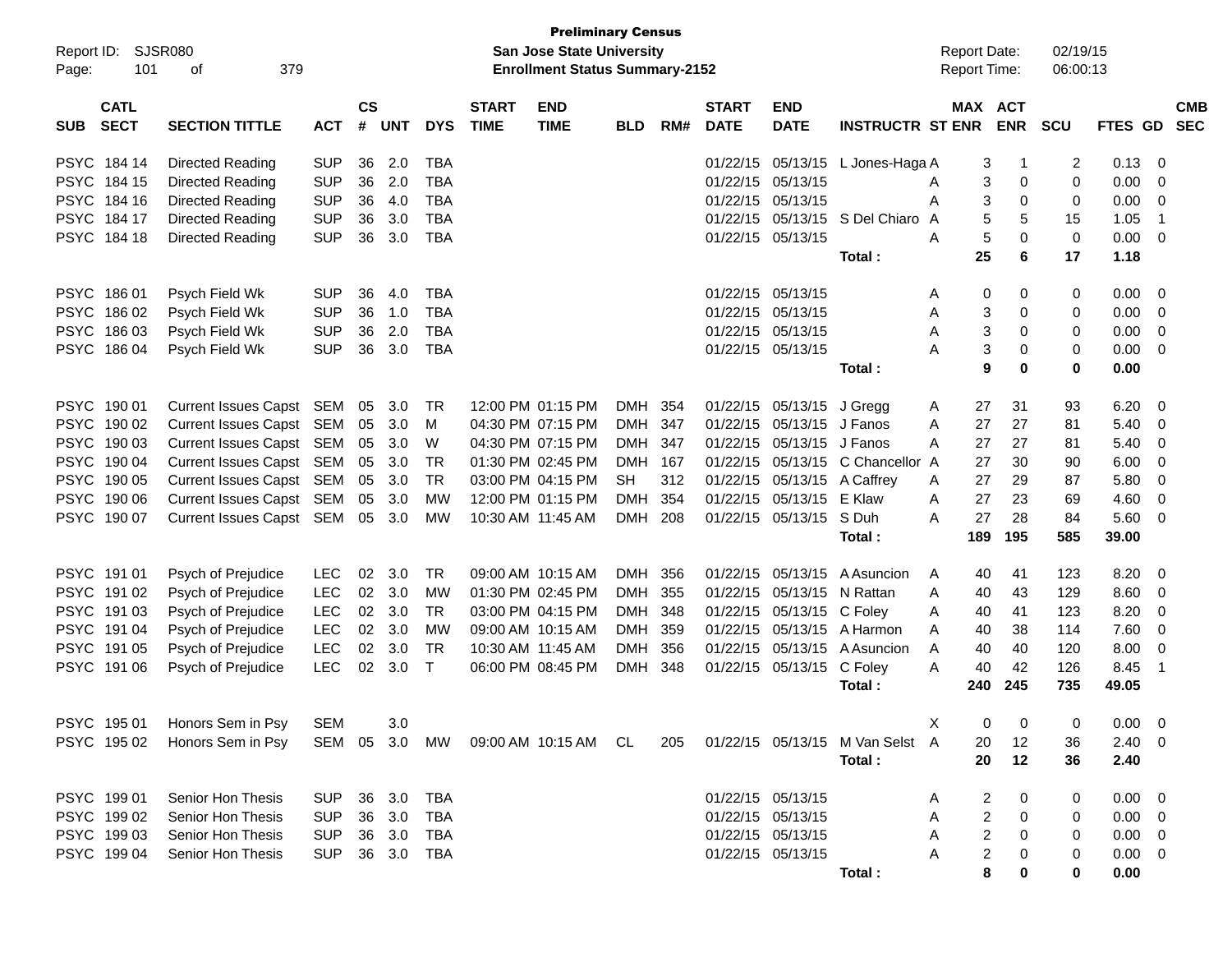**Preliminary Census**
**San Jose State University**
**Enrollment Status Summary-2152**

Report ID: SJSR080
Report Date: 02/19/15
Report Time: 06:00:13

| SUB | CATL SECT | SECTION TITTLE | ACT | CS # | UNT | DYS | START TIME | END TIME | BLD | RM# | START DATE | END DATE | INSTRUCTR | ST | MAX ENR | ACT ENR | SCU | FTES | GD | CMB SEC |
|---|---|---|---|---|---|---|---|---|---|---|---|---|---|---|---|---|---|---|---|---|
| PSYC | 184 14 | Directed Reading | SUP | 36 | 2.0 | TBA | | | | | 01/22/15 | 05/13/15 | L Jones-Haga | A | 3 | 1 | 2 | 0.13 | 0 | |
| PSYC | 184 15 | Directed Reading | SUP | 36 | 2.0 | TBA | | | | | 01/22/15 | 05/13/15 | | A | 3 | 0 | 0 | 0.00 | 0 | |
| PSYC | 184 16 | Directed Reading | SUP | 36 | 4.0 | TBA | | | | | 01/22/15 | 05/13/15 | | A | 3 | 0 | 0 | 0.00 | 0 | |
| PSYC | 184 17 | Directed Reading | SUP | 36 | 3.0 | TBA | | | | | 01/22/15 | 05/13/15 | S Del Chiaro | A | 5 | 5 | 15 | 1.05 | 1 | |
| PSYC | 184 18 | Directed Reading | SUP | 36 | 3.0 | TBA | | | | | 01/22/15 | 05/13/15 | | A | 5 | 0 | 0 | 0.00 | 0 | |
| | | | | | | | | | | | | | **Total :** | | **25** | **6** | **17** | **1.18** | | |
| PSYC | 186 01 | Psych Field Wk | SUP | 36 | 4.0 | TBA | | | | | 01/22/15 | 05/13/15 | | A | 0 | 0 | 0 | 0.00 | 0 | |
| PSYC | 186 02 | Psych Field Wk | SUP | 36 | 1.0 | TBA | | | | | 01/22/15 | 05/13/15 | | A | 3 | 0 | 0 | 0.00 | 0 | |
| PSYC | 186 03 | Psych Field Wk | SUP | 36 | 2.0 | TBA | | | | | 01/22/15 | 05/13/15 | | A | 3 | 0 | 0 | 0.00 | 0 | |
| PSYC | 186 04 | Psych Field Wk | SUP | 36 | 3.0 | TBA | | | | | 01/22/15 | 05/13/15 | | A | 3 | 0 | 0 | 0.00 | 0 | |
| | | | | | | | | | | | | | **Total :** | | **9** | **0** | **0** | **0.00** | | |
| PSYC | 190 01 | Current Issues Capst | SEM | 05 | 3.0 | TR | 12:00 PM | 01:15 PM | DMH | 354 | 01/22/15 | 05/13/15 | J Gregg | A | 27 | 31 | 93 | 6.20 | 0 | |
| PSYC | 190 02 | Current Issues Capst | SEM | 05 | 3.0 | M | 04:30 PM | 07:15 PM | DMH | 347 | 01/22/15 | 05/13/15 | J Fanos | A | 27 | 27 | 81 | 5.40 | 0 | |
| PSYC | 190 03 | Current Issues Capst | SEM | 05 | 3.0 | W | 04:30 PM | 07:15 PM | DMH | 347 | 01/22/15 | 05/13/15 | J Fanos | A | 27 | 27 | 81 | 5.40 | 0 | |
| PSYC | 190 04 | Current Issues Capst | SEM | 05 | 3.0 | TR | 01:30 PM | 02:45 PM | DMH | 167 | 01/22/15 | 05/13/15 | C Chancellor | A | 27 | 30 | 90 | 6.00 | 0 | |
| PSYC | 190 05 | Current Issues Capst | SEM | 05 | 3.0 | TR | 03:00 PM | 04:15 PM | SH | 312 | 01/22/15 | 05/13/15 | A Caffrey | A | 27 | 29 | 87 | 5.80 | 0 | |
| PSYC | 190 06 | Current Issues Capst | SEM | 05 | 3.0 | MW | 12:00 PM | 01:15 PM | DMH | 354 | 01/22/15 | 05/13/15 | E Klaw | A | 27 | 23 | 69 | 4.60 | 0 | |
| PSYC | 190 07 | Current Issues Capst | SEM | 05 | 3.0 | MW | 10:30 AM | 11:45 AM | DMH | 208 | 01/22/15 | 05/13/15 | S Duh | A | 27 | 28 | 84 | 5.60 | 0 | |
| | | | | | | | | | | | | | **Total :** | | **189** | **195** | **585** | **39.00** | | |
| PSYC | 191 01 | Psych of Prejudice | LEC | 02 | 3.0 | TR | 09:00 AM | 10:15 AM | DMH | 356 | 01/22/15 | 05/13/15 | A Asuncion | A | 40 | 41 | 123 | 8.20 | 0 | |
| PSYC | 191 02 | Psych of Prejudice | LEC | 02 | 3.0 | MW | 01:30 PM | 02:45 PM | DMH | 355 | 01/22/15 | 05/13/15 | N Rattan | A | 40 | 43 | 129 | 8.60 | 0 | |
| PSYC | 191 03 | Psych of Prejudice | LEC | 02 | 3.0 | TR | 03:00 PM | 04:15 PM | DMH | 348 | 01/22/15 | 05/13/15 | C Foley | A | 40 | 41 | 123 | 8.20 | 0 | |
| PSYC | 191 04 | Psych of Prejudice | LEC | 02 | 3.0 | MW | 09:00 AM | 10:15 AM | DMH | 359 | 01/22/15 | 05/13/15 | A Harmon | A | 40 | 38 | 114 | 7.60 | 0 | |
| PSYC | 191 05 | Psych of Prejudice | LEC | 02 | 3.0 | TR | 10:30 AM | 11:45 AM | DMH | 356 | 01/22/15 | 05/13/15 | A Asuncion | A | 40 | 40 | 120 | 8.00 | 0 | |
| PSYC | 191 06 | Psych of Prejudice | LEC | 02 | 3.0 | T | 06:00 PM | 08:45 PM | DMH | 348 | 01/22/15 | 05/13/15 | C Foley | A | 40 | 42 | 126 | 8.45 | 1 | |
| | | | | | | | | | | | | | **Total :** | | **240** | **245** | **735** | **49.05** | | |
| PSYC | 195 01 | Honors Sem in Psy | SEM | | 3.0 | | | | | | | | | X | 0 | 0 | 0 | 0.00 | 0 | |
| PSYC | 195 02 | Honors Sem in Psy | SEM | 05 | 3.0 | MW | 09:00 AM | 10:15 AM | CL | 205 | 01/22/15 | 05/13/15 | M Van Selst | A | 20 | 12 | 36 | 2.40 | 0 | |
| | | | | | | | | | | | | | **Total :** | | **20** | **12** | **36** | **2.40** | | |
| PSYC | 199 01 | Senior Hon Thesis | SUP | 36 | 3.0 | TBA | | | | | 01/22/15 | 05/13/15 | | A | 2 | 0 | 0 | 0.00 | 0 | |
| PSYC | 199 02 | Senior Hon Thesis | SUP | 36 | 3.0 | TBA | | | | | 01/22/15 | 05/13/15 | | A | 2 | 0 | 0 | 0.00 | 0 | |
| PSYC | 199 03 | Senior Hon Thesis | SUP | 36 | 3.0 | TBA | | | | | 01/22/15 | 05/13/15 | | A | 2 | 0 | 0 | 0.00 | 0 | |
| PSYC | 199 04 | Senior Hon Thesis | SUP | 36 | 3.0 | TBA | | | | | 01/22/15 | 05/13/15 | | A | 2 | 0 | 0 | 0.00 | 0 | |
| | | | | | | | | | | | | | **Total :** | | **8** | **0** | **0** | **0.00** | | |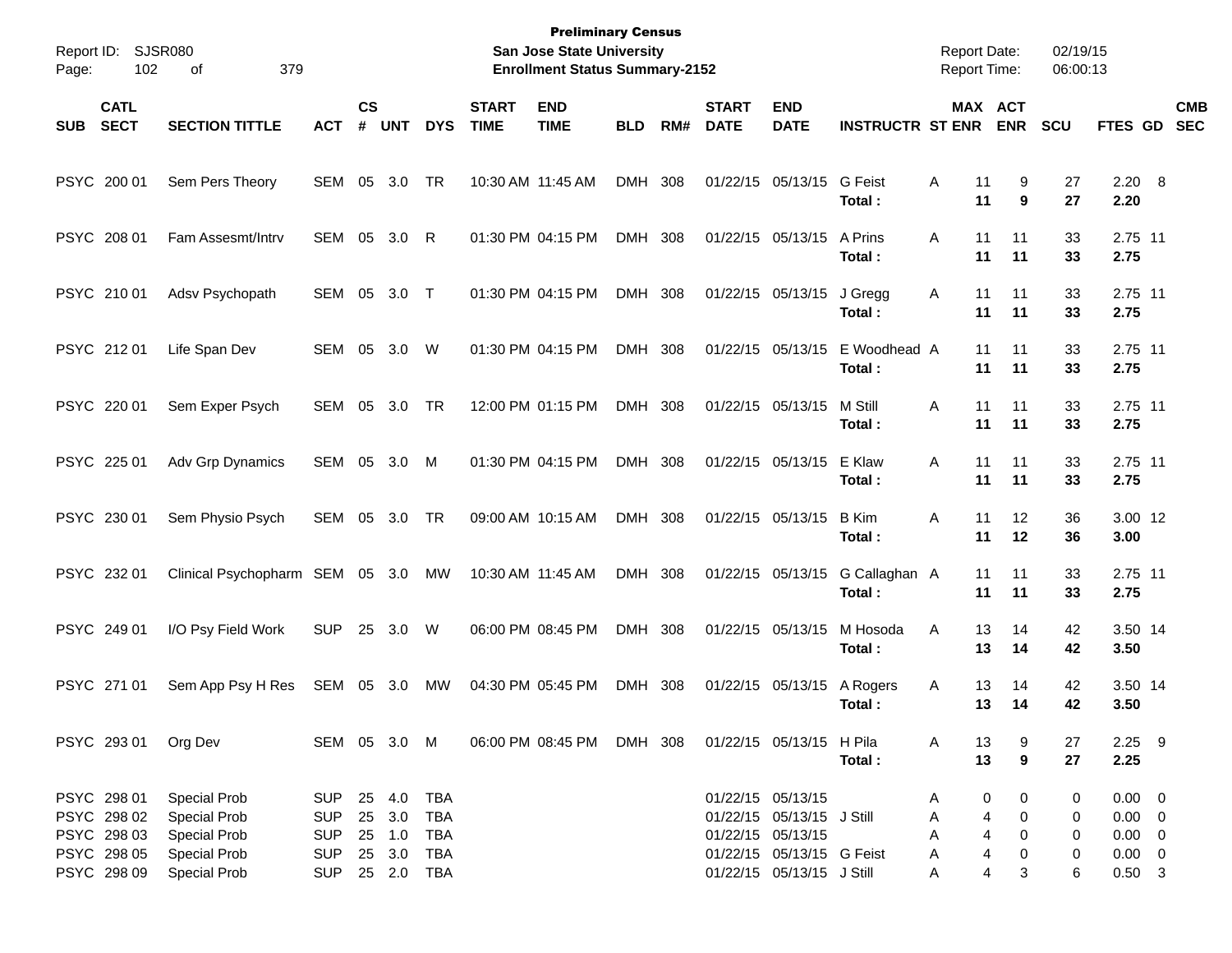**Preliminary Census**
**San Jose State University**
**Enrollment Status Summary-2152**

Report ID: SJSR080
Report Date: 02/19/15
Report Time: 06:00:13

| SUB | CATL SECT | SECTION TITTLE | ACT | CS # | UNT | DYS | START TIME | END TIME | BLD | RM# | START DATE | END DATE | INSTRUCTR | ST | MAX ENR | ACT ENR | SCU | FTES | GD | CMB SEC |
|---|---|---|---|---|---|---|---|---|---|---|---|---|---|---|---|---|---|---|---|---|
| PSYC | 200 01 | Sem Pers Theory | SEM | 05 | 3.0 | TR | 10:30 AM | 11:45 AM | DMH | 308 | 01/22/15 | 05/13/15 | G Feist | A | 11 | 9 | 27 | 2.20 | 8 | |
| | | | | | | | | | | | | | **Total :** | | **11** | **9** | **27** | **2.20** | | |
| PSYC | 208 01 | Fam Assesmt/Intrv | SEM | 05 | 3.0 | R | 01:30 PM | 04:15 PM | DMH | 308 | 01/22/15 | 05/13/15 | A Prins | A | 11 | 11 | 33 | 2.75 | 11 | |
| | | | | | | | | | | | | | **Total :** | | **11** | **11** | **33** | **2.75** | | |
| PSYC | 210 01 | Adsv Psychopath | SEM | 05 | 3.0 | T | 01:30 PM | 04:15 PM | DMH | 308 | 01/22/15 | 05/13/15 | J Gregg | A | 11 | 11 | 33 | 2.75 | 11 | |
| | | | | | | | | | | | | | **Total :** | | **11** | **11** | **33** | **2.75** | | |
| PSYC | 212 01 | Life Span Dev | SEM | 05 | 3.0 | W | 01:30 PM | 04:15 PM | DMH | 308 | 01/22/15 | 05/13/15 | E Woodhead | A | 11 | 11 | 33 | 2.75 | 11 | |
| | | | | | | | | | | | | | **Total :** | | **11** | **11** | **33** | **2.75** | | |
| PSYC | 220 01 | Sem Exper Psych | SEM | 05 | 3.0 | TR | 12:00 PM | 01:15 PM | DMH | 308 | 01/22/15 | 05/13/15 | M Still | A | 11 | 11 | 33 | 2.75 | 11 | |
| | | | | | | | | | | | | | **Total :** | | **11** | **11** | **33** | **2.75** | | |
| PSYC | 225 01 | Adv Grp Dynamics | SEM | 05 | 3.0 | M | 01:30 PM | 04:15 PM | DMH | 308 | 01/22/15 | 05/13/15 | E Klaw | A | 11 | 11 | 33 | 2.75 | 11 | |
| | | | | | | | | | | | | | **Total :** | | **11** | **11** | **33** | **2.75** | | |
| PSYC | 230 01 | Sem Physio Psych | SEM | 05 | 3.0 | TR | 09:00 AM | 10:15 AM | DMH | 308 | 01/22/15 | 05/13/15 | B Kim | A | 11 | 12 | 36 | 3.00 | 12 | |
| | | | | | | | | | | | | | **Total :** | | **11** | **12** | **36** | **3.00** | | |
| PSYC | 232 01 | Clinical Psychopharm | SEM | 05 | 3.0 | MW | 10:30 AM | 11:45 AM | DMH | 308 | 01/22/15 | 05/13/15 | G Callaghan | A | 11 | 11 | 33 | 2.75 | 11 | |
| | | | | | | | | | | | | | **Total :** | | **11** | **11** | **33** | **2.75** | | |
| PSYC | 249 01 | I/O Psy Field Work | SUP | 25 | 3.0 | W | 06:00 PM | 08:45 PM | DMH | 308 | 01/22/15 | 05/13/15 | M Hosoda | A | 13 | 14 | 42 | 3.50 | 14 | |
| | | | | | | | | | | | | | **Total :** | | **13** | **14** | **42** | **3.50** | | |
| PSYC | 271 01 | Sem App Psy H Res | SEM | 05 | 3.0 | MW | 04:30 PM | 05:45 PM | DMH | 308 | 01/22/15 | 05/13/15 | A Rogers | A | 13 | 14 | 42 | 3.50 | 14 | |
| | | | | | | | | | | | | | **Total :** | | **13** | **14** | **42** | **3.50** | | |
| PSYC | 293 01 | Org Dev | SEM | 05 | 3.0 | M | 06:00 PM | 08:45 PM | DMH | 308 | 01/22/15 | 05/13/15 | H Pila | A | 13 | 9 | 27 | 2.25 | 9 | |
| | | | | | | | | | | | | | **Total :** | | **13** | **9** | **27** | **2.25** | | |
| PSYC | 298 01 | Special Prob | SUP | 25 | 4.0 | TBA | | | | | 01/22/15 | 05/13/15 | | A | 0 | 0 | 0 | 0.00 | 0 | |
| PSYC | 298 02 | Special Prob | SUP | 25 | 3.0 | TBA | | | | | 01/22/15 | 05/13/15 | J Still | A | 4 | 0 | 0 | 0.00 | 0 | |
| PSYC | 298 03 | Special Prob | SUP | 25 | 1.0 | TBA | | | | | 01/22/15 | 05/13/15 | | A | 4 | 0 | 0 | 0.00 | 0 | |
| PSYC | 298 05 | Special Prob | SUP | 25 | 3.0 | TBA | | | | | 01/22/15 | 05/13/15 | G Feist | A | 4 | 0 | 0 | 0.00 | 0 | |
| PSYC | 298 09 | Special Prob | SUP | 25 | 2.0 | TBA | | | | | 01/22/15 | 05/13/15 | J Still | A | 4 | 3 | 6 | 0.50 | 3 | |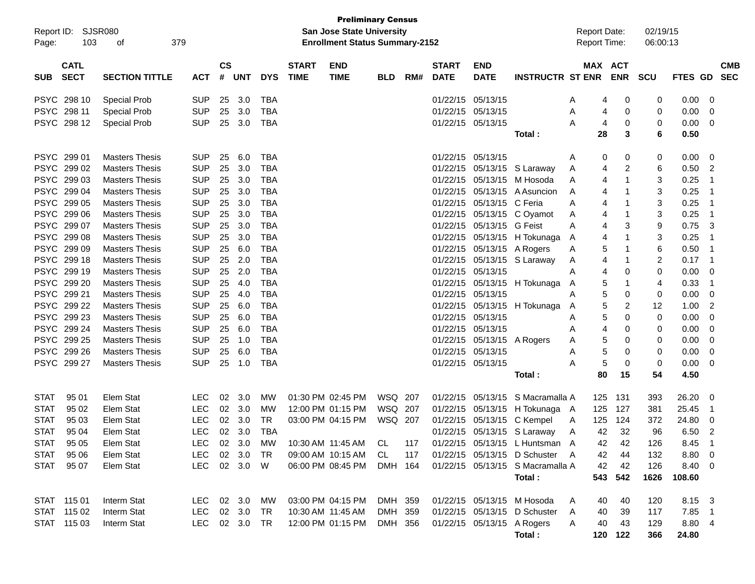**Preliminary Census**
**San Jose State University**
**Enrollment Status Summary-2152**

Report ID: SJSR080
Report Date: 02/19/15
Report Time: 06:00:13

| SUB | CATL SECT | SECTION TITTLE | ACT | CS # | UNT | DYS | START TIME | END TIME | BLD | RM# | START DATE | END DATE | INSTRUCTR | ST | MAX ENR | ACT ENR | SCU | FTES | GD | CMB SEC |
|---|---|---|---|---|---|---|---|---|---|---|---|---|---|---|---|---|---|---|---|---|
| PSYC | 298 10 | Special Prob | SUP | 25 | 3.0 | TBA | | | | | 01/22/15 | 05/13/15 | | A | 4 | 0 | 0 | 0.00 | 0 | |
| PSYC | 298 11 | Special Prob | SUP | 25 | 3.0 | TBA | | | | | 01/22/15 | 05/13/15 | | A | 4 | 0 | 0 | 0.00 | 0 | |
| PSYC | 298 12 | Special Prob | SUP | 25 | 3.0 | TBA | | | | | 01/22/15 | 05/13/15 | | A | 4 | 0 | 0 | 0.00 | 0 | |
| | | | | | | | | | | | | | **Total :** | | **28** | **3** | **6** | **0.50** | | |
| PSYC | 299 01 | Masters Thesis | SUP | 25 | 6.0 | TBA | | | | | 01/22/15 | 05/13/15 | | A | 0 | 0 | 0 | 0.00 | 0 | |
| PSYC | 299 02 | Masters Thesis | SUP | 25 | 3.0 | TBA | | | | | 01/22/15 | 05/13/15 | S Laraway | A | 4 | 2 | 6 | 0.50 | 2 | |
| PSYC | 299 03 | Masters Thesis | SUP | 25 | 3.0 | TBA | | | | | 01/22/15 | 05/13/15 | M Hosoda | A | 4 | 1 | 3 | 0.25 | 1 | |
| PSYC | 299 04 | Masters Thesis | SUP | 25 | 3.0 | TBA | | | | | 01/22/15 | 05/13/15 | A Asuncion | A | 4 | 1 | 3 | 0.25 | 1 | |
| PSYC | 299 05 | Masters Thesis | SUP | 25 | 3.0 | TBA | | | | | 01/22/15 | 05/13/15 | C Feria | A | 4 | 1 | 3 | 0.25 | 1 | |
| PSYC | 299 06 | Masters Thesis | SUP | 25 | 3.0 | TBA | | | | | 01/22/15 | 05/13/15 | C Oyamot | A | 4 | 1 | 3 | 0.25 | 1 | |
| PSYC | 299 07 | Masters Thesis | SUP | 25 | 3.0 | TBA | | | | | 01/22/15 | 05/13/15 | G Feist | A | 4 | 3 | 9 | 0.75 | 3 | |
| PSYC | 299 08 | Masters Thesis | SUP | 25 | 3.0 | TBA | | | | | 01/22/15 | 05/13/15 | H Tokunaga | A | 4 | 1 | 3 | 0.25 | 1 | |
| PSYC | 299 09 | Masters Thesis | SUP | 25 | 6.0 | TBA | | | | | 01/22/15 | 05/13/15 | A Rogers | A | 5 | 1 | 6 | 0.50 | 1 | |
| PSYC | 299 18 | Masters Thesis | SUP | 25 | 2.0 | TBA | | | | | 01/22/15 | 05/13/15 | S Laraway | A | 4 | 1 | 2 | 0.17 | 1 | |
| PSYC | 299 19 | Masters Thesis | SUP | 25 | 2.0 | TBA | | | | | 01/22/15 | 05/13/15 | | A | 4 | 0 | 0 | 0.00 | 0 | |
| PSYC | 299 20 | Masters Thesis | SUP | 25 | 4.0 | TBA | | | | | 01/22/15 | 05/13/15 | H Tokunaga | A | 5 | 1 | 4 | 0.33 | 1 | |
| PSYC | 299 21 | Masters Thesis | SUP | 25 | 4.0 | TBA | | | | | 01/22/15 | 05/13/15 | | A | 5 | 0 | 0 | 0.00 | 0 | |
| PSYC | 299 22 | Masters Thesis | SUP | 25 | 6.0 | TBA | | | | | 01/22/15 | 05/13/15 | H Tokunaga | A | 5 | 2 | 12 | 1.00 | 2 | |
| PSYC | 299 23 | Masters Thesis | SUP | 25 | 6.0 | TBA | | | | | 01/22/15 | 05/13/15 | | A | 5 | 0 | 0 | 0.00 | 0 | |
| PSYC | 299 24 | Masters Thesis | SUP | 25 | 6.0 | TBA | | | | | 01/22/15 | 05/13/15 | | A | 4 | 0 | 0 | 0.00 | 0 | |
| PSYC | 299 25 | Masters Thesis | SUP | 25 | 1.0 | TBA | | | | | 01/22/15 | 05/13/15 | A Rogers | A | 5 | 0 | 0 | 0.00 | 0 | |
| PSYC | 299 26 | Masters Thesis | SUP | 25 | 6.0 | TBA | | | | | 01/22/15 | 05/13/15 | | A | 5 | 0 | 0 | 0.00 | 0 | |
| PSYC | 299 27 | Masters Thesis | SUP | 25 | 1.0 | TBA | | | | | 01/22/15 | 05/13/15 | | A | 5 | 0 | 0 | 0.00 | 0 | |
| | | | | | | | | | | | | | **Total :** | | **80** | **15** | **54** | **4.50** | | |
| STAT | 95 01 | Elem Stat | LEC | 02 | 3.0 | MW | 01:30 PM | 02:45 PM | WSQ | 207 | 01/22/15 | 05/13/15 | S Macramalla | A | 125 | 131 | 393 | 26.20 | 0 | |
| STAT | 95 02 | Elem Stat | LEC | 02 | 3.0 | MW | 12:00 PM | 01:15 PM | WSQ | 207 | 01/22/15 | 05/13/15 | H Tokunaga | A | 125 | 127 | 381 | 25.45 | 1 | |
| STAT | 95 03 | Elem Stat | LEC | 02 | 3.0 | TR | 03:00 PM | 04:15 PM | WSQ | 207 | 01/22/15 | 05/13/15 | C Kempel | A | 125 | 124 | 372 | 24.80 | 0 | |
| STAT | 95 04 | Elem Stat | LEC | 02 | 3.0 | TBA | | | | | 01/22/15 | 05/13/15 | S Laraway | A | 42 | 32 | 96 | 6.50 | 2 | |
| STAT | 95 05 | Elem Stat | LEC | 02 | 3.0 | MW | 10:30 AM | 11:45 AM | CL | 117 | 01/22/15 | 05/13/15 | L Huntsman | A | 42 | 42 | 126 | 8.45 | 1 | |
| STAT | 95 06 | Elem Stat | LEC | 02 | 3.0 | TR | 09:00 AM | 10:15 AM | CL | 117 | 01/22/15 | 05/13/15 | D Schuster | A | 42 | 44 | 132 | 8.80 | 0 | |
| STAT | 95 07 | Elem Stat | LEC | 02 | 3.0 | W | 06:00 PM | 08:45 PM | DMH | 164 | 01/22/15 | 05/13/15 | S Macramalla | A | 42 | 42 | 126 | 8.40 | 0 | |
| | | | | | | | | | | | | | **Total :** | | **543** | **542** | **1626** | **108.60** | | |
| STAT | 115 01 | Interm Stat | LEC | 02 | 3.0 | MW | 03:00 PM | 04:15 PM | DMH | 359 | 01/22/15 | 05/13/15 | M Hosoda | A | 40 | 40 | 120 | 8.15 | 3 | |
| STAT | 115 02 | Interm Stat | LEC | 02 | 3.0 | TR | 10:30 AM | 11:45 AM | DMH | 359 | 01/22/15 | 05/13/15 | D Schuster | A | 40 | 39 | 117 | 7.85 | 1 | |
| STAT | 115 03 | Interm Stat | LEC | 02 | 3.0 | TR | 12:00 PM | 01:15 PM | DMH | 356 | 01/22/15 | 05/13/15 | A Rogers | A | 40 | 43 | 129 | 8.80 | 4 | |
| | | | | | | | | | | | | | **Total :** | | **120** | **122** | **366** | **24.80** | | |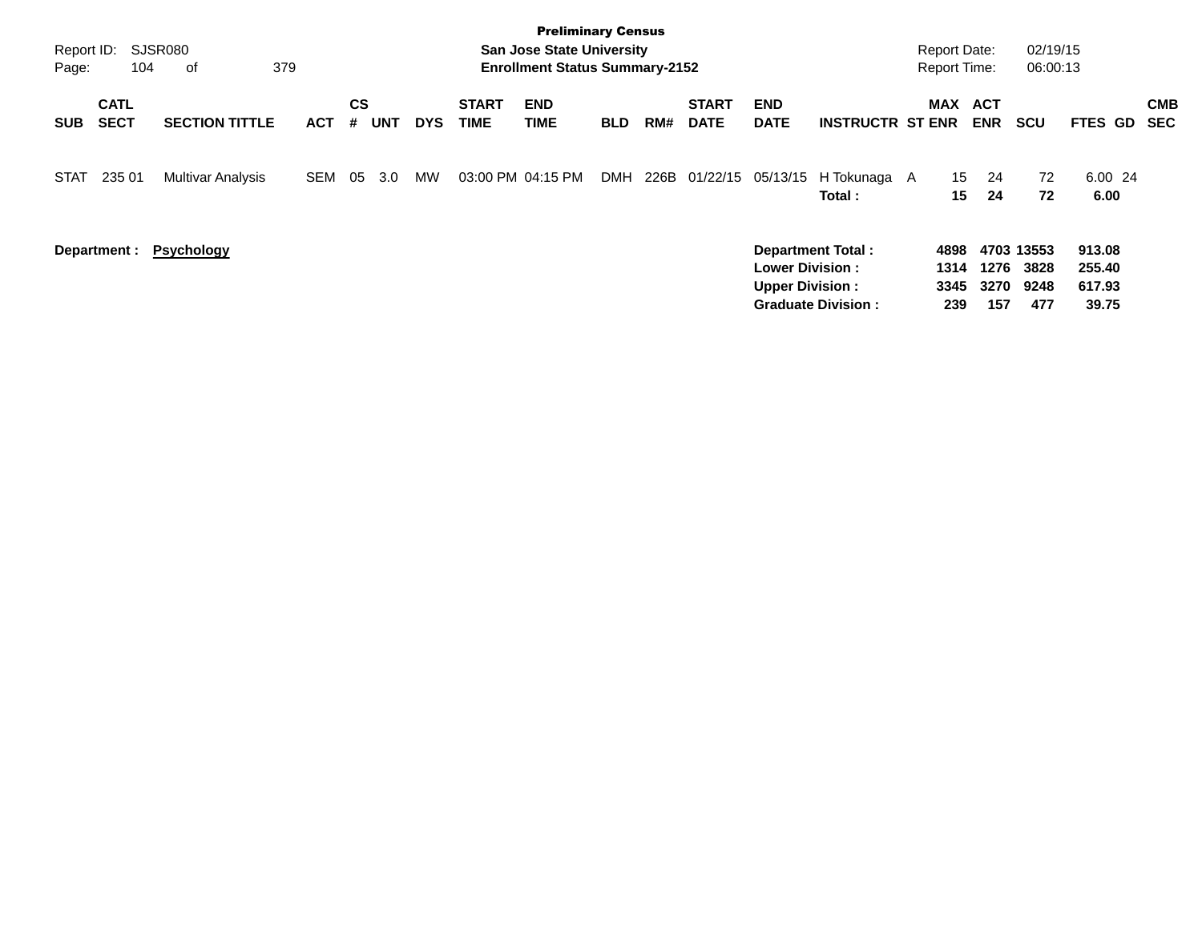**Preliminary Census**

**San Jose State University**

**Enrollment Status Summary-2152**

Report ID: SJSR080

Report Date: 02/19/15

Report Time: 06:00:13

| SUB | CATL SECT | SECTION TITTLE | ACT | CS # | UNT | DYS | START TIME | END TIME | BLD | RM# | START DATE | END DATE | INSTRUCTR | ST | MAX ENR | ACT ENR | SCU | FTES | GD | CMB SEC |
|---|---|---|---|---|---|---|---|---|---|---|---|---|---|---|---|---|---|---|---|---|
| STAT | 235 01 | Multivar Analysis | SEM | 05 | 3.0 | MW | 03:00 PM | 04:15 PM | DMH | 226B | 01/22/15 | 05/13/15 | H Tokunaga | A | 15 | 24 | 72 | 6.00 | 24 | |
| | | | | | | | | | | | | | **Total :** | | **15** | **24** | **72** | **6.00** | | |

**Department : Psychology**

| | MAX ENR | ACT ENR | SCU | FTES |
|---|---|---|---|---|
| **Department Total :** | **4898** | **4703** | **13553** | **913.08** |
| **Lower Division :** | **1314** | **1276** | **3828** | **255.40** |
| **Upper Division :** | **3345** | **3270** | **9248** | **617.93** |
| **Graduate Division :** | **239** | **157** | **477** | **39.75** |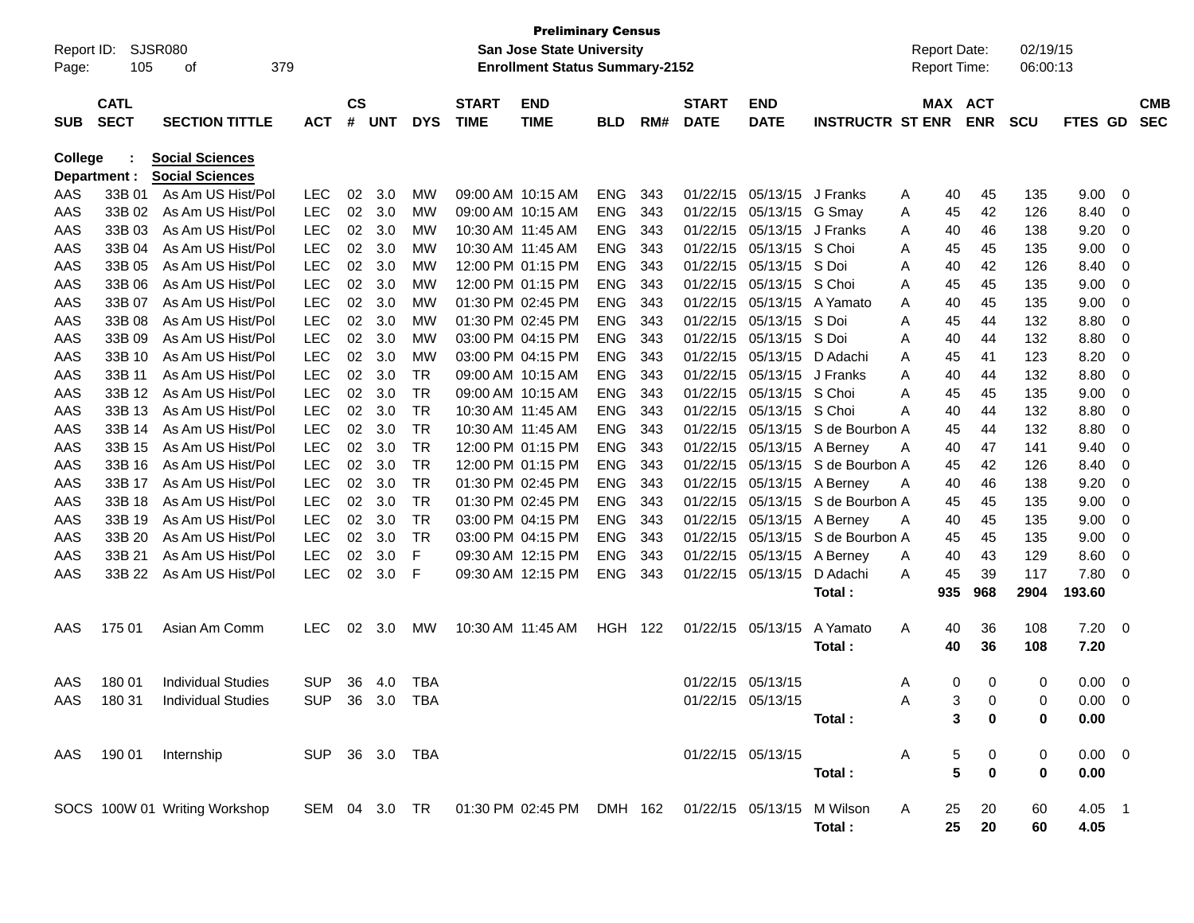**Preliminary Census**
**San Jose State University**
**Enrollment Status Summary-2152**

Report ID: SJSR080
Report Date: 02/19/15
Report Time: 06:00:13

| SUB | CATL SECT | SECTION TITTLE | ACT | CS # | UNT | DYS | START TIME | END TIME | BLD | RM# | START DATE | END DATE | INSTRUCTR | ST | MAX ENR | ACT ENR | SCU | FTES | GD | CMB SEC |
|---|---|---|---|---|---|---|---|---|---|---|---|---|---|---|---|---|---|---|---|---|
| **College :** | **Social Sciences** | | | | | | | | | | | | | | | | | | | |
| **Department :** | **Social Sciences** | | | | | | | | | | | | | | | | | | | |
| AAS | 33B 01 | As Am US Hist/Pol | LEC | 02 | 3.0 | MW | 09:00 AM | 10:15 AM | ENG | 343 | 01/22/15 | 05/13/15 | J Franks | A | 40 | 45 | 135 | 9.00 | 0 | |
| AAS | 33B 02 | As Am US Hist/Pol | LEC | 02 | 3.0 | MW | 09:00 AM | 10:15 AM | ENG | 343 | 01/22/15 | 05/13/15 | G Smay | A | 45 | 42 | 126 | 8.40 | 0 | |
| AAS | 33B 03 | As Am US Hist/Pol | LEC | 02 | 3.0 | MW | 10:30 AM | 11:45 AM | ENG | 343 | 01/22/15 | 05/13/15 | J Franks | A | 40 | 46 | 138 | 9.20 | 0 | |
| AAS | 33B 04 | As Am US Hist/Pol | LEC | 02 | 3.0 | MW | 10:30 AM | 11:45 AM | ENG | 343 | 01/22/15 | 05/13/15 | S Choi | A | 45 | 45 | 135 | 9.00 | 0 | |
| AAS | 33B 05 | As Am US Hist/Pol | LEC | 02 | 3.0 | MW | 12:00 PM | 01:15 PM | ENG | 343 | 01/22/15 | 05/13/15 | S Doi | A | 40 | 42 | 126 | 8.40 | 0 | |
| AAS | 33B 06 | As Am US Hist/Pol | LEC | 02 | 3.0 | MW | 12:00 PM | 01:15 PM | ENG | 343 | 01/22/15 | 05/13/15 | S Choi | A | 45 | 45 | 135 | 9.00 | 0 | |
| AAS | 33B 07 | As Am US Hist/Pol | LEC | 02 | 3.0 | MW | 01:30 PM | 02:45 PM | ENG | 343 | 01/22/15 | 05/13/15 | A Yamato | A | 40 | 45 | 135 | 9.00 | 0 | |
| AAS | 33B 08 | As Am US Hist/Pol | LEC | 02 | 3.0 | MW | 01:30 PM | 02:45 PM | ENG | 343 | 01/22/15 | 05/13/15 | S Doi | A | 45 | 44 | 132 | 8.80 | 0 | |
| AAS | 33B 09 | As Am US Hist/Pol | LEC | 02 | 3.0 | MW | 03:00 PM | 04:15 PM | ENG | 343 | 01/22/15 | 05/13/15 | S Doi | A | 40 | 44 | 132 | 8.80 | 0 | |
| AAS | 33B 10 | As Am US Hist/Pol | LEC | 02 | 3.0 | MW | 03:00 PM | 04:15 PM | ENG | 343 | 01/22/15 | 05/13/15 | D Adachi | A | 45 | 41 | 123 | 8.20 | 0 | |
| AAS | 33B 11 | As Am US Hist/Pol | LEC | 02 | 3.0 | TR | 09:00 AM | 10:15 AM | ENG | 343 | 01/22/15 | 05/13/15 | J Franks | A | 40 | 44 | 132 | 8.80 | 0 | |
| AAS | 33B 12 | As Am US Hist/Pol | LEC | 02 | 3.0 | TR | 09:00 AM | 10:15 AM | ENG | 343 | 01/22/15 | 05/13/15 | S Choi | A | 45 | 45 | 135 | 9.00 | 0 | |
| AAS | 33B 13 | As Am US Hist/Pol | LEC | 02 | 3.0 | TR | 10:30 AM | 11:45 AM | ENG | 343 | 01/22/15 | 05/13/15 | S Choi | A | 40 | 44 | 132 | 8.80 | 0 | |
| AAS | 33B 14 | As Am US Hist/Pol | LEC | 02 | 3.0 | TR | 10:30 AM | 11:45 AM | ENG | 343 | 01/22/15 | 05/13/15 | S de Bourbon | A | 45 | 44 | 132 | 8.80 | 0 | |
| AAS | 33B 15 | As Am US Hist/Pol | LEC | 02 | 3.0 | TR | 12:00 PM | 01:15 PM | ENG | 343 | 01/22/15 | 05/13/15 | A Berney | A | 40 | 47 | 141 | 9.40 | 0 | |
| AAS | 33B 16 | As Am US Hist/Pol | LEC | 02 | 3.0 | TR | 12:00 PM | 01:15 PM | ENG | 343 | 01/22/15 | 05/13/15 | S de Bourbon | A | 45 | 42 | 126 | 8.40 | 0 | |
| AAS | 33B 17 | As Am US Hist/Pol | LEC | 02 | 3.0 | TR | 01:30 PM | 02:45 PM | ENG | 343 | 01/22/15 | 05/13/15 | A Berney | A | 40 | 46 | 138 | 9.20 | 0 | |
| AAS | 33B 18 | As Am US Hist/Pol | LEC | 02 | 3.0 | TR | 01:30 PM | 02:45 PM | ENG | 343 | 01/22/15 | 05/13/15 | S de Bourbon | A | 45 | 45 | 135 | 9.00 | 0 | |
| AAS | 33B 19 | As Am US Hist/Pol | LEC | 02 | 3.0 | TR | 03:00 PM | 04:15 PM | ENG | 343 | 01/22/15 | 05/13/15 | A Berney | A | 40 | 45 | 135 | 9.00 | 0 | |
| AAS | 33B 20 | As Am US Hist/Pol | LEC | 02 | 3.0 | TR | 03:00 PM | 04:15 PM | ENG | 343 | 01/22/15 | 05/13/15 | S de Bourbon | A | 45 | 45 | 135 | 9.00 | 0 | |
| AAS | 33B 21 | As Am US Hist/Pol | LEC | 02 | 3.0 | F | 09:30 AM | 12:15 PM | ENG | 343 | 01/22/15 | 05/13/15 | A Berney | A | 40 | 43 | 129 | 8.60 | 0 | |
| AAS | 33B 22 | As Am US Hist/Pol | LEC | 02 | 3.0 | F | 09:30 AM | 12:15 PM | ENG | 343 | 01/22/15 | 05/13/15 | D Adachi | A | 45 | 39 | 117 | 7.80 | 0 | |
| | | | | | | | | | | | | | **Total :** | | **935** | **968** | **2904** | **193.60** | | |
| AAS | 175 01 | Asian Am Comm | LEC | 02 | 3.0 | MW | 10:30 AM | 11:45 AM | HGH | 122 | 01/22/15 | 05/13/15 | A Yamato | A | 40 | 36 | 108 | 7.20 | 0 | |
| | | | | | | | | | | | | | **Total :** | | **40** | **36** | **108** | **7.20** | | |
| AAS | 180 01 | Individual Studies | SUP | 36 | 4.0 | TBA | | | | | 01/22/15 | 05/13/15 | | A | 0 | 0 | 0 | 0.00 | 0 | |
| AAS | 180 31 | Individual Studies | SUP | 36 | 3.0 | TBA | | | | | 01/22/15 | 05/13/15 | | A | 3 | 0 | 0 | 0.00 | 0 | |
| | | | | | | | | | | | | | **Total :** | | **3** | **0** | **0** | **0.00** | | |
| AAS | 190 01 | Internship | SUP | 36 | 3.0 | TBA | | | | | 01/22/15 | 05/13/15 | | A | 5 | 0 | 0 | 0.00 | 0 | |
| | | | | | | | | | | | | | **Total :** | | **5** | **0** | **0** | **0.00** | | |
| SOCS | 100W 01 | Writing Workshop | SEM | 04 | 3.0 | TR | 01:30 PM | 02:45 PM | DMH | 162 | 01/22/15 | 05/13/15 | M Wilson | A | 25 | 20 | 60 | 4.05 | 1 | |
| | | | | | | | | | | | | | **Total :** | | **25** | **20** | **60** | **4.05** | | |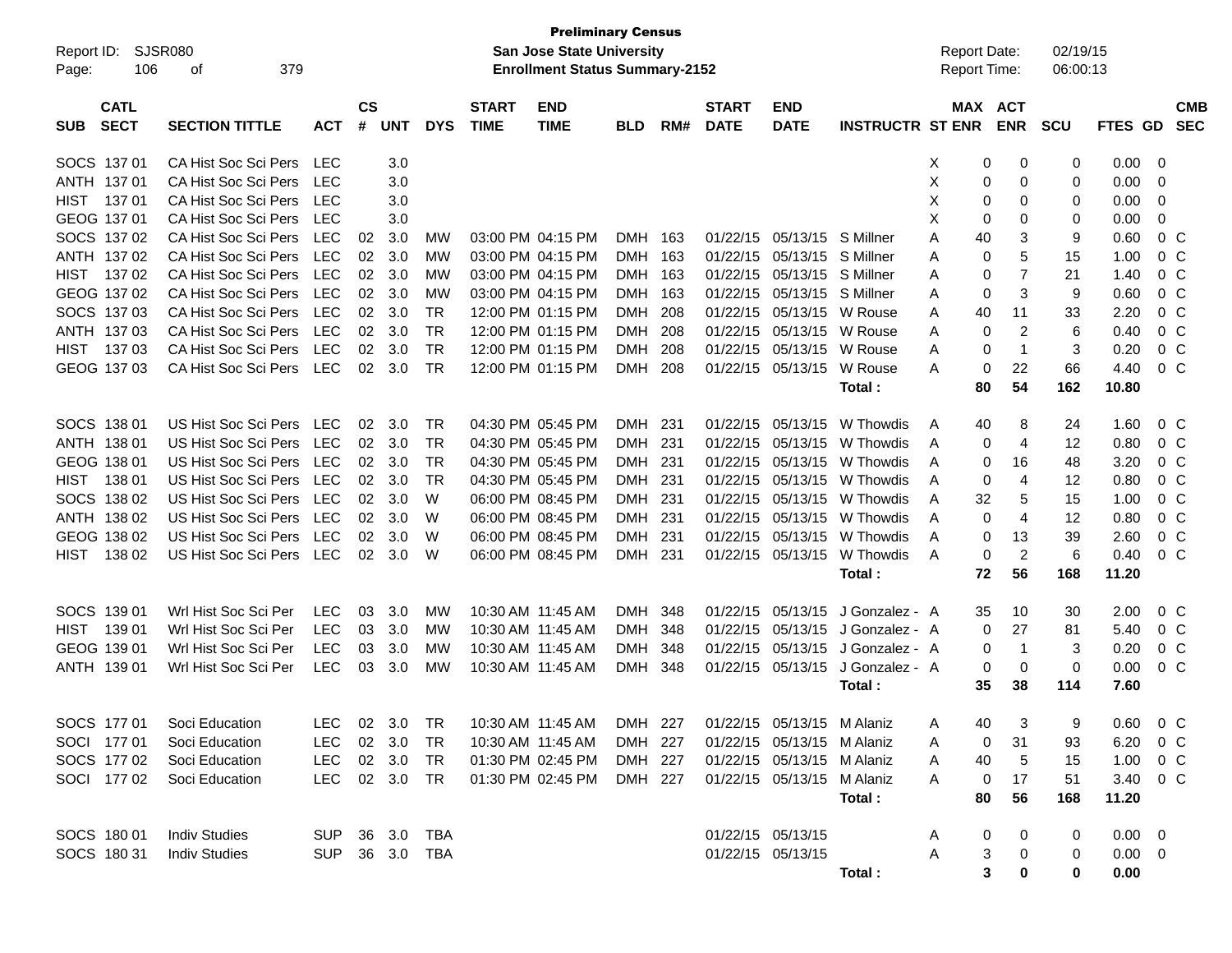**Preliminary Census**
**San Jose State University**
**Enrollment Status Summary-2152**

Report ID: SJSR080
Report Date: 02/19/15
Report Time: 06:00:13

| SUB | CATL SECT | SECTION TITTLE | ACT | CS # | UNT | DYS | START TIME | END TIME | BLD | RM# | START DATE | END DATE | INSTRUCTR | ST | MAX ENR | ACT ENR | SCU | FTES | GD | CMB SEC |
|---|---|---|---|---|---|---|---|---|---|---|---|---|---|---|---|---|---|---|---|---|
| SOCS | 137 01 | CA Hist Soc Sci Pers | LEC | | 3.0 | | | | | | | | | X | 0 | 0 | 0 | 0.00 | 0 | |
| ANTH | 137 01 | CA Hist Soc Sci Pers | LEC | | 3.0 | | | | | | | | | X | 0 | 0 | 0 | 0.00 | 0 | |
| HIST | 137 01 | CA Hist Soc Sci Pers | LEC | | 3.0 | | | | | | | | | X | 0 | 0 | 0 | 0.00 | 0 | |
| GEOG | 137 01 | CA Hist Soc Sci Pers | LEC | | 3.0 | | | | | | | | | X | 0 | 0 | 0 | 0.00 | 0 | |
| SOCS | 137 02 | CA Hist Soc Sci Pers | LEC | 02 | 3.0 | MW | 03:00 PM | 04:15 PM | DMH | 163 | 01/22/15 | 05/13/15 | S Millner | A | 40 | 3 | 9 | 0.60 | 0 | C |
| ANTH | 137 02 | CA Hist Soc Sci Pers | LEC | 02 | 3.0 | MW | 03:00 PM | 04:15 PM | DMH | 163 | 01/22/15 | 05/13/15 | S Millner | A | 0 | 5 | 15 | 1.00 | 0 | C |
| HIST | 137 02 | CA Hist Soc Sci Pers | LEC | 02 | 3.0 | MW | 03:00 PM | 04:15 PM | DMH | 163 | 01/22/15 | 05/13/15 | S Millner | A | 0 | 7 | 21 | 1.40 | 0 | C |
| GEOG | 137 02 | CA Hist Soc Sci Pers | LEC | 02 | 3.0 | MW | 03:00 PM | 04:15 PM | DMH | 163 | 01/22/15 | 05/13/15 | S Millner | A | 0 | 3 | 9 | 0.60 | 0 | C |
| SOCS | 137 03 | CA Hist Soc Sci Pers | LEC | 02 | 3.0 | TR | 12:00 PM | 01:15 PM | DMH | 208 | 01/22/15 | 05/13/15 | W Rouse | A | 40 | 11 | 33 | 2.20 | 0 | C |
| ANTH | 137 03 | CA Hist Soc Sci Pers | LEC | 02 | 3.0 | TR | 12:00 PM | 01:15 PM | DMH | 208 | 01/22/15 | 05/13/15 | W Rouse | A | 0 | 2 | 6 | 0.40 | 0 | C |
| HIST | 137 03 | CA Hist Soc Sci Pers | LEC | 02 | 3.0 | TR | 12:00 PM | 01:15 PM | DMH | 208 | 01/22/15 | 05/13/15 | W Rouse | A | 0 | 1 | 3 | 0.20 | 0 | C |
| GEOG | 137 03 | CA Hist Soc Sci Pers | LEC | 02 | 3.0 | TR | 12:00 PM | 01:15 PM | DMH | 208 | 01/22/15 | 05/13/15 | W Rouse | A | 0 | 22 | 66 | 4.40 | 0 | C |
| | | | | | | | | | | | | | **Total :** | | **80** | **54** | **162** | **10.80** | | |
| SOCS | 138 01 | US Hist Soc Sci Pers | LEC | 02 | 3.0 | TR | 04:30 PM | 05:45 PM | DMH | 231 | 01/22/15 | 05/13/15 | W Thowdis | A | 40 | 8 | 24 | 1.60 | 0 | C |
| ANTH | 138 01 | US Hist Soc Sci Pers | LEC | 02 | 3.0 | TR | 04:30 PM | 05:45 PM | DMH | 231 | 01/22/15 | 05/13/15 | W Thowdis | A | 0 | 4 | 12 | 0.80 | 0 | C |
| GEOG | 138 01 | US Hist Soc Sci Pers | LEC | 02 | 3.0 | TR | 04:30 PM | 05:45 PM | DMH | 231 | 01/22/15 | 05/13/15 | W Thowdis | A | 0 | 16 | 48 | 3.20 | 0 | C |
| HIST | 138 01 | US Hist Soc Sci Pers | LEC | 02 | 3.0 | TR | 04:30 PM | 05:45 PM | DMH | 231 | 01/22/15 | 05/13/15 | W Thowdis | A | 0 | 4 | 12 | 0.80 | 0 | C |
| SOCS | 138 02 | US Hist Soc Sci Pers | LEC | 02 | 3.0 | W | 06:00 PM | 08:45 PM | DMH | 231 | 01/22/15 | 05/13/15 | W Thowdis | A | 32 | 5 | 15 | 1.00 | 0 | C |
| ANTH | 138 02 | US Hist Soc Sci Pers | LEC | 02 | 3.0 | W | 06:00 PM | 08:45 PM | DMH | 231 | 01/22/15 | 05/13/15 | W Thowdis | A | 0 | 4 | 12 | 0.80 | 0 | C |
| GEOG | 138 02 | US Hist Soc Sci Pers | LEC | 02 | 3.0 | W | 06:00 PM | 08:45 PM | DMH | 231 | 01/22/15 | 05/13/15 | W Thowdis | A | 0 | 13 | 39 | 2.60 | 0 | C |
| HIST | 138 02 | US Hist Soc Sci Pers | LEC | 02 | 3.0 | W | 06:00 PM | 08:45 PM | DMH | 231 | 01/22/15 | 05/13/15 | W Thowdis | A | 0 | 2 | 6 | 0.40 | 0 | C |
| | | | | | | | | | | | | | **Total :** | | **72** | **56** | **168** | **11.20** | | |
| SOCS | 139 01 | Wrl Hist Soc Sci Per | LEC | 03 | 3.0 | MW | 10:30 AM | 11:45 AM | DMH | 348 | 01/22/15 | 05/13/15 | J Gonzalez - | A | 35 | 10 | 30 | 2.00 | 0 | C |
| HIST | 139 01 | Wrl Hist Soc Sci Per | LEC | 03 | 3.0 | MW | 10:30 AM | 11:45 AM | DMH | 348 | 01/22/15 | 05/13/15 | J Gonzalez - | A | 0 | 27 | 81 | 5.40 | 0 | C |
| GEOG | 139 01 | Wrl Hist Soc Sci Per | LEC | 03 | 3.0 | MW | 10:30 AM | 11:45 AM | DMH | 348 | 01/22/15 | 05/13/15 | J Gonzalez - | A | 0 | 1 | 3 | 0.20 | 0 | C |
| ANTH | 139 01 | Wrl Hist Soc Sci Per | LEC | 03 | 3.0 | MW | 10:30 AM | 11:45 AM | DMH | 348 | 01/22/15 | 05/13/15 | J Gonzalez - | A | 0 | 0 | 0 | 0.00 | 0 | C |
| | | | | | | | | | | | | | **Total :** | | **35** | **38** | **114** | **7.60** | | |
| SOCS | 177 01 | Soci Education | LEC | 02 | 3.0 | TR | 10:30 AM | 11:45 AM | DMH | 227 | 01/22/15 | 05/13/15 | M Alaniz | A | 40 | 3 | 9 | 0.60 | 0 | C |
| SOCI | 177 01 | Soci Education | LEC | 02 | 3.0 | TR | 10:30 AM | 11:45 AM | DMH | 227 | 01/22/15 | 05/13/15 | M Alaniz | A | 0 | 31 | 93 | 6.20 | 0 | C |
| SOCS | 177 02 | Soci Education | LEC | 02 | 3.0 | TR | 01:30 PM | 02:45 PM | DMH | 227 | 01/22/15 | 05/13/15 | M Alaniz | A | 40 | 5 | 15 | 1.00 | 0 | C |
| SOCI | 177 02 | Soci Education | LEC | 02 | 3.0 | TR | 01:30 PM | 02:45 PM | DMH | 227 | 01/22/15 | 05/13/15 | M Alaniz | A | 0 | 17 | 51 | 3.40 | 0 | C |
| | | | | | | | | | | | | | **Total :** | | **80** | **56** | **168** | **11.20** | | |
| SOCS | 180 01 | Indiv Studies | SUP | 36 | 3.0 | TBA | | | | | 01/22/15 | 05/13/15 | | A | 0 | 0 | 0 | 0.00 | 0 | |
| SOCS | 180 31 | Indiv Studies | SUP | 36 | 3.0 | TBA | | | | | 01/22/15 | 05/13/15 | | A | 3 | 0 | 0 | 0.00 | 0 | |
| | | | | | | | | | | | | | **Total :** | | **3** | **0** | **0** | **0.00** | | |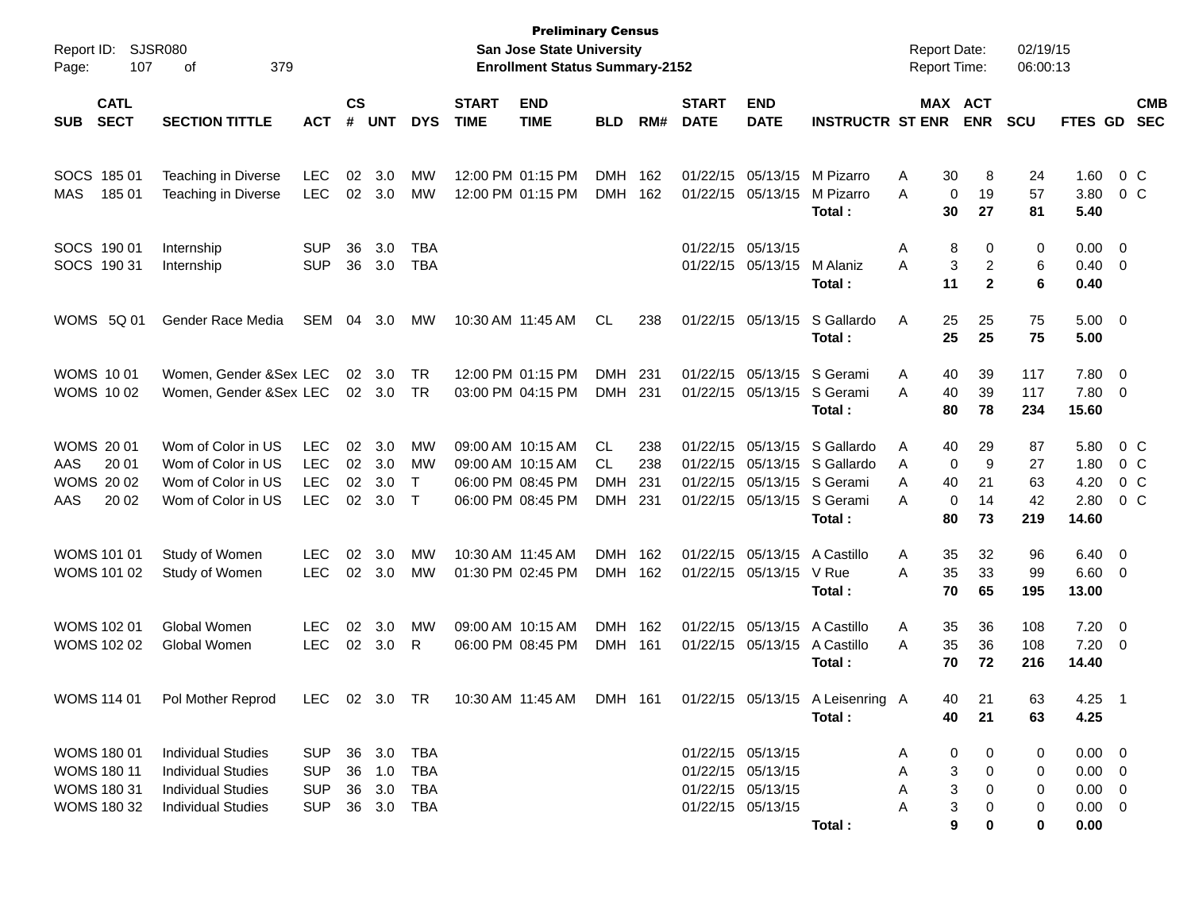**Preliminary Census**
**San Jose State University**
**Enrollment Status Summary-2152**

Report ID: SJSR080
Report Date: 02/19/15
Report Time: 06:00:13

| SUB | CATL SECT | SECTION TITTLE | ACT | CS # | UNT | DYS | START TIME | END TIME | BLD | RM# | START DATE | END DATE | INSTRUCTR | ST | MAX ENR | ACT ENR | SCU | FTES | GD | CMB SEC |
|---|---|---|---|---|---|---|---|---|---|---|---|---|---|---|---|---|---|---|---|---|
| SOCS | 185 01 | Teaching in Diverse | LEC | 02 | 3.0 | MW | 12:00 PM | 01:15 PM | DMH | 162 | 01/22/15 | 05/13/15 | M Pizarro | A | 30 | 8 | 24 | 1.60 | 0 | C |
| MAS | 185 01 | Teaching in Diverse | LEC | 02 | 3.0 | MW | 12:00 PM | 01:15 PM | DMH | 162 | 01/22/15 | 05/13/15 | M Pizarro | A | 0 | 19 | 57 | 3.80 | 0 | C |
| | | | | | | | | | | | | | **Total :** | | **30** | **27** | **81** | **5.40** | | |
| SOCS | 190 01 | Internship | SUP | 36 | 3.0 | TBA | | | | | 01/22/15 | 05/13/15 | | A | 8 | 0 | 0 | 0.00 | 0 | |
| SOCS | 190 31 | Internship | SUP | 36 | 3.0 | TBA | | | | | 01/22/15 | 05/13/15 | M Alaniz | A | 3 | 2 | 6 | 0.40 | 0 | |
| | | | | | | | | | | | | | **Total :** | | **11** | **2** | **6** | **0.40** | | |
| WOMS | 5Q 01 | Gender Race Media | SEM | 04 | 3.0 | MW | 10:30 AM | 11:45 AM | CL | 238 | 01/22/15 | 05/13/15 | S Gallardo | A | 25 | 25 | 75 | 5.00 | 0 | |
| | | | | | | | | | | | | | **Total :** | | **25** | **25** | **75** | **5.00** | | |
| WOMS | 10 01 | Women, Gender &Sex | LEC | 02 | 3.0 | TR | 12:00 PM | 01:15 PM | DMH | 231 | 01/22/15 | 05/13/15 | S Gerami | A | 40 | 39 | 117 | 7.80 | 0 | |
| WOMS | 10 02 | Women, Gender &Sex | LEC | 02 | 3.0 | TR | 03:00 PM | 04:15 PM | DMH | 231 | 01/22/15 | 05/13/15 | S Gerami | A | 40 | 39 | 117 | 7.80 | 0 | |
| | | | | | | | | | | | | | **Total :** | | **80** | **78** | **234** | **15.60** | | |
| WOMS | 20 01 | Wom of Color in US | LEC | 02 | 3.0 | MW | 09:00 AM | 10:15 AM | CL | 238 | 01/22/15 | 05/13/15 | S Gallardo | A | 40 | 29 | 87 | 5.80 | 0 | C |
| AAS | 20 01 | Wom of Color in US | LEC | 02 | 3.0 | MW | 09:00 AM | 10:15 AM | CL | 238 | 01/22/15 | 05/13/15 | S Gallardo | A | 0 | 9 | 27 | 1.80 | 0 | C |
| WOMS | 20 02 | Wom of Color in US | LEC | 02 | 3.0 | T | 06:00 PM | 08:45 PM | DMH | 231 | 01/22/15 | 05/13/15 | S Gerami | A | 40 | 21 | 63 | 4.20 | 0 | C |
| AAS | 20 02 | Wom of Color in US | LEC | 02 | 3.0 | T | 06:00 PM | 08:45 PM | DMH | 231 | 01/22/15 | 05/13/15 | S Gerami | A | 0 | 14 | 42 | 2.80 | 0 | C |
| | | | | | | | | | | | | | **Total :** | | **80** | **73** | **219** | **14.60** | | |
| WOMS | 101 01 | Study of Women | LEC | 02 | 3.0 | MW | 10:30 AM | 11:45 AM | DMH | 162 | 01/22/15 | 05/13/15 | A Castillo | A | 35 | 32 | 96 | 6.40 | 0 | |
| WOMS | 101 02 | Study of Women | LEC | 02 | 3.0 | MW | 01:30 PM | 02:45 PM | DMH | 162 | 01/22/15 | 05/13/15 | V Rue | A | 35 | 33 | 99 | 6.60 | 0 | |
| | | | | | | | | | | | | | **Total :** | | **70** | **65** | **195** | **13.00** | | |
| WOMS | 102 01 | Global Women | LEC | 02 | 3.0 | MW | 09:00 AM | 10:15 AM | DMH | 162 | 01/22/15 | 05/13/15 | A Castillo | A | 35 | 36 | 108 | 7.20 | 0 | |
| WOMS | 102 02 | Global Women | LEC | 02 | 3.0 | R | 06:00 PM | 08:45 PM | DMH | 161 | 01/22/15 | 05/13/15 | A Castillo | A | 35 | 36 | 108 | 7.20 | 0 | |
| | | | | | | | | | | | | | **Total :** | | **70** | **72** | **216** | **14.40** | | |
| WOMS | 114 01 | Pol Mother Reprod | LEC | 02 | 3.0 | TR | 10:30 AM | 11:45 AM | DMH | 161 | 01/22/15 | 05/13/15 | A Leisenring | A | 40 | 21 | 63 | 4.25 | 1 | |
| | | | | | | | | | | | | | **Total :** | | **40** | **21** | **63** | **4.25** | | |
| WOMS | 180 01 | Individual Studies | SUP | 36 | 3.0 | TBA | | | | | 01/22/15 | 05/13/15 | | A | 0 | 0 | 0 | 0.00 | 0 | |
| WOMS | 180 11 | Individual Studies | SUP | 36 | 1.0 | TBA | | | | | 01/22/15 | 05/13/15 | | A | 3 | 0 | 0 | 0.00 | 0 | |
| WOMS | 180 31 | Individual Studies | SUP | 36 | 3.0 | TBA | | | | | 01/22/15 | 05/13/15 | | A | 3 | 0 | 0 | 0.00 | 0 | |
| WOMS | 180 32 | Individual Studies | SUP | 36 | 3.0 | TBA | | | | | 01/22/15 | 05/13/15 | | A | 3 | 0 | 0 | 0.00 | 0 | |
| | | | | | | | | | | | | | **Total :** | | **9** | **0** | **0** | **0.00** | | |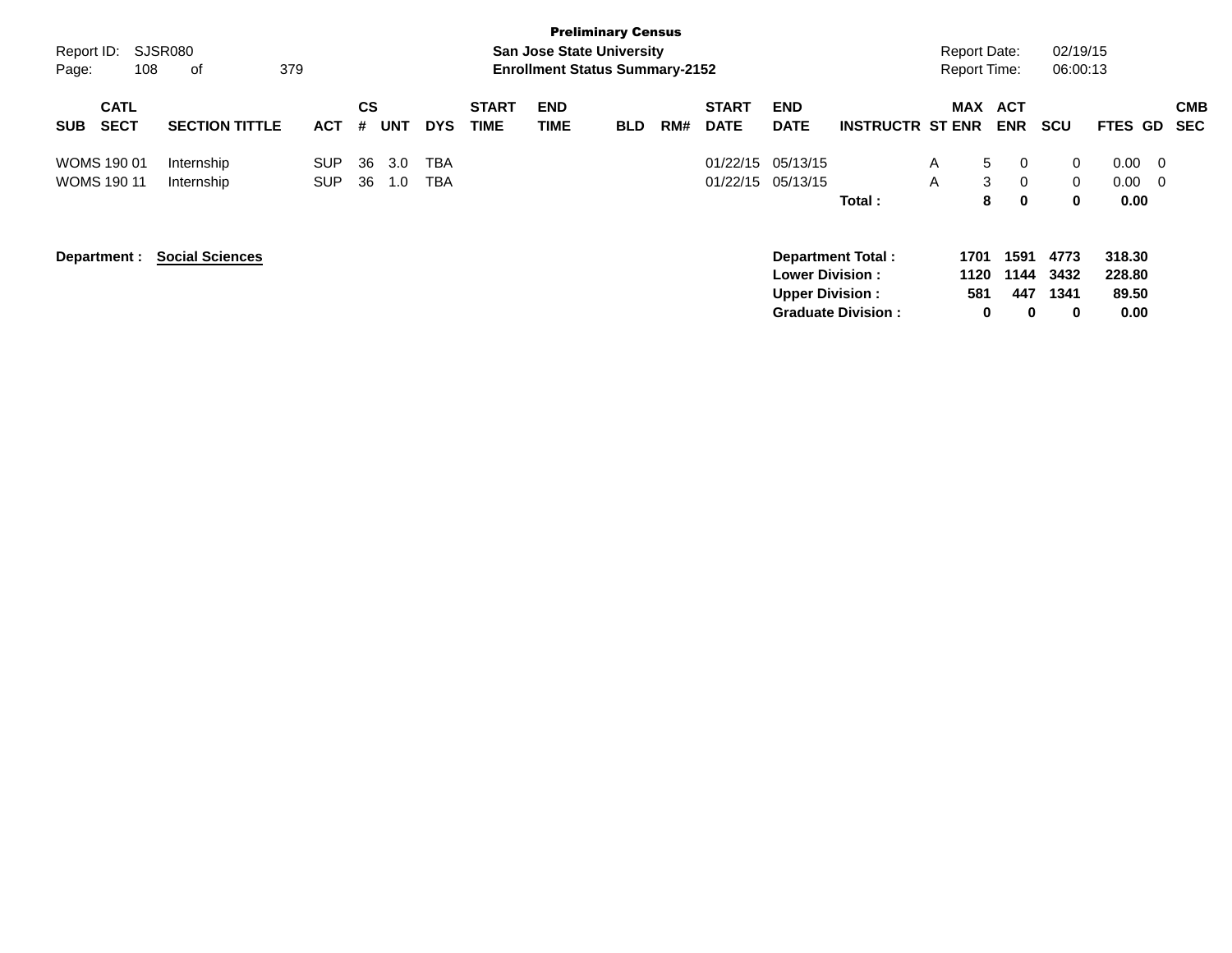**Preliminary Census**
**San Jose State University**
**Enrollment Status Summary-2152**

Report ID: SJSR080
Report Date: 02/19/15
Report Time: 06:00:13

| SUB | CATL SECT | SECTION TITTLE | ACT | CS # | UNT | DYS | START TIME | END TIME | BLD | RM# | START DATE | END DATE | INSTRUCTR | ST | MAX ENR | ACT ENR | SCU | FTES | GD | CMB SEC |
|---|---|---|---|---|---|---|---|---|---|---|---|---|---|---|---|---|---|---|---|---|
| WOMS | 190 01 | Internship | SUP | 36 | 3.0 | TBA | | | | | 01/22/15 | 05/13/15 | | A | 5 | 0 | 0 | 0.00 | 0 | |
| WOMS | 190 11 | Internship | SUP | 36 | 1.0 | TBA | | | | | 01/22/15 | 05/13/15 | | A | 3 | 0 | 0 | 0.00 | 0 | |
| | | | | | | | | | | | | | **Total :** | | **8** | **0** | **0** | **0.00** | | |

**Department :** **Social Sciences**

| | MAX ENR | ACT ENR | SCU | FTES |
|---|---|---|---|---|
| **Department Total :** | **1701** | **1591** | **4773** | **318.30** |
| **Lower Division :** | **1120** | **1144** | **3432** | **228.80** |
| **Upper Division :** | **581** | **447** | **1341** | **89.50** |
| **Graduate Division :** | **0** | **0** | **0** | **0.00** |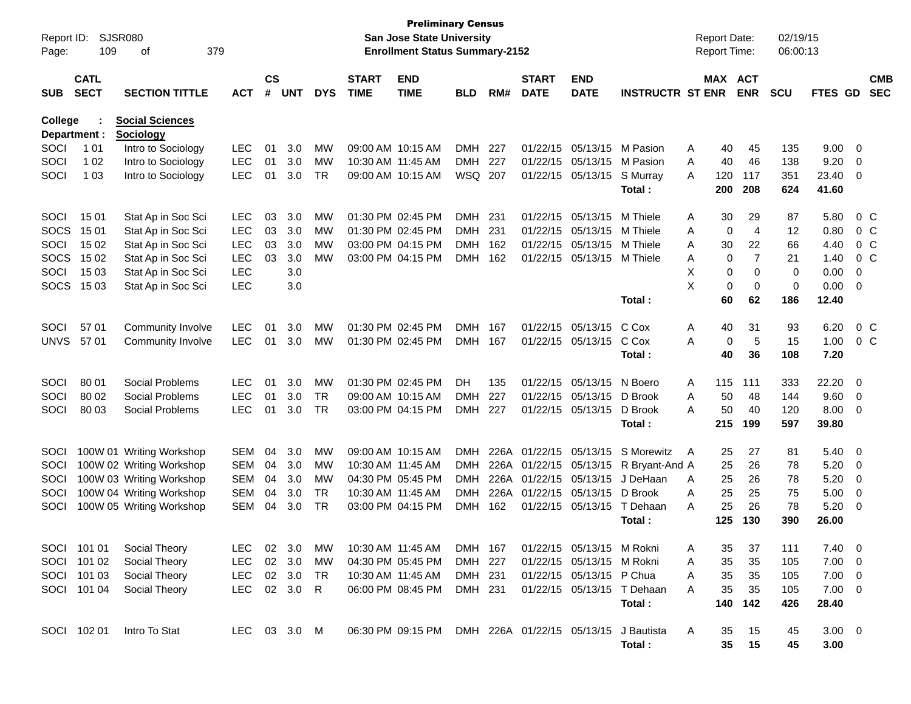**Preliminary Census**
**San Jose State University**
**Enrollment Status Summary-2152**

Report ID: SJSR080
Report Date: 02/19/15
Report Time: 06:00:13

**College : Social Sciences**
**Department : Sociology**

| SUB | CATL SECT | SECTION TITTLE | ACT | CS # | UNT | DYS | START TIME | END TIME | BLD | RM# | START DATE | END DATE | INSTRUCTR | ST | MAX ENR | ACT ENR | SCU | FTES | GD | CMB SEC |
|---|---|---|---|---|---|---|---|---|---|---|---|---|---|---|---|---|---|---|---|---|
| SOCI | 1 01 | Intro to Sociology | LEC | 01 | 3.0 | MW | 09:00 AM | 10:15 AM | DMH | 227 | 01/22/15 | 05/13/15 | M Pasion | A | 40 | 45 | 135 | 9.00 | 0 | |
| SOCI | 1 02 | Intro to Sociology | LEC | 01 | 3.0 | MW | 10:30 AM | 11:45 AM | DMH | 227 | 01/22/15 | 05/13/15 | M Pasion | A | 40 | 46 | 138 | 9.20 | 0 | |
| SOCI | 1 03 | Intro to Sociology | LEC | 01 | 3.0 | TR | 09:00 AM | 10:15 AM | WSQ | 207 | 01/22/15 | 05/13/15 | S Murray | A | 120 | 117 | 351 | 23.40 | 0 | |
| | | | | | | | | | | | | | **Total :** | | **200** | **208** | **624** | **41.60** | | |
| SOCI | 15 01 | Stat Ap in Soc Sci | LEC | 03 | 3.0 | MW | 01:30 PM | 02:45 PM | DMH | 231 | 01/22/15 | 05/13/15 | M Thiele | A | 30 | 29 | 87 | 5.80 | 0 | C |
| SOCS | 15 01 | Stat Ap in Soc Sci | LEC | 03 | 3.0 | MW | 01:30 PM | 02:45 PM | DMH | 231 | 01/22/15 | 05/13/15 | M Thiele | A | 0 | 4 | 12 | 0.80 | 0 | C |
| SOCI | 15 02 | Stat Ap in Soc Sci | LEC | 03 | 3.0 | MW | 03:00 PM | 04:15 PM | DMH | 162 | 01/22/15 | 05/13/15 | M Thiele | A | 30 | 22 | 66 | 4.40 | 0 | C |
| SOCS | 15 02 | Stat Ap in Soc Sci | LEC | 03 | 3.0 | MW | 03:00 PM | 04:15 PM | DMH | 162 | 01/22/15 | 05/13/15 | M Thiele | A | 0 | 7 | 21 | 1.40 | 0 | C |
| SOCI | 15 03 | Stat Ap in Soc Sci | LEC | | 3.0 | | | | | | | | | X | 0 | 0 | 0 | 0.00 | 0 | |
| SOCS | 15 03 | Stat Ap in Soc Sci | LEC | | 3.0 | | | | | | | | | X | 0 | 0 | 0 | 0.00 | 0 | |
| | | | | | | | | | | | | | **Total :** | | **60** | **62** | **186** | **12.40** | | |
| SOCI | 57 01 | Community Involve | LEC | 01 | 3.0 | MW | 01:30 PM | 02:45 PM | DMH | 167 | 01/22/15 | 05/13/15 | C Cox | A | 40 | 31 | 93 | 6.20 | 0 | C |
| UNVS | 57 01 | Community Involve | LEC | 01 | 3.0 | MW | 01:30 PM | 02:45 PM | DMH | 167 | 01/22/15 | 05/13/15 | C Cox | A | 0 | 5 | 15 | 1.00 | 0 | C |
| | | | | | | | | | | | | | **Total :** | | **40** | **36** | **108** | **7.20** | | |
| SOCI | 80 01 | Social Problems | LEC | 01 | 3.0 | MW | 01:30 PM | 02:45 PM | DH | 135 | 01/22/15 | 05/13/15 | N Boero | A | 115 | 111 | 333 | 22.20 | 0 | |
| SOCI | 80 02 | Social Problems | LEC | 01 | 3.0 | TR | 09:00 AM | 10:15 AM | DMH | 227 | 01/22/15 | 05/13/15 | D Brook | A | 50 | 48 | 144 | 9.60 | 0 | |
| SOCI | 80 03 | Social Problems | LEC | 01 | 3.0 | TR | 03:00 PM | 04:15 PM | DMH | 227 | 01/22/15 | 05/13/15 | D Brook | A | 50 | 40 | 120 | 8.00 | 0 | |
| | | | | | | | | | | | | | **Total :** | | **215** | **199** | **597** | **39.80** | | |
| SOCI | 100W 01 | Writing Workshop | SEM | 04 | 3.0 | MW | 09:00 AM | 10:15 AM | DMH | 226A | 01/22/15 | 05/13/15 | S Morewitz | A | 25 | 27 | 81 | 5.40 | 0 | |
| SOCI | 100W 02 | Writing Workshop | SEM | 04 | 3.0 | MW | 10:30 AM | 11:45 AM | DMH | 226A | 01/22/15 | 05/13/15 | R Bryant-And | A | 25 | 26 | 78 | 5.20 | 0 | |
| SOCI | 100W 03 | Writing Workshop | SEM | 04 | 3.0 | MW | 04:30 PM | 05:45 PM | DMH | 226A | 01/22/15 | 05/13/15 | J DeHaan | A | 25 | 26 | 78 | 5.20 | 0 | |
| SOCI | 100W 04 | Writing Workshop | SEM | 04 | 3.0 | TR | 10:30 AM | 11:45 AM | DMH | 226A | 01/22/15 | 05/13/15 | D Brook | A | 25 | 25 | 75 | 5.00 | 0 | |
| SOCI | 100W 05 | Writing Workshop | SEM | 04 | 3.0 | TR | 03:00 PM | 04:15 PM | DMH | 162 | 01/22/15 | 05/13/15 | T Dehaan | A | 25 | 26 | 78 | 5.20 | 0 | |
| | | | | | | | | | | | | | **Total :** | | **125** | **130** | **390** | **26.00** | | |
| SOCI | 101 01 | Social Theory | LEC | 02 | 3.0 | MW | 10:30 AM | 11:45 AM | DMH | 167 | 01/22/15 | 05/13/15 | M Rokni | A | 35 | 37 | 111 | 7.40 | 0 | |
| SOCI | 101 02 | Social Theory | LEC | 02 | 3.0 | MW | 04:30 PM | 05:45 PM | DMH | 227 | 01/22/15 | 05/13/15 | M Rokni | A | 35 | 35 | 105 | 7.00 | 0 | |
| SOCI | 101 03 | Social Theory | LEC | 02 | 3.0 | TR | 10:30 AM | 11:45 AM | DMH | 231 | 01/22/15 | 05/13/15 | P Chua | A | 35 | 35 | 105 | 7.00 | 0 | |
| SOCI | 101 04 | Social Theory | LEC | 02 | 3.0 | R | 06:00 PM | 08:45 PM | DMH | 231 | 01/22/15 | 05/13/15 | T Dehaan | A | 35 | 35 | 105 | 7.00 | 0 | |
| | | | | | | | | | | | | | **Total :** | | **140** | **142** | **426** | **28.40** | | |
| SOCI | 102 01 | Intro To Stat | LEC | 03 | 3.0 | M | 06:30 PM | 09:15 PM | DMH | 226A | 01/22/15 | 05/13/15 | J Bautista | A | 35 | 15 | 45 | 3.00 | 0 | |
| | | | | | | | | | | | | | **Total :** | | **35** | **15** | **45** | **3.00** | | |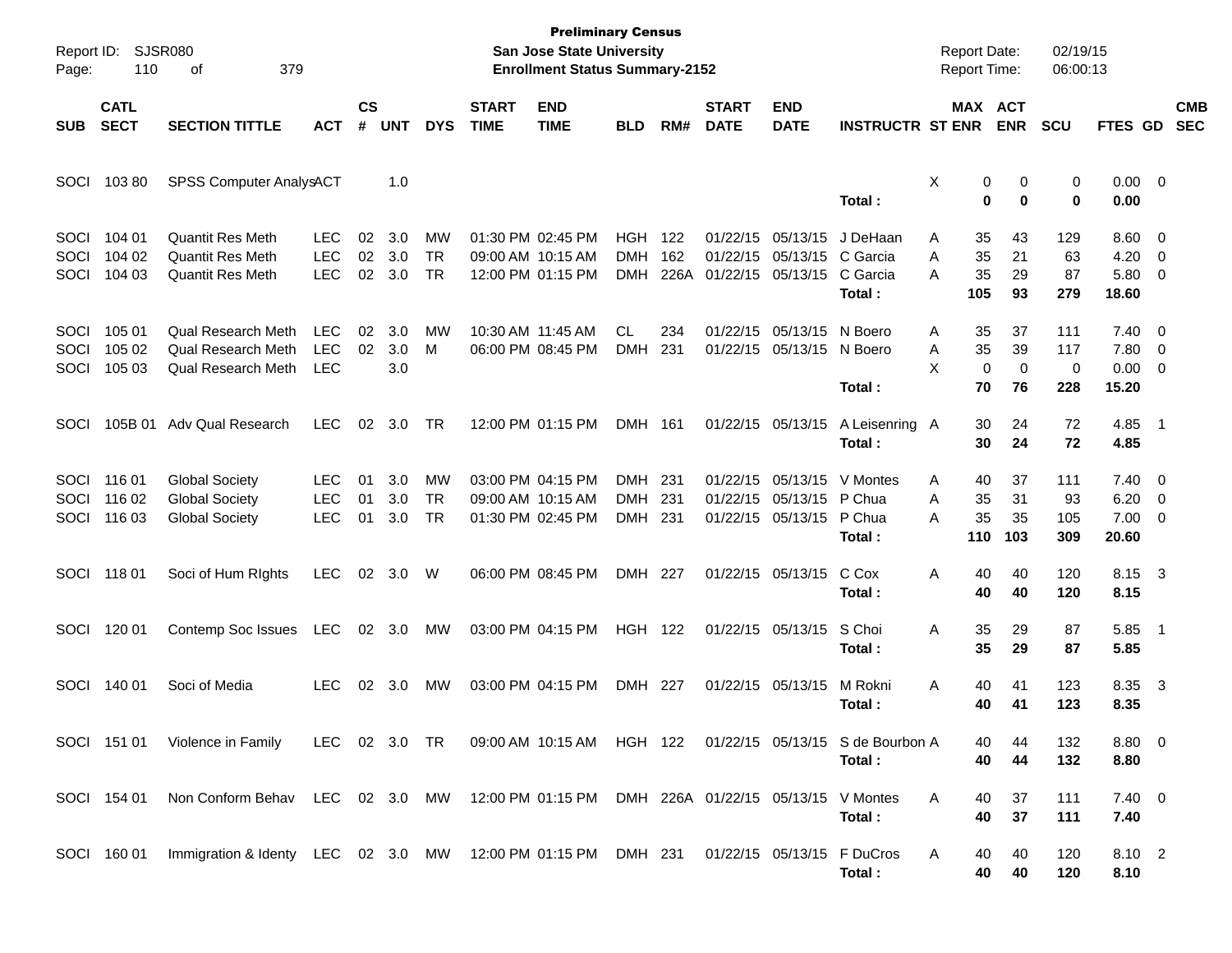**Preliminary Census**
**San Jose State University**
**Enrollment Status Summary-2152**

Report ID: SJSR080
Report Date: 02/19/15
Report Time: 06:00:13

| SUB | CATL SECT | SECTION TITTLE | ACT | CS # | UNT | DYS | START TIME | END TIME | BLD | RM# | START DATE | END DATE | INSTRUCTR | ST | MAX ENR | ACT ENR | SCU | FTES | GD | CMB SEC |
|---|---|---|---|---|---|---|---|---|---|---|---|---|---|---|---|---|---|---|---|---|
| SOCI | 103 80 | SPSS Computer Analys | ACT | | 1.0 | | | | | | | | | X | 0 | 0 | 0 | 0.00 | 0 | |
| | | | | | | | | | | | | | **Total :** | | **0** | **0** | **0** | **0.00** | | |
| SOCI | 104 01 | Quantit Res Meth | LEC | 02 | 3.0 | MW | 01:30 PM | 02:45 PM | HGH | 122 | 01/22/15 | 05/13/15 | J DeHaan | A | 35 | 43 | 129 | 8.60 | 0 | |
| SOCI | 104 02 | Quantit Res Meth | LEC | 02 | 3.0 | TR | 09:00 AM | 10:15 AM | DMH | 162 | 01/22/15 | 05/13/15 | C Garcia | A | 35 | 21 | 63 | 4.20 | 0 | |
| SOCI | 104 03 | Quantit Res Meth | LEC | 02 | 3.0 | TR | 12:00 PM | 01:15 PM | DMH | 226A | 01/22/15 | 05/13/15 | C Garcia | A | 35 | 29 | 87 | 5.80 | 0 | |
| | | | | | | | | | | | | | **Total :** | | **105** | **93** | **279** | **18.60** | | |
| SOCI | 105 01 | Qual Research Meth | LEC | 02 | 3.0 | MW | 10:30 AM | 11:45 AM | CL | 234 | 01/22/15 | 05/13/15 | N Boero | A | 35 | 37 | 111 | 7.40 | 0 | |
| SOCI | 105 02 | Qual Research Meth | LEC | 02 | 3.0 | M | 06:00 PM | 08:45 PM | DMH | 231 | 01/22/15 | 05/13/15 | N Boero | A | 35 | 39 | 117 | 7.80 | 0 | |
| SOCI | 105 03 | Qual Research Meth | LEC | | 3.0 | | | | | | | | | X | 0 | 0 | 0 | 0.00 | 0 | |
| | | | | | | | | | | | | | **Total :** | | **70** | **76** | **228** | **15.20** | | |
| SOCI | 105B 01 | Adv Qual Research | LEC | 02 | 3.0 | TR | 12:00 PM | 01:15 PM | DMH | 161 | 01/22/15 | 05/13/15 | A Leisenring | A | 30 | 24 | 72 | 4.85 | 1 | |
| | | | | | | | | | | | | | **Total :** | | **30** | **24** | **72** | **4.85** | | |
| SOCI | 116 01 | Global Society | LEC | 01 | 3.0 | MW | 03:00 PM | 04:15 PM | DMH | 231 | 01/22/15 | 05/13/15 | V Montes | A | 40 | 37 | 111 | 7.40 | 0 | |
| SOCI | 116 02 | Global Society | LEC | 01 | 3.0 | TR | 09:00 AM | 10:15 AM | DMH | 231 | 01/22/15 | 05/13/15 | P Chua | A | 35 | 31 | 93 | 6.20 | 0 | |
| SOCI | 116 03 | Global Society | LEC | 01 | 3.0 | TR | 01:30 PM | 02:45 PM | DMH | 231 | 01/22/15 | 05/13/15 | P Chua | A | 35 | 35 | 105 | 7.00 | 0 | |
| | | | | | | | | | | | | | **Total :** | | **110** | **103** | **309** | **20.60** | | |
| SOCI | 118 01 | Soci of Hum RIghts | LEC | 02 | 3.0 | W | 06:00 PM | 08:45 PM | DMH | 227 | 01/22/15 | 05/13/15 | C Cox | A | 40 | 40 | 120 | 8.15 | 3 | |
| | | | | | | | | | | | | | **Total :** | | **40** | **40** | **120** | **8.15** | | |
| SOCI | 120 01 | Contemp Soc Issues | LEC | 02 | 3.0 | MW | 03:00 PM | 04:15 PM | HGH | 122 | 01/22/15 | 05/13/15 | S Choi | A | 35 | 29 | 87 | 5.85 | 1 | |
| | | | | | | | | | | | | | **Total :** | | **35** | **29** | **87** | **5.85** | | |
| SOCI | 140 01 | Soci of Media | LEC | 02 | 3.0 | MW | 03:00 PM | 04:15 PM | DMH | 227 | 01/22/15 | 05/13/15 | M Rokni | A | 40 | 41 | 123 | 8.35 | 3 | |
| | | | | | | | | | | | | | **Total :** | | **40** | **41** | **123** | **8.35** | | |
| SOCI | 151 01 | Violence in Family | LEC | 02 | 3.0 | TR | 09:00 AM | 10:15 AM | HGH | 122 | 01/22/15 | 05/13/15 | S de Bourbon | A | 40 | 44 | 132 | 8.80 | 0 | |
| | | | | | | | | | | | | | **Total :** | | **40** | **44** | **132** | **8.80** | | |
| SOCI | 154 01 | Non Conform Behav | LEC | 02 | 3.0 | MW | 12:00 PM | 01:15 PM | DMH | 226A | 01/22/15 | 05/13/15 | V Montes | A | 40 | 37 | 111 | 7.40 | 0 | |
| | | | | | | | | | | | | | **Total :** | | **40** | **37** | **111** | **7.40** | | |
| SOCI | 160 01 | Immigration & Identy | LEC | 02 | 3.0 | MW | 12:00 PM | 01:15 PM | DMH | 231 | 01/22/15 | 05/13/15 | F DuCros | A | 40 | 40 | 120 | 8.10 | 2 | |
| | | | | | | | | | | | | | **Total :** | | **40** | **40** | **120** | **8.10** | | |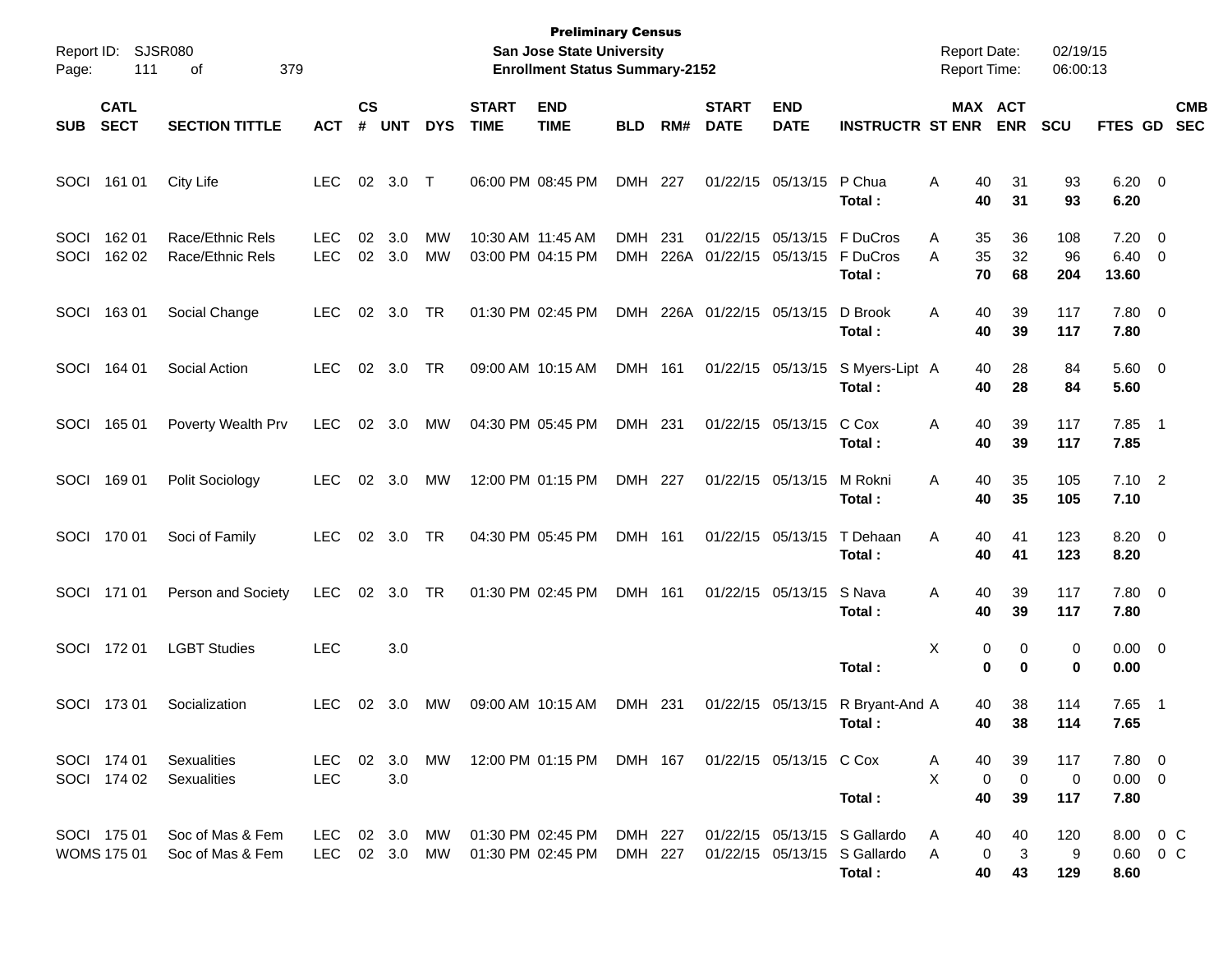**Preliminary Census**
**San Jose State University**
**Enrollment Status Summary-2152**

Report ID: SJSR080
Report Date: 02/19/15
Report Time: 06:00:13

| SUB | CATL SECT | SECTION TITTLE | ACT | CS # | UNT | DYS | START TIME | END TIME | BLD | RM# | START DATE | END DATE | INSTRUCTR | ST | MAX ENR | ACT ENR | SCU | FTES | GD | CMB SEC |
|---|---|---|---|---|---|---|---|---|---|---|---|---|---|---|---|---|---|---|---|---|
| SOCI | 161 01 | City Life | LEC | 02 | 3.0 | T | 06:00 PM | 08:45 PM | DMH | 227 | 01/22/15 | 05/13/15 | P Chua | A | 40 | 31 | 93 | 6.20 | 0 | |
| | | | | | | | | | | | | | **Total :** | | **40** | **31** | **93** | **6.20** | | |
| SOCI | 162 01 | Race/Ethnic Rels | LEC | 02 | 3.0 | MW | 10:30 AM | 11:45 AM | DMH | 231 | 01/22/15 | 05/13/15 | F DuCros | A | 35 | 36 | 108 | 7.20 | 0 | |
| SOCI | 162 02 | Race/Ethnic Rels | LEC | 02 | 3.0 | MW | 03:00 PM | 04:15 PM | DMH | 226A | 01/22/15 | 05/13/15 | F DuCros | A | 35 | 32 | 96 | 6.40 | 0 | |
| | | | | | | | | | | | | | **Total :** | | **70** | **68** | **204** | **13.60** | | |
| SOCI | 163 01 | Social Change | LEC | 02 | 3.0 | TR | 01:30 PM | 02:45 PM | DMH | 226A | 01/22/15 | 05/13/15 | D Brook | A | 40 | 39 | 117 | 7.80 | 0 | |
| | | | | | | | | | | | | | **Total :** | | **40** | **39** | **117** | **7.80** | | |
| SOCI | 164 01 | Social Action | LEC | 02 | 3.0 | TR | 09:00 AM | 10:15 AM | DMH | 161 | 01/22/15 | 05/13/15 | S Myers-Lipt | A | 40 | 28 | 84 | 5.60 | 0 | |
| | | | | | | | | | | | | | **Total :** | | **40** | **28** | **84** | **5.60** | | |
| SOCI | 165 01 | Poverty Wealth Prv | LEC | 02 | 3.0 | MW | 04:30 PM | 05:45 PM | DMH | 231 | 01/22/15 | 05/13/15 | C Cox | A | 40 | 39 | 117 | 7.85 | 1 | |
| | | | | | | | | | | | | | **Total :** | | **40** | **39** | **117** | **7.85** | | |
| SOCI | 169 01 | Polit Sociology | LEC | 02 | 3.0 | MW | 12:00 PM | 01:15 PM | DMH | 227 | 01/22/15 | 05/13/15 | M Rokni | A | 40 | 35 | 105 | 7.10 | 2 | |
| | | | | | | | | | | | | | **Total :** | | **40** | **35** | **105** | **7.10** | | |
| SOCI | 170 01 | Soci of Family | LEC | 02 | 3.0 | TR | 04:30 PM | 05:45 PM | DMH | 161 | 01/22/15 | 05/13/15 | T Dehaan | A | 40 | 41 | 123 | 8.20 | 0 | |
| | | | | | | | | | | | | | **Total :** | | **40** | **41** | **123** | **8.20** | | |
| SOCI | 171 01 | Person and Society | LEC | 02 | 3.0 | TR | 01:30 PM | 02:45 PM | DMH | 161 | 01/22/15 | 05/13/15 | S Nava | A | 40 | 39 | 117 | 7.80 | 0 | |
| | | | | | | | | | | | | | **Total :** | | **40** | **39** | **117** | **7.80** | | |
| SOCI | 172 01 | LGBT Studies | LEC | | 3.0 | | | | | | | | | X | 0 | 0 | 0 | 0.00 | 0 | |
| | | | | | | | | | | | | | **Total :** | | **0** | **0** | **0** | **0.00** | | |
| SOCI | 173 01 | Socialization | LEC | 02 | 3.0 | MW | 09:00 AM | 10:15 AM | DMH | 231 | 01/22/15 | 05/13/15 | R Bryant-And | A | 40 | 38 | 114 | 7.65 | 1 | |
| | | | | | | | | | | | | | **Total :** | | **40** | **38** | **114** | **7.65** | | |
| SOCI | 174 01 | Sexualities | LEC | 02 | 3.0 | MW | 12:00 PM | 01:15 PM | DMH | 167 | 01/22/15 | 05/13/15 | C Cox | A | 40 | 39 | 117 | 7.80 | 0 | |
| SOCI | 174 02 | Sexualities | LEC | | 3.0 | | | | | | | | | X | 0 | 0 | 0 | 0.00 | 0 | |
| | | | | | | | | | | | | | **Total :** | | **40** | **39** | **117** | **7.80** | | |
| SOCI | 175 01 | Soc of Mas & Fem | LEC | 02 | 3.0 | MW | 01:30 PM | 02:45 PM | DMH | 227 | 01/22/15 | 05/13/15 | S Gallardo | A | 40 | 40 | 120 | 8.00 | 0 | C |
| WOMS | 175 01 | Soc of Mas & Fem | LEC | 02 | 3.0 | MW | 01:30 PM | 02:45 PM | DMH | 227 | 01/22/15 | 05/13/15 | S Gallardo | A | 0 | 3 | 9 | 0.60 | 0 | C |
| | | | | | | | | | | | | | **Total :** | | **40** | **43** | **129** | **8.60** | | |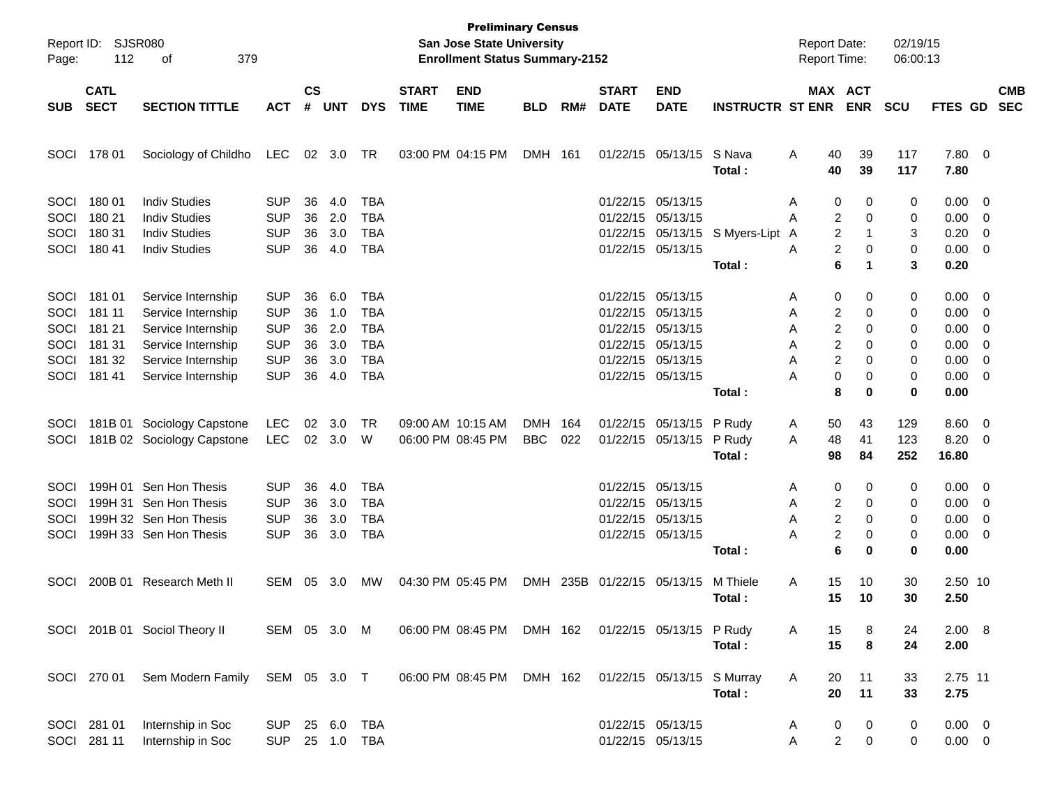**Preliminary Census**
**San Jose State University**
**Enrollment Status Summary-2152**

Report ID: SJSR080
Report Date: 02/19/15
Report Time: 06:00:13

| SUB | CATL SECT | SECTION TITTLE | ACT | CS # | UNT | DYS | START TIME | END TIME | BLD | RM# | START DATE | END DATE | INSTRUCTR | ST | MAX ENR | ACT ENR | SCU | FTES | GD | CMB SEC |
|---|---|---|---|---|---|---|---|---|---|---|---|---|---|---|---|---|---|---|---|---|
| SOCI | 178 01 | Sociology of Childho | LEC | 02 | 3.0 | TR | 03:00 PM | 04:15 PM | DMH | 161 | 01/22/15 | 05/13/15 | S Nava | A | 40 | 39 | 117 | 7.80 | 0 | |
| | | | | | | | | | | | | | **Total :** | | **40** | **39** | **117** | **7.80** | | |
| SOCI | 180 01 | Indiv Studies | SUP | 36 | 4.0 | TBA | | | | | 01/22/15 | 05/13/15 | | A | 0 | 0 | 0 | 0.00 | 0 | |
| SOCI | 180 21 | Indiv Studies | SUP | 36 | 2.0 | TBA | | | | | 01/22/15 | 05/13/15 | | A | 2 | 0 | 0 | 0.00 | 0 | |
| SOCI | 180 31 | Indiv Studies | SUP | 36 | 3.0 | TBA | | | | | 01/22/15 | 05/13/15 | S Myers-Lipt | A | 2 | 1 | 3 | 0.20 | 0 | |
| SOCI | 180 41 | Indiv Studies | SUP | 36 | 4.0 | TBA | | | | | 01/22/15 | 05/13/15 | | A | 2 | 0 | 0 | 0.00 | 0 | |
| | | | | | | | | | | | | | **Total :** | | **6** | **1** | **3** | **0.20** | | |
| SOCI | 181 01 | Service Internship | SUP | 36 | 6.0 | TBA | | | | | 01/22/15 | 05/13/15 | | A | 0 | 0 | 0 | 0.00 | 0 | |
| SOCI | 181 11 | Service Internship | SUP | 36 | 1.0 | TBA | | | | | 01/22/15 | 05/13/15 | | A | 2 | 0 | 0 | 0.00 | 0 | |
| SOCI | 181 21 | Service Internship | SUP | 36 | 2.0 | TBA | | | | | 01/22/15 | 05/13/15 | | A | 2 | 0 | 0 | 0.00 | 0 | |
| SOCI | 181 31 | Service Internship | SUP | 36 | 3.0 | TBA | | | | | 01/22/15 | 05/13/15 | | A | 2 | 0 | 0 | 0.00 | 0 | |
| SOCI | 181 32 | Service Internship | SUP | 36 | 3.0 | TBA | | | | | 01/22/15 | 05/13/15 | | A | 2 | 0 | 0 | 0.00 | 0 | |
| SOCI | 181 41 | Service Internship | SUP | 36 | 4.0 | TBA | | | | | 01/22/15 | 05/13/15 | | A | 0 | 0 | 0 | 0.00 | 0 | |
| | | | | | | | | | | | | | **Total :** | | **8** | **0** | **0** | **0.00** | | |
| SOCI | 181B 01 | Sociology Capstone | LEC | 02 | 3.0 | TR | 09:00 AM | 10:15 AM | DMH | 164 | 01/22/15 | 05/13/15 | P Rudy | A | 50 | 43 | 129 | 8.60 | 0 | |
| SOCI | 181B 02 | Sociology Capstone | LEC | 02 | 3.0 | W | 06:00 PM | 08:45 PM | BBC | 022 | 01/22/15 | 05/13/15 | P Rudy | A | 48 | 41 | 123 | 8.20 | 0 | |
| | | | | | | | | | | | | | **Total :** | | **98** | **84** | **252** | **16.80** | | |
| SOCI | 199H 01 | Sen Hon Thesis | SUP | 36 | 4.0 | TBA | | | | | 01/22/15 | 05/13/15 | | A | 0 | 0 | 0 | 0.00 | 0 | |
| SOCI | 199H 31 | Sen Hon Thesis | SUP | 36 | 3.0 | TBA | | | | | 01/22/15 | 05/13/15 | | A | 2 | 0 | 0 | 0.00 | 0 | |
| SOCI | 199H 32 | Sen Hon Thesis | SUP | 36 | 3.0 | TBA | | | | | 01/22/15 | 05/13/15 | | A | 2 | 0 | 0 | 0.00 | 0 | |
| SOCI | 199H 33 | Sen Hon Thesis | SUP | 36 | 3.0 | TBA | | | | | 01/22/15 | 05/13/15 | | A | 2 | 0 | 0 | 0.00 | 0 | |
| | | | | | | | | | | | | | **Total :** | | **6** | **0** | **0** | **0.00** | | |
| SOCI | 200B 01 | Research Meth II | SEM | 05 | 3.0 | MW | 04:30 PM | 05:45 PM | DMH | 235B | 01/22/15 | 05/13/15 | M Thiele | A | 15 | 10 | 30 | 2.50 | 10 | |
| | | | | | | | | | | | | | **Total :** | | **15** | **10** | **30** | **2.50** | | |
| SOCI | 201B 01 | Sociol Theory II | SEM | 05 | 3.0 | M | 06:00 PM | 08:45 PM | DMH | 162 | 01/22/15 | 05/13/15 | P Rudy | A | 15 | 8 | 24 | 2.00 | 8 | |
| | | | | | | | | | | | | | **Total :** | | **15** | **8** | **24** | **2.00** | | |
| SOCI | 270 01 | Sem Modern Family | SEM | 05 | 3.0 | T | 06:00 PM | 08:45 PM | DMH | 162 | 01/22/15 | 05/13/15 | S Murray | A | 20 | 11 | 33 | 2.75 | 11 | |
| | | | | | | | | | | | | | **Total :** | | **20** | **11** | **33** | **2.75** | | |
| SOCI | 281 01 | Internship in Soc | SUP | 25 | 6.0 | TBA | | | | | 01/22/15 | 05/13/15 | | A | 0 | 0 | 0 | 0.00 | 0 | |
| SOCI | 281 11 | Internship in Soc | SUP | 25 | 1.0 | TBA | | | | | 01/22/15 | 05/13/15 | | A | 2 | 0 | 0 | 0.00 | 0 | |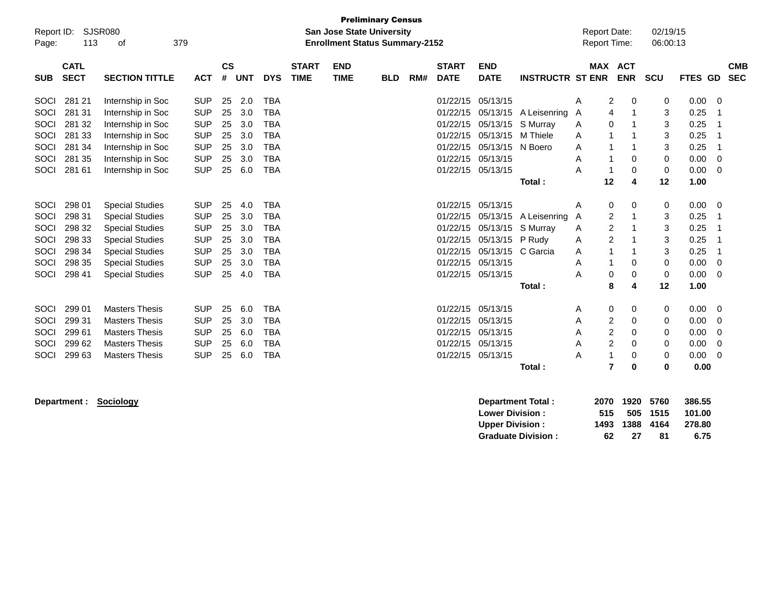**Preliminary Census**
**San Jose State University**
**Enrollment Status Summary-2152**

Report ID: SJSR080
Report Date: 02/19/15
Report Time: 06:00:13

| SUB | CATL SECT | SECTION TITTLE | ACT | CS # | UNT | DYS | START TIME | END TIME | BLD | RM# | START DATE | END DATE | INSTRUCTR | ST | MAX ENR | ACT ENR | SCU | FTES | GD | CMB SEC |
|---|---|---|---|---|---|---|---|---|---|---|---|---|---|---|---|---|---|---|---|---|
| SOCI | 281 21 | Internship in Soc | SUP | 25 | 2.0 | TBA | | | | | 01/22/15 | 05/13/15 | | A | 2 | 0 | 0 | 0.00 | 0 | |
| SOCI | 281 31 | Internship in Soc | SUP | 25 | 3.0 | TBA | | | | | 01/22/15 | 05/13/15 | A Leisenring | A | 4 | 1 | 3 | 0.25 | 1 | |
| SOCI | 281 32 | Internship in Soc | SUP | 25 | 3.0 | TBA | | | | | 01/22/15 | 05/13/15 | S Murray | A | 0 | 1 | 3 | 0.25 | 1 | |
| SOCI | 281 33 | Internship in Soc | SUP | 25 | 3.0 | TBA | | | | | 01/22/15 | 05/13/15 | M Thiele | A | 1 | 1 | 3 | 0.25 | 1 | |
| SOCI | 281 34 | Internship in Soc | SUP | 25 | 3.0 | TBA | | | | | 01/22/15 | 05/13/15 | N Boero | A | 1 | 1 | 3 | 0.25 | 1 | |
| SOCI | 281 35 | Internship in Soc | SUP | 25 | 3.0 | TBA | | | | | 01/22/15 | 05/13/15 | | A | 1 | 0 | 0 | 0.00 | 0 | |
| SOCI | 281 61 | Internship in Soc | SUP | 25 | 6.0 | TBA | | | | | 01/22/15 | 05/13/15 | | A | 1 | 0 | 0 | 0.00 | 0 | |
| | | | | | | | | | | | | | **Total :** | | **12** | **4** | **12** | **1.00** | | |
| SOCI | 298 01 | Special Studies | SUP | 25 | 4.0 | TBA | | | | | 01/22/15 | 05/13/15 | | A | 0 | 0 | 0 | 0.00 | 0 | |
| SOCI | 298 31 | Special Studies | SUP | 25 | 3.0 | TBA | | | | | 01/22/15 | 05/13/15 | A Leisenring | A | 2 | 1 | 3 | 0.25 | 1 | |
| SOCI | 298 32 | Special Studies | SUP | 25 | 3.0 | TBA | | | | | 01/22/15 | 05/13/15 | S Murray | A | 2 | 1 | 3 | 0.25 | 1 | |
| SOCI | 298 33 | Special Studies | SUP | 25 | 3.0 | TBA | | | | | 01/22/15 | 05/13/15 | P Rudy | A | 2 | 1 | 3 | 0.25 | 1 | |
| SOCI | 298 34 | Special Studies | SUP | 25 | 3.0 | TBA | | | | | 01/22/15 | 05/13/15 | C Garcia | A | 1 | 1 | 3 | 0.25 | 1 | |
| SOCI | 298 35 | Special Studies | SUP | 25 | 3.0 | TBA | | | | | 01/22/15 | 05/13/15 | | A | 1 | 0 | 0 | 0.00 | 0 | |
| SOCI | 298 41 | Special Studies | SUP | 25 | 4.0 | TBA | | | | | 01/22/15 | 05/13/15 | | A | 0 | 0 | 0 | 0.00 | 0 | |
| | | | | | | | | | | | | | **Total :** | | **8** | **4** | **12** | **1.00** | | |
| SOCI | 299 01 | Masters Thesis | SUP | 25 | 6.0 | TBA | | | | | 01/22/15 | 05/13/15 | | A | 0 | 0 | 0 | 0.00 | 0 | |
| SOCI | 299 31 | Masters Thesis | SUP | 25 | 3.0 | TBA | | | | | 01/22/15 | 05/13/15 | | A | 2 | 0 | 0 | 0.00 | 0 | |
| SOCI | 299 61 | Masters Thesis | SUP | 25 | 6.0 | TBA | | | | | 01/22/15 | 05/13/15 | | A | 2 | 0 | 0 | 0.00 | 0 | |
| SOCI | 299 62 | Masters Thesis | SUP | 25 | 6.0 | TBA | | | | | 01/22/15 | 05/13/15 | | A | 2 | 0 | 0 | 0.00 | 0 | |
| SOCI | 299 63 | Masters Thesis | SUP | 25 | 6.0 | TBA | | | | | 01/22/15 | 05/13/15 | | A | 1 | 0 | 0 | 0.00 | 0 | |
| | | | | | | | | | | | | | **Total :** | | **7** | **0** | **0** | **0.00** | | |

**Department :** **Sociology**

| | MAX ENR | ACT ENR | SCU | FTES |
|---|---|---|---|---|
| **Department Total :** | **2070** | **1920** | **5760** | **386.55** |
| **Lower Division :** | **515** | **505** | **1515** | **101.00** |
| **Upper Division :** | **1493** | **1388** | **4164** | **278.80** |
| **Graduate Division :** | **62** | **27** | **81** | **6.75** |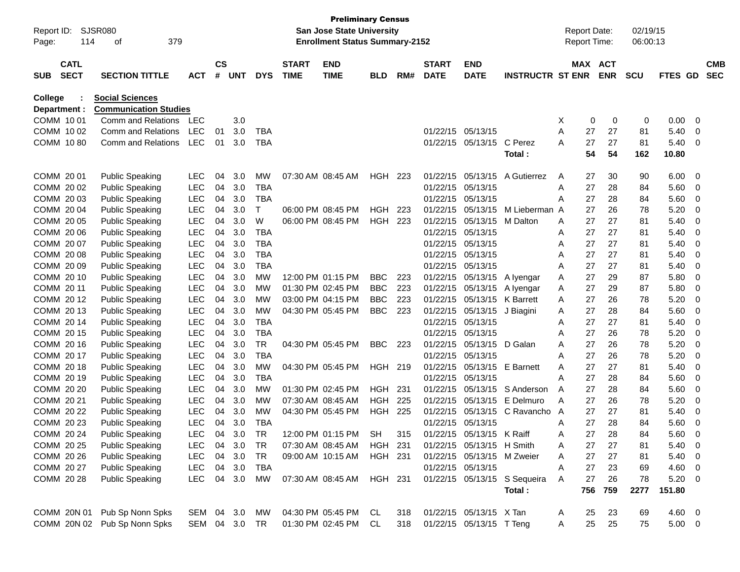**Preliminary Census**
**San Jose State University**
**Enrollment Status Summary-2152**

Report ID: SJSR080
Report Date: 02/19/15
Report Time: 06:00:13

| SUB | CATL SECT | SECTION TITTLE | ACT | CS # | UNT | DYS | START TIME | END TIME | BLD | RM# | START DATE | END DATE | INSTRUCTR | ST | MAX ENR | ACT ENR | SCU | FTES | GD | CMB SEC |
|---|---|---|---|---|---|---|---|---|---|---|---|---|---|---|---|---|---|---|---|---|
| **College : Social Sciences** | | | | | | | | | | | | | | | | | | | | |
| **Department : Communication Studies** | | | | | | | | | | | | | | | | | | | | |
| COMM | 10 01 | Comm and Relations | LEC | | 3.0 | | | | | | | | | X | 0 | 0 | 0 | 0.00 | 0 | |
| COMM | 10 02 | Comm and Relations | LEC | 01 | 3.0 | TBA | | | | | 01/22/15 | 05/13/15 | | A | 27 | 27 | 81 | 5.40 | 0 | |
| COMM | 10 80 | Comm and Relations | LEC | 01 | 3.0 | TBA | | | | | 01/22/15 | 05/13/15 | C Perez | A | 27 | 27 | 81 | 5.40 | 0 | |
| | | | | | | | | | | | | | **Total :** | | **54** | **54** | **162** | **10.80** | | |
| COMM | 20 01 | Public Speaking | LEC | 04 | 3.0 | MW | 07:30 AM | 08:45 AM | HGH | 223 | 01/22/15 | 05/13/15 | A Gutierrez | A | 27 | 30 | 90 | 6.00 | 0 | |
| COMM | 20 02 | Public Speaking | LEC | 04 | 3.0 | TBA | | | | | 01/22/15 | 05/13/15 | | A | 27 | 28 | 84 | 5.60 | 0 | |
| COMM | 20 03 | Public Speaking | LEC | 04 | 3.0 | TBA | | | | | 01/22/15 | 05/13/15 | | A | 27 | 28 | 84 | 5.60 | 0 | |
| COMM | 20 04 | Public Speaking | LEC | 04 | 3.0 | T | 06:00 PM | 08:45 PM | HGH | 223 | 01/22/15 | 05/13/15 | M Lieberman | A | 27 | 26 | 78 | 5.20 | 0 | |
| COMM | 20 05 | Public Speaking | LEC | 04 | 3.0 | W | 06:00 PM | 08:45 PM | HGH | 223 | 01/22/15 | 05/13/15 | M Dalton | A | 27 | 27 | 81 | 5.40 | 0 | |
| COMM | 20 06 | Public Speaking | LEC | 04 | 3.0 | TBA | | | | | 01/22/15 | 05/13/15 | | A | 27 | 27 | 81 | 5.40 | 0 | |
| COMM | 20 07 | Public Speaking | LEC | 04 | 3.0 | TBA | | | | | 01/22/15 | 05/13/15 | | A | 27 | 27 | 81 | 5.40 | 0 | |
| COMM | 20 08 | Public Speaking | LEC | 04 | 3.0 | TBA | | | | | 01/22/15 | 05/13/15 | | A | 27 | 27 | 81 | 5.40 | 0 | |
| COMM | 20 09 | Public Speaking | LEC | 04 | 3.0 | TBA | | | | | 01/22/15 | 05/13/15 | | A | 27 | 27 | 81 | 5.40 | 0 | |
| COMM | 20 10 | Public Speaking | LEC | 04 | 3.0 | MW | 12:00 PM | 01:15 PM | BBC | 223 | 01/22/15 | 05/13/15 | A Iyengar | A | 27 | 29 | 87 | 5.80 | 0 | |
| COMM | 20 11 | Public Speaking | LEC | 04 | 3.0 | MW | 01:30 PM | 02:45 PM | BBC | 223 | 01/22/15 | 05/13/15 | A Iyengar | A | 27 | 29 | 87 | 5.80 | 0 | |
| COMM | 20 12 | Public Speaking | LEC | 04 | 3.0 | MW | 03:00 PM | 04:15 PM | BBC | 223 | 01/22/15 | 05/13/15 | K Barrett | A | 27 | 26 | 78 | 5.20 | 0 | |
| COMM | 20 13 | Public Speaking | LEC | 04 | 3.0 | MW | 04:30 PM | 05:45 PM | BBC | 223 | 01/22/15 | 05/13/15 | J Biagini | A | 27 | 28 | 84 | 5.60 | 0 | |
| COMM | 20 14 | Public Speaking | LEC | 04 | 3.0 | TBA | | | | | 01/22/15 | 05/13/15 | | A | 27 | 27 | 81 | 5.40 | 0 | |
| COMM | 20 15 | Public Speaking | LEC | 04 | 3.0 | TBA | | | | | 01/22/15 | 05/13/15 | | A | 27 | 26 | 78 | 5.20 | 0 | |
| COMM | 20 16 | Public Speaking | LEC | 04 | 3.0 | TR | 04:30 PM | 05:45 PM | BBC | 223 | 01/22/15 | 05/13/15 | D Galan | A | 27 | 26 | 78 | 5.20 | 0 | |
| COMM | 20 17 | Public Speaking | LEC | 04 | 3.0 | TBA | | | | | 01/22/15 | 05/13/15 | | A | 27 | 26 | 78 | 5.20 | 0 | |
| COMM | 20 18 | Public Speaking | LEC | 04 | 3.0 | MW | 04:30 PM | 05:45 PM | HGH | 219 | 01/22/15 | 05/13/15 | E Barnett | A | 27 | 27 | 81 | 5.40 | 0 | |
| COMM | 20 19 | Public Speaking | LEC | 04 | 3.0 | TBA | | | | | 01/22/15 | 05/13/15 | | A | 27 | 28 | 84 | 5.60 | 0 | |
| COMM | 20 20 | Public Speaking | LEC | 04 | 3.0 | MW | 01:30 PM | 02:45 PM | HGH | 231 | 01/22/15 | 05/13/15 | S Anderson | A | 27 | 28 | 84 | 5.60 | 0 | |
| COMM | 20 21 | Public Speaking | LEC | 04 | 3.0 | MW | 07:30 AM | 08:45 AM | HGH | 225 | 01/22/15 | 05/13/15 | E Delmuro | A | 27 | 26 | 78 | 5.20 | 0 | |
| COMM | 20 22 | Public Speaking | LEC | 04 | 3.0 | MW | 04:30 PM | 05:45 PM | HGH | 225 | 01/22/15 | 05/13/15 | C Ravancho | A | 27 | 27 | 81 | 5.40 | 0 | |
| COMM | 20 23 | Public Speaking | LEC | 04 | 3.0 | TBA | | | | | 01/22/15 | 05/13/15 | | A | 27 | 28 | 84 | 5.60 | 0 | |
| COMM | 20 24 | Public Speaking | LEC | 04 | 3.0 | TR | 12:00 PM | 01:15 PM | SH | 315 | 01/22/15 | 05/13/15 | K Raiff | A | 27 | 28 | 84 | 5.60 | 0 | |
| COMM | 20 25 | Public Speaking | LEC | 04 | 3.0 | TR | 07:30 AM | 08:45 AM | HGH | 231 | 01/22/15 | 05/13/15 | H Smith | A | 27 | 27 | 81 | 5.40 | 0 | |
| COMM | 20 26 | Public Speaking | LEC | 04 | 3.0 | TR | 09:00 AM | 10:15 AM | HGH | 231 | 01/22/15 | 05/13/15 | M Zweier | A | 27 | 27 | 81 | 5.40 | 0 | |
| COMM | 20 27 | Public Speaking | LEC | 04 | 3.0 | TBA | | | | | 01/22/15 | 05/13/15 | | A | 27 | 23 | 69 | 4.60 | 0 | |
| COMM | 20 28 | Public Speaking | LEC | 04 | 3.0 | MW | 07:30 AM | 08:45 AM | HGH | 231 | 01/22/15 | 05/13/15 | S Sequeira | A | 27 | 26 | 78 | 5.20 | 0 | |
| | | | | | | | | | | | | | **Total :** | | **756** | **759** | **2277** | **151.80** | | |
| COMM | 20N 01 | Pub Sp Nonn Spks | SEM | 04 | 3.0 | MW | 04:30 PM | 05:45 PM | CL | 318 | 01/22/15 | 05/13/15 | X Tan | A | 25 | 23 | 69 | 4.60 | 0 | |
| COMM | 20N 02 | Pub Sp Nonn Spks | SEM | 04 | 3.0 | TR | 01:30 PM | 02:45 PM | CL | 318 | 01/22/15 | 05/13/15 | T Teng | A | 25 | 25 | 75 | 5.00 | 0 | |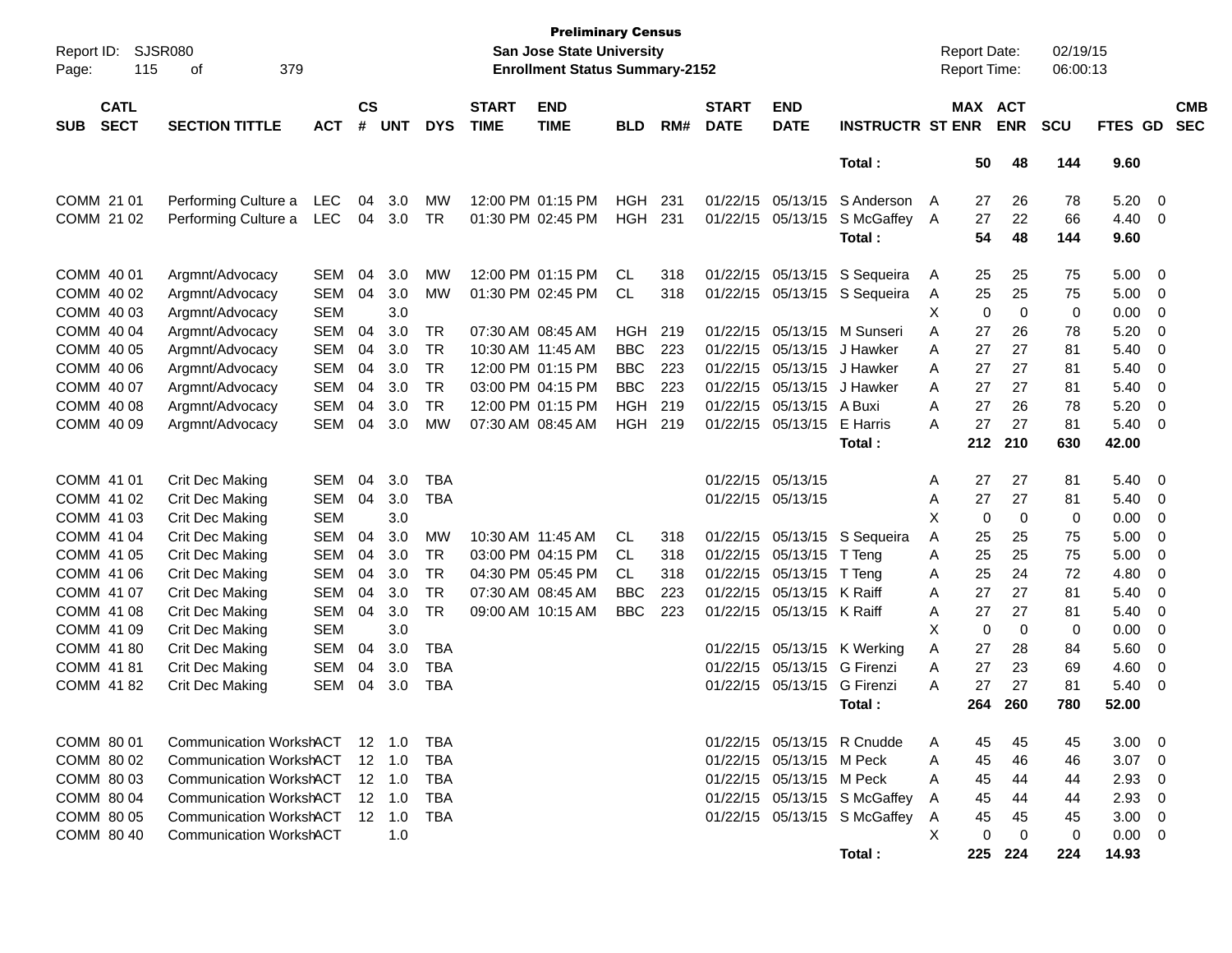**Preliminary Census**
**San Jose State University**
**Enrollment Status Summary-2152**

Report ID: SJSR080
Report Date: 02/19/15
Report Time: 06:00:13

| SUB | CATL SECT | SECTION TITTLE | ACT | CS # | UNT | DYS | START TIME | END TIME | BLD | RM# | START DATE | END DATE | INSTRUCTR | ST | MAX ENR | ACT ENR | SCU | FTES | GD | CMB SEC |
|---|---|---|---|---|---|---|---|---|---|---|---|---|---|---|---|---|---|---|---|---|
| | | | | | | | | | | | | | Total : | | 50 | 48 | 144 | 9.60 | | |
| COMM | 21 01 | Performing Culture a | LEC | 04 | 3.0 | MW | 12:00 PM | 01:15 PM | HGH | 231 | 01/22/15 | 05/13/15 | S Anderson | A | 27 | 26 | 78 | 5.20 | 0 | |
| COMM | 21 02 | Performing Culture a | LEC | 04 | 3.0 | TR | 01:30 PM | 02:45 PM | HGH | 231 | 01/22/15 | 05/13/15 | S McGaffey | A | 27 | 22 | 66 | 4.40 | 0 | |
| | | | | | | | | | | | | | Total : | | 54 | 48 | 144 | 9.60 | | |
| COMM | 40 01 | Argmnt/Advocacy | SEM | 04 | 3.0 | MW | 12:00 PM | 01:15 PM | CL | 318 | 01/22/15 | 05/13/15 | S Sequeira | A | 25 | 25 | 75 | 5.00 | 0 | |
| COMM | 40 02 | Argmnt/Advocacy | SEM | 04 | 3.0 | MW | 01:30 PM | 02:45 PM | CL | 318 | 01/22/15 | 05/13/15 | S Sequeira | A | 25 | 25 | 75 | 5.00 | 0 | |
| COMM | 40 03 | Argmnt/Advocacy | SEM | | 3.0 | | | | | | | | | X | 0 | 0 | 0 | 0.00 | 0 | |
| COMM | 40 04 | Argmnt/Advocacy | SEM | 04 | 3.0 | TR | 07:30 AM | 08:45 AM | HGH | 219 | 01/22/15 | 05/13/15 | M Sunseri | A | 27 | 26 | 78 | 5.20 | 0 | |
| COMM | 40 05 | Argmnt/Advocacy | SEM | 04 | 3.0 | TR | 10:30 AM | 11:45 AM | BBC | 223 | 01/22/15 | 05/13/15 | J Hawker | A | 27 | 27 | 81 | 5.40 | 0 | |
| COMM | 40 06 | Argmnt/Advocacy | SEM | 04 | 3.0 | TR | 12:00 PM | 01:15 PM | BBC | 223 | 01/22/15 | 05/13/15 | J Hawker | A | 27 | 27 | 81 | 5.40 | 0 | |
| COMM | 40 07 | Argmnt/Advocacy | SEM | 04 | 3.0 | TR | 03:00 PM | 04:15 PM | BBC | 223 | 01/22/15 | 05/13/15 | J Hawker | A | 27 | 27 | 81 | 5.40 | 0 | |
| COMM | 40 08 | Argmnt/Advocacy | SEM | 04 | 3.0 | TR | 12:00 PM | 01:15 PM | HGH | 219 | 01/22/15 | 05/13/15 | A Buxi | A | 27 | 26 | 78 | 5.20 | 0 | |
| COMM | 40 09 | Argmnt/Advocacy | SEM | 04 | 3.0 | MW | 07:30 AM | 08:45 AM | HGH | 219 | 01/22/15 | 05/13/15 | E Harris | A | 27 | 27 | 81 | 5.40 | 0 | |
| | | | | | | | | | | | | | Total : | | 212 | 210 | 630 | 42.00 | | |
| COMM | 41 01 | Crit Dec Making | SEM | 04 | 3.0 | TBA | | | | | 01/22/15 | 05/13/15 | | A | 27 | 27 | 81 | 5.40 | 0 | |
| COMM | 41 02 | Crit Dec Making | SEM | 04 | 3.0 | TBA | | | | | 01/22/15 | 05/13/15 | | A | 27 | 27 | 81 | 5.40 | 0 | |
| COMM | 41 03 | Crit Dec Making | SEM | | 3.0 | | | | | | | | | X | 0 | 0 | 0 | 0.00 | 0 | |
| COMM | 41 04 | Crit Dec Making | SEM | 04 | 3.0 | MW | 10:30 AM | 11:45 AM | CL | 318 | 01/22/15 | 05/13/15 | S Sequeira | A | 25 | 25 | 75 | 5.00 | 0 | |
| COMM | 41 05 | Crit Dec Making | SEM | 04 | 3.0 | TR | 03:00 PM | 04:15 PM | CL | 318 | 01/22/15 | 05/13/15 | T Teng | A | 25 | 25 | 75 | 5.00 | 0 | |
| COMM | 41 06 | Crit Dec Making | SEM | 04 | 3.0 | TR | 04:30 PM | 05:45 PM | CL | 318 | 01/22/15 | 05/13/15 | T Teng | A | 25 | 24 | 72 | 4.80 | 0 | |
| COMM | 41 07 | Crit Dec Making | SEM | 04 | 3.0 | TR | 07:30 AM | 08:45 AM | BBC | 223 | 01/22/15 | 05/13/15 | K Raiff | A | 27 | 27 | 81 | 5.40 | 0 | |
| COMM | 41 08 | Crit Dec Making | SEM | 04 | 3.0 | TR | 09:00 AM | 10:15 AM | BBC | 223 | 01/22/15 | 05/13/15 | K Raiff | A | 27 | 27 | 81 | 5.40 | 0 | |
| COMM | 41 09 | Crit Dec Making | SEM | | 3.0 | | | | | | | | | X | 0 | 0 | 0 | 0.00 | 0 | |
| COMM | 41 80 | Crit Dec Making | SEM | 04 | 3.0 | TBA | | | | | 01/22/15 | 05/13/15 | K Werking | A | 27 | 28 | 84 | 5.60 | 0 | |
| COMM | 41 81 | Crit Dec Making | SEM | 04 | 3.0 | TBA | | | | | 01/22/15 | 05/13/15 | G Firenzi | A | 27 | 23 | 69 | 4.60 | 0 | |
| COMM | 41 82 | Crit Dec Making | SEM | 04 | 3.0 | TBA | | | | | 01/22/15 | 05/13/15 | G Firenzi | A | 27 | 27 | 81 | 5.40 | 0 | |
| | | | | | | | | | | | | | Total : | | 264 | 260 | 780 | 52.00 | | |
| COMM | 80 01 | Communication Worksh | ACT | 12 | 1.0 | TBA | | | | | 01/22/15 | 05/13/15 | R Cnudde | A | 45 | 45 | 45 | 3.00 | 0 | |
| COMM | 80 02 | Communication Worksh | ACT | 12 | 1.0 | TBA | | | | | 01/22/15 | 05/13/15 | M Peck | A | 45 | 46 | 46 | 3.07 | 0 | |
| COMM | 80 03 | Communication Worksh | ACT | 12 | 1.0 | TBA | | | | | 01/22/15 | 05/13/15 | M Peck | A | 45 | 44 | 44 | 2.93 | 0 | |
| COMM | 80 04 | Communication Worksh | ACT | 12 | 1.0 | TBA | | | | | 01/22/15 | 05/13/15 | S McGaffey | A | 45 | 44 | 44 | 2.93 | 0 | |
| COMM | 80 05 | Communication Worksh | ACT | 12 | 1.0 | TBA | | | | | 01/22/15 | 05/13/15 | S McGaffey | A | 45 | 45 | 45 | 3.00 | 0 | |
| COMM | 80 40 | Communication Worksh | ACT | | 1.0 | | | | | | | | | X | 0 | 0 | 0 | 0.00 | 0 | |
| | | | | | | | | | | | | | Total : | | 225 | 224 | 224 | 14.93 | | |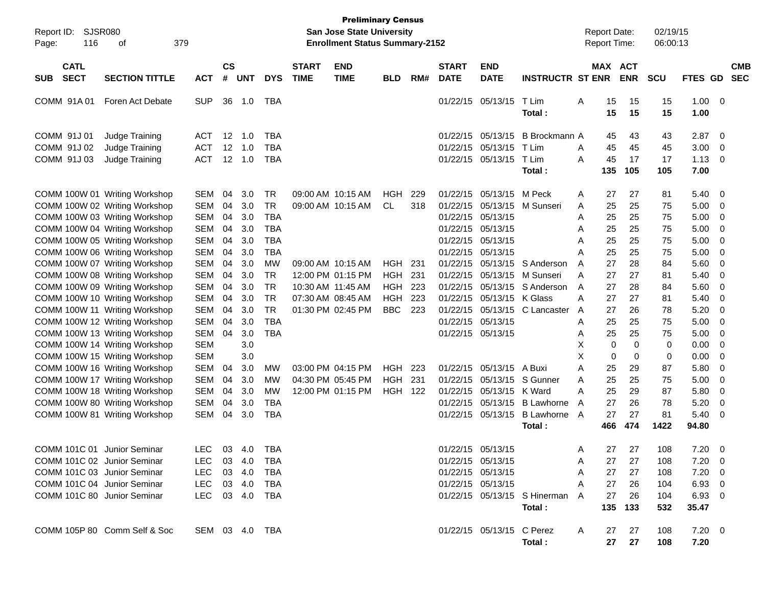**Preliminary Census**
**San Jose State University**
**Enrollment Status Summary-2152**

Report ID: SJSR080
Report Date: 02/19/15
Report Time: 06:00:13

| SUB | CATL SECT | SECTION TITTLE | ACT | CS # | UNT | DYS | START TIME | END TIME | BLD | RM# | START DATE | END DATE | INSTRUCTR | ST | MAX ENR | ACT ENR | SCU | FTES | GD | CMB SEC |
|---|---|---|---|---|---|---|---|---|---|---|---|---|---|---|---|---|---|---|---|---|
| COMM | 91A 01 | Foren Act Debate | SUP | 36 | 1.0 | TBA | | | | | 01/22/15 | 05/13/15 | T Lim | A | 15 | 15 | 15 | 1.00 | 0 | |
| | | | | | | | | | | | | | **Total :** | | **15** | **15** | **15** | **1.00** | | |
| COMM | 91J 01 | Judge Training | ACT | 12 | 1.0 | TBA | | | | | 01/22/15 | 05/13/15 | B Brockmann | A | 45 | 43 | 43 | 2.87 | 0 | |
| COMM | 91J 02 | Judge Training | ACT | 12 | 1.0 | TBA | | | | | 01/22/15 | 05/13/15 | T Lim | A | 45 | 45 | 45 | 3.00 | 0 | |
| COMM | 91J 03 | Judge Training | ACT | 12 | 1.0 | TBA | | | | | 01/22/15 | 05/13/15 | T Lim | A | 45 | 17 | 17 | 1.13 | 0 | |
| | | | | | | | | | | | | | **Total :** | | **135** | **105** | **105** | **7.00** | | |
| COMM | 100W 01 | Writing Workshop | SEM | 04 | 3.0 | TR | 09:00 AM | 10:15 AM | HGH | 229 | 01/22/15 | 05/13/15 | M Peck | A | 27 | 27 | 81 | 5.40 | 0 | |
| COMM | 100W 02 | Writing Workshop | SEM | 04 | 3.0 | TR | 09:00 AM | 10:15 AM | CL | 318 | 01/22/15 | 05/13/15 | M Sunseri | A | 25 | 25 | 75 | 5.00 | 0 | |
| COMM | 100W 03 | Writing Workshop | SEM | 04 | 3.0 | TBA | | | | | 01/22/15 | 05/13/15 | | A | 25 | 25 | 75 | 5.00 | 0 | |
| COMM | 100W 04 | Writing Workshop | SEM | 04 | 3.0 | TBA | | | | | 01/22/15 | 05/13/15 | | A | 25 | 25 | 75 | 5.00 | 0 | |
| COMM | 100W 05 | Writing Workshop | SEM | 04 | 3.0 | TBA | | | | | 01/22/15 | 05/13/15 | | A | 25 | 25 | 75 | 5.00 | 0 | |
| COMM | 100W 06 | Writing Workshop | SEM | 04 | 3.0 | TBA | | | | | 01/22/15 | 05/13/15 | | A | 25 | 25 | 75 | 5.00 | 0 | |
| COMM | 100W 07 | Writing Workshop | SEM | 04 | 3.0 | MW | 09:00 AM | 10:15 AM | HGH | 231 | 01/22/15 | 05/13/15 | S Anderson | A | 27 | 28 | 84 | 5.60 | 0 | |
| COMM | 100W 08 | Writing Workshop | SEM | 04 | 3.0 | TR | 12:00 PM | 01:15 PM | HGH | 231 | 01/22/15 | 05/13/15 | M Sunseri | A | 27 | 27 | 81 | 5.40 | 0 | |
| COMM | 100W 09 | Writing Workshop | SEM | 04 | 3.0 | TR | 10:30 AM | 11:45 AM | HGH | 223 | 01/22/15 | 05/13/15 | S Anderson | A | 27 | 28 | 84 | 5.60 | 0 | |
| COMM | 100W 10 | Writing Workshop | SEM | 04 | 3.0 | TR | 07:30 AM | 08:45 AM | HGH | 223 | 01/22/15 | 05/13/15 | K Glass | A | 27 | 27 | 81 | 5.40 | 0 | |
| COMM | 100W 11 | Writing Workshop | SEM | 04 | 3.0 | TR | 01:30 PM | 02:45 PM | BBC | 223 | 01/22/15 | 05/13/15 | C Lancaster | A | 27 | 26 | 78 | 5.20 | 0 | |
| COMM | 100W 12 | Writing Workshop | SEM | 04 | 3.0 | TBA | | | | | 01/22/15 | 05/13/15 | | A | 25 | 25 | 75 | 5.00 | 0 | |
| COMM | 100W 13 | Writing Workshop | SEM | 04 | 3.0 | TBA | | | | | 01/22/15 | 05/13/15 | | A | 25 | 25 | 75 | 5.00 | 0 | |
| COMM | 100W 14 | Writing Workshop | SEM | | 3.0 | | | | | | | | | X | 0 | 0 | 0 | 0.00 | 0 | |
| COMM | 100W 15 | Writing Workshop | SEM | | 3.0 | | | | | | | | | X | 0 | 0 | 0 | 0.00 | 0 | |
| COMM | 100W 16 | Writing Workshop | SEM | 04 | 3.0 | MW | 03:00 PM | 04:15 PM | HGH | 223 | 01/22/15 | 05/13/15 | A Buxi | A | 25 | 29 | 87 | 5.80 | 0 | |
| COMM | 100W 17 | Writing Workshop | SEM | 04 | 3.0 | MW | 04:30 PM | 05:45 PM | HGH | 231 | 01/22/15 | 05/13/15 | S Gunner | A | 25 | 25 | 75 | 5.00 | 0 | |
| COMM | 100W 18 | Writing Workshop | SEM | 04 | 3.0 | MW | 12:00 PM | 01:15 PM | HGH | 122 | 01/22/15 | 05/13/15 | K Ward | A | 25 | 29 | 87 | 5.80 | 0 | |
| COMM | 100W 80 | Writing Workshop | SEM | 04 | 3.0 | TBA | | | | | 01/22/15 | 05/13/15 | B Lawhorne | A | 27 | 26 | 78 | 5.20 | 0 | |
| COMM | 100W 81 | Writing Workshop | SEM | 04 | 3.0 | TBA | | | | | 01/22/15 | 05/13/15 | B Lawhorne | A | 27 | 27 | 81 | 5.40 | 0 | |
| | | | | | | | | | | | | | **Total :** | | **466** | **474** | **1422** | **94.80** | | |
| COMM | 101C 01 | Junior Seminar | LEC | 03 | 4.0 | TBA | | | | | 01/22/15 | 05/13/15 | | A | 27 | 27 | 108 | 7.20 | 0 | |
| COMM | 101C 02 | Junior Seminar | LEC | 03 | 4.0 | TBA | | | | | 01/22/15 | 05/13/15 | | A | 27 | 27 | 108 | 7.20 | 0 | |
| COMM | 101C 03 | Junior Seminar | LEC | 03 | 4.0 | TBA | | | | | 01/22/15 | 05/13/15 | | A | 27 | 27 | 108 | 7.20 | 0 | |
| COMM | 101C 04 | Junior Seminar | LEC | 03 | 4.0 | TBA | | | | | 01/22/15 | 05/13/15 | | A | 27 | 26 | 104 | 6.93 | 0 | |
| COMM | 101C 80 | Junior Seminar | LEC | 03 | 4.0 | TBA | | | | | 01/22/15 | 05/13/15 | S Hinerman | A | 27 | 26 | 104 | 6.93 | 0 | |
| | | | | | | | | | | | | | **Total :** | | **135** | **133** | **532** | **35.47** | | |
| COMM | 105P 80 | Comm Self & Soc | SEM | 03 | 4.0 | TBA | | | | | 01/22/15 | 05/13/15 | C Perez | A | 27 | 27 | 108 | 7.20 | 0 | |
| | | | | | | | | | | | | | **Total :** | | **27** | **27** | **108** | **7.20** | | |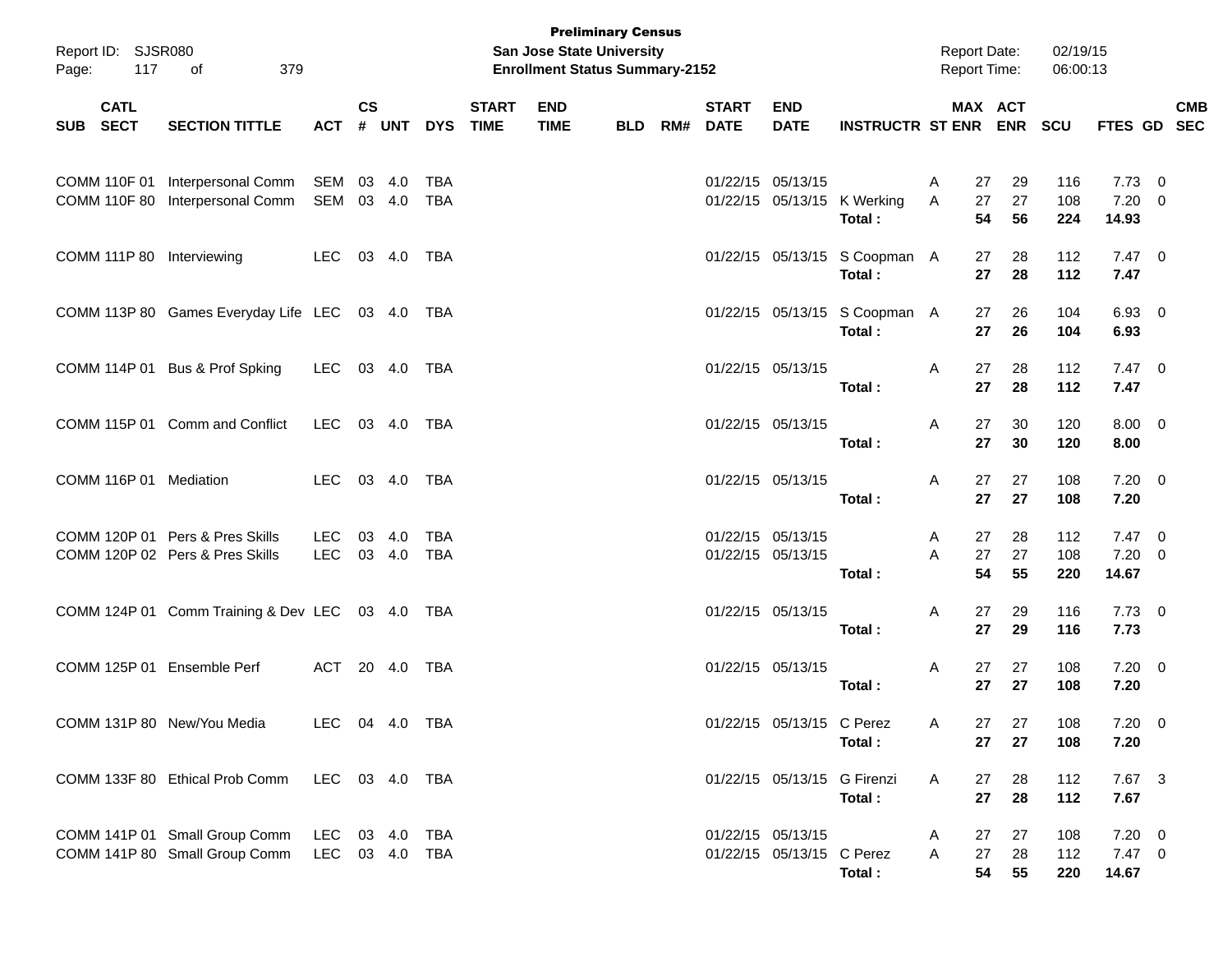**Preliminary Census**
**San Jose State University**
**Enrollment Status Summary-2152**

Report ID: SJSR080
Report Date: 02/19/15
Report Time: 06:00:13

| SUB | CATL SECT | SECTION TITTLE | ACT | CS # | UNT | DYS | START TIME | END TIME | BLD | RM# | START DATE | END DATE | INSTRUCTR | ST | MAX ENR | ACT ENR | SCU | FTES | GD | CMB SEC |
|---|---|---|---|---|---|---|---|---|---|---|---|---|---|---|---|---|---|---|---|---|
| COMM | 110F 01 | Interpersonal Comm | SEM | 03 | 4.0 | TBA | | | | | 01/22/15 | 05/13/15 | | A | 27 | 29 | 116 | 7.73 | 0 | |
| COMM | 110F 80 | Interpersonal Comm | SEM | 03 | 4.0 | TBA | | | | | 01/22/15 | 05/13/15 | K Werking | A | 27 | 27 | 108 | 7.20 | 0 | |
| | | | | | | | | | | | | | **Total :** | | **54** | **56** | **224** | **14.93** | | |
| COMM | 111P 80 | Interviewing | LEC | 03 | 4.0 | TBA | | | | | 01/22/15 | 05/13/15 | S Coopman | A | 27 | 28 | 112 | 7.47 | 0 | |
| | | | | | | | | | | | | | **Total :** | | **27** | **28** | **112** | **7.47** | | |
| COMM | 113P 80 | Games Everyday Life | LEC | 03 | 4.0 | TBA | | | | | 01/22/15 | 05/13/15 | S Coopman | A | 27 | 26 | 104 | 6.93 | 0 | |
| | | | | | | | | | | | | | **Total :** | | **27** | **26** | **104** | **6.93** | | |
| COMM | 114P 01 | Bus & Prof Spking | LEC | 03 | 4.0 | TBA | | | | | 01/22/15 | 05/13/15 | | A | 27 | 28 | 112 | 7.47 | 0 | |
| | | | | | | | | | | | | | **Total :** | | **27** | **28** | **112** | **7.47** | | |
| COMM | 115P 01 | Comm and Conflict | LEC | 03 | 4.0 | TBA | | | | | 01/22/15 | 05/13/15 | | A | 27 | 30 | 120 | 8.00 | 0 | |
| | | | | | | | | | | | | | **Total :** | | **27** | **30** | **120** | **8.00** | | |
| COMM | 116P 01 | Mediation | LEC | 03 | 4.0 | TBA | | | | | 01/22/15 | 05/13/15 | | A | 27 | 27 | 108 | 7.20 | 0 | |
| | | | | | | | | | | | | | **Total :** | | **27** | **27** | **108** | **7.20** | | |
| COMM | 120P 01 | Pers & Pres Skills | LEC | 03 | 4.0 | TBA | | | | | 01/22/15 | 05/13/15 | | A | 27 | 28 | 112 | 7.47 | 0 | |
| COMM | 120P 02 | Pers & Pres Skills | LEC | 03 | 4.0 | TBA | | | | | 01/22/15 | 05/13/15 | | A | 27 | 27 | 108 | 7.20 | 0 | |
| | | | | | | | | | | | | | **Total :** | | **54** | **55** | **220** | **14.67** | | |
| COMM | 124P 01 | Comm Training & Dev | LEC | 03 | 4.0 | TBA | | | | | 01/22/15 | 05/13/15 | | A | 27 | 29 | 116 | 7.73 | 0 | |
| | | | | | | | | | | | | | **Total :** | | **27** | **29** | **116** | **7.73** | | |
| COMM | 125P 01 | Ensemble Perf | ACT | 20 | 4.0 | TBA | | | | | 01/22/15 | 05/13/15 | | A | 27 | 27 | 108 | 7.20 | 0 | |
| | | | | | | | | | | | | | **Total :** | | **27** | **27** | **108** | **7.20** | | |
| COMM | 131P 80 | New/You Media | LEC | 04 | 4.0 | TBA | | | | | 01/22/15 | 05/13/15 | C Perez | A | 27 | 27 | 108 | 7.20 | 0 | |
| | | | | | | | | | | | | | **Total :** | | **27** | **27** | **108** | **7.20** | | |
| COMM | 133F 80 | Ethical Prob Comm | LEC | 03 | 4.0 | TBA | | | | | 01/22/15 | 05/13/15 | G Firenzi | A | 27 | 28 | 112 | 7.67 | 3 | |
| | | | | | | | | | | | | | **Total :** | | **27** | **28** | **112** | **7.67** | | |
| COMM | 141P 01 | Small Group Comm | LEC | 03 | 4.0 | TBA | | | | | 01/22/15 | 05/13/15 | | A | 27 | 27 | 108 | 7.20 | 0 | |
| COMM | 141P 80 | Small Group Comm | LEC | 03 | 4.0 | TBA | | | | | 01/22/15 | 05/13/15 | C Perez | A | 27 | 28 | 112 | 7.47 | 0 | |
| | | | | | | | | | | | | | **Total :** | | **54** | **55** | **220** | **14.67** | | |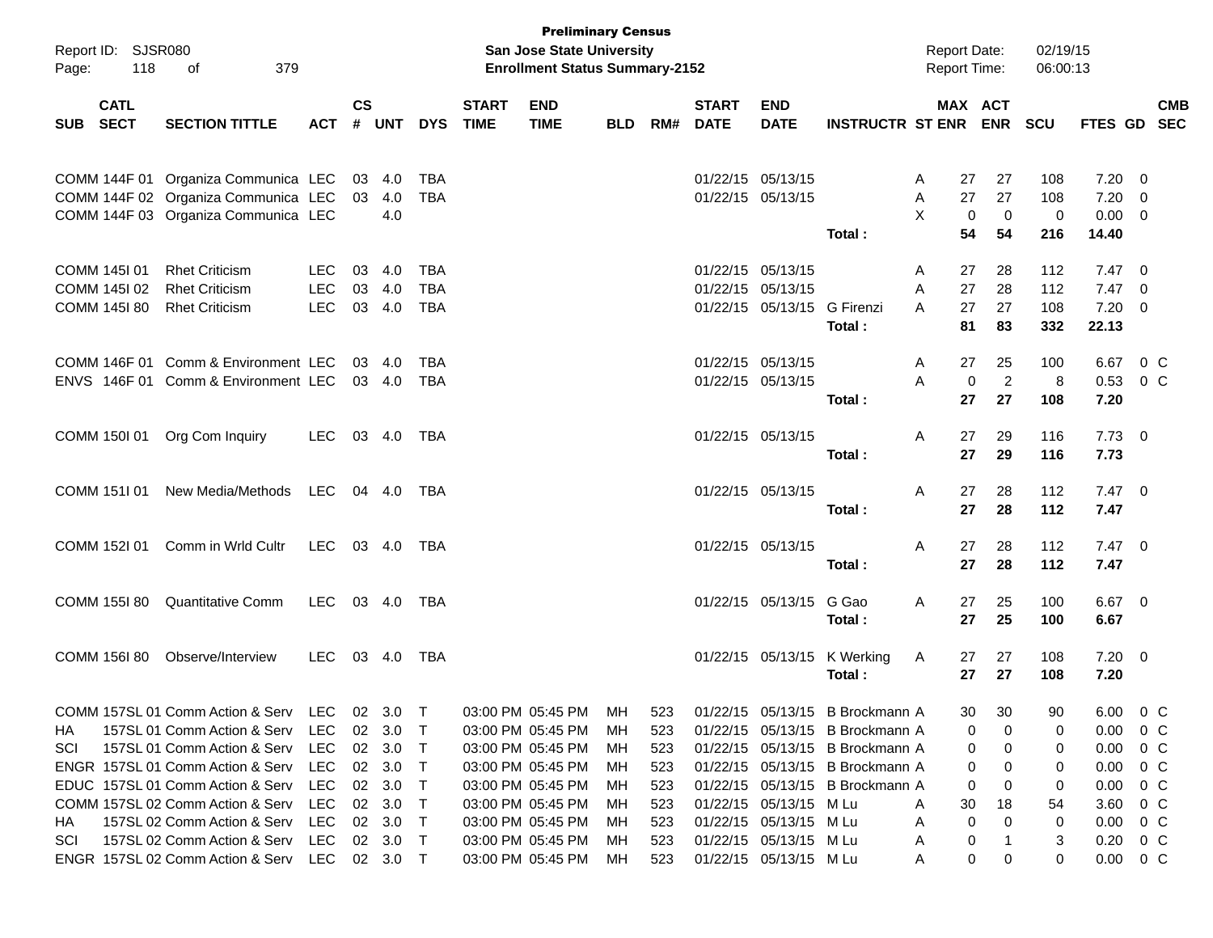**Preliminary Census**
**San Jose State University**
**Enrollment Status Summary-2152**

Report ID: SJSR080
Report Date: 02/19/15
Report Time: 06:00:13

| SUB | CATL SECT | SECTION TITTLE | ACT | CS # | UNT | DYS | START TIME | END TIME | BLD | RM# | START DATE | END DATE | INSTRUCTR | ST | MAX ENR | ACT ENR | SCU | FTES | GD | CMB SEC |
|---|---|---|---|---|---|---|---|---|---|---|---|---|---|---|---|---|---|---|---|---|
| COMM | 144F 01 | Organiza Communica | LEC | 03 | 4.0 | TBA | | | | | 01/22/15 | 05/13/15 | | A | 27 | 27 | 108 | 7.20 | 0 | |
| COMM | 144F 02 | Organiza Communica | LEC | 03 | 4.0 | TBA | | | | | 01/22/15 | 05/13/15 | | A | 27 | 27 | 108 | 7.20 | 0 | |
| COMM | 144F 03 | Organiza Communica | LEC | | 4.0 | | | | | | | | | X | 0 | 0 | 0 | 0.00 | 0 | |
| | | | | | | | | | | | | | **Total :** | | **54** | **54** | **216** | **14.40** | | |
| COMM | 145I 01 | Rhet Criticism | LEC | 03 | 4.0 | TBA | | | | | 01/22/15 | 05/13/15 | | A | 27 | 28 | 112 | 7.47 | 0 | |
| COMM | 145I 02 | Rhet Criticism | LEC | 03 | 4.0 | TBA | | | | | 01/22/15 | 05/13/15 | | A | 27 | 28 | 112 | 7.47 | 0 | |
| COMM | 145I 80 | Rhet Criticism | LEC | 03 | 4.0 | TBA | | | | | 01/22/15 | 05/13/15 | G Firenzi | A | 27 | 27 | 108 | 7.20 | 0 | |
| | | | | | | | | | | | | | **Total :** | | **81** | **83** | **332** | **22.13** | | |
| COMM | 146F 01 | Comm & Environment | LEC | 03 | 4.0 | TBA | | | | | 01/22/15 | 05/13/15 | | A | 27 | 25 | 100 | 6.67 | 0 | C |
| ENVS | 146F 01 | Comm & Environment | LEC | 03 | 4.0 | TBA | | | | | 01/22/15 | 05/13/15 | | A | 0 | 2 | 8 | 0.53 | 0 | C |
| | | | | | | | | | | | | | **Total :** | | **27** | **27** | **108** | **7.20** | | |
| COMM | 150I 01 | Org Com Inquiry | LEC | 03 | 4.0 | TBA | | | | | 01/22/15 | 05/13/15 | | A | 27 | 29 | 116 | 7.73 | 0 | |
| | | | | | | | | | | | | | **Total :** | | **27** | **29** | **116** | **7.73** | | |
| COMM | 151I 01 | New Media/Methods | LEC | 04 | 4.0 | TBA | | | | | 01/22/15 | 05/13/15 | | A | 27 | 28 | 112 | 7.47 | 0 | |
| | | | | | | | | | | | | | **Total :** | | **27** | **28** | **112** | **7.47** | | |
| COMM | 152I 01 | Comm in Wrld Cultr | LEC | 03 | 4.0 | TBA | | | | | 01/22/15 | 05/13/15 | | A | 27 | 28 | 112 | 7.47 | 0 | |
| | | | | | | | | | | | | | **Total :** | | **27** | **28** | **112** | **7.47** | | |
| COMM | 155I 80 | Quantitative Comm | LEC | 03 | 4.0 | TBA | | | | | 01/22/15 | 05/13/15 | G Gao | A | 27 | 25 | 100 | 6.67 | 0 | |
| | | | | | | | | | | | | | **Total :** | | **27** | **25** | **100** | **6.67** | | |
| COMM | 156I 80 | Observe/Interview | LEC | 03 | 4.0 | TBA | | | | | 01/22/15 | 05/13/15 | K Werking | A | 27 | 27 | 108 | 7.20 | 0 | |
| | | | | | | | | | | | | | **Total :** | | **27** | **27** | **108** | **7.20** | | |
| COMM | 157SL 01 | Comm Action & Serv | LEC | 02 | 3.0 | T | 03:00 PM | 05:45 PM | MH | 523 | 01/22/15 | 05/13/15 | B Brockmann | A | 30 | 30 | 90 | 6.00 | 0 | C |
| HA | 157SL 01 | Comm Action & Serv | LEC | 02 | 3.0 | T | 03:00 PM | 05:45 PM | MH | 523 | 01/22/15 | 05/13/15 | B Brockmann | A | 0 | 0 | 0 | 0.00 | 0 | C |
| SCI | 157SL 01 | Comm Action & Serv | LEC | 02 | 3.0 | T | 03:00 PM | 05:45 PM | MH | 523 | 01/22/15 | 05/13/15 | B Brockmann | A | 0 | 0 | 0 | 0.00 | 0 | C |
| ENGR | 157SL 01 | Comm Action & Serv | LEC | 02 | 3.0 | T | 03:00 PM | 05:45 PM | MH | 523 | 01/22/15 | 05/13/15 | B Brockmann | A | 0 | 0 | 0 | 0.00 | 0 | C |
| EDUC | 157SL 01 | Comm Action & Serv | LEC | 02 | 3.0 | T | 03:00 PM | 05:45 PM | MH | 523 | 01/22/15 | 05/13/15 | B Brockmann | A | 0 | 0 | 0 | 0.00 | 0 | C |
| COMM | 157SL 02 | Comm Action & Serv | LEC | 02 | 3.0 | T | 03:00 PM | 05:45 PM | MH | 523 | 01/22/15 | 05/13/15 | M Lu | A | 30 | 18 | 54 | 3.60 | 0 | C |
| HA | 157SL 02 | Comm Action & Serv | LEC | 02 | 3.0 | T | 03:00 PM | 05:45 PM | MH | 523 | 01/22/15 | 05/13/15 | M Lu | A | 0 | 0 | 0 | 0.00 | 0 | C |
| SCI | 157SL 02 | Comm Action & Serv | LEC | 02 | 3.0 | T | 03:00 PM | 05:45 PM | MH | 523 | 01/22/15 | 05/13/15 | M Lu | A | 0 | 1 | 3 | 0.20 | 0 | C |
| ENGR | 157SL 02 | Comm Action & Serv | LEC | 02 | 3.0 | T | 03:00 PM | 05:45 PM | MH | 523 | 01/22/15 | 05/13/15 | M Lu | A | 0 | 0 | 0 | 0.00 | 0 | C |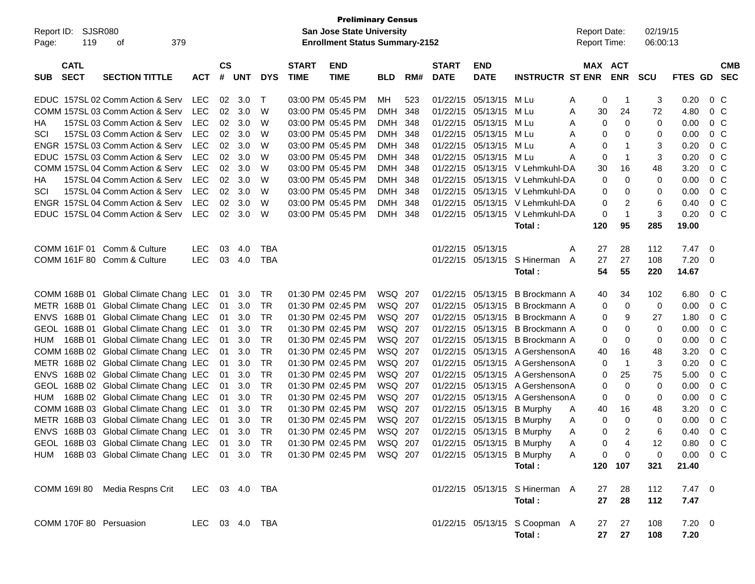**Preliminary Census**
**San Jose State University**
**Enrollment Status Summary-2152**

Report ID: SJSR080
Report Date: 02/19/15
Report Time: 06:00:13

| SUB | CATL SECT | SECTION TITTLE | ACT | CS # | UNT | DYS | START TIME | END TIME | BLD | RM# | START DATE | END DATE | INSTRUCTR | ST | MAX ENR | ACT ENR | SCU | FTES | GD | CMB SEC |
|---|---|---|---|---|---|---|---|---|---|---|---|---|---|---|---|---|---|---|---|---|
| EDUC | 157SL 02 | Comm Action & Serv | LEC | 02 | 3.0 | T | 03:00 PM | 05:45 PM | MH | 523 | 01/22/15 | 05/13/15 | M Lu | A | 0 | 1 | 3 | 0.20 | 0 | C |
| COMM | 157SL 03 | Comm Action & Serv | LEC | 02 | 3.0 | W | 03:00 PM | 05:45 PM | DMH | 348 | 01/22/15 | 05/13/15 | M Lu | A | 30 | 24 | 72 | 4.80 | 0 | C |
| HA | 157SL 03 | Comm Action & Serv | LEC | 02 | 3.0 | W | 03:00 PM | 05:45 PM | DMH | 348 | 01/22/15 | 05/13/15 | M Lu | A | 0 | 0 | 0 | 0.00 | 0 | C |
| SCI | 157SL 03 | Comm Action & Serv | LEC | 02 | 3.0 | W | 03:00 PM | 05:45 PM | DMH | 348 | 01/22/15 | 05/13/15 | M Lu | A | 0 | 0 | 0 | 0.00 | 0 | C |
| ENGR | 157SL 03 | Comm Action & Serv | LEC | 02 | 3.0 | W | 03:00 PM | 05:45 PM | DMH | 348 | 01/22/15 | 05/13/15 | M Lu | A | 0 | 1 | 3 | 0.20 | 0 | C |
| EDUC | 157SL 03 | Comm Action & Serv | LEC | 02 | 3.0 | W | 03:00 PM | 05:45 PM | DMH | 348 | 01/22/15 | 05/13/15 | M Lu | A | 0 | 1 | 3 | 0.20 | 0 | C |
| COMM | 157SL 04 | Comm Action & Serv | LEC | 02 | 3.0 | W | 03:00 PM | 05:45 PM | DMH | 348 | 01/22/15 | 05/13/15 | V Lehmkuhl-D | A | 30 | 16 | 48 | 3.20 | 0 | C |
| HA | 157SL 04 | Comm Action & Serv | LEC | 02 | 3.0 | W | 03:00 PM | 05:45 PM | DMH | 348 | 01/22/15 | 05/13/15 | V Lehmkuhl-D | A | 0 | 0 | 0 | 0.00 | 0 | C |
| SCI | 157SL 04 | Comm Action & Serv | LEC | 02 | 3.0 | W | 03:00 PM | 05:45 PM | DMH | 348 | 01/22/15 | 05/13/15 | V Lehmkuhl-D | A | 0 | 0 | 0 | 0.00 | 0 | C |
| ENGR | 157SL 04 | Comm Action & Serv | LEC | 02 | 3.0 | W | 03:00 PM | 05:45 PM | DMH | 348 | 01/22/15 | 05/13/15 | V Lehmkuhl-D | A | 0 | 2 | 6 | 0.40 | 0 | C |
| EDUC | 157SL 04 | Comm Action & Serv | LEC | 02 | 3.0 | W | 03:00 PM | 05:45 PM | DMH | 348 | 01/22/15 | 05/13/15 | V Lehmkuhl-D | A | 0 | 1 | 3 | 0.20 | 0 | C |
| | | | | | | | | | | | | | **Total :** | | **120** | **95** | **285** | **19.00** | | |
| COMM | 161F 01 | Comm & Culture | LEC | 03 | 4.0 | TBA | | | | | 01/22/15 | 05/13/15 | | A | 27 | 28 | 112 | 7.47 | 0 | |
| COMM | 161F 80 | Comm & Culture | LEC | 03 | 4.0 | TBA | | | | | 01/22/15 | 05/13/15 | S Hinerman | A | 27 | 27 | 108 | 7.20 | 0 | |
| | | | | | | | | | | | | | **Total :** | | **54** | **55** | **220** | **14.67** | | |
| COMM | 168B 01 | Global Climate Chang | LEC | 01 | 3.0 | TR | 01:30 PM | 02:45 PM | WSQ | 207 | 01/22/15 | 05/13/15 | B Brockmann | A | 40 | 34 | 102 | 6.80 | 0 | C |
| METR | 168B 01 | Global Climate Chang | LEC | 01 | 3.0 | TR | 01:30 PM | 02:45 PM | WSQ | 207 | 01/22/15 | 05/13/15 | B Brockmann | A | 0 | 0 | 0 | 0.00 | 0 | C |
| ENVS | 168B 01 | Global Climate Chang | LEC | 01 | 3.0 | TR | 01:30 PM | 02:45 PM | WSQ | 207 | 01/22/15 | 05/13/15 | B Brockmann | A | 0 | 9 | 27 | 1.80 | 0 | C |
| GEOL | 168B 01 | Global Climate Chang | LEC | 01 | 3.0 | TR | 01:30 PM | 02:45 PM | WSQ | 207 | 01/22/15 | 05/13/15 | B Brockmann | A | 0 | 0 | 0 | 0.00 | 0 | C |
| HUM | 168B 01 | Global Climate Chang | LEC | 01 | 3.0 | TR | 01:30 PM | 02:45 PM | WSQ | 207 | 01/22/15 | 05/13/15 | B Brockmann | A | 0 | 0 | 0 | 0.00 | 0 | C |
| COMM | 168B 02 | Global Climate Chang | LEC | 01 | 3.0 | TR | 01:30 PM | 02:45 PM | WSQ | 207 | 01/22/15 | 05/13/15 | A Gershenson | A | 40 | 16 | 48 | 3.20 | 0 | C |
| METR | 168B 02 | Global Climate Chang | LEC | 01 | 3.0 | TR | 01:30 PM | 02:45 PM | WSQ | 207 | 01/22/15 | 05/13/15 | A Gershenson | A | 0 | 1 | 3 | 0.20 | 0 | C |
| ENVS | 168B 02 | Global Climate Chang | LEC | 01 | 3.0 | TR | 01:30 PM | 02:45 PM | WSQ | 207 | 01/22/15 | 05/13/15 | A Gershenson | A | 0 | 25 | 75 | 5.00 | 0 | C |
| GEOL | 168B 02 | Global Climate Chang | LEC | 01 | 3.0 | TR | 01:30 PM | 02:45 PM | WSQ | 207 | 01/22/15 | 05/13/15 | A Gershenson | A | 0 | 0 | 0 | 0.00 | 0 | C |
| HUM | 168B 02 | Global Climate Chang | LEC | 01 | 3.0 | TR | 01:30 PM | 02:45 PM | WSQ | 207 | 01/22/15 | 05/13/15 | A Gershenson | A | 0 | 0 | 0 | 0.00 | 0 | C |
| COMM | 168B 03 | Global Climate Chang | LEC | 01 | 3.0 | TR | 01:30 PM | 02:45 PM | WSQ | 207 | 01/22/15 | 05/13/15 | B Murphy | A | 40 | 16 | 48 | 3.20 | 0 | C |
| METR | 168B 03 | Global Climate Chang | LEC | 01 | 3.0 | TR | 01:30 PM | 02:45 PM | WSQ | 207 | 01/22/15 | 05/13/15 | B Murphy | A | 0 | 0 | 0 | 0.00 | 0 | C |
| ENVS | 168B 03 | Global Climate Chang | LEC | 01 | 3.0 | TR | 01:30 PM | 02:45 PM | WSQ | 207 | 01/22/15 | 05/13/15 | B Murphy | A | 0 | 2 | 6 | 0.40 | 0 | C |
| GEOL | 168B 03 | Global Climate Chang | LEC | 01 | 3.0 | TR | 01:30 PM | 02:45 PM | WSQ | 207 | 01/22/15 | 05/13/15 | B Murphy | A | 0 | 4 | 12 | 0.80 | 0 | C |
| HUM | 168B 03 | Global Climate Chang | LEC | 01 | 3.0 | TR | 01:30 PM | 02:45 PM | WSQ | 207 | 01/22/15 | 05/13/15 | B Murphy | A | 0 | 0 | 0 | 0.00 | 0 | C |
| | | | | | | | | | | | | | **Total :** | | **120** | **107** | **321** | **21.40** | | |
| COMM | 169I 80 | Media Respns Crit | LEC | 03 | 4.0 | TBA | | | | | 01/22/15 | 05/13/15 | S Hinerman | A | 27 | 28 | 112 | 7.47 | 0 | |
| | | | | | | | | | | | | | **Total :** | | **27** | **28** | **112** | **7.47** | | |
| COMM | 170F 80 | Persuasion | LEC | 03 | 4.0 | TBA | | | | | 01/22/15 | 05/13/15 | S Coopman | A | 27 | 27 | 108 | 7.20 | 0 | |
| | | | | | | | | | | | | | **Total :** | | **27** | **27** | **108** | **7.20** | | |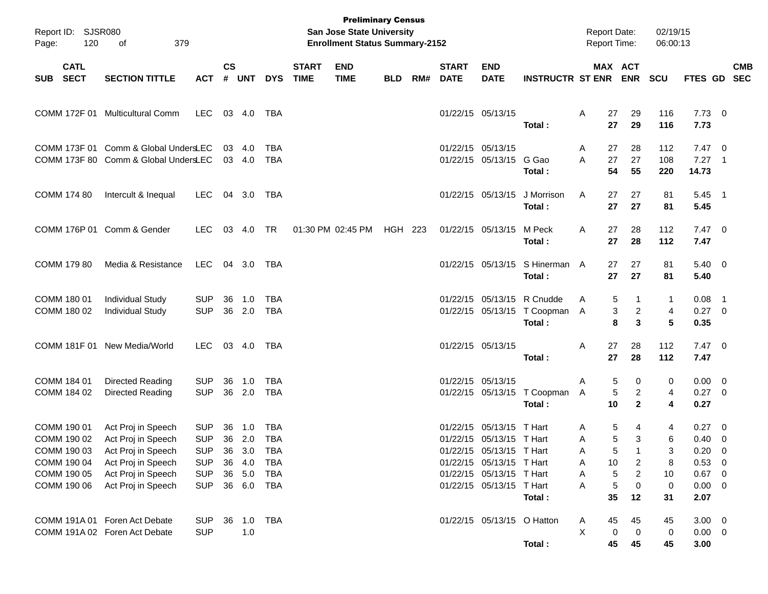**Preliminary Census**
**San Jose State University**
**Enrollment Status Summary-2152**

Report ID: SJSR080
Report Date: 02/19/15
Report Time: 06:00:13

| SUB | CATL SECT | SECTION TITTLE | ACT | CS # | UNT | DYS | START TIME | END TIME | BLD | RM# | START DATE | END DATE | INSTRUCTR | ST | MAX ENR | ACT ENR | SCU | FTES | GD | CMB SEC |
|---|---|---|---|---|---|---|---|---|---|---|---|---|---|---|---|---|---|---|---|---|
| COMM | 172F 01 | Multicultural Comm | LEC | 03 | 4.0 | TBA | | | | | 01/22/15 | 05/13/15 | | A | 27 | 29 | 116 | 7.73 | 0 | |
| | | | | | | | | | | | | | **Total :** | | **27** | **29** | **116** | **7.73** | | |
| COMM | 173F 01 | Comm & Global Unders | LEC | 03 | 4.0 | TBA | | | | | 01/22/15 | 05/13/15 | | A | 27 | 28 | 112 | 7.47 | 0 | |
| COMM | 173F 80 | Comm & Global Unders | LEC | 03 | 4.0 | TBA | | | | | 01/22/15 | 05/13/15 | G Gao | A | 27 | 27 | 108 | 7.27 | 1 | |
| | | | | | | | | | | | | | **Total :** | | **54** | **55** | **220** | **14.73** | | |
| COMM | 174 80 | Intercult & Inequal | LEC | 04 | 3.0 | TBA | | | | | 01/22/15 | 05/13/15 | J Morrison | A | 27 | 27 | 81 | 5.45 | 1 | |
| | | | | | | | | | | | | | **Total :** | | **27** | **27** | **81** | **5.45** | | |
| COMM | 176P 01 | Comm & Gender | LEC | 03 | 4.0 | TR | 01:30 PM | 02:45 PM | HGH | 223 | 01/22/15 | 05/13/15 | M Peck | A | 27 | 28 | 112 | 7.47 | 0 | |
| | | | | | | | | | | | | | **Total :** | | **27** | **28** | **112** | **7.47** | | |
| COMM | 179 80 | Media & Resistance | LEC | 04 | 3.0 | TBA | | | | | 01/22/15 | 05/13/15 | S Hinerman | A | 27 | 27 | 81 | 5.40 | 0 | |
| | | | | | | | | | | | | | **Total :** | | **27** | **27** | **81** | **5.40** | | |
| COMM | 180 01 | Individual Study | SUP | 36 | 1.0 | TBA | | | | | 01/22/15 | 05/13/15 | R Cnudde | A | 5 | 1 | 1 | 0.08 | 1 | |
| COMM | 180 02 | Individual Study | SUP | 36 | 2.0 | TBA | | | | | 01/22/15 | 05/13/15 | T Coopman | A | 3 | 2 | 4 | 0.27 | 0 | |
| | | | | | | | | | | | | | **Total :** | | **8** | **3** | **5** | **0.35** | | |
| COMM | 181F 01 | New Media/World | LEC | 03 | 4.0 | TBA | | | | | 01/22/15 | 05/13/15 | | A | 27 | 28 | 112 | 7.47 | 0 | |
| | | | | | | | | | | | | | **Total :** | | **27** | **28** | **112** | **7.47** | | |
| COMM | 184 01 | Directed Reading | SUP | 36 | 1.0 | TBA | | | | | 01/22/15 | 05/13/15 | | A | 5 | 0 | 0 | 0.00 | 0 | |
| COMM | 184 02 | Directed Reading | SUP | 36 | 2.0 | TBA | | | | | 01/22/15 | 05/13/15 | T Coopman | A | 5 | 2 | 4 | 0.27 | 0 | |
| | | | | | | | | | | | | | **Total :** | | **10** | **2** | **4** | **0.27** | | |
| COMM | 190 01 | Act Proj in Speech | SUP | 36 | 1.0 | TBA | | | | | 01/22/15 | 05/13/15 | T Hart | A | 5 | 4 | 4 | 0.27 | 0 | |
| COMM | 190 02 | Act Proj in Speech | SUP | 36 | 2.0 | TBA | | | | | 01/22/15 | 05/13/15 | T Hart | A | 5 | 3 | 6 | 0.40 | 0 | |
| COMM | 190 03 | Act Proj in Speech | SUP | 36 | 3.0 | TBA | | | | | 01/22/15 | 05/13/15 | T Hart | A | 5 | 1 | 3 | 0.20 | 0 | |
| COMM | 190 04 | Act Proj in Speech | SUP | 36 | 4.0 | TBA | | | | | 01/22/15 | 05/13/15 | T Hart | A | 10 | 2 | 8 | 0.53 | 0 | |
| COMM | 190 05 | Act Proj in Speech | SUP | 36 | 5.0 | TBA | | | | | 01/22/15 | 05/13/15 | T Hart | A | 5 | 2 | 10 | 0.67 | 0 | |
| COMM | 190 06 | Act Proj in Speech | SUP | 36 | 6.0 | TBA | | | | | 01/22/15 | 05/13/15 | T Hart | A | 5 | 0 | 0 | 0.00 | 0 | |
| | | | | | | | | | | | | | **Total :** | | **35** | **12** | **31** | **2.07** | | |
| COMM | 191A 01 | Foren Act Debate | SUP | 36 | 1.0 | TBA | | | | | 01/22/15 | 05/13/15 | O Hatton | A | 45 | 45 | 45 | 3.00 | 0 | |
| COMM | 191A 02 | Foren Act Debate | SUP | | 1.0 | | | | | | | | | X | 0 | 0 | 0 | 0.00 | 0 | |
| | | | | | | | | | | | | | **Total :** | | **45** | **45** | **45** | **3.00** | | |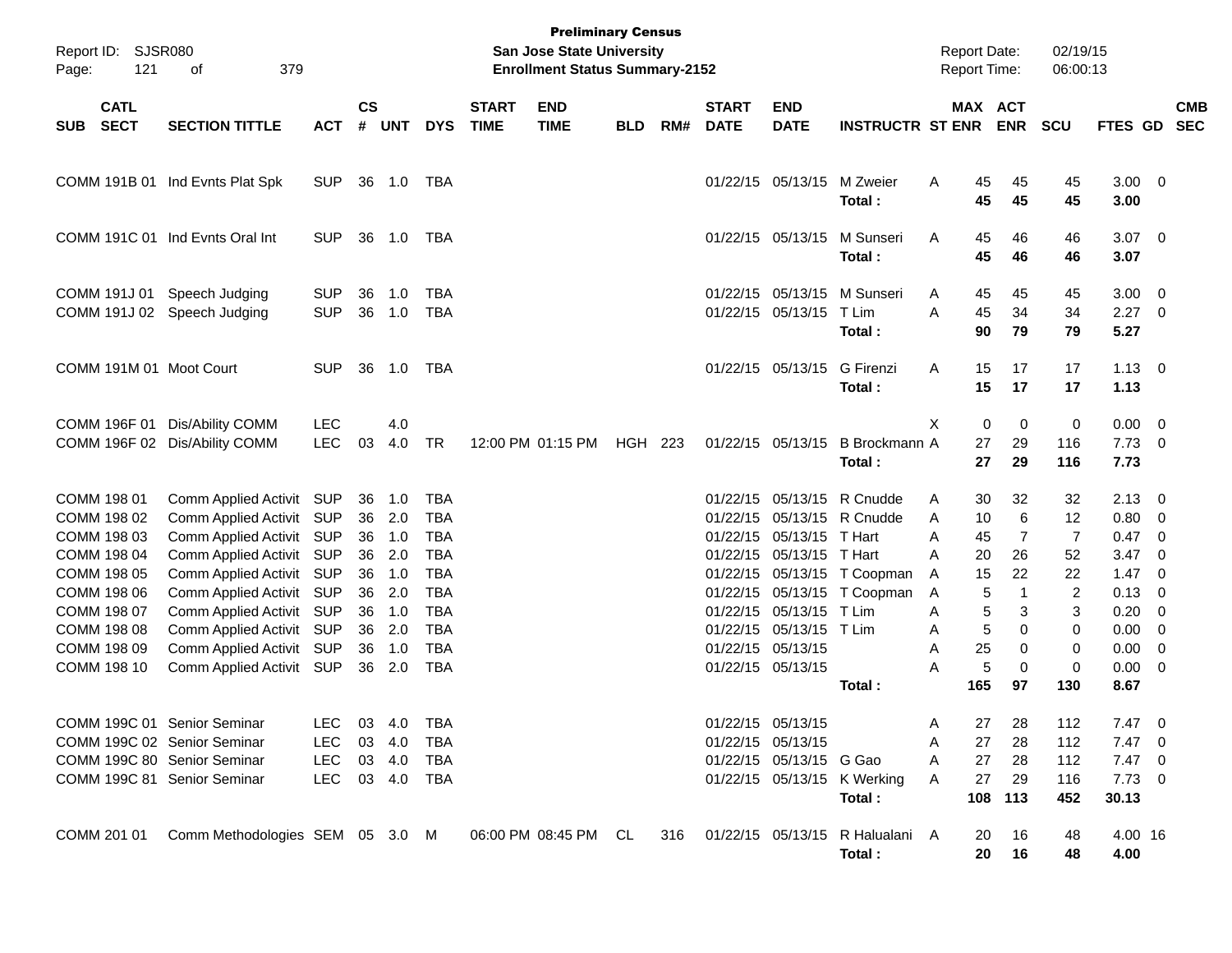**Preliminary Census**
**San Jose State University**
**Enrollment Status Summary-2152**

Report ID: SJSR080
Report Date: 02/19/15
Report Time: 06:00:13

| SUB | CATL SECT | SECTION TITTLE | ACT | CS # | UNT | DYS | START TIME | END TIME | BLD | RM# | START DATE | END DATE | INSTRUCTR | ST | MAX ENR | ACT ENR | SCU | FTES | GD | CMB SEC |
|---|---|---|---|---|---|---|---|---|---|---|---|---|---|---|---|---|---|---|---|---|
| COMM | 191B 01 | Ind Evnts Plat Spk | SUP | 36 | 1.0 | TBA | | | | | 01/22/15 | 05/13/15 | M Zweier | A | 45 | 45 | 45 | 3.00 | 0 | |
| | | | | | | | | | | | | | **Total :** | | **45** | **45** | **45** | **3.00** | | |
| COMM | 191C 01 | Ind Evnts Oral Int | SUP | 36 | 1.0 | TBA | | | | | 01/22/15 | 05/13/15 | M Sunseri | A | 45 | 46 | 46 | 3.07 | 0 | |
| | | | | | | | | | | | | | **Total :** | | **45** | **46** | **46** | **3.07** | | |
| COMM | 191J 01 | Speech Judging | SUP | 36 | 1.0 | TBA | | | | | 01/22/15 | 05/13/15 | M Sunseri | A | 45 | 45 | 45 | 3.00 | 0 | |
| COMM | 191J 02 | Speech Judging | SUP | 36 | 1.0 | TBA | | | | | 01/22/15 | 05/13/15 | T Lim | A | 45 | 34 | 34 | 2.27 | 0 | |
| | | | | | | | | | | | | | **Total :** | | **90** | **79** | **79** | **5.27** | | |
| COMM | 191M 01 | Moot Court | SUP | 36 | 1.0 | TBA | | | | | 01/22/15 | 05/13/15 | G Firenzi | A | 15 | 17 | 17 | 1.13 | 0 | |
| | | | | | | | | | | | | | **Total :** | | **15** | **17** | **17** | **1.13** | | |
| COMM | 196F 01 | Dis/Ability COMM | LEC | | 4.0 | | | | | | | | | X | 0 | 0 | 0 | 0.00 | 0 | |
| COMM | 196F 02 | Dis/Ability COMM | LEC | 03 | 4.0 | TR | 12:00 PM | 01:15 PM | HGH | 223 | 01/22/15 | 05/13/15 | B Brockmann | A | 27 | 29 | 116 | 7.73 | 0 | |
| | | | | | | | | | | | | | **Total :** | | **27** | **29** | **116** | **7.73** | | |
| COMM | 198 01 | Comm Applied Activit | SUP | 36 | 1.0 | TBA | | | | | 01/22/15 | 05/13/15 | R Cnudde | A | 30 | 32 | 32 | 2.13 | 0 | |
| COMM | 198 02 | Comm Applied Activit | SUP | 36 | 2.0 | TBA | | | | | 01/22/15 | 05/13/15 | R Cnudde | A | 10 | 6 | 12 | 0.80 | 0 | |
| COMM | 198 03 | Comm Applied Activit | SUP | 36 | 1.0 | TBA | | | | | 01/22/15 | 05/13/15 | T Hart | A | 45 | 7 | 7 | 0.47 | 0 | |
| COMM | 198 04 | Comm Applied Activit | SUP | 36 | 2.0 | TBA | | | | | 01/22/15 | 05/13/15 | T Hart | A | 20 | 26 | 52 | 3.47 | 0 | |
| COMM | 198 05 | Comm Applied Activit | SUP | 36 | 1.0 | TBA | | | | | 01/22/15 | 05/13/15 | T Coopman | A | 15 | 22 | 22 | 1.47 | 0 | |
| COMM | 198 06 | Comm Applied Activit | SUP | 36 | 2.0 | TBA | | | | | 01/22/15 | 05/13/15 | T Coopman | A | 5 | 1 | 2 | 0.13 | 0 | |
| COMM | 198 07 | Comm Applied Activit | SUP | 36 | 1.0 | TBA | | | | | 01/22/15 | 05/13/15 | T Lim | A | 5 | 3 | 3 | 0.20 | 0 | |
| COMM | 198 08 | Comm Applied Activit | SUP | 36 | 2.0 | TBA | | | | | 01/22/15 | 05/13/15 | T Lim | A | 5 | 0 | 0 | 0.00 | 0 | |
| COMM | 198 09 | Comm Applied Activit | SUP | 36 | 1.0 | TBA | | | | | 01/22/15 | 05/13/15 | | A | 25 | 0 | 0 | 0.00 | 0 | |
| COMM | 198 10 | Comm Applied Activit | SUP | 36 | 2.0 | TBA | | | | | 01/22/15 | 05/13/15 | | A | 5 | 0 | 0 | 0.00 | 0 | |
| | | | | | | | | | | | | | **Total :** | | **165** | **97** | **130** | **8.67** | | |
| COMM | 199C 01 | Senior Seminar | LEC | 03 | 4.0 | TBA | | | | | 01/22/15 | 05/13/15 | | A | 27 | 28 | 112 | 7.47 | 0 | |
| COMM | 199C 02 | Senior Seminar | LEC | 03 | 4.0 | TBA | | | | | 01/22/15 | 05/13/15 | | A | 27 | 28 | 112 | 7.47 | 0 | |
| COMM | 199C 80 | Senior Seminar | LEC | 03 | 4.0 | TBA | | | | | 01/22/15 | 05/13/15 | G Gao | A | 27 | 28 | 112 | 7.47 | 0 | |
| COMM | 199C 81 | Senior Seminar | LEC | 03 | 4.0 | TBA | | | | | 01/22/15 | 05/13/15 | K Werking | A | 27 | 29 | 116 | 7.73 | 0 | |
| | | | | | | | | | | | | | **Total :** | | **108** | **113** | **452** | **30.13** | | |
| COMM | 201 01 | Comm Methodologies | SEM | 05 | 3.0 | M | 06:00 PM | 08:45 PM | CL | 316 | 01/22/15 | 05/13/15 | R Halualani | A | 20 | 16 | 48 | 4.00 | 16 | |
| | | | | | | | | | | | | | **Total :** | | **20** | **16** | **48** | **4.00** | | |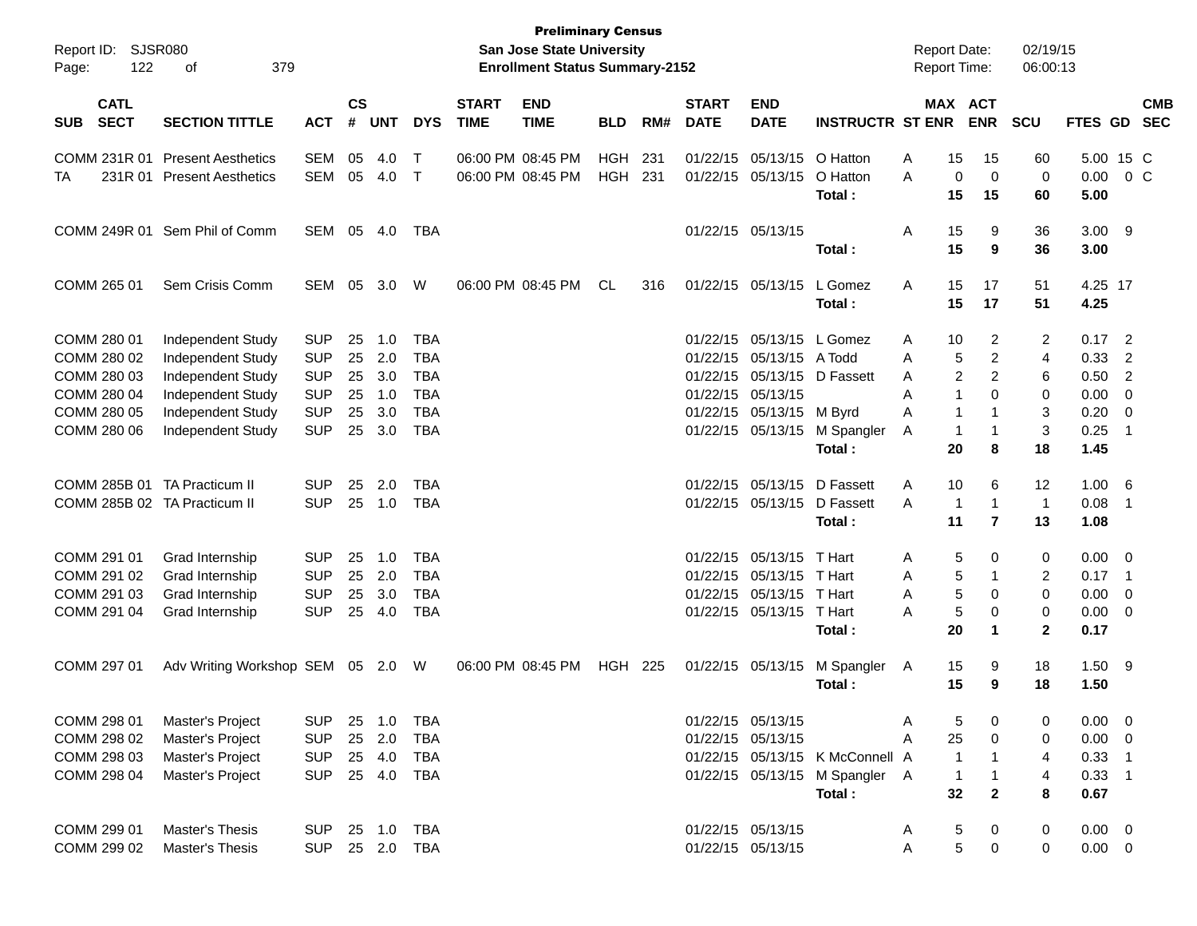**Preliminary Census**
**San Jose State University**
**Enrollment Status Summary-2152**

Report ID: SJSR080
Report Date: 02/19/15
Report Time: 06:00:13

| SUB | CATL SECT | SECTION TITTLE | ACT | CS # | UNT | DYS | START TIME | END TIME | BLD | RM# | START DATE | END DATE | INSTRUCTR | ST | MAX ENR | ACT ENR | SCU | FTES | GD | CMB SEC |
|---|---|---|---|---|---|---|---|---|---|---|---|---|---|---|---|---|---|---|---|---|
| COMM | 231R 01 | Present Aesthetics | SEM | 05 | 4.0 | T | 06:00 PM | 08:45 PM | HGH | 231 | 01/22/15 | 05/13/15 | O Hatton | A | 15 | 15 | 60 | 5.00 | 15 | C |
| TA | 231R 01 | Present Aesthetics | SEM | 05 | 4.0 | T | 06:00 PM | 08:45 PM | HGH | 231 | 01/22/15 | 05/13/15 | O Hatton | A | 0 | 0 | 0 | 0.00 | 0 | C |
| | | | | | | | | | | | | | **Total :** | | **15** | **15** | **60** | **5.00** | | |
| COMM | 249R 01 | Sem Phil of Comm | SEM | 05 | 4.0 | TBA | | | | | 01/22/15 | 05/13/15 | | A | 15 | 9 | 36 | 3.00 | 9 | |
| | | | | | | | | | | | | | **Total :** | | **15** | **9** | **36** | **3.00** | | |
| COMM | 265 01 | Sem Crisis Comm | SEM | 05 | 3.0 | W | 06:00 PM | 08:45 PM | CL | 316 | 01/22/15 | 05/13/15 | L Gomez | A | 15 | 17 | 51 | 4.25 | 17 | |
| | | | | | | | | | | | | | **Total :** | | **15** | **17** | **51** | **4.25** | | |
| COMM | 280 01 | Independent Study | SUP | 25 | 1.0 | TBA | | | | | 01/22/15 | 05/13/15 | L Gomez | A | 10 | 2 | 2 | 0.17 | 2 | |
| COMM | 280 02 | Independent Study | SUP | 25 | 2.0 | TBA | | | | | 01/22/15 | 05/13/15 | A Todd | A | 5 | 2 | 4 | 0.33 | 2 | |
| COMM | 280 03 | Independent Study | SUP | 25 | 3.0 | TBA | | | | | 01/22/15 | 05/13/15 | D Fassett | A | 2 | 2 | 6 | 0.50 | 2 | |
| COMM | 280 04 | Independent Study | SUP | 25 | 1.0 | TBA | | | | | 01/22/15 | 05/13/15 | | A | 1 | 0 | 0 | 0.00 | 0 | |
| COMM | 280 05 | Independent Study | SUP | 25 | 3.0 | TBA | | | | | 01/22/15 | 05/13/15 | M Byrd | A | 1 | 1 | 3 | 0.20 | 0 | |
| COMM | 280 06 | Independent Study | SUP | 25 | 3.0 | TBA | | | | | 01/22/15 | 05/13/15 | M Spangler | A | 1 | 1 | 3 | 0.25 | 1 | |
| | | | | | | | | | | | | | **Total :** | | **20** | **8** | **18** | **1.45** | | |
| COMM | 285B 01 | TA Practicum II | SUP | 25 | 2.0 | TBA | | | | | 01/22/15 | 05/13/15 | D Fassett | A | 10 | 6 | 12 | 1.00 | 6 | |
| COMM | 285B 02 | TA Practicum II | SUP | 25 | 1.0 | TBA | | | | | 01/22/15 | 05/13/15 | D Fassett | A | 1 | 1 | 1 | 0.08 | 1 | |
| | | | | | | | | | | | | | **Total :** | | **11** | **7** | **13** | **1.08** | | |
| COMM | 291 01 | Grad Internship | SUP | 25 | 1.0 | TBA | | | | | 01/22/15 | 05/13/15 | T Hart | A | 5 | 0 | 0 | 0.00 | 0 | |
| COMM | 291 02 | Grad Internship | SUP | 25 | 2.0 | TBA | | | | | 01/22/15 | 05/13/15 | T Hart | A | 5 | 1 | 2 | 0.17 | 1 | |
| COMM | 291 03 | Grad Internship | SUP | 25 | 3.0 | TBA | | | | | 01/22/15 | 05/13/15 | T Hart | A | 5 | 0 | 0 | 0.00 | 0 | |
| COMM | 291 04 | Grad Internship | SUP | 25 | 4.0 | TBA | | | | | 01/22/15 | 05/13/15 | T Hart | A | 5 | 0 | 0 | 0.00 | 0 | |
| | | | | | | | | | | | | | **Total :** | | **20** | **1** | **2** | **0.17** | | |
| COMM | 297 01 | Adv Writing Workshop | SEM | 05 | 2.0 | W | 06:00 PM | 08:45 PM | HGH | 225 | 01/22/15 | 05/13/15 | M Spangler | A | 15 | 9 | 18 | 1.50 | 9 | |
| | | | | | | | | | | | | | **Total :** | | **15** | **9** | **18** | **1.50** | | |
| COMM | 298 01 | Master's Project | SUP | 25 | 1.0 | TBA | | | | | 01/22/15 | 05/13/15 | | A | 5 | 0 | 0 | 0.00 | 0 | |
| COMM | 298 02 | Master's Project | SUP | 25 | 2.0 | TBA | | | | | 01/22/15 | 05/13/15 | | A | 25 | 0 | 0 | 0.00 | 0 | |
| COMM | 298 03 | Master's Project | SUP | 25 | 4.0 | TBA | | | | | 01/22/15 | 05/13/15 | K McConnell | A | 1 | 1 | 4 | 0.33 | 1 | |
| COMM | 298 04 | Master's Project | SUP | 25 | 4.0 | TBA | | | | | 01/22/15 | 05/13/15 | M Spangler | A | 1 | 1 | 4 | 0.33 | 1 | |
| | | | | | | | | | | | | | **Total :** | | **32** | **2** | **8** | **0.67** | | |
| COMM | 299 01 | Master's Thesis | SUP | 25 | 1.0 | TBA | | | | | 01/22/15 | 05/13/15 | | A | 5 | 0 | 0 | 0.00 | 0 | |
| COMM | 299 02 | Master's Thesis | SUP | 25 | 2.0 | TBA | | | | | 01/22/15 | 05/13/15 | | A | 5 | 0 | 0 | 0.00 | 0 | |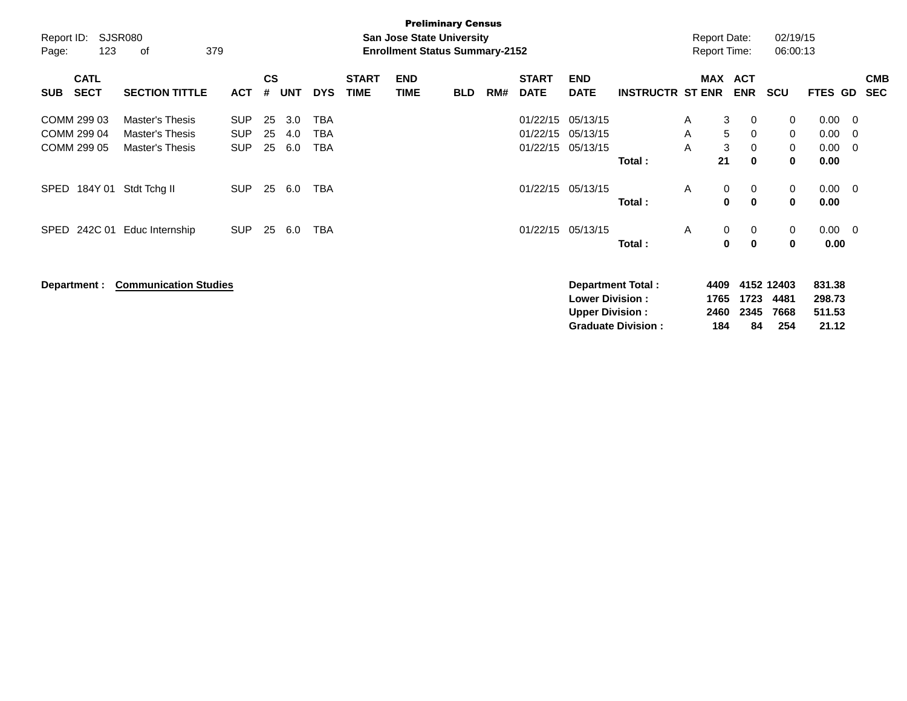**Preliminary Census**

**San Jose State University**

**Enrollment Status Summary-2152**

Report ID: SJSR080

Report Date: 02/19/15

Report Time: 06:00:13

| SUB | CATL SECT | SECTION TITTLE | ACT | CS # | UNT | DYS | START TIME | END TIME | BLD | RM# | START DATE | END DATE | INSTRUCTR | ST | MAX ENR | ACT ENR | SCU | FTES | GD | CMB SEC |
|---|---|---|---|---|---|---|---|---|---|---|---|---|---|---|---|---|---|---|---|---|
| COMM | 299 03 | Master's Thesis | SUP | 25 | 3.0 | TBA | | | | | 01/22/15 | 05/13/15 | | A | 3 | 0 | 0 | 0.00 | 0 | |
| COMM | 299 04 | Master's Thesis | SUP | 25 | 4.0 | TBA | | | | | 01/22/15 | 05/13/15 | | A | 5 | 0 | 0 | 0.00 | 0 | |
| COMM | 299 05 | Master's Thesis | SUP | 25 | 6.0 | TBA | | | | | 01/22/15 | 05/13/15 | | A | 3 | 0 | 0 | 0.00 | 0 | |
| | | | | | | | | | | | | | **Total :** | | **21** | **0** | **0** | **0.00** | | |
| SPED | 184Y 01 | Stdt Tchg II | SUP | 25 | 6.0 | TBA | | | | | 01/22/15 | 05/13/15 | | A | 0 | 0 | 0 | 0.00 | 0 | |
| | | | | | | | | | | | | | **Total :** | | **0** | **0** | **0** | **0.00** | | |
| SPED | 242C 01 | Educ Internship | SUP | 25 | 6.0 | TBA | | | | | 01/22/15 | 05/13/15 | | A | 0 | 0 | 0 | 0.00 | 0 | |
| | | | | | | | | | | | | | **Total :** | | **0** | **0** | **0** | **0.00** | | |

**Department : Communication Studies**

| | MAX ENR | ACT ENR | SCU | FTES |
|---|---|---|---|---|
| **Department Total :** | **4409** | **4152** | **12403** | **831.38** |
| **Lower Division :** | **1765** | **1723** | **4481** | **298.73** |
| **Upper Division :** | **2460** | **2345** | **7668** | **511.53** |
| **Graduate Division :** | **184** | **84** | **254** | **21.12** |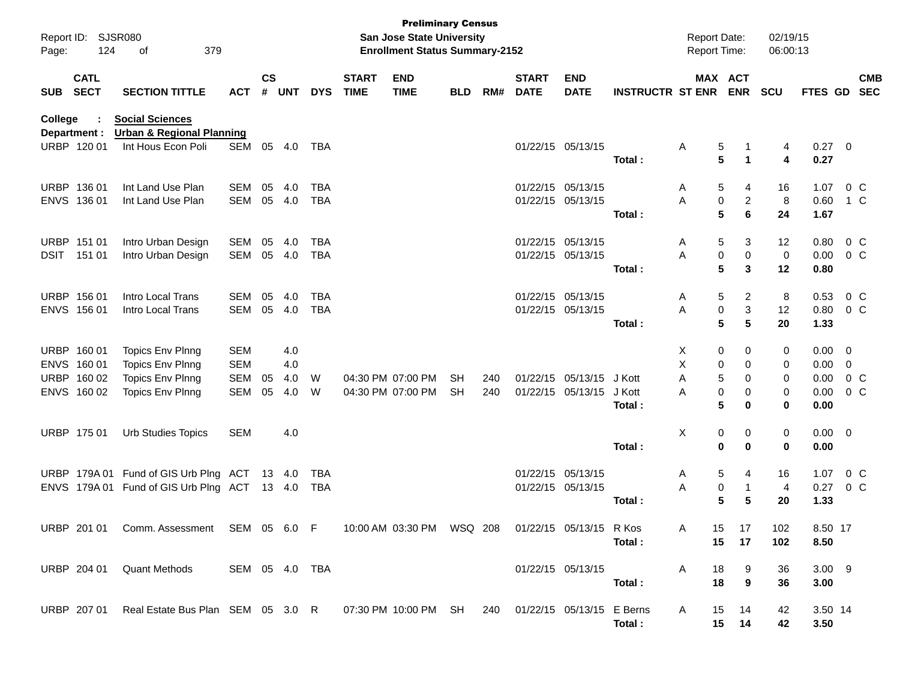**Preliminary Census**
**San Jose State University**
**Enrollment Status Summary-2152**

Report ID: SJSR080
Report Date: 02/19/15
Report Time: 06:00:13

**College : Social Sciences**
**Department : Urban & Regional Planning**

| SUB | CATL SECT | SECTION TITTLE | ACT | CS # | UNT | DYS | START TIME | END TIME | BLD | RM# | START DATE | END DATE | INSTRUCTR | ST | MAX ENR | ACT ENR | SCU | FTES | GD | CMB SEC |
|---|---|---|---|---|---|---|---|---|---|---|---|---|---|---|---|---|---|---|---|---|
| URBP | 120 01 | Int Hous Econ Poli | SEM | 05 | 4.0 | TBA | | | | | 01/22/15 | 05/13/15 | | A | 5 | 1 | 4 | 0.27 | 0 | |
| | | | | | | | | | | | | | **Total :** | | **5** | **1** | **4** | **0.27** | | |
| URBP | 136 01 | Int Land Use Plan | SEM | 05 | 4.0 | TBA | | | | | 01/22/15 | 05/13/15 | | A | 5 | 4 | 16 | 1.07 | 0 | C |
| ENVS | 136 01 | Int Land Use Plan | SEM | 05 | 4.0 | TBA | | | | | 01/22/15 | 05/13/15 | | A | 0 | 2 | 8 | 0.60 | 1 | C |
| | | | | | | | | | | | | | **Total :** | | **5** | **6** | **24** | **1.67** | | |
| URBP | 151 01 | Intro Urban Design | SEM | 05 | 4.0 | TBA | | | | | 01/22/15 | 05/13/15 | | A | 5 | 3 | 12 | 0.80 | 0 | C |
| DSIT | 151 01 | Intro Urban Design | SEM | 05 | 4.0 | TBA | | | | | 01/22/15 | 05/13/15 | | A | 0 | 0 | 0 | 0.00 | 0 | C |
| | | | | | | | | | | | | | **Total :** | | **5** | **3** | **12** | **0.80** | | |
| URBP | 156 01 | Intro Local Trans | SEM | 05 | 4.0 | TBA | | | | | 01/22/15 | 05/13/15 | | A | 5 | 2 | 8 | 0.53 | 0 | C |
| ENVS | 156 01 | Intro Local Trans | SEM | 05 | 4.0 | TBA | | | | | 01/22/15 | 05/13/15 | | A | 0 | 3 | 12 | 0.80 | 0 | C |
| | | | | | | | | | | | | | **Total :** | | **5** | **5** | **20** | **1.33** | | |
| URBP | 160 01 | Topics Env Plnng | SEM | | 4.0 | | | | | | | | | X | 0 | 0 | 0 | 0.00 | 0 | |
| ENVS | 160 01 | Topics Env Plnng | SEM | | 4.0 | | | | | | | | | X | 0 | 0 | 0 | 0.00 | 0 | |
| URBP | 160 02 | Topics Env Plnng | SEM | 05 | 4.0 | W | 04:30 PM | 07:00 PM | SH | 240 | 01/22/15 | 05/13/15 | J Kott | A | 5 | 0 | 0 | 0.00 | 0 | C |
| ENVS | 160 02 | Topics Env Plnng | SEM | 05 | 4.0 | W | 04:30 PM | 07:00 PM | SH | 240 | 01/22/15 | 05/13/15 | J Kott | A | 0 | 0 | 0 | 0.00 | 0 | C |
| | | | | | | | | | | | | | **Total :** | | **5** | **0** | **0** | **0.00** | | |
| URBP | 175 01 | Urb Studies Topics | SEM | | 4.0 | | | | | | | | | X | 0 | 0 | 0 | 0.00 | 0 | |
| | | | | | | | | | | | | | **Total :** | | **0** | **0** | **0** | **0.00** | | |
| URBP | 179A 01 | Fund of GIS Urb Plng | ACT | 13 | 4.0 | TBA | | | | | 01/22/15 | 05/13/15 | | A | 5 | 4 | 16 | 1.07 | 0 | C |
| ENVS | 179A 01 | Fund of GIS Urb Plng | ACT | 13 | 4.0 | TBA | | | | | 01/22/15 | 05/13/15 | | A | 0 | 1 | 4 | 0.27 | 0 | C |
| | | | | | | | | | | | | | **Total :** | | **5** | **5** | **20** | **1.33** | | |
| URBP | 201 01 | Comm. Assessment | SEM | 05 | 6.0 | F | 10:00 AM | 03:30 PM | WSQ | 208 | 01/22/15 | 05/13/15 | R Kos | A | 15 | 17 | 102 | 8.50 | 17 | |
| | | | | | | | | | | | | | **Total :** | | **15** | **17** | **102** | **8.50** | | |
| URBP | 204 01 | Quant Methods | SEM | 05 | 4.0 | TBA | | | | | 01/22/15 | 05/13/15 | | A | 18 | 9 | 36 | 3.00 | 9 | |
| | | | | | | | | | | | | | **Total :** | | **18** | **9** | **36** | **3.00** | | |
| URBP | 207 01 | Real Estate Bus Plan | SEM | 05 | 3.0 | R | 07:30 PM | 10:00 PM | SH | 240 | 01/22/15 | 05/13/15 | E Berns | A | 15 | 14 | 42 | 3.50 | 14 | |
| | | | | | | | | | | | | | **Total :** | | **15** | **14** | **42** | **3.50** | | |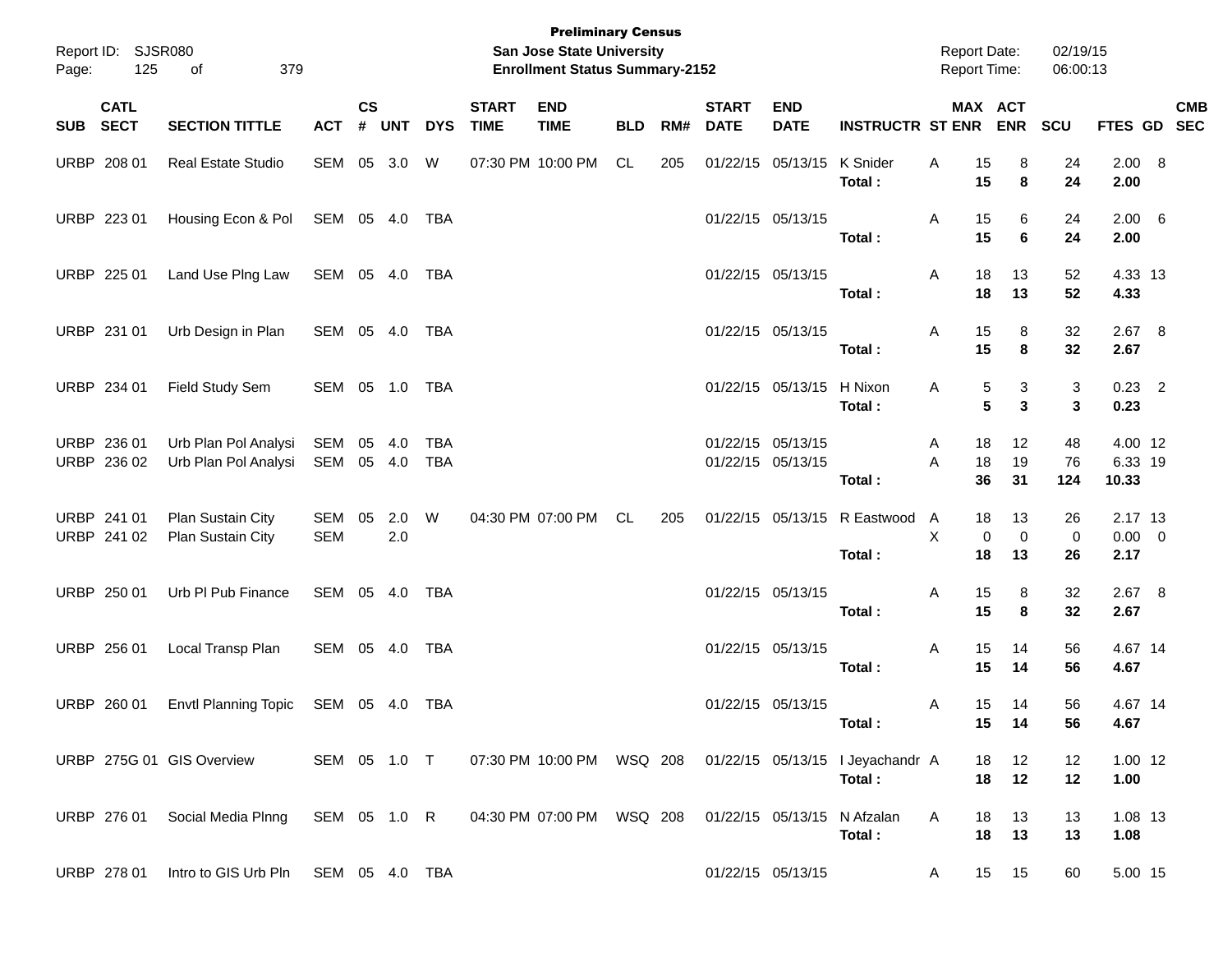**Preliminary Census**
**San Jose State University**
**Enrollment Status Summary-2152**

Report ID: SJSR080
Report Date: 02/19/15
Report Time: 06:00:13

| SUB | CATL SECT | SECTION TITTLE | ACT | CS # | UNT | DYS | START TIME | END TIME | BLD | RM# | START DATE | END DATE | INSTRUCTR | ST | MAX ENR | ACT ENR | SCU | FTES | GD | CMB SEC |
|---|---|---|---|---|---|---|---|---|---|---|---|---|---|---|---|---|---|---|---|---|
| URBP | 208 01 | Real Estate Studio | SEM | 05 | 3.0 | W | 07:30 PM | 10:00 PM | CL | 205 | 01/22/15 | 05/13/15 | K Snider | A | 15 | 8 | 24 | 2.00 | 8 | |
| | | | | | | | | | | | | | **Total :** | | **15** | **8** | **24** | **2.00** | | |
| URBP | 223 01 | Housing Econ & Pol | SEM | 05 | 4.0 | TBA | | | | | 01/22/15 | 05/13/15 | | A | 15 | 6 | 24 | 2.00 | 6 | |
| | | | | | | | | | | | | | **Total :** | | **15** | **6** | **24** | **2.00** | | |
| URBP | 225 01 | Land Use Plng Law | SEM | 05 | 4.0 | TBA | | | | | 01/22/15 | 05/13/15 | | A | 18 | 13 | 52 | 4.33 | 13 | |
| | | | | | | | | | | | | | **Total :** | | **18** | **13** | **52** | **4.33** | | |
| URBP | 231 01 | Urb Design in Plan | SEM | 05 | 4.0 | TBA | | | | | 01/22/15 | 05/13/15 | | A | 15 | 8 | 32 | 2.67 | 8 | |
| | | | | | | | | | | | | | **Total :** | | **15** | **8** | **32** | **2.67** | | |
| URBP | 234 01 | Field Study Sem | SEM | 05 | 1.0 | TBA | | | | | 01/22/15 | 05/13/15 | H Nixon | A | 5 | 3 | 3 | 0.23 | 2 | |
| | | | | | | | | | | | | | **Total :** | | **5** | **3** | **3** | **0.23** | | |
| URBP | 236 01 | Urb Plan Pol Analysi | SEM | 05 | 4.0 | TBA | | | | | 01/22/15 | 05/13/15 | | A | 18 | 12 | 48 | 4.00 | 12 | |
| URBP | 236 02 | Urb Plan Pol Analysi | SEM | 05 | 4.0 | TBA | | | | | 01/22/15 | 05/13/15 | | A | 18 | 19 | 76 | 6.33 | 19 | |
| | | | | | | | | | | | | | **Total :** | | **36** | **31** | **124** | **10.33** | | |
| URBP | 241 01 | Plan Sustain City | SEM | 05 | 2.0 | W | 04:30 PM | 07:00 PM | CL | 205 | 01/22/15 | 05/13/15 | R Eastwood | A | 18 | 13 | 26 | 2.17 | 13 | |
| URBP | 241 02 | Plan Sustain City | SEM | | 2.0 | | | | | | | | | X | 0 | 0 | 0 | 0.00 | 0 | |
| | | | | | | | | | | | | | **Total :** | | **18** | **13** | **26** | **2.17** | | |
| URBP | 250 01 | Urb Pl Pub Finance | SEM | 05 | 4.0 | TBA | | | | | 01/22/15 | 05/13/15 | | A | 15 | 8 | 32 | 2.67 | 8 | |
| | | | | | | | | | | | | | **Total :** | | **15** | **8** | **32** | **2.67** | | |
| URBP | 256 01 | Local Transp Plan | SEM | 05 | 4.0 | TBA | | | | | 01/22/15 | 05/13/15 | | A | 15 | 14 | 56 | 4.67 | 14 | |
| | | | | | | | | | | | | | **Total :** | | **15** | **14** | **56** | **4.67** | | |
| URBP | 260 01 | Envtl Planning Topic | SEM | 05 | 4.0 | TBA | | | | | 01/22/15 | 05/13/15 | | A | 15 | 14 | 56 | 4.67 | 14 | |
| | | | | | | | | | | | | | **Total :** | | **15** | **14** | **56** | **4.67** | | |
| URBP | 275G 01 | GIS Overview | SEM | 05 | 1.0 | T | 07:30 PM | 10:00 PM | WSQ | 208 | 01/22/15 | 05/13/15 | I Jeyachandr | A | 18 | 12 | 12 | 1.00 | 12 | |
| | | | | | | | | | | | | | **Total :** | | **18** | **12** | **12** | **1.00** | | |
| URBP | 276 01 | Social Media Plnng | SEM | 05 | 1.0 | R | 04:30 PM | 07:00 PM | WSQ | 208 | 01/22/15 | 05/13/15 | N Afzalan | A | 18 | 13 | 13 | 1.08 | 13 | |
| | | | | | | | | | | | | | **Total :** | | **18** | **13** | **13** | **1.08** | | |
| URBP | 278 01 | Intro to GIS Urb Pln | SEM | 05 | 4.0 | TBA | | | | | 01/22/15 | 05/13/15 | | A | 15 | 15 | 60 | 5.00 | 15 | |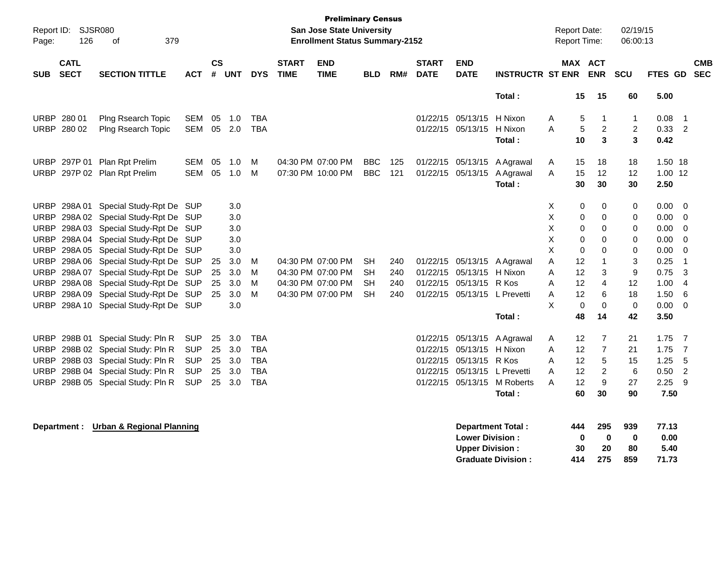**Preliminary Census**
**San Jose State University**
**Enrollment Status Summary-2152**

Report ID: SJSR080
Report Date: 02/19/15
Report Time: 06:00:13

| SUB | CATL SECT | SECTION TITTLE | ACT | CS # | UNT | DYS | START TIME | END TIME | BLD | RM# | START DATE | END DATE | INSTRUCTR | ST | MAX ENR | ACT ENR | SCU | FTES | GD | CMB SEC |
|---|---|---|---|---|---|---|---|---|---|---|---|---|---|---|---|---|---|---|---|---|
| | | | | | | | | | | | | | **Total :** | | **15** | **15** | **60** | **5.00** | | |
| URBP | 280 01 | Plng Rsearch Topic | SEM | 05 | 1.0 | TBA | | | | | 01/22/15 | 05/13/15 | H Nixon | A | 5 | 1 | 1 | 0.08 | 1 | |
| URBP | 280 02 | Plng Rsearch Topic | SEM | 05 | 2.0 | TBA | | | | | 01/22/15 | 05/13/15 | H Nixon | A | 5 | 2 | 2 | 0.33 | 2 | |
| | | | | | | | | | | | | | **Total :** | | **10** | **3** | **3** | **0.42** | | |
| URBP | 297P 01 | Plan Rpt Prelim | SEM | 05 | 1.0 | M | 04:30 PM | 07:00 PM | BBC | 125 | 01/22/15 | 05/13/15 | A Agrawal | A | 15 | 18 | 18 | 1.50 | 18 | |
| URBP | 297P 02 | Plan Rpt Prelim | SEM | 05 | 1.0 | M | 07:30 PM | 10:00 PM | BBC | 121 | 01/22/15 | 05/13/15 | A Agrawal | A | 15 | 12 | 12 | 1.00 | 12 | |
| | | | | | | | | | | | | | **Total :** | | **30** | **30** | **30** | **2.50** | | |
| URBP | 298A 01 | Special Study-Rpt De | SUP | | 3.0 | | | | | | | | | X | 0 | 0 | 0 | 0.00 | 0 | |
| URBP | 298A 02 | Special Study-Rpt De | SUP | | 3.0 | | | | | | | | | X | 0 | 0 | 0 | 0.00 | 0 | |
| URBP | 298A 03 | Special Study-Rpt De | SUP | | 3.0 | | | | | | | | | X | 0 | 0 | 0 | 0.00 | 0 | |
| URBP | 298A 04 | Special Study-Rpt De | SUP | | 3.0 | | | | | | | | | X | 0 | 0 | 0 | 0.00 | 0 | |
| URBP | 298A 05 | Special Study-Rpt De | SUP | | 3.0 | | | | | | | | | X | 0 | 0 | 0 | 0.00 | 0 | |
| URBP | 298A 06 | Special Study-Rpt De | SUP | 25 | 3.0 | M | 04:30 PM | 07:00 PM | SH | 240 | 01/22/15 | 05/13/15 | A Agrawal | A | 12 | 1 | 3 | 0.25 | 1 | |
| URBP | 298A 07 | Special Study-Rpt De | SUP | 25 | 3.0 | M | 04:30 PM | 07:00 PM | SH | 240 | 01/22/15 | 05/13/15 | H Nixon | A | 12 | 3 | 9 | 0.75 | 3 | |
| URBP | 298A 08 | Special Study-Rpt De | SUP | 25 | 3.0 | M | 04:30 PM | 07:00 PM | SH | 240 | 01/22/15 | 05/13/15 | R Kos | A | 12 | 4 | 12 | 1.00 | 4 | |
| URBP | 298A 09 | Special Study-Rpt De | SUP | 25 | 3.0 | M | 04:30 PM | 07:00 PM | SH | 240 | 01/22/15 | 05/13/15 | L Prevetti | A | 12 | 6 | 18 | 1.50 | 6 | |
| URBP | 298A 10 | Special Study-Rpt De | SUP | | 3.0 | | | | | | | | | X | 0 | 0 | 0 | 0.00 | 0 | |
| | | | | | | | | | | | | | **Total :** | | **48** | **14** | **42** | **3.50** | | |
| URBP | 298B 01 | Special Study: Pln R | SUP | 25 | 3.0 | TBA | | | | | 01/22/15 | 05/13/15 | A Agrawal | A | 12 | 7 | 21 | 1.75 | 7 | |
| URBP | 298B 02 | Special Study: Pln R | SUP | 25 | 3.0 | TBA | | | | | 01/22/15 | 05/13/15 | H Nixon | A | 12 | 7 | 21 | 1.75 | 7 | |
| URBP | 298B 03 | Special Study: Pln R | SUP | 25 | 3.0 | TBA | | | | | 01/22/15 | 05/13/15 | R Kos | A | 12 | 5 | 15 | 1.25 | 5 | |
| URBP | 298B 04 | Special Study: Pln R | SUP | 25 | 3.0 | TBA | | | | | 01/22/15 | 05/13/15 | L Prevetti | A | 12 | 2 | 6 | 0.50 | 2 | |
| URBP | 298B 05 | Special Study: Pln R | SUP | 25 | 3.0 | TBA | | | | | 01/22/15 | 05/13/15 | M Roberts | A | 12 | 9 | 27 | 2.25 | 9 | |
| | | | | | | | | | | | | | **Total :** | | **60** | **30** | **90** | **7.50** | | |

**Department :** **Urban & Regional Planning**

| | MAX ENR | ACT ENR | SCU | FTES |
|---|---|---|---|---|
| **Department Total :** | **444** | **295** | **939** | **77.13** |
| **Lower Division :** | **0** | **0** | **0** | **0.00** |
| **Upper Division :** | **30** | **20** | **80** | **5.40** |
| **Graduate Division :** | **414** | **275** | **859** | **71.73** |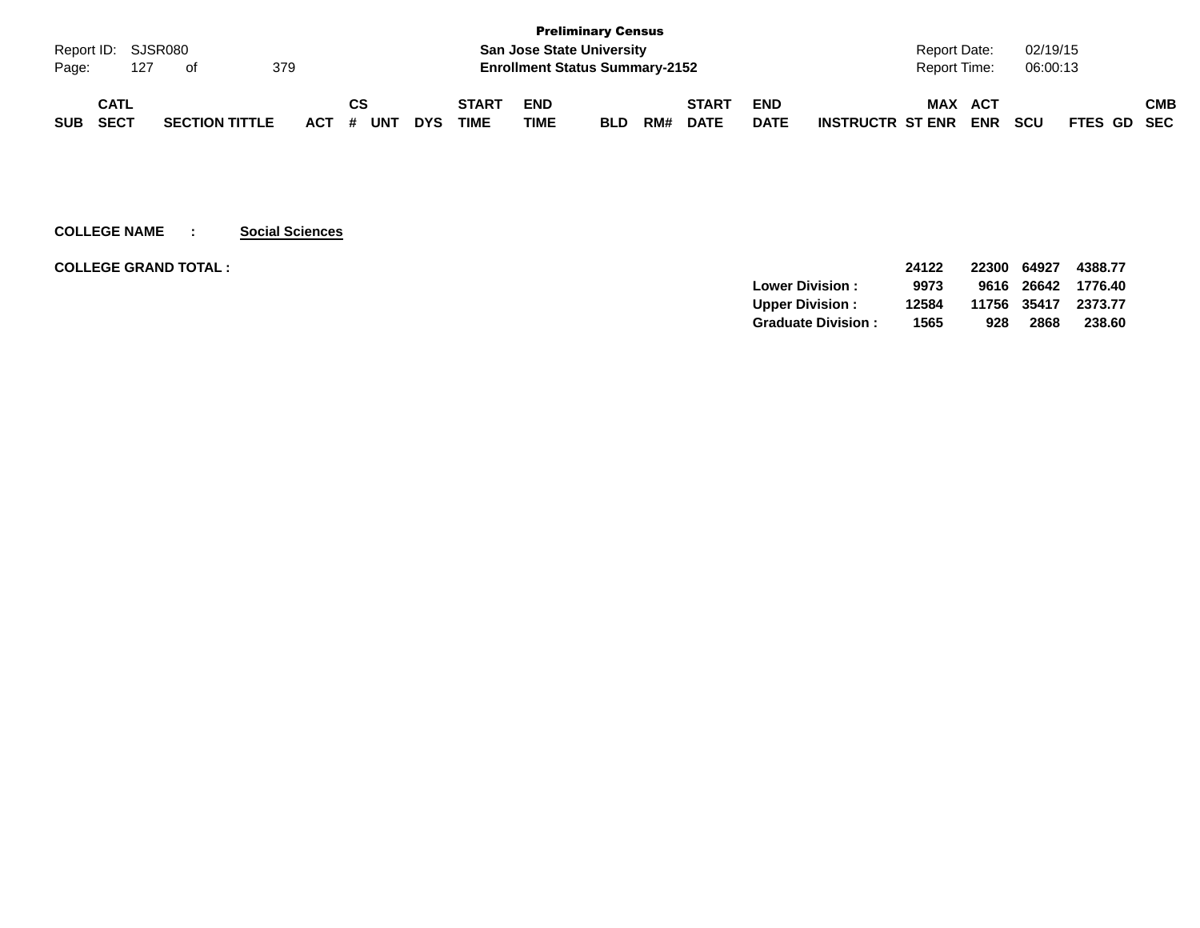**Preliminary Census**
**San Jose State University**
**Enrollment Status Summary-2152**

Report ID: SJSR080
Report Date: 02/19/15
Report Time: 06:00:13

| SUB | CATL SECT | SECTION TITTLE | ACT | CS # | UNT | DYS | START TIME | END TIME | BLD | RM# | START DATE | END DATE | INSTRUCTR | MAX ST ENR | ACT ENR | SCU | FTES | GD | CMB SEC |
|---|---|---|---|---|---|---|---|---|---|---|---|---|---|---|---|---|---|---|---|

**COLLEGE NAME : Social Sciences**

| | | MAX ST ENR | ACT ENR | SCU | FTES |
|---|---|---|---|---|---|
| **COLLEGE GRAND TOTAL :** | | **24122** | **22300** | **64927** | **4388.77** |
| | **Lower Division :** | **9973** | **9616** | **26642** | **1776.40** |
| | **Upper Division :** | **12584** | **11756** | **35417** | **2373.77** |
| | **Graduate Division :** | **1565** | **928** | **2868** | **238.60** |